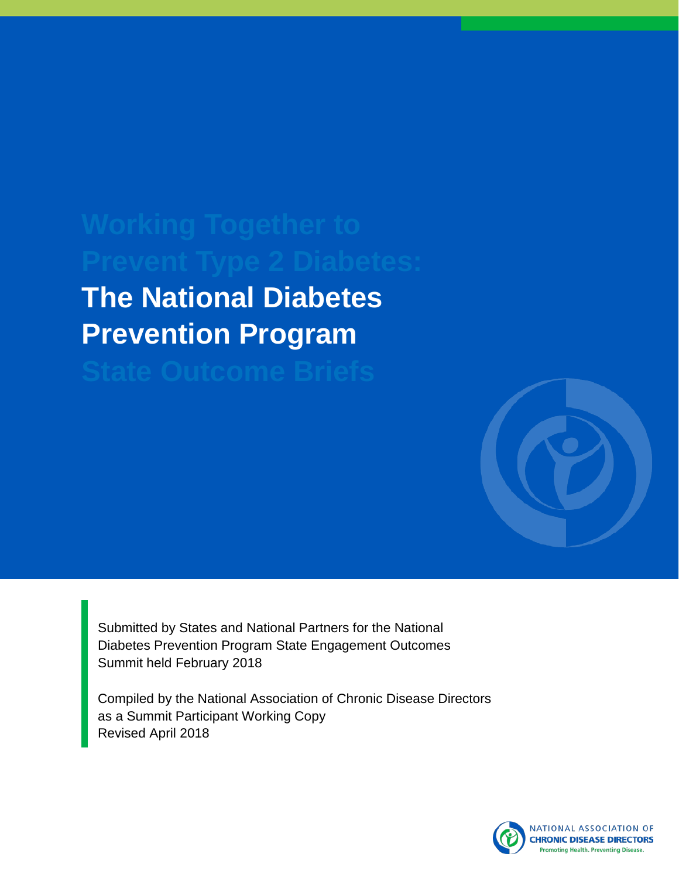# Working Together to Prevent Type 2 Diabetes: The National Diabetes Prevention Program State Outcome Briefs

Submitted by States and National Partners for the National Diabetes Prevention Program State Engagement Outcomes Summit held February 2018

Compiled by the National Association of Chronic Disease Directors as a Summit Participant Working Copy
Revised April 2018

NATIONAL ASSOCIATION OF CHRONIC DISEASE DIRECTORS
Promoting Health. Preventing Disease.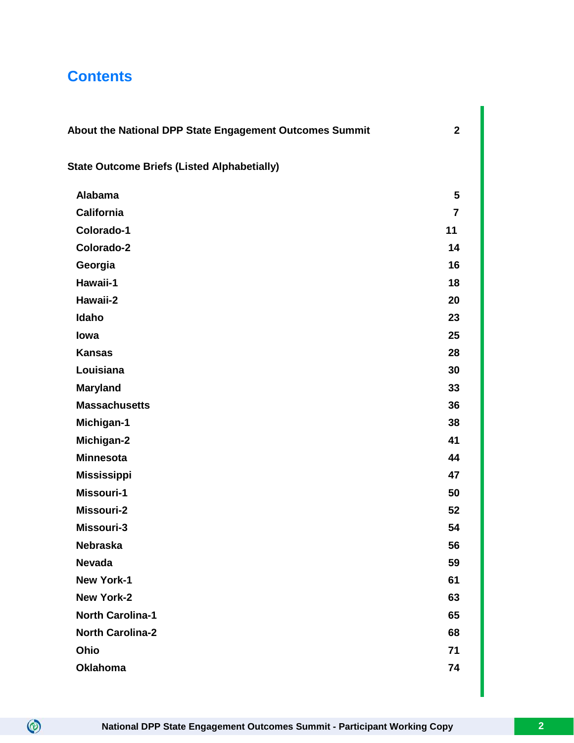# Contents

| | |
|---|---|
| **About the National DPP State Engagement Outcomes Summit** | **2** |
| **State Outcome Briefs (Listed Alphabetially)** | |
| **Alabama** | **5** |
| **California** | **7** |
| **Colorado-1** | **11** |
| **Colorado-2** | **14** |
| **Georgia** | **16** |
| **Hawaii-1** | **18** |
| **Hawaii-2** | **20** |
| **Idaho** | **23** |
| **Iowa** | **25** |
| **Kansas** | **28** |
| **Louisiana** | **30** |
| **Maryland** | **33** |
| **Massachusetts** | **36** |
| **Michigan-1** | **38** |
| **Michigan-2** | **41** |
| **Minnesota** | **44** |
| **Mississippi** | **47** |
| **Missouri-1** | **50** |
| **Missouri-2** | **52** |
| **Missouri-3** | **54** |
| **Nebraska** | **56** |
| **Nevada** | **59** |
| **New York-1** | **61** |
| **New York-2** | **63** |
| **North Carolina-1** | **65** |
| **North Carolina-2** | **68** |
| **Ohio** | **71** |
| **Oklahoma** | **74** |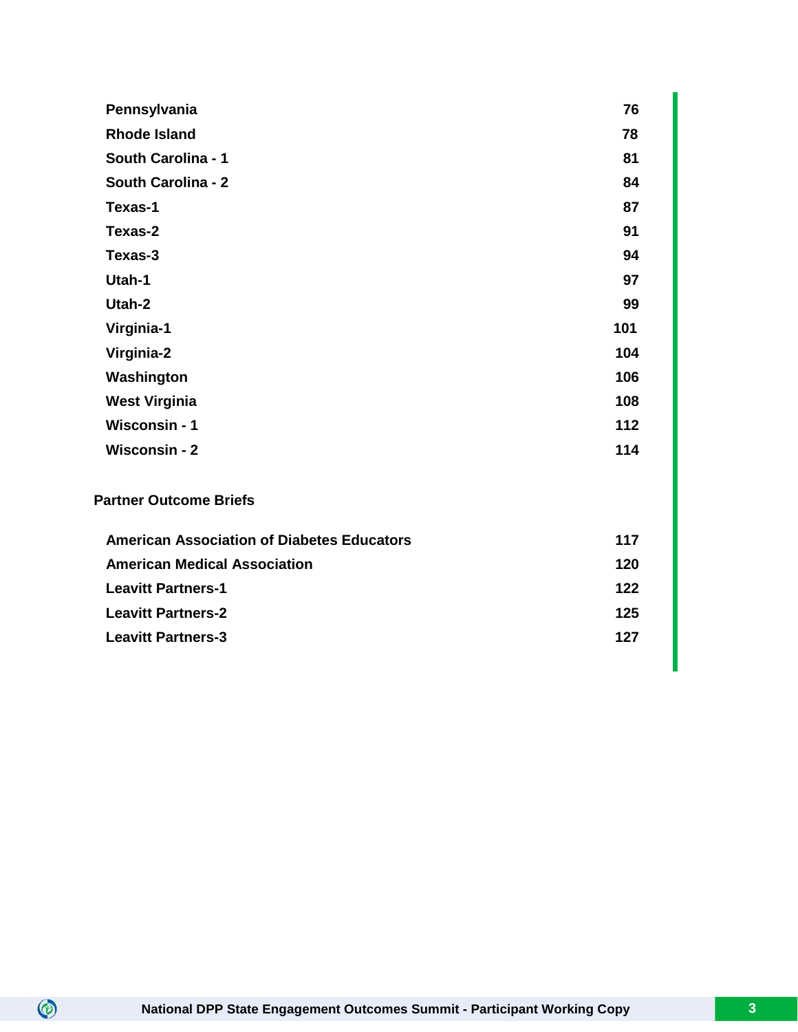| | |
|---|---|
| **Pennsylvania** | **76** |
| **Rhode Island** | **78** |
| **South Carolina - 1** | **81** |
| **South Carolina - 2** | **84** |
| **Texas-1** | **87** |
| **Texas-2** | **91** |
| **Texas-3** | **94** |
| **Utah-1** | **97** |
| **Utah-2** | **99** |
| **Virginia-1** | **101** |
| **Virginia-2** | **104** |
| **Washington** | **106** |
| **West Virginia** | **108** |
| **Wisconsin - 1** | **112** |
| **Wisconsin - 2** | **114** |

**Partner Outcome Briefs**

| | |
|---|---|
| **American Association of Diabetes Educators** | **117** |
| **American Medical Association** | **120** |
| **Leavitt Partners-1** | **122** |
| **Leavitt Partners-2** | **125** |
| **Leavitt Partners-3** | **127** |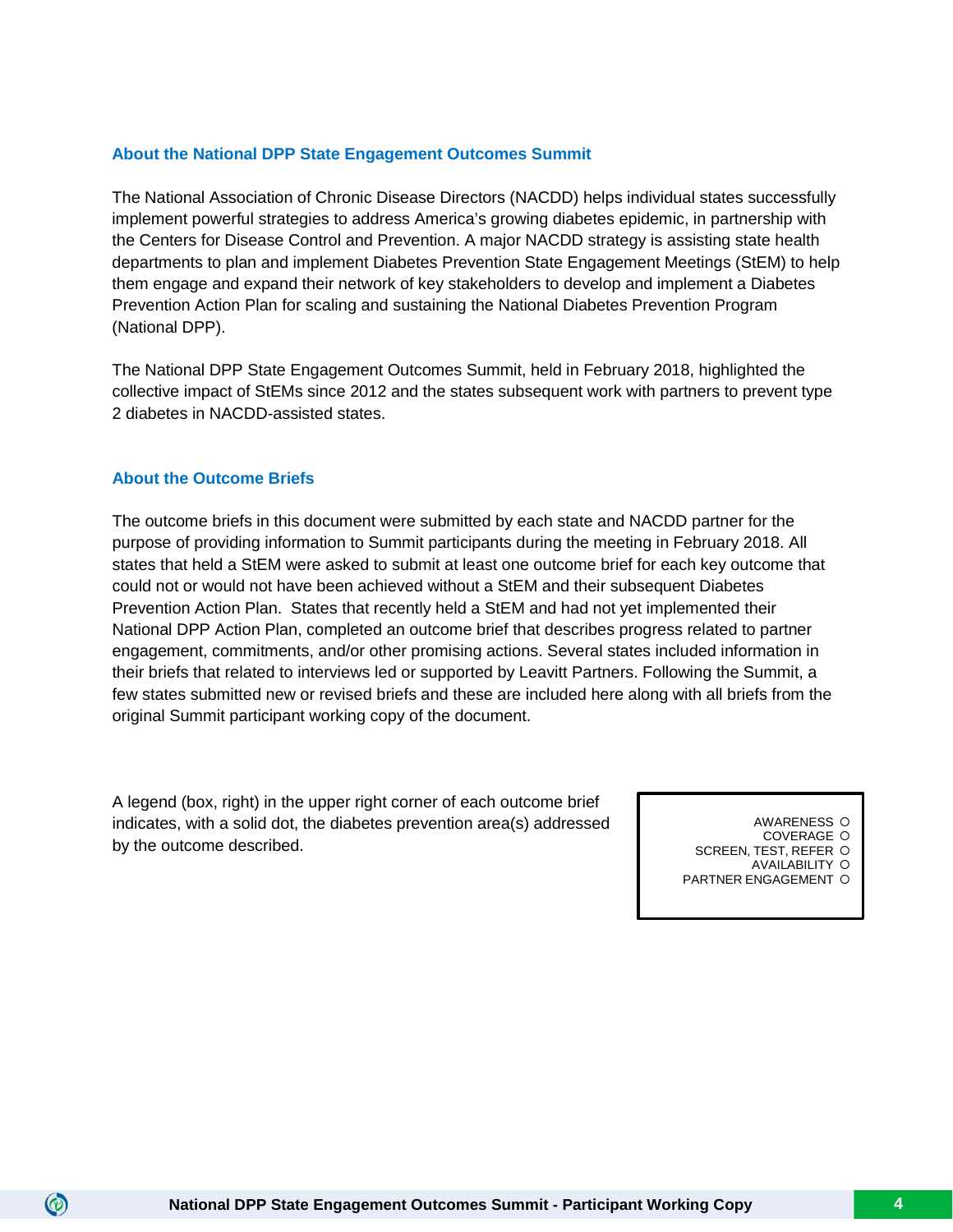## About the National DPP State Engagement Outcomes Summit

The National Association of Chronic Disease Directors (NACDD) helps individual states successfully implement powerful strategies to address America's growing diabetes epidemic, in partnership with the Centers for Disease Control and Prevention. A major NACDD strategy is assisting state health departments to plan and implement Diabetes Prevention State Engagement Meetings (StEM) to help them engage and expand their network of key stakeholders to develop and implement a Diabetes Prevention Action Plan for scaling and sustaining the National Diabetes Prevention Program (National DPP).

The National DPP State Engagement Outcomes Summit, held in February 2018, highlighted the collective impact of StEMs since 2012 and the states subsequent work with partners to prevent type 2 diabetes in NACDD-assisted states.

## About the Outcome Briefs

The outcome briefs in this document were submitted by each state and NACDD partner for the purpose of providing information to Summit participants during the meeting in February 2018. All states that held a StEM were asked to submit at least one outcome brief for each key outcome that could not or would not have been achieved without a StEM and their subsequent Diabetes Prevention Action Plan. States that recently held a StEM and had not yet implemented their National DPP Action Plan, completed an outcome brief that describes progress related to partner engagement, commitments, and/or other promising actions. Several states included information in their briefs that related to interviews led or supported by Leavitt Partners. Following the Summit, a few states submitted new or revised briefs and these are included here along with all briefs from the original Summit participant working copy of the document.

A legend (box, right) in the upper right corner of each outcome brief indicates, with a solid dot, the diabetes prevention area(s) addressed by the outcome described.

AWARENESS ○
COVERAGE ○
SCREEN, TEST, REFER ○
AVAILABILITY ○
PARTNER ENGAGEMENT ○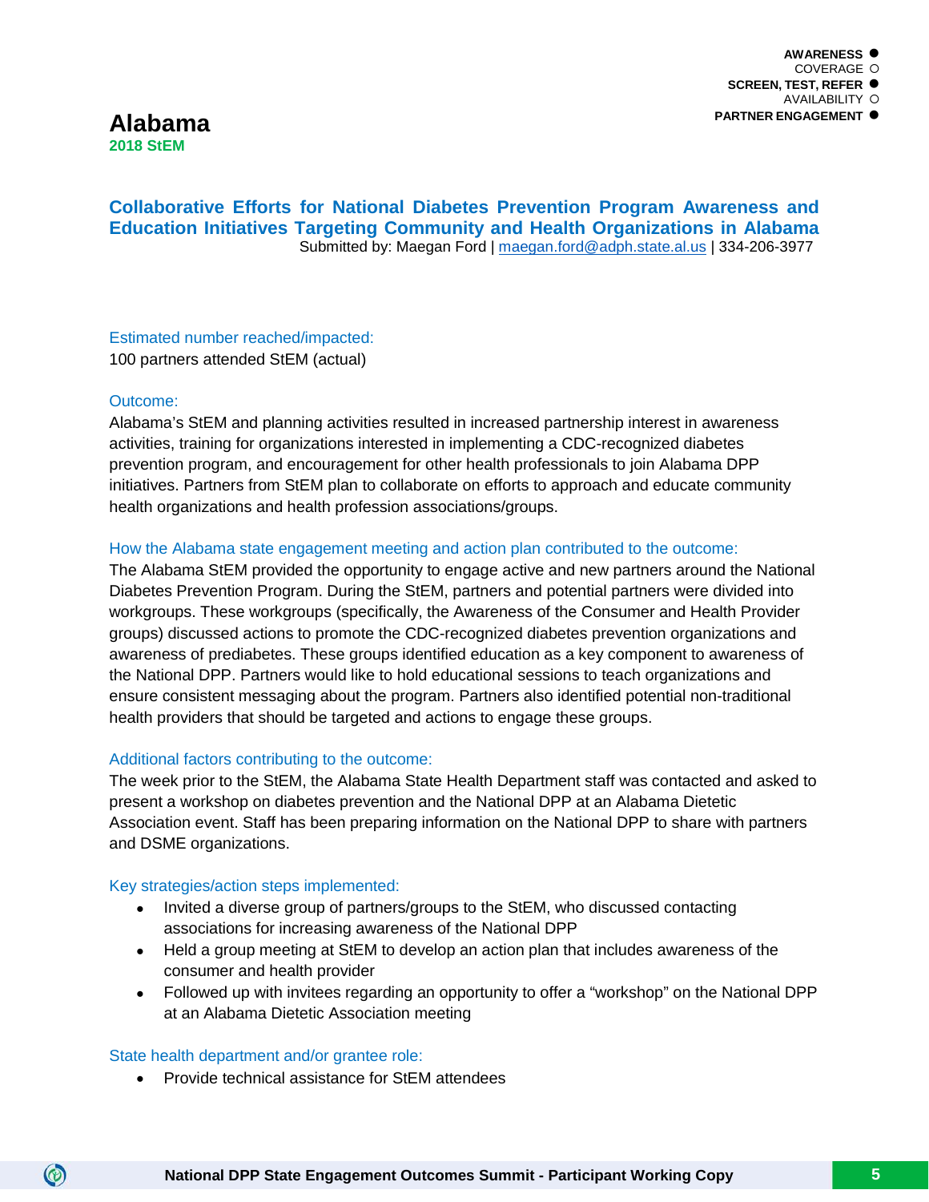AWARENESS ●
COVERAGE ○
SCREEN, TEST, REFER ●
AVAILABILITY ○
PARTNER ENGAGEMENT ●

# Alabama

**2018 StEM**

## Collaborative Efforts for National Diabetes Prevention Program Awareness and Education Initiatives Targeting Community and Health Organizations in Alabama

Submitted by: Maegan Ford | maegan.ford@adph.state.al.us | 334-206-3977

### Estimated number reached/impacted:

100 partners attended StEM (actual)

### Outcome:

Alabama's StEM and planning activities resulted in increased partnership interest in awareness activities, training for organizations interested in implementing a CDC-recognized diabetes prevention program, and encouragement for other health professionals to join Alabama DPP initiatives. Partners from StEM plan to collaborate on efforts to approach and educate community health organizations and health profession associations/groups.

### How the Alabama state engagement meeting and action plan contributed to the outcome:

The Alabama StEM provided the opportunity to engage active and new partners around the National Diabetes Prevention Program. During the StEM, partners and potential partners were divided into workgroups. These workgroups (specifically, the Awareness of the Consumer and Health Provider groups) discussed actions to promote the CDC-recognized diabetes prevention organizations and awareness of prediabetes. These groups identified education as a key component to awareness of the National DPP. Partners would like to hold educational sessions to teach organizations and ensure consistent messaging about the program. Partners also identified potential non-traditional health providers that should be targeted and actions to engage these groups.

### Additional factors contributing to the outcome:

The week prior to the StEM, the Alabama State Health Department staff was contacted and asked to present a workshop on diabetes prevention and the National DPP at an Alabama Dietetic Association event. Staff has been preparing information on the National DPP to share with partners and DSME organizations.

### Key strategies/action steps implemented:

- Invited a diverse group of partners/groups to the StEM, who discussed contacting associations for increasing awareness of the National DPP
- Held a group meeting at StEM to develop an action plan that includes awareness of the consumer and health provider
- Followed up with invitees regarding an opportunity to offer a "workshop" on the National DPP at an Alabama Dietetic Association meeting

### State health department and/or grantee role:

- Provide technical assistance for StEM attendees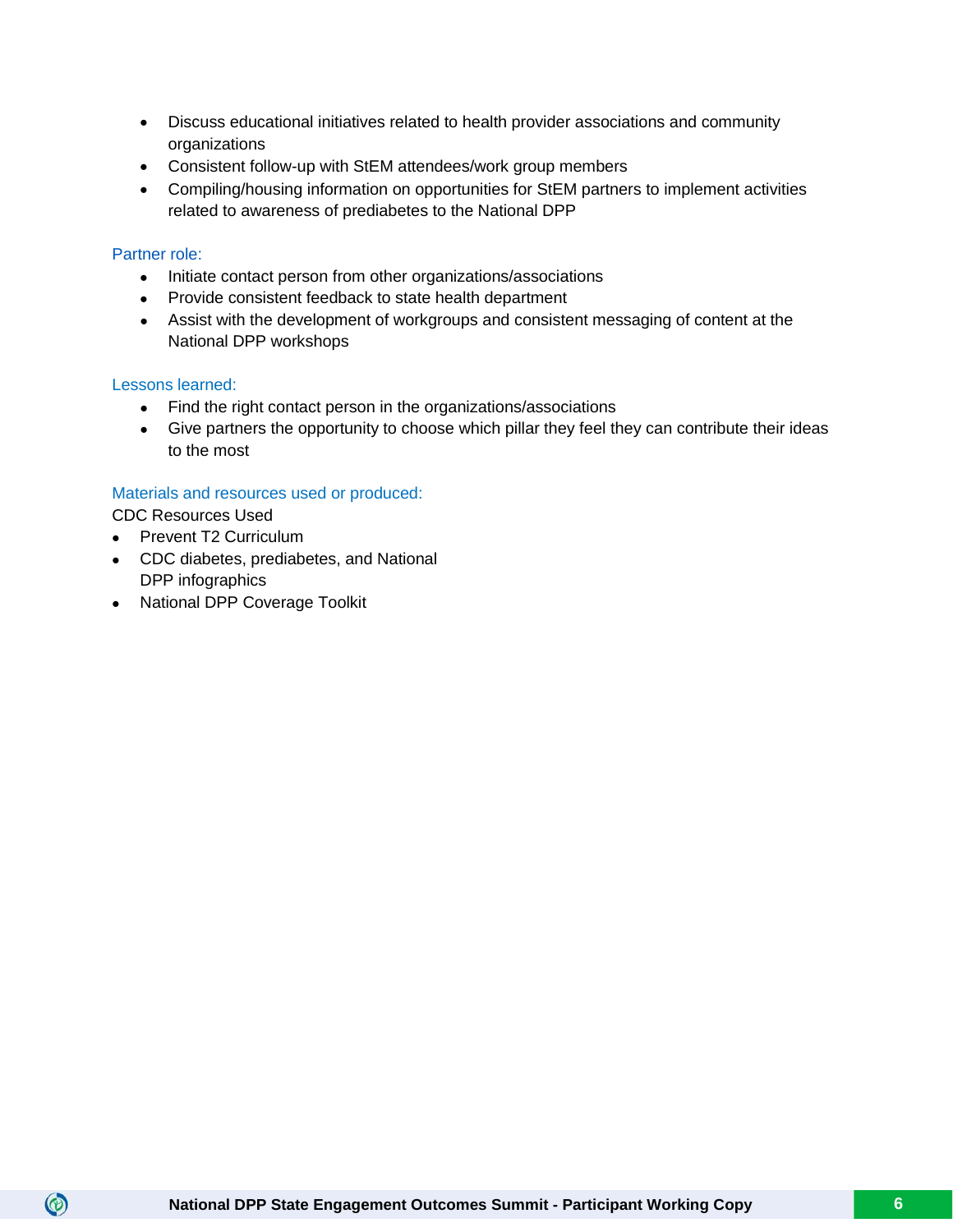- Discuss educational initiatives related to health provider associations and community organizations
- Consistent follow-up with StEM attendees/work group members
- Compiling/housing information on opportunities for StEM partners to implement activities related to awareness of prediabetes to the National DPP

### Partner role:

- Initiate contact person from other organizations/associations
- Provide consistent feedback to state health department
- Assist with the development of workgroups and consistent messaging of content at the National DPP workshops

### Lessons learned:

- Find the right contact person in the organizations/associations
- Give partners the opportunity to choose which pillar they feel they can contribute their ideas to the most

### Materials and resources used or produced:

CDC Resources Used

- Prevent T2 Curriculum
- CDC diabetes, prediabetes, and National DPP infographics
- National DPP Coverage Toolkit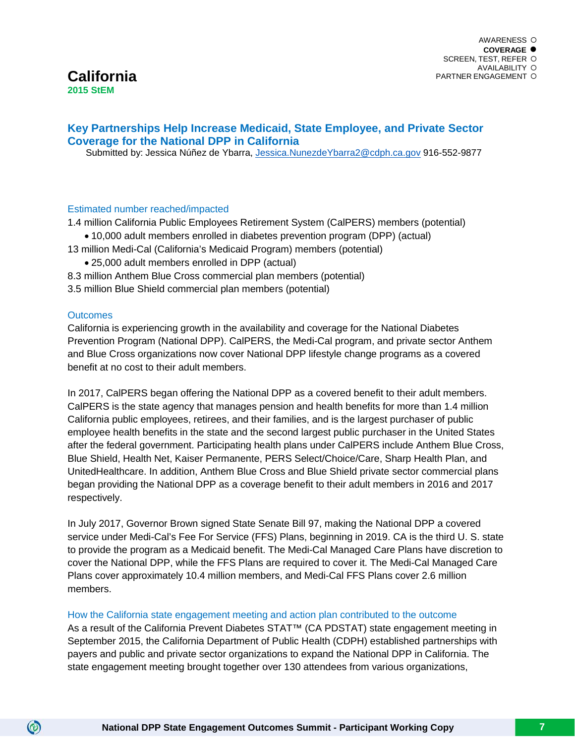AWARENESS ○
**COVERAGE ●**
SCREEN, TEST, REFER ○
AVAILABILITY ○
PARTNER ENGAGEMENT ○

# California

**2015 StEM**

## Key Partnerships Help Increase Medicaid, State Employee, and Private Sector Coverage for the National DPP in California

Submitted by: Jessica Núñez de Ybarra, Jessica.NunezdeYbarra2@cdph.ca.gov 916-552-9877

### Estimated number reached/impacted

1.4 million California Public Employees Retirement System (CalPERS) members (potential)

- 10,000 adult members enrolled in diabetes prevention program (DPP) (actual)

13 million Medi-Cal (California's Medicaid Program) members (potential)

- 25,000 adult members enrolled in DPP (actual)

8.3 million Anthem Blue Cross commercial plan members (potential)

3.5 million Blue Shield commercial plan members (potential)

### Outcomes

California is experiencing growth in the availability and coverage for the National Diabetes Prevention Program (National DPP). CalPERS, the Medi-Cal program, and private sector Anthem and Blue Cross organizations now cover National DPP lifestyle change programs as a covered benefit at no cost to their adult members.

In 2017, CalPERS began offering the National DPP as a covered benefit to their adult members. CalPERS is the state agency that manages pension and health benefits for more than 1.4 million California public employees, retirees, and their families, and is the largest purchaser of public employee health benefits in the state and the second largest public purchaser in the United States after the federal government. Participating health plans under CalPERS include Anthem Blue Cross, Blue Shield, Health Net, Kaiser Permanente, PERS Select/Choice/Care, Sharp Health Plan, and UnitedHealthcare. In addition, Anthem Blue Cross and Blue Shield private sector commercial plans began providing the National DPP as a coverage benefit to their adult members in 2016 and 2017 respectively.

In July 2017, Governor Brown signed State Senate Bill 97, making the National DPP a covered service under Medi-Cal's Fee For Service (FFS) Plans, beginning in 2019. CA is the third U. S. state to provide the program as a Medicaid benefit. The Medi-Cal Managed Care Plans have discretion to cover the National DPP, while the FFS Plans are required to cover it. The Medi-Cal Managed Care Plans cover approximately 10.4 million members, and Medi-Cal FFS Plans cover 2.6 million members.

### How the California state engagement meeting and action plan contributed to the outcome

As a result of the California Prevent Diabetes STAT™ (CA PDSTAT) state engagement meeting in September 2015, the California Department of Public Health (CDPH) established partnerships with payers and public and private sector organizations to expand the National DPP in California. The state engagement meeting brought together over 130 attendees from various organizations,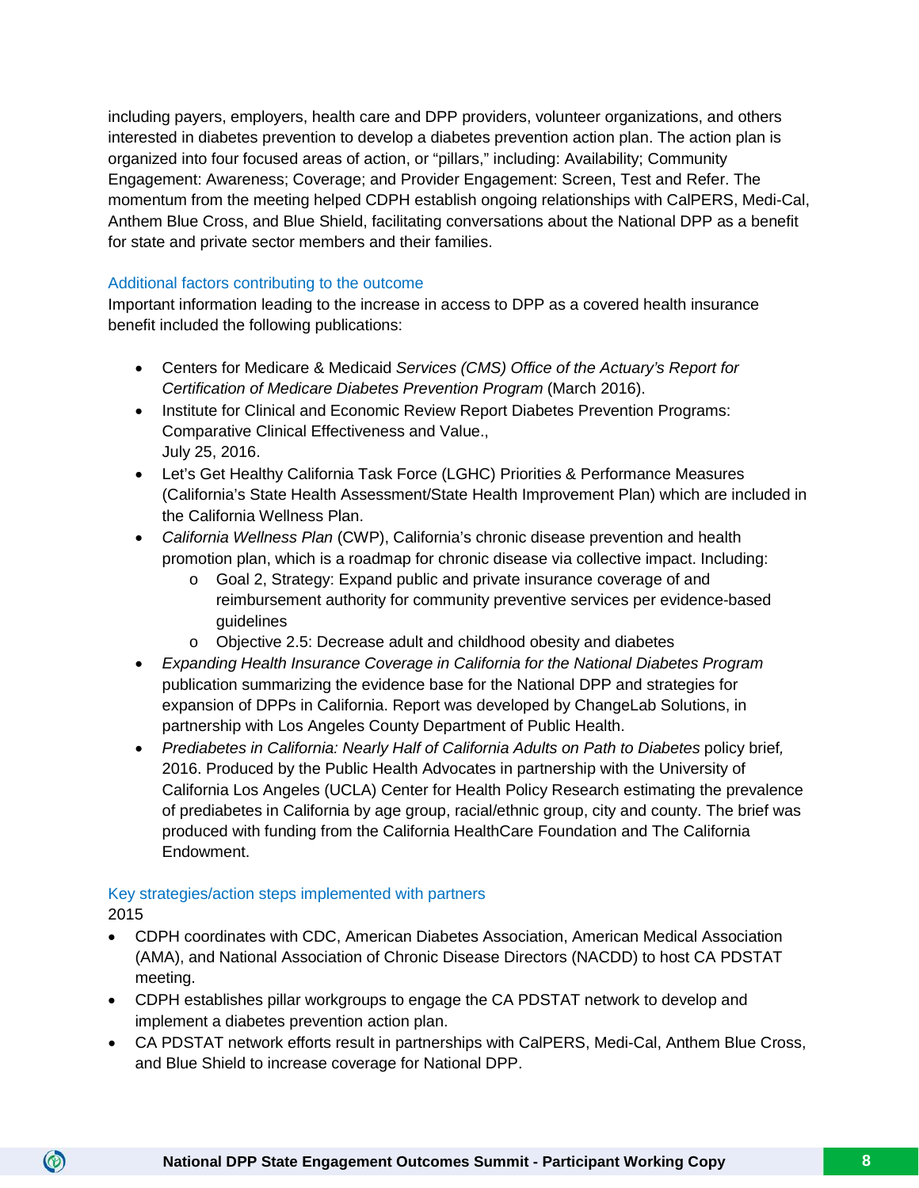including payers, employers, health care and DPP providers, volunteer organizations, and others interested in diabetes prevention to develop a diabetes prevention action plan. The action plan is organized into four focused areas of action, or "pillars," including: Availability; Community Engagement: Awareness; Coverage; and Provider Engagement: Screen, Test and Refer. The momentum from the meeting helped CDPH establish ongoing relationships with CalPERS, Medi-Cal, Anthem Blue Cross, and Blue Shield, facilitating conversations about the National DPP as a benefit for state and private sector members and their families.

### Additional factors contributing to the outcome

Important information leading to the increase in access to DPP as a covered health insurance benefit included the following publications:

- Centers for Medicare & Medicaid *Services (CMS) Office of the Actuary's Report for Certification of Medicare Diabetes Prevention Program* (March 2016).
- Institute for Clinical and Economic Review Report Diabetes Prevention Programs: Comparative Clinical Effectiveness and Value., July 25, 2016.
- Let's Get Healthy California Task Force (LGHC) Priorities & Performance Measures (California's State Health Assessment/State Health Improvement Plan) which are included in the California Wellness Plan.
- *California Wellness Plan* (CWP), California's chronic disease prevention and health promotion plan, which is a roadmap for chronic disease via collective impact. Including:
  - Goal 2, Strategy: Expand public and private insurance coverage of and reimbursement authority for community preventive services per evidence-based guidelines
  - Objective 2.5: Decrease adult and childhood obesity and diabetes
- *Expanding Health Insurance Coverage in California for the National Diabetes Program* publication summarizing the evidence base for the National DPP and strategies for expansion of DPPs in California. Report was developed by ChangeLab Solutions, in partnership with Los Angeles County Department of Public Health.
- *Prediabetes in California: Nearly Half of California Adults on Path to Diabetes* policy brief*,* 2016. Produced by the Public Health Advocates in partnership with the University of California Los Angeles (UCLA) Center for Health Policy Research estimating the prevalence of prediabetes in California by age group, racial/ethnic group, city and county. The brief was produced with funding from the California HealthCare Foundation and The California Endowment.

### Key strategies/action steps implemented with partners

2015

- CDPH coordinates with CDC, American Diabetes Association, American Medical Association (AMA), and National Association of Chronic Disease Directors (NACDD) to host CA PDSTAT meeting.
- CDPH establishes pillar workgroups to engage the CA PDSTAT network to develop and implement a diabetes prevention action plan.
- CA PDSTAT network efforts result in partnerships with CalPERS, Medi-Cal, Anthem Blue Cross, and Blue Shield to increase coverage for National DPP.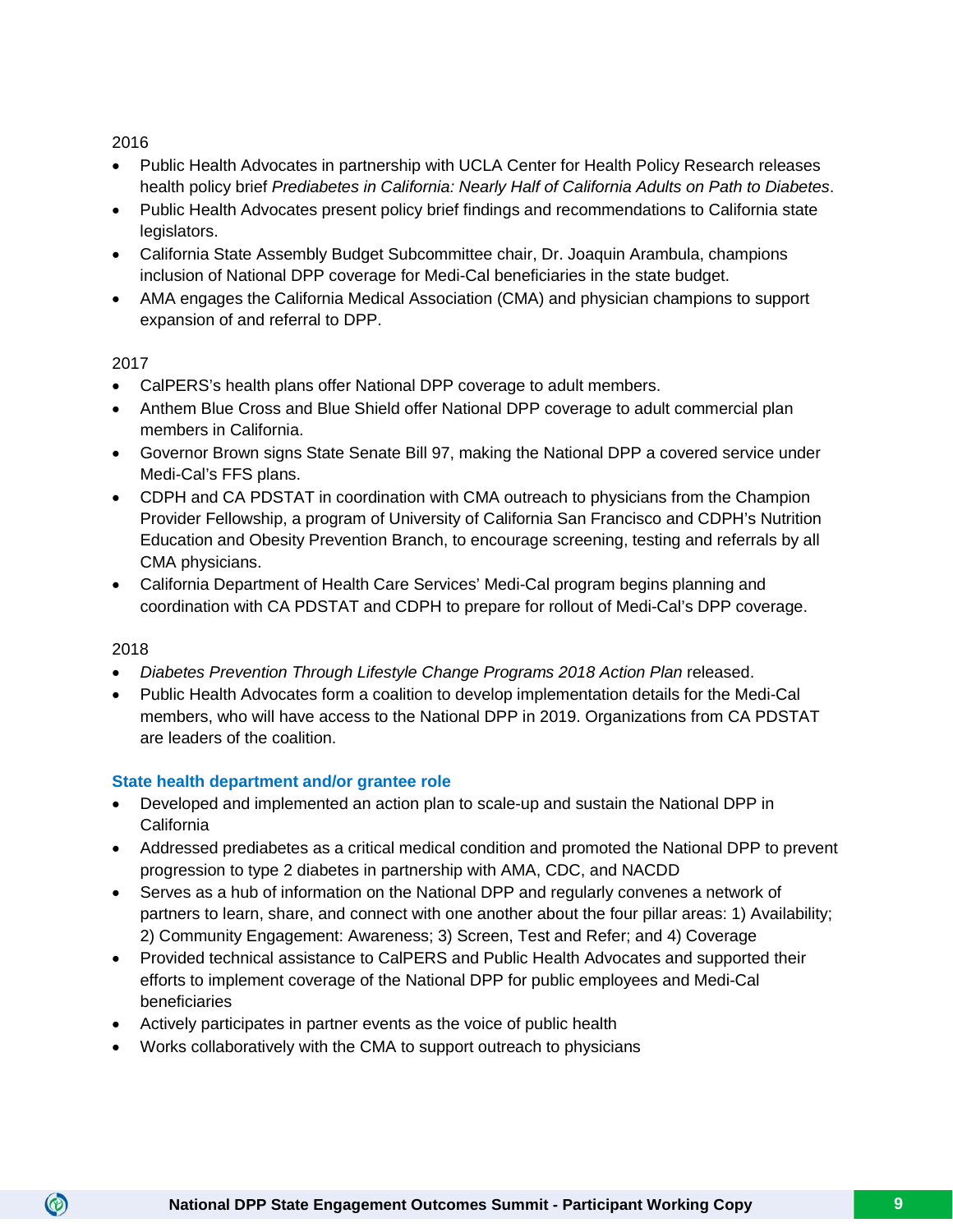2016

- Public Health Advocates in partnership with UCLA Center for Health Policy Research releases health policy brief *Prediabetes in California: Nearly Half of California Adults on Path to Diabetes*.
- Public Health Advocates present policy brief findings and recommendations to California state legislators.
- California State Assembly Budget Subcommittee chair, Dr. Joaquin Arambula, champions inclusion of National DPP coverage for Medi-Cal beneficiaries in the state budget.
- AMA engages the California Medical Association (CMA) and physician champions to support expansion of and referral to DPP.

2017

- CalPERS's health plans offer National DPP coverage to adult members.
- Anthem Blue Cross and Blue Shield offer National DPP coverage to adult commercial plan members in California.
- Governor Brown signs State Senate Bill 97, making the National DPP a covered service under Medi-Cal's FFS plans.
- CDPH and CA PDSTAT in coordination with CMA outreach to physicians from the Champion Provider Fellowship, a program of University of California San Francisco and CDPH's Nutrition Education and Obesity Prevention Branch, to encourage screening, testing and referrals by all CMA physicians.
- California Department of Health Care Services' Medi-Cal program begins planning and coordination with CA PDSTAT and CDPH to prepare for rollout of Medi-Cal's DPP coverage.

2018

- *Diabetes Prevention Through Lifestyle Change Programs 2018 Action Plan* released.
- Public Health Advocates form a coalition to develop implementation details for the Medi-Cal members, who will have access to the National DPP in 2019. Organizations from CA PDSTAT are leaders of the coalition.

### State health department and/or grantee role

- Developed and implemented an action plan to scale-up and sustain the National DPP in California
- Addressed prediabetes as a critical medical condition and promoted the National DPP to prevent progression to type 2 diabetes in partnership with AMA, CDC, and NACDD
- Serves as a hub of information on the National DPP and regularly convenes a network of partners to learn, share, and connect with one another about the four pillar areas: 1) Availability; 2) Community Engagement: Awareness; 3) Screen, Test and Refer; and 4) Coverage
- Provided technical assistance to CalPERS and Public Health Advocates and supported their efforts to implement coverage of the National DPP for public employees and Medi-Cal beneficiaries
- Actively participates in partner events as the voice of public health
- Works collaboratively with the CMA to support outreach to physicians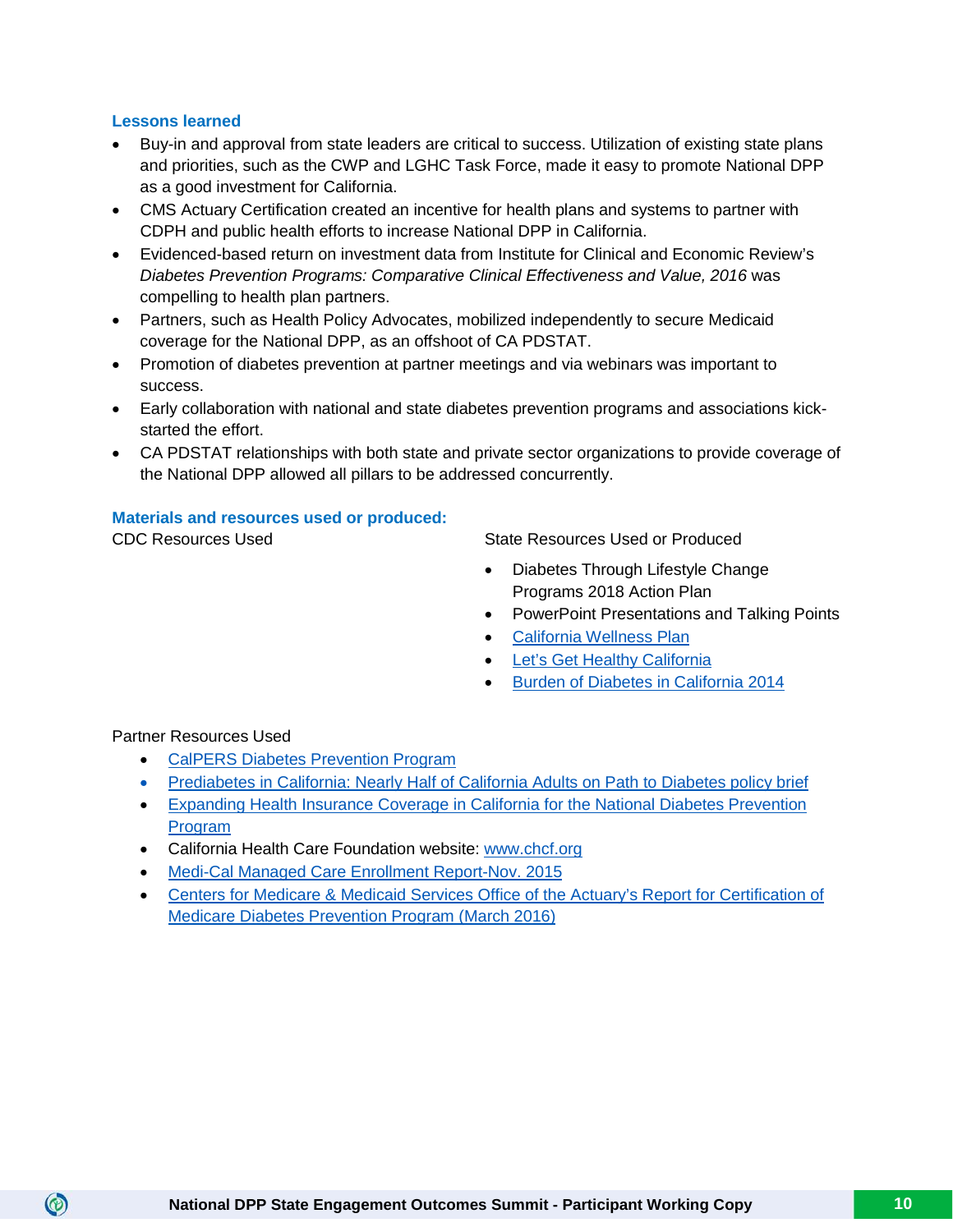### Lessons learned

- Buy-in and approval from state leaders are critical to success. Utilization of existing state plans and priorities, such as the CWP and LGHC Task Force, made it easy to promote National DPP as a good investment for California.
- CMS Actuary Certification created an incentive for health plans and systems to partner with CDPH and public health efforts to increase National DPP in California.
- Evidenced-based return on investment data from Institute for Clinical and Economic Review's *Diabetes Prevention Programs: Comparative Clinical Effectiveness and Value, 2016* was compelling to health plan partners.
- Partners, such as Health Policy Advocates, mobilized independently to secure Medicaid coverage for the National DPP, as an offshoot of CA PDSTAT.
- Promotion of diabetes prevention at partner meetings and via webinars was important to success.
- Early collaboration with national and state diabetes prevention programs and associations kick-started the effort.
- CA PDSTAT relationships with both state and private sector organizations to provide coverage of the National DPP allowed all pillars to be addressed concurrently.

### Materials and resources used or produced:

CDC Resources Used

State Resources Used or Produced

- Diabetes Through Lifestyle Change Programs 2018 Action Plan
- PowerPoint Presentations and Talking Points
- California Wellness Plan
- Let's Get Healthy California
- Burden of Diabetes in California 2014

Partner Resources Used

- CalPERS Diabetes Prevention Program
- Prediabetes in California: Nearly Half of California Adults on Path to Diabetes policy brief
- Expanding Health Insurance Coverage in California for the National Diabetes Prevention Program
- California Health Care Foundation website: www.chcf.org
- Medi-Cal Managed Care Enrollment Report-Nov. 2015
- Centers for Medicare & Medicaid Services Office of the Actuary's Report for Certification of Medicare Diabetes Prevention Program (March 2016)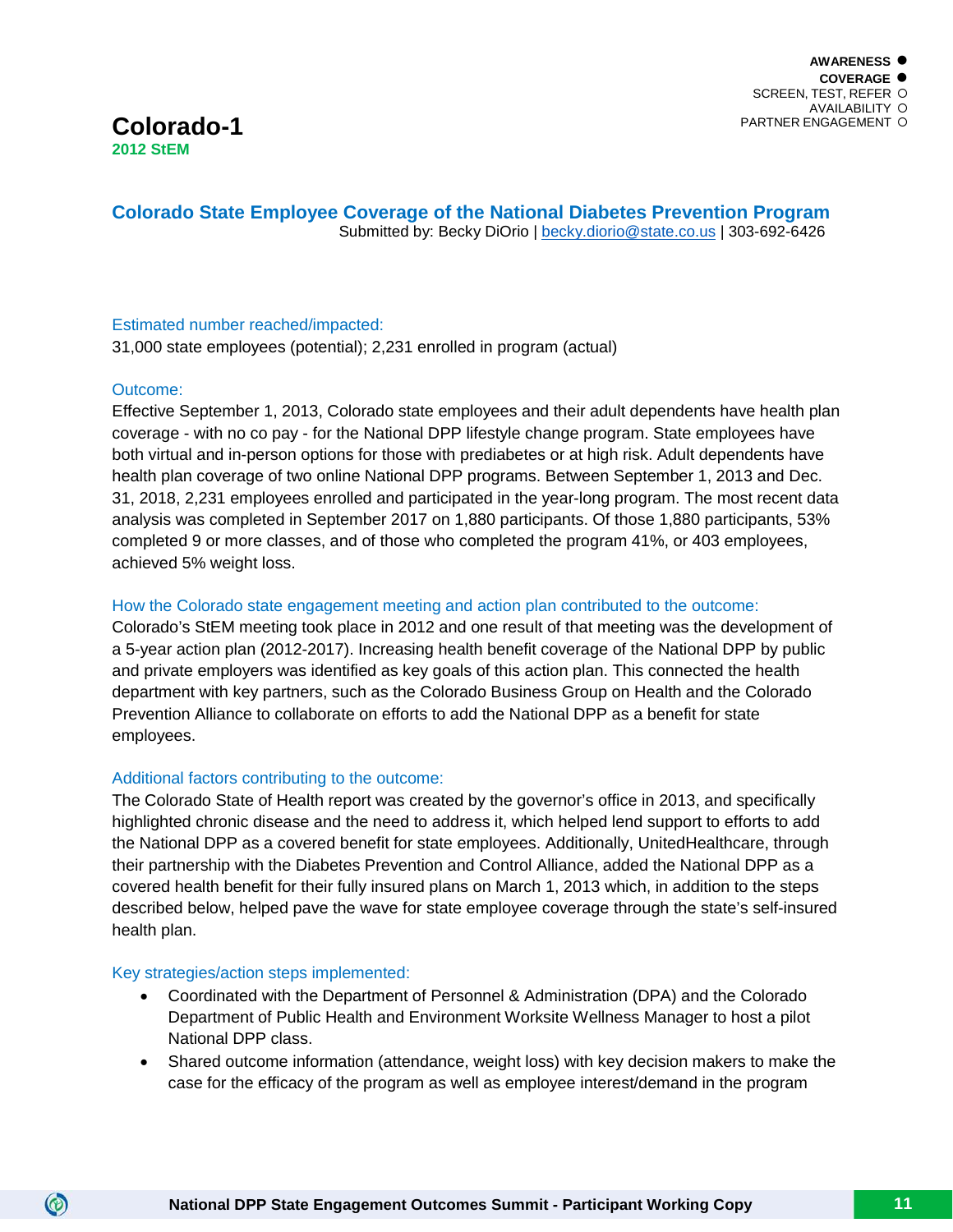AWARENESS ●
COVERAGE ●
SCREEN, TEST, REFER ○
AVAILABILITY ○
PARTNER ENGAGEMENT ○

# Colorado-1

**2012 StEM**

## Colorado State Employee Coverage of the National Diabetes Prevention Program

Submitted by: Becky DiOrio | becky.diorio@state.co.us | 303-692-6426

### Estimated number reached/impacted:

31,000 state employees (potential); 2,231 enrolled in program (actual)

### Outcome:

Effective September 1, 2013, Colorado state employees and their adult dependents have health plan coverage - with no co pay - for the National DPP lifestyle change program. State employees have both virtual and in-person options for those with prediabetes or at high risk. Adult dependents have health plan coverage of two online National DPP programs. Between September 1, 2013 and Dec. 31, 2018, 2,231 employees enrolled and participated in the year-long program. The most recent data analysis was completed in September 2017 on 1,880 participants. Of those 1,880 participants, 53% completed 9 or more classes, and of those who completed the program 41%, or 403 employees, achieved 5% weight loss.

### How the Colorado state engagement meeting and action plan contributed to the outcome:

Colorado's StEM meeting took place in 2012 and one result of that meeting was the development of a 5-year action plan (2012-2017). Increasing health benefit coverage of the National DPP by public and private employers was identified as key goals of this action plan. This connected the health department with key partners, such as the Colorado Business Group on Health and the Colorado Prevention Alliance to collaborate on efforts to add the National DPP as a benefit for state employees.

### Additional factors contributing to the outcome:

The Colorado State of Health report was created by the governor's office in 2013, and specifically highlighted chronic disease and the need to address it, which helped lend support to efforts to add the National DPP as a covered benefit for state employees. Additionally, UnitedHealthcare, through their partnership with the Diabetes Prevention and Control Alliance, added the National DPP as a covered health benefit for their fully insured plans on March 1, 2013 which, in addition to the steps described below, helped pave the wave for state employee coverage through the state's self-insured health plan.

### Key strategies/action steps implemented:

- Coordinated with the Department of Personnel & Administration (DPA) and the Colorado Department of Public Health and Environment Worksite Wellness Manager to host a pilot National DPP class.
- Shared outcome information (attendance, weight loss) with key decision makers to make the case for the efficacy of the program as well as employee interest/demand in the program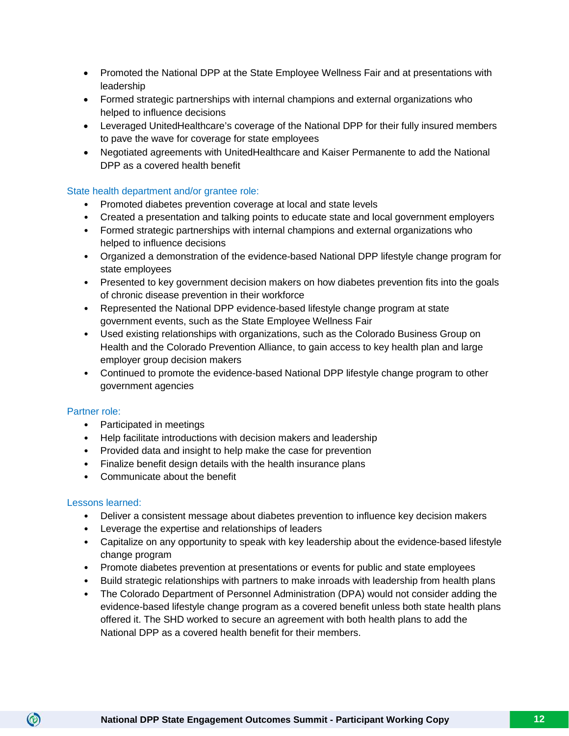- Promoted the National DPP at the State Employee Wellness Fair and at presentations with leadership
- Formed strategic partnerships with internal champions and external organizations who helped to influence decisions
- Leveraged UnitedHealthcare's coverage of the National DPP for their fully insured members to pave the wave for coverage for state employees
- Negotiated agreements with UnitedHealthcare and Kaiser Permanente to add the National DPP as a covered health benefit

### State health department and/or grantee role:

- Promoted diabetes prevention coverage at local and state levels
- Created a presentation and talking points to educate state and local government employers
- Formed strategic partnerships with internal champions and external organizations who helped to influence decisions
- Organized a demonstration of the evidence-based National DPP lifestyle change program for state employees
- Presented to key government decision makers on how diabetes prevention fits into the goals of chronic disease prevention in their workforce
- Represented the National DPP evidence-based lifestyle change program at state government events, such as the State Employee Wellness Fair
- Used existing relationships with organizations, such as the Colorado Business Group on Health and the Colorado Prevention Alliance, to gain access to key health plan and large employer group decision makers
- Continued to promote the evidence-based National DPP lifestyle change program to other government agencies

### Partner role:

- Participated in meetings
- Help facilitate introductions with decision makers and leadership
- Provided data and insight to help make the case for prevention
- Finalize benefit design details with the health insurance plans
- Communicate about the benefit

### Lessons learned:

- Deliver a consistent message about diabetes prevention to influence key decision makers
- Leverage the expertise and relationships of leaders
- Capitalize on any opportunity to speak with key leadership about the evidence-based lifestyle change program
- Promote diabetes prevention at presentations or events for public and state employees
- Build strategic relationships with partners to make inroads with leadership from health plans
- The Colorado Department of Personnel Administration (DPA) would not consider adding the evidence-based lifestyle change program as a covered benefit unless both state health plans offered it. The SHD worked to secure an agreement with both health plans to add the National DPP as a covered health benefit for their members.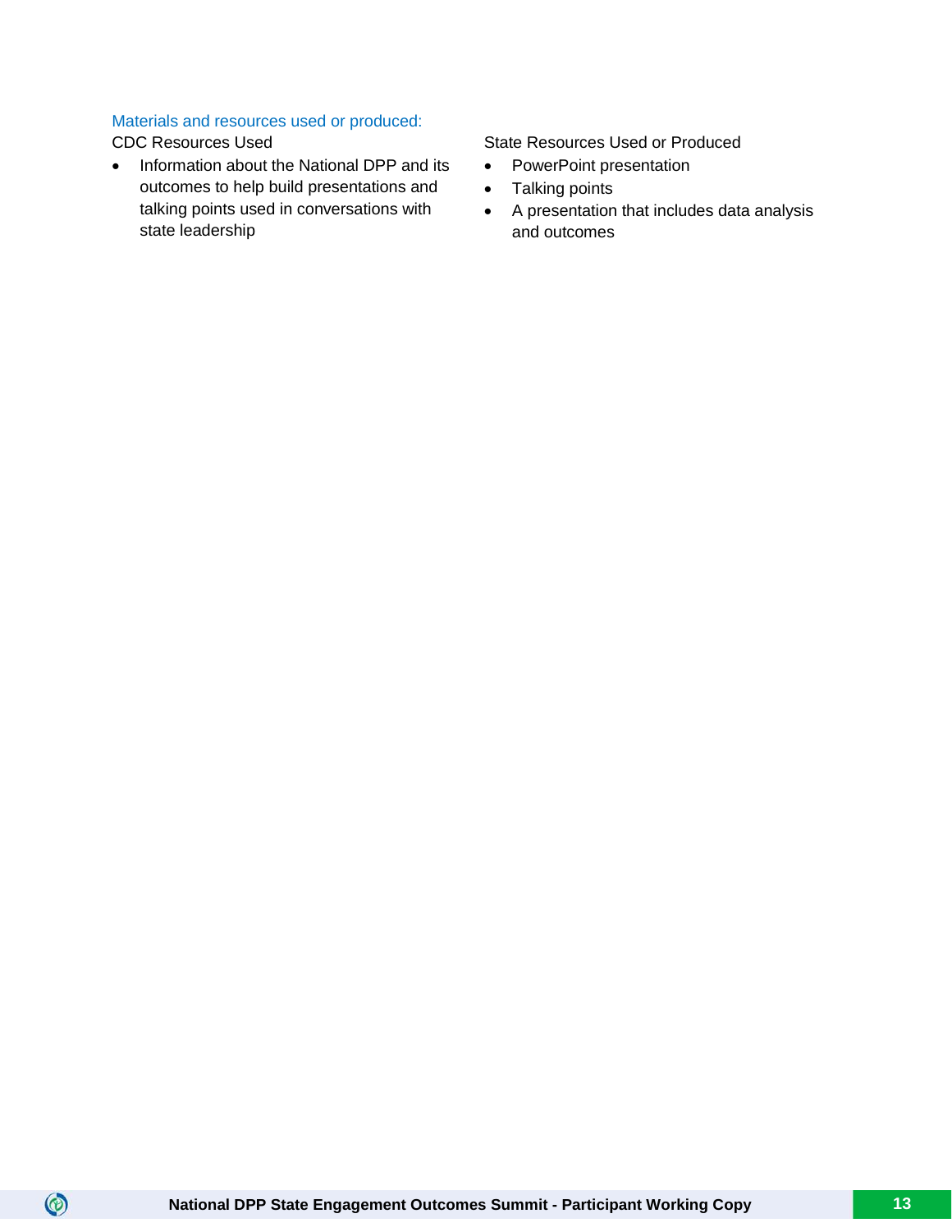Materials and resources used or produced:

CDC Resources Used

- Information about the National DPP and its outcomes to help build presentations and talking points used in conversations with state leadership

State Resources Used or Produced

- PowerPoint presentation
- Talking points
- A presentation that includes data analysis and outcomes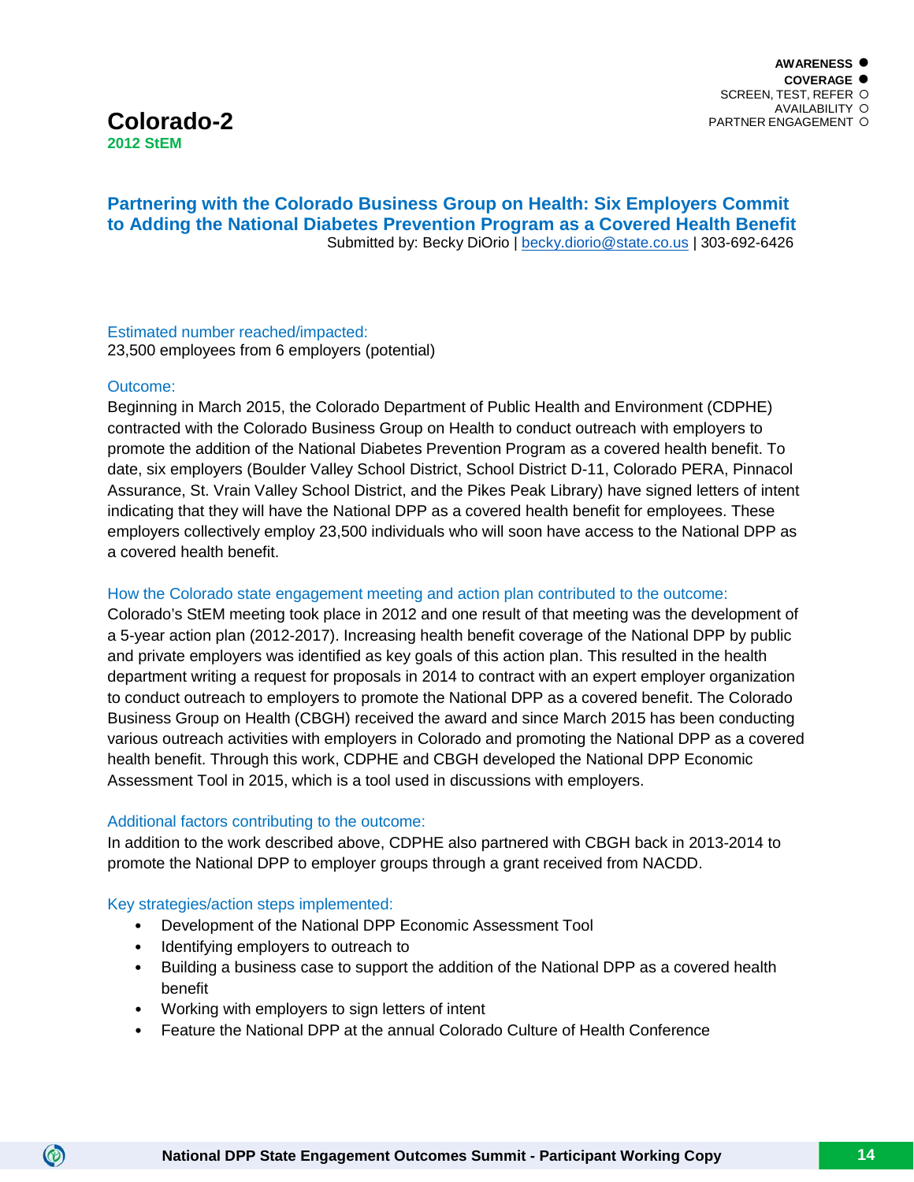AWARENESS ●
COVERAGE ●
SCREEN, TEST, REFER ○
AVAILABILITY ○
PARTNER ENGAGEMENT ○

# Colorado-2

**2012 StEM**

## Partnering with the Colorado Business Group on Health: Six Employers Commit to Adding the National Diabetes Prevention Program as a Covered Health Benefit

Submitted by: Becky DiOrio | becky.diorio@state.co.us | 303-692-6426

### Estimated number reached/impacted:

23,500 employees from 6 employers (potential)

### Outcome:

Beginning in March 2015, the Colorado Department of Public Health and Environment (CDPHE) contracted with the Colorado Business Group on Health to conduct outreach with employers to promote the addition of the National Diabetes Prevention Program as a covered health benefit. To date, six employers (Boulder Valley School District, School District D-11, Colorado PERA, Pinnacol Assurance, St. Vrain Valley School District, and the Pikes Peak Library) have signed letters of intent indicating that they will have the National DPP as a covered health benefit for employees. These employers collectively employ 23,500 individuals who will soon have access to the National DPP as a covered health benefit.

### How the Colorado state engagement meeting and action plan contributed to the outcome:

Colorado's StEM meeting took place in 2012 and one result of that meeting was the development of a 5-year action plan (2012-2017). Increasing health benefit coverage of the National DPP by public and private employers was identified as key goals of this action plan. This resulted in the health department writing a request for proposals in 2014 to contract with an expert employer organization to conduct outreach to employers to promote the National DPP as a covered benefit. The Colorado Business Group on Health (CBGH) received the award and since March 2015 has been conducting various outreach activities with employers in Colorado and promoting the National DPP as a covered health benefit. Through this work, CDPHE and CBGH developed the National DPP Economic Assessment Tool in 2015, which is a tool used in discussions with employers.

### Additional factors contributing to the outcome:

In addition to the work described above, CDPHE also partnered with CBGH back in 2013-2014 to promote the National DPP to employer groups through a grant received from NACDD.

### Key strategies/action steps implemented:

- Development of the National DPP Economic Assessment Tool
- Identifying employers to outreach to
- Building a business case to support the addition of the National DPP as a covered health benefit
- Working with employers to sign letters of intent
- Feature the National DPP at the annual Colorado Culture of Health Conference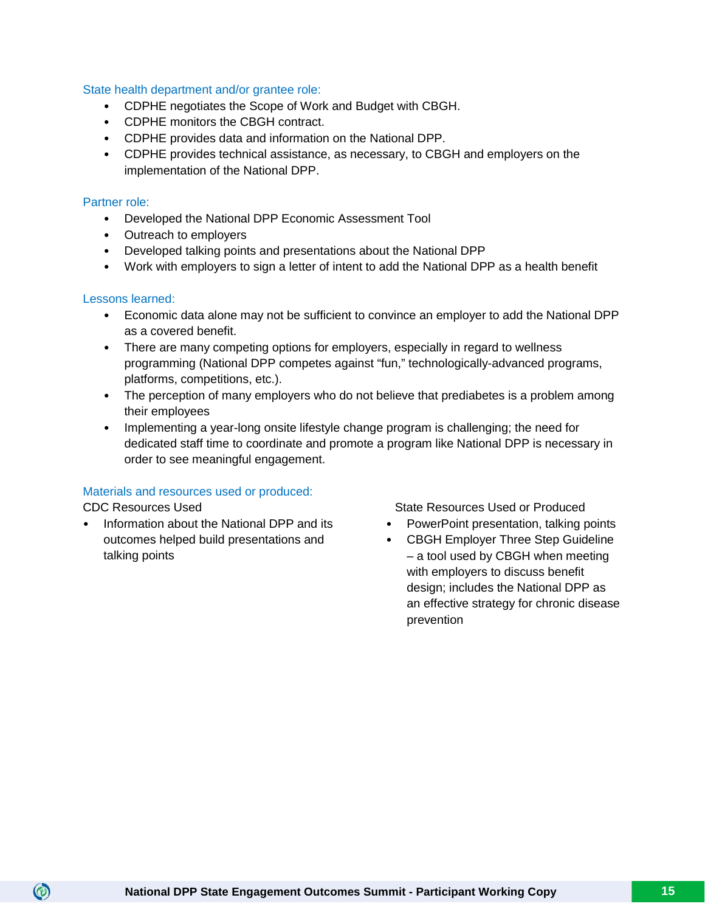### State health department and/or grantee role:

- CDPHE negotiates the Scope of Work and Budget with CBGH.
- CDPHE monitors the CBGH contract.
- CDPHE provides data and information on the National DPP.
- CDPHE provides technical assistance, as necessary, to CBGH and employers on the implementation of the National DPP.

### Partner role:

- Developed the National DPP Economic Assessment Tool
- Outreach to employers
- Developed talking points and presentations about the National DPP
- Work with employers to sign a letter of intent to add the National DPP as a health benefit

### Lessons learned:

- Economic data alone may not be sufficient to convince an employer to add the National DPP as a covered benefit.
- There are many competing options for employers, especially in regard to wellness programming (National DPP competes against "fun," technologically-advanced programs, platforms, competitions, etc.).
- The perception of many employers who do not believe that prediabetes is a problem among their employees
- Implementing a year-long onsite lifestyle change program is challenging; the need for dedicated staff time to coordinate and promote a program like National DPP is necessary in order to see meaningful engagement.

### Materials and resources used or produced:

CDC Resources Used

- Information about the National DPP and its outcomes helped build presentations and talking points

State Resources Used or Produced

- PowerPoint presentation, talking points
- CBGH Employer Three Step Guideline – a tool used by CBGH when meeting with employers to discuss benefit design; includes the National DPP as an effective strategy for chronic disease prevention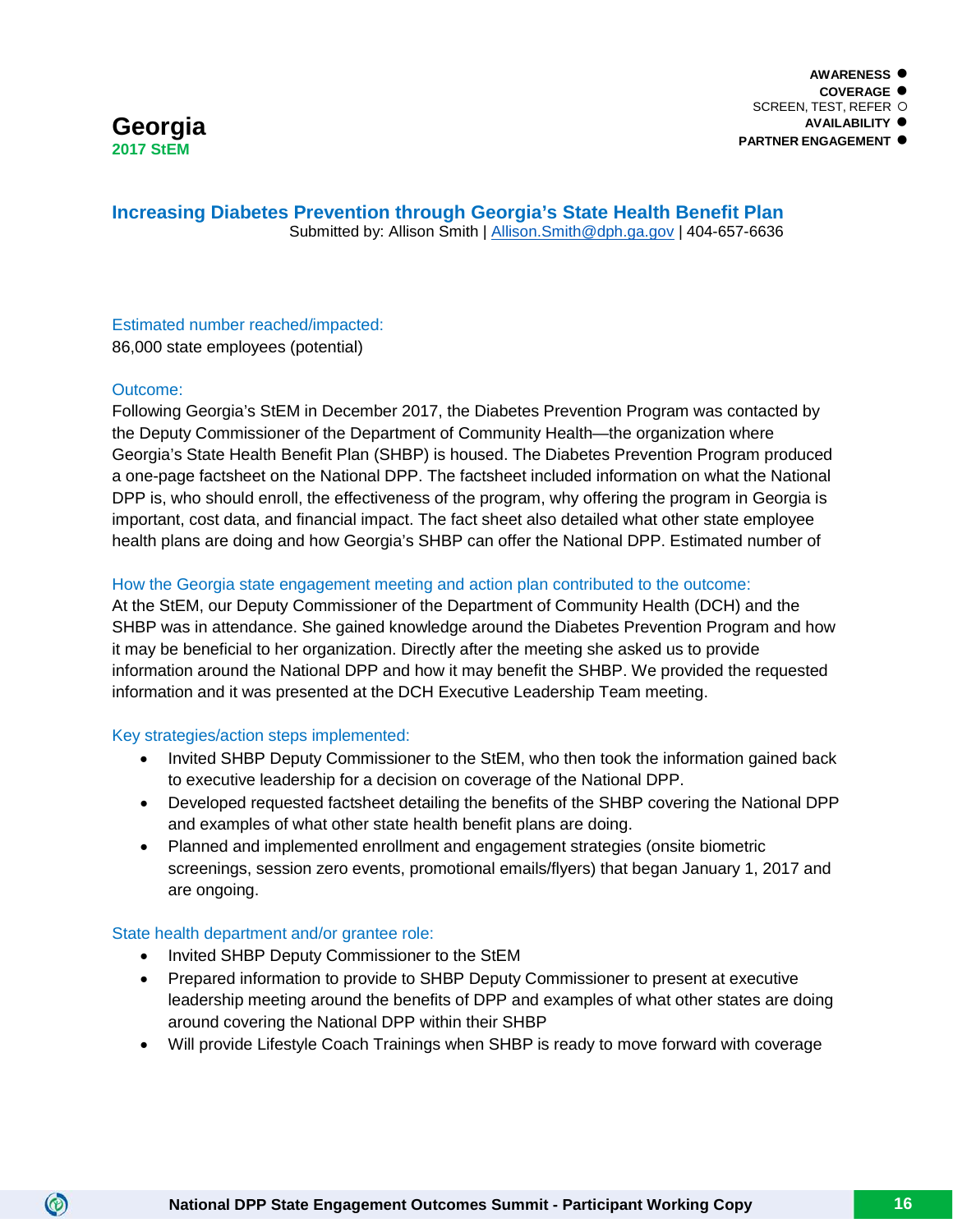AWARENESS ●
COVERAGE ●
SCREEN, TEST, REFER ○
AVAILABILITY ●
PARTNER ENGAGEMENT ●

# Georgia

**2017 StEM**

## Increasing Diabetes Prevention through Georgia's State Health Benefit Plan

Submitted by: Allison Smith | Allison.Smith@dph.ga.gov | 404-657-6636

### Estimated number reached/impacted:

86,000 state employees (potential)

### Outcome:

Following Georgia's StEM in December 2017, the Diabetes Prevention Program was contacted by the Deputy Commissioner of the Department of Community Health—the organization where Georgia's State Health Benefit Plan (SHBP) is housed. The Diabetes Prevention Program produced a one-page factsheet on the National DPP. The factsheet included information on what the National DPP is, who should enroll, the effectiveness of the program, why offering the program in Georgia is important, cost data, and financial impact. The fact sheet also detailed what other state employee health plans are doing and how Georgia's SHBP can offer the National DPP. Estimated number of

### How the Georgia state engagement meeting and action plan contributed to the outcome:

At the StEM, our Deputy Commissioner of the Department of Community Health (DCH) and the SHBP was in attendance. She gained knowledge around the Diabetes Prevention Program and how it may be beneficial to her organization. Directly after the meeting she asked us to provide information around the National DPP and how it may benefit the SHBP. We provided the requested information and it was presented at the DCH Executive Leadership Team meeting.

### Key strategies/action steps implemented:

- Invited SHBP Deputy Commissioner to the StEM, who then took the information gained back to executive leadership for a decision on coverage of the National DPP.
- Developed requested factsheet detailing the benefits of the SHBP covering the National DPP and examples of what other state health benefit plans are doing.
- Planned and implemented enrollment and engagement strategies (onsite biometric screenings, session zero events, promotional emails/flyers) that began January 1, 2017 and are ongoing.

### State health department and/or grantee role:

- Invited SHBP Deputy Commissioner to the StEM
- Prepared information to provide to SHBP Deputy Commissioner to present at executive leadership meeting around the benefits of DPP and examples of what other states are doing around covering the National DPP within their SHBP
- Will provide Lifestyle Coach Trainings when SHBP is ready to move forward with coverage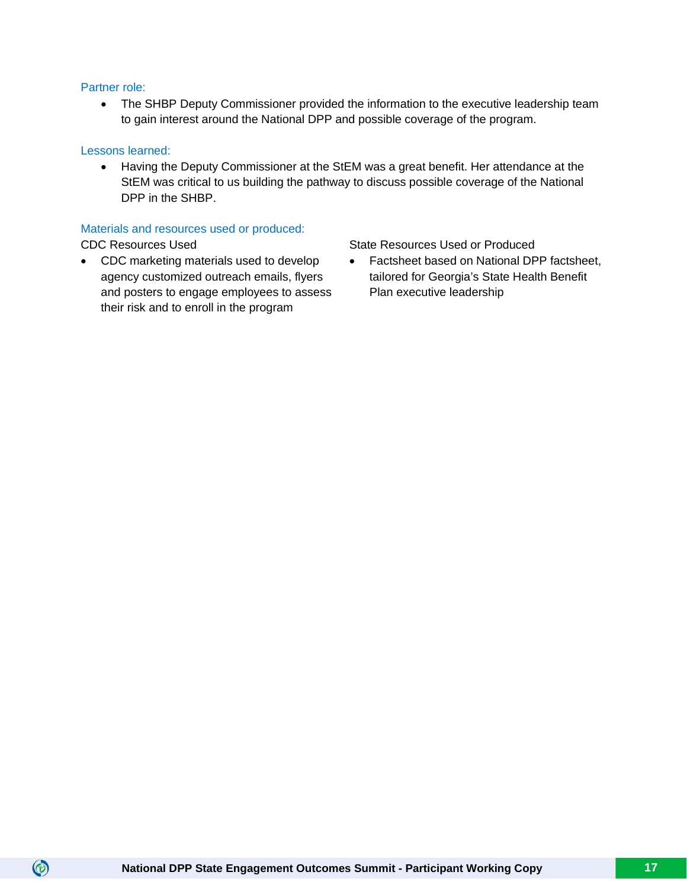### Partner role:

- The SHBP Deputy Commissioner provided the information to the executive leadership team to gain interest around the National DPP and possible coverage of the program.

### Lessons learned:

- Having the Deputy Commissioner at the StEM was a great benefit. Her attendance at the StEM was critical to us building the pathway to discuss possible coverage of the National DPP in the SHBP.

### Materials and resources used or produced:

CDC Resources Used

- CDC marketing materials used to develop agency customized outreach emails, flyers and posters to engage employees to assess their risk and to enroll in the program

State Resources Used or Produced

- Factsheet based on National DPP factsheet, tailored for Georgia's State Health Benefit Plan executive leadership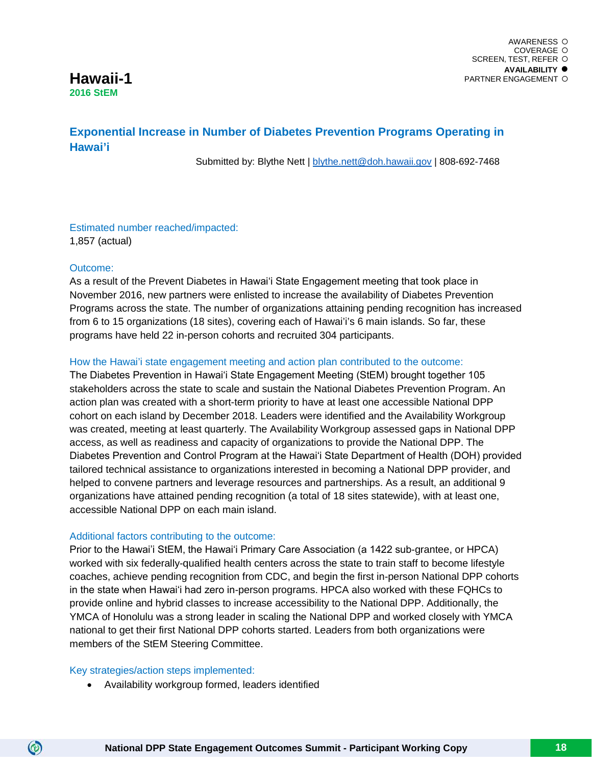AWARENESS ○
COVERAGE ○
SCREEN, TEST, REFER ○
**AVAILABILITY ●**
PARTNER ENGAGEMENT ○

# Hawaii-1

**2016 StEM**

## Exponential Increase in Number of Diabetes Prevention Programs Operating in Hawai'i

Submitted by: Blythe Nett | blythe.nett@doh.hawaii.gov | 808-692-7468

### Estimated number reached/impacted:

1,857 (actual)

### Outcome:

As a result of the Prevent Diabetes in Hawai'i State Engagement meeting that took place in November 2016, new partners were enlisted to increase the availability of Diabetes Prevention Programs across the state. The number of organizations attaining pending recognition has increased from 6 to 15 organizations (18 sites), covering each of Hawai'i's 6 main islands. So far, these programs have held 22 in-person cohorts and recruited 304 participants.

### How the Hawai'i state engagement meeting and action plan contributed to the outcome:

The Diabetes Prevention in Hawai'i State Engagement Meeting (StEM) brought together 105 stakeholders across the state to scale and sustain the National Diabetes Prevention Program. An action plan was created with a short-term priority to have at least one accessible National DPP cohort on each island by December 2018. Leaders were identified and the Availability Workgroup was created, meeting at least quarterly. The Availability Workgroup assessed gaps in National DPP access, as well as readiness and capacity of organizations to provide the National DPP. The Diabetes Prevention and Control Program at the Hawai'i State Department of Health (DOH) provided tailored technical assistance to organizations interested in becoming a National DPP provider, and helped to convene partners and leverage resources and partnerships. As a result, an additional 9 organizations have attained pending recognition (a total of 18 sites statewide), with at least one, accessible National DPP on each main island.

### Additional factors contributing to the outcome:

Prior to the Hawai'i StEM, the Hawai'i Primary Care Association (a 1422 sub-grantee, or HPCA) worked with six federally-qualified health centers across the state to train staff to become lifestyle coaches, achieve pending recognition from CDC, and begin the first in-person National DPP cohorts in the state when Hawai'i had zero in-person programs. HPCA also worked with these FQHCs to provide online and hybrid classes to increase accessibility to the National DPP. Additionally, the YMCA of Honolulu was a strong leader in scaling the National DPP and worked closely with YMCA national to get their first National DPP cohorts started. Leaders from both organizations were members of the StEM Steering Committee.

### Key strategies/action steps implemented:

- Availability workgroup formed, leaders identified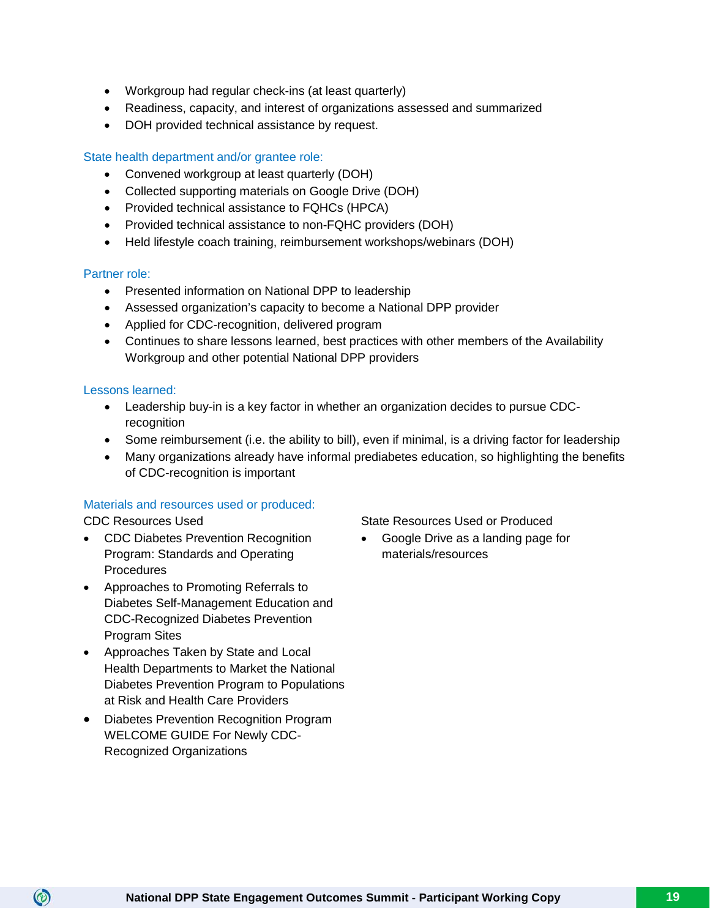- Workgroup had regular check-ins (at least quarterly)
- Readiness, capacity, and interest of organizations assessed and summarized
- DOH provided technical assistance by request.

### State health department and/or grantee role:

- Convened workgroup at least quarterly (DOH)
- Collected supporting materials on Google Drive (DOH)
- Provided technical assistance to FQHCs (HPCA)
- Provided technical assistance to non-FQHC providers (DOH)
- Held lifestyle coach training, reimbursement workshops/webinars (DOH)

### Partner role:

- Presented information on National DPP to leadership
- Assessed organization's capacity to become a National DPP provider
- Applied for CDC-recognition, delivered program
- Continues to share lessons learned, best practices with other members of the Availability Workgroup and other potential National DPP providers

### Lessons learned:

- Leadership buy-in is a key factor in whether an organization decides to pursue CDC-recognition
- Some reimbursement (i.e. the ability to bill), even if minimal, is a driving factor for leadership
- Many organizations already have informal prediabetes education, so highlighting the benefits of CDC-recognition is important

### Materials and resources used or produced:

CDC Resources Used

- CDC Diabetes Prevention Recognition Program: Standards and Operating Procedures
- Approaches to Promoting Referrals to Diabetes Self-Management Education and CDC-Recognized Diabetes Prevention Program Sites
- Approaches Taken by State and Local Health Departments to Market the National Diabetes Prevention Program to Populations at Risk and Health Care Providers
- Diabetes Prevention Recognition Program WELCOME GUIDE For Newly CDC-Recognized Organizations

State Resources Used or Produced

- Google Drive as a landing page for materials/resources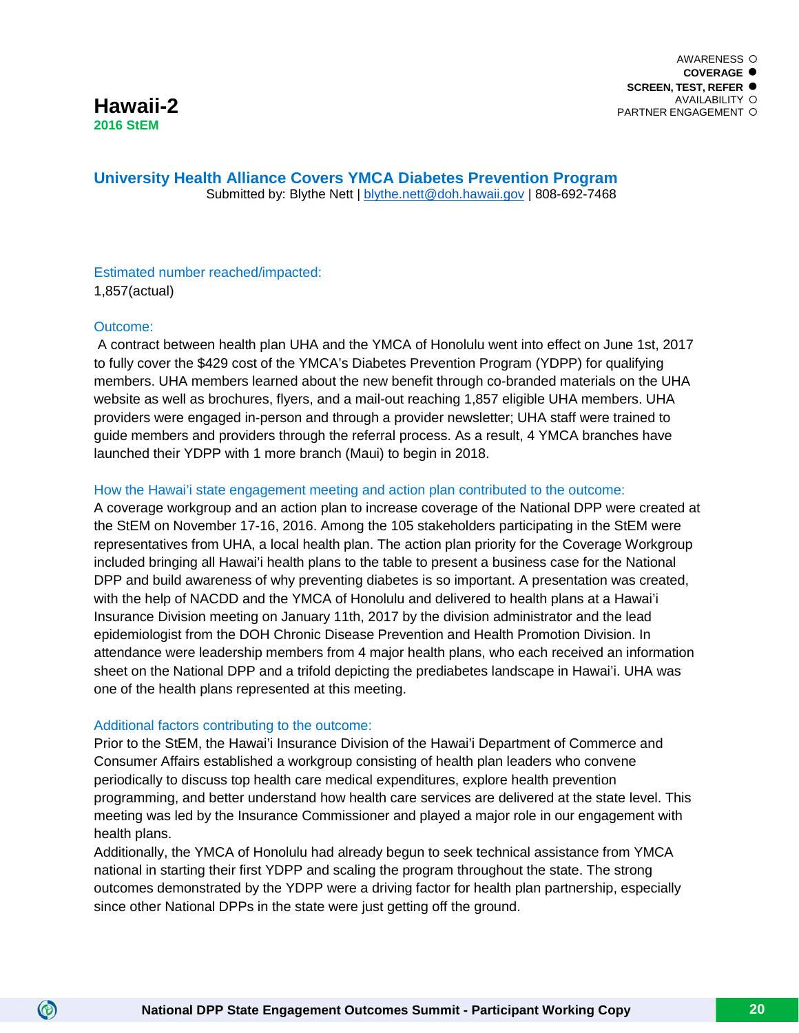AWARENESS ○
**COVERAGE ●**
**SCREEN, TEST, REFER ●**
AVAILABILITY ○
PARTNER ENGAGEMENT ○

# Hawaii-2

**2016 StEM**

## University Health Alliance Covers YMCA Diabetes Prevention Program

Submitted by: Blythe Nett | blythe.nett@doh.hawaii.gov | 808-692-7468

### Estimated number reached/impacted:

1,857(actual)

### Outcome:

A contract between health plan UHA and the YMCA of Honolulu went into effect on June 1st, 2017 to fully cover the $429 cost of the YMCA's Diabetes Prevention Program (YDPP) for qualifying members. UHA members learned about the new benefit through co-branded materials on the UHA website as well as brochures, flyers, and a mail-out reaching 1,857 eligible UHA members. UHA providers were engaged in-person and through a provider newsletter; UHA staff were trained to guide members and providers through the referral process. As a result, 4 YMCA branches have launched their YDPP with 1 more branch (Maui) to begin in 2018.

### How the Hawai'i state engagement meeting and action plan contributed to the outcome:

A coverage workgroup and an action plan to increase coverage of the National DPP were created at the StEM on November 17-16, 2016. Among the 105 stakeholders participating in the StEM were representatives from UHA, a local health plan. The action plan priority for the Coverage Workgroup included bringing all Hawai'i health plans to the table to present a business case for the National DPP and build awareness of why preventing diabetes is so important. A presentation was created, with the help of NACDD and the YMCA of Honolulu and delivered to health plans at a Hawai'i Insurance Division meeting on January 11th, 2017 by the division administrator and the lead epidemiologist from the DOH Chronic Disease Prevention and Health Promotion Division. In attendance were leadership members from 4 major health plans, who each received an information sheet on the National DPP and a trifold depicting the prediabetes landscape in Hawai'i. UHA was one of the health plans represented at this meeting.

### Additional factors contributing to the outcome:

Prior to the StEM, the Hawai'i Insurance Division of the Hawai'i Department of Commerce and Consumer Affairs established a workgroup consisting of health plan leaders who convene periodically to discuss top health care medical expenditures, explore health prevention programming, and better understand how health care services are delivered at the state level. This meeting was led by the Insurance Commissioner and played a major role in our engagement with health plans.

Additionally, the YMCA of Honolulu had already begun to seek technical assistance from YMCA national in starting their first YDPP and scaling the program throughout the state. The strong outcomes demonstrated by the YDPP were a driving factor for health plan partnership, especially since other National DPPs in the state were just getting off the ground.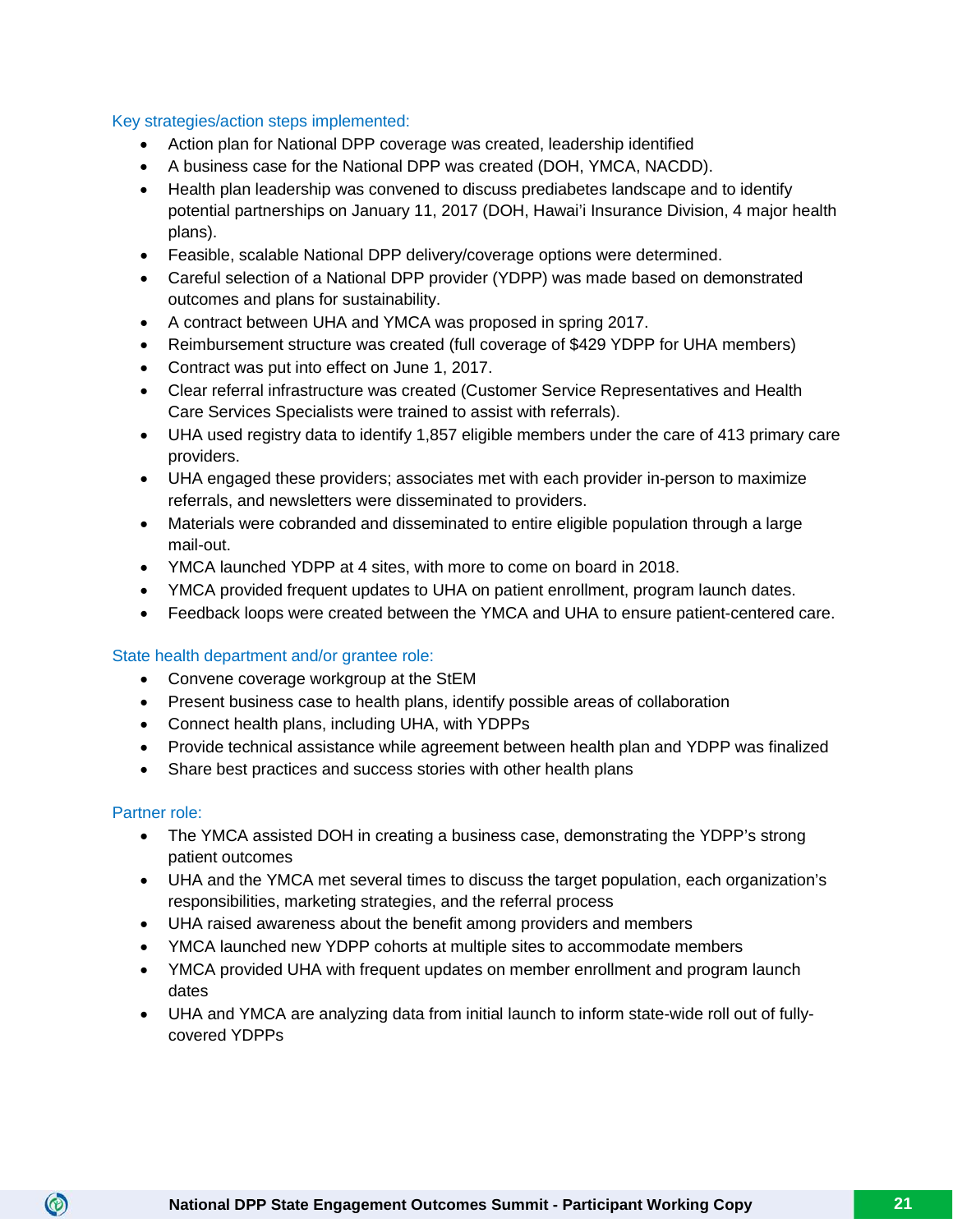### Key strategies/action steps implemented:

- Action plan for National DPP coverage was created, leadership identified
- A business case for the National DPP was created (DOH, YMCA, NACDD).
- Health plan leadership was convened to discuss prediabetes landscape and to identify potential partnerships on January 11, 2017 (DOH, Hawai'i Insurance Division, 4 major health plans).
- Feasible, scalable National DPP delivery/coverage options were determined.
- Careful selection of a National DPP provider (YDPP) was made based on demonstrated outcomes and plans for sustainability.
- A contract between UHA and YMCA was proposed in spring 2017.
- Reimbursement structure was created (full coverage of $429 YDPP for UHA members)
- Contract was put into effect on June 1, 2017.
- Clear referral infrastructure was created (Customer Service Representatives and Health Care Services Specialists were trained to assist with referrals).
- UHA used registry data to identify 1,857 eligible members under the care of 413 primary care providers.
- UHA engaged these providers; associates met with each provider in-person to maximize referrals, and newsletters were disseminated to providers.
- Materials were cobranded and disseminated to entire eligible population through a large mail-out.
- YMCA launched YDPP at 4 sites, with more to come on board in 2018.
- YMCA provided frequent updates to UHA on patient enrollment, program launch dates.
- Feedback loops were created between the YMCA and UHA to ensure patient-centered care.

### State health department and/or grantee role:

- Convene coverage workgroup at the StEM
- Present business case to health plans, identify possible areas of collaboration
- Connect health plans, including UHA, with YDPPs
- Provide technical assistance while agreement between health plan and YDPP was finalized
- Share best practices and success stories with other health plans

### Partner role:

- The YMCA assisted DOH in creating a business case, demonstrating the YDPP's strong patient outcomes
- UHA and the YMCA met several times to discuss the target population, each organization's responsibilities, marketing strategies, and the referral process
- UHA raised awareness about the benefit among providers and members
- YMCA launched new YDPP cohorts at multiple sites to accommodate members
- YMCA provided UHA with frequent updates on member enrollment and program launch dates
- UHA and YMCA are analyzing data from initial launch to inform state-wide roll out of fully-covered YDPPs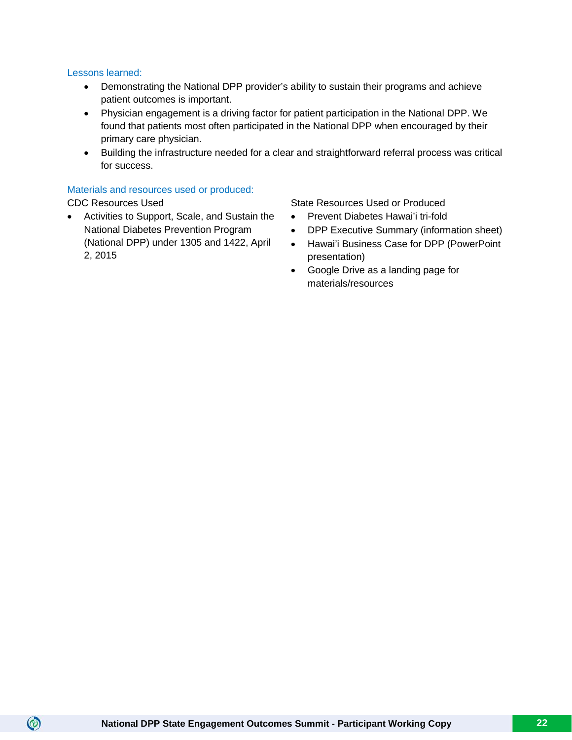### Lessons learned:

- Demonstrating the National DPP provider's ability to sustain their programs and achieve patient outcomes is important.
- Physician engagement is a driving factor for patient participation in the National DPP. We found that patients most often participated in the National DPP when encouraged by their primary care physician.
- Building the infrastructure needed for a clear and straightforward referral process was critical for success.

### Materials and resources used or produced:

CDC Resources Used

- Activities to Support, Scale, and Sustain the National Diabetes Prevention Program (National DPP) under 1305 and 1422, April 2, 2015

State Resources Used or Produced

- Prevent Diabetes Hawai'i tri-fold
- DPP Executive Summary (information sheet)
- Hawai'i Business Case for DPP (PowerPoint presentation)
- Google Drive as a landing page for materials/resources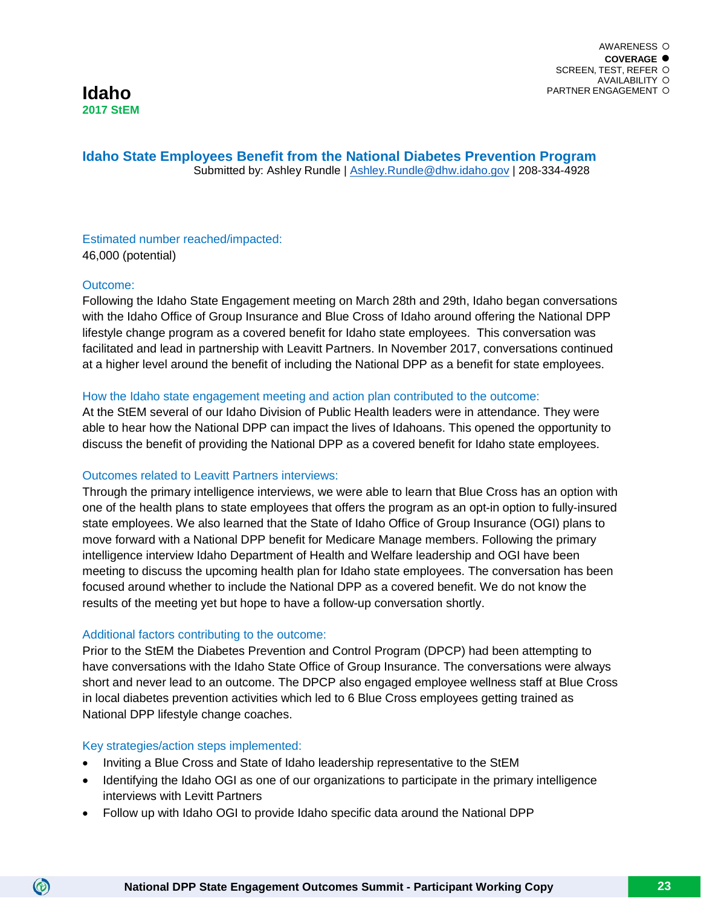AWARENESS ○
**COVERAGE ●**
SCREEN, TEST, REFER ○
AVAILABILITY ○
PARTNER ENGAGEMENT ○

# Idaho

**2017 StEM**

## Idaho State Employees Benefit from the National Diabetes Prevention Program

Submitted by: Ashley Rundle | Ashley.Rundle@dhw.idaho.gov | 208-334-4928

### Estimated number reached/impacted:

46,000 (potential)

### Outcome:

Following the Idaho State Engagement meeting on March 28th and 29th, Idaho began conversations with the Idaho Office of Group Insurance and Blue Cross of Idaho around offering the National DPP lifestyle change program as a covered benefit for Idaho state employees. This conversation was facilitated and lead in partnership with Leavitt Partners. In November 2017, conversations continued at a higher level around the benefit of including the National DPP as a benefit for state employees.

### How the Idaho state engagement meeting and action plan contributed to the outcome:

At the StEM several of our Idaho Division of Public Health leaders were in attendance. They were able to hear how the National DPP can impact the lives of Idahoans. This opened the opportunity to discuss the benefit of providing the National DPP as a covered benefit for Idaho state employees.

### Outcomes related to Leavitt Partners interviews:

Through the primary intelligence interviews, we were able to learn that Blue Cross has an option with one of the health plans to state employees that offers the program as an opt-in option to fully-insured state employees. We also learned that the State of Idaho Office of Group Insurance (OGI) plans to move forward with a National DPP benefit for Medicare Manage members. Following the primary intelligence interview Idaho Department of Health and Welfare leadership and OGI have been meeting to discuss the upcoming health plan for Idaho state employees. The conversation has been focused around whether to include the National DPP as a covered benefit. We do not know the results of the meeting yet but hope to have a follow-up conversation shortly.

### Additional factors contributing to the outcome:

Prior to the StEM the Diabetes Prevention and Control Program (DPCP) had been attempting to have conversations with the Idaho State Office of Group Insurance. The conversations were always short and never lead to an outcome. The DPCP also engaged employee wellness staff at Blue Cross in local diabetes prevention activities which led to 6 Blue Cross employees getting trained as National DPP lifestyle change coaches.

### Key strategies/action steps implemented:

- Inviting a Blue Cross and State of Idaho leadership representative to the StEM
- Identifying the Idaho OGI as one of our organizations to participate in the primary intelligence interviews with Leavitt Partners
- Follow up with Idaho OGI to provide Idaho specific data around the National DPP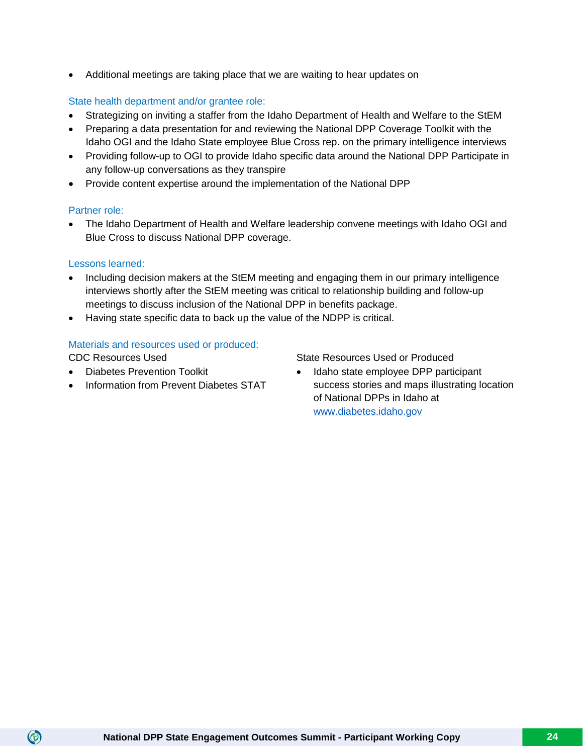- Additional meetings are taking place that we are waiting to hear updates on

### State health department and/or grantee role:

- Strategizing on inviting a staffer from the Idaho Department of Health and Welfare to the StEM
- Preparing a data presentation for and reviewing the National DPP Coverage Toolkit with the Idaho OGI and the Idaho State employee Blue Cross rep. on the primary intelligence interviews
- Providing follow-up to OGI to provide Idaho specific data around the National DPP Participate in any follow-up conversations as they transpire
- Provide content expertise around the implementation of the National DPP

### Partner role:

- The Idaho Department of Health and Welfare leadership convene meetings with Idaho OGI and Blue Cross to discuss National DPP coverage.

### Lessons learned:

- Including decision makers at the StEM meeting and engaging them in our primary intelligence interviews shortly after the StEM meeting was critical to relationship building and follow-up meetings to discuss inclusion of the National DPP in benefits package.
- Having state specific data to back up the value of the NDPP is critical.

### Materials and resources used or produced:

CDC Resources Used

- Diabetes Prevention Toolkit
- Information from Prevent Diabetes STAT

State Resources Used or Produced

- Idaho state employee DPP participant success stories and maps illustrating location of National DPPs in Idaho at www.diabetes.idaho.gov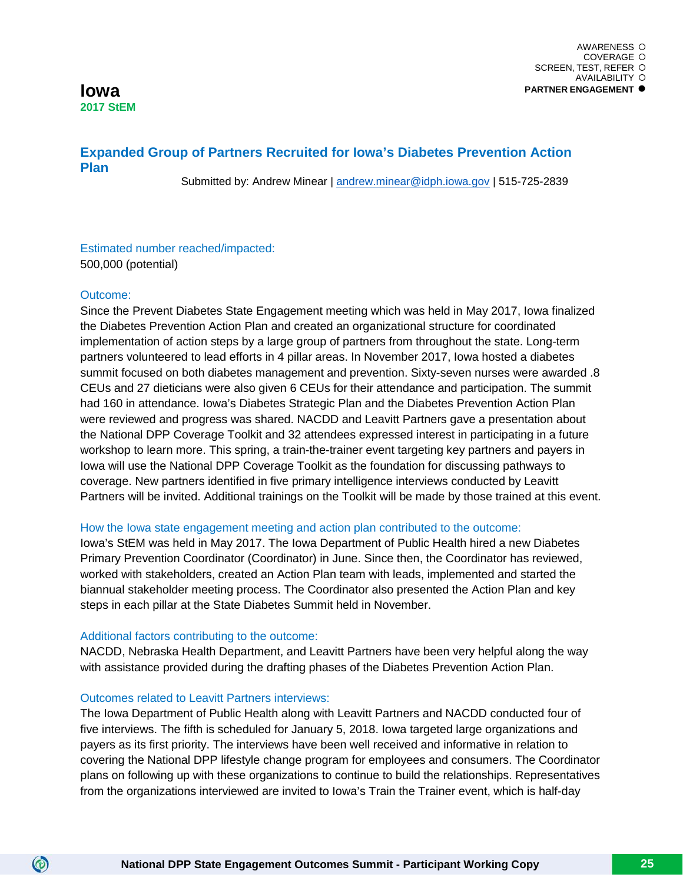AWARENESS ○
COVERAGE ○
SCREEN, TEST, REFER ○
AVAILABILITY ○
**PARTNER ENGAGEMENT ●**

# Iowa

**2017 StEM**

## Expanded Group of Partners Recruited for Iowa's Diabetes Prevention Action Plan

Submitted by: Andrew Minear | andrew.minear@idph.iowa.gov | 515-725-2839

### Estimated number reached/impacted:

500,000 (potential)

### Outcome:

Since the Prevent Diabetes State Engagement meeting which was held in May 2017, Iowa finalized the Diabetes Prevention Action Plan and created an organizational structure for coordinated implementation of action steps by a large group of partners from throughout the state. Long-term partners volunteered to lead efforts in 4 pillar areas. In November 2017, Iowa hosted a diabetes summit focused on both diabetes management and prevention. Sixty-seven nurses were awarded .8 CEUs and 27 dieticians were also given 6 CEUs for their attendance and participation. The summit had 160 in attendance. Iowa's Diabetes Strategic Plan and the Diabetes Prevention Action Plan were reviewed and progress was shared. NACDD and Leavitt Partners gave a presentation about the National DPP Coverage Toolkit and 32 attendees expressed interest in participating in a future workshop to learn more. This spring, a train-the-trainer event targeting key partners and payers in Iowa will use the National DPP Coverage Toolkit as the foundation for discussing pathways to coverage. New partners identified in five primary intelligence interviews conducted by Leavitt Partners will be invited. Additional trainings on the Toolkit will be made by those trained at this event.

### How the Iowa state engagement meeting and action plan contributed to the outcome:

Iowa's StEM was held in May 2017. The Iowa Department of Public Health hired a new Diabetes Primary Prevention Coordinator (Coordinator) in June. Since then, the Coordinator has reviewed, worked with stakeholders, created an Action Plan team with leads, implemented and started the biannual stakeholder meeting process. The Coordinator also presented the Action Plan and key steps in each pillar at the State Diabetes Summit held in November.

### Additional factors contributing to the outcome:

NACDD, Nebraska Health Department, and Leavitt Partners have been very helpful along the way with assistance provided during the drafting phases of the Diabetes Prevention Action Plan.

### Outcomes related to Leavitt Partners interviews:

The Iowa Department of Public Health along with Leavitt Partners and NACDD conducted four of five interviews. The fifth is scheduled for January 5, 2018. Iowa targeted large organizations and payers as its first priority. The interviews have been well received and informative in relation to covering the National DPP lifestyle change program for employees and consumers. The Coordinator plans on following up with these organizations to continue to build the relationships. Representatives from the organizations interviewed are invited to Iowa's Train the Trainer event, which is half-day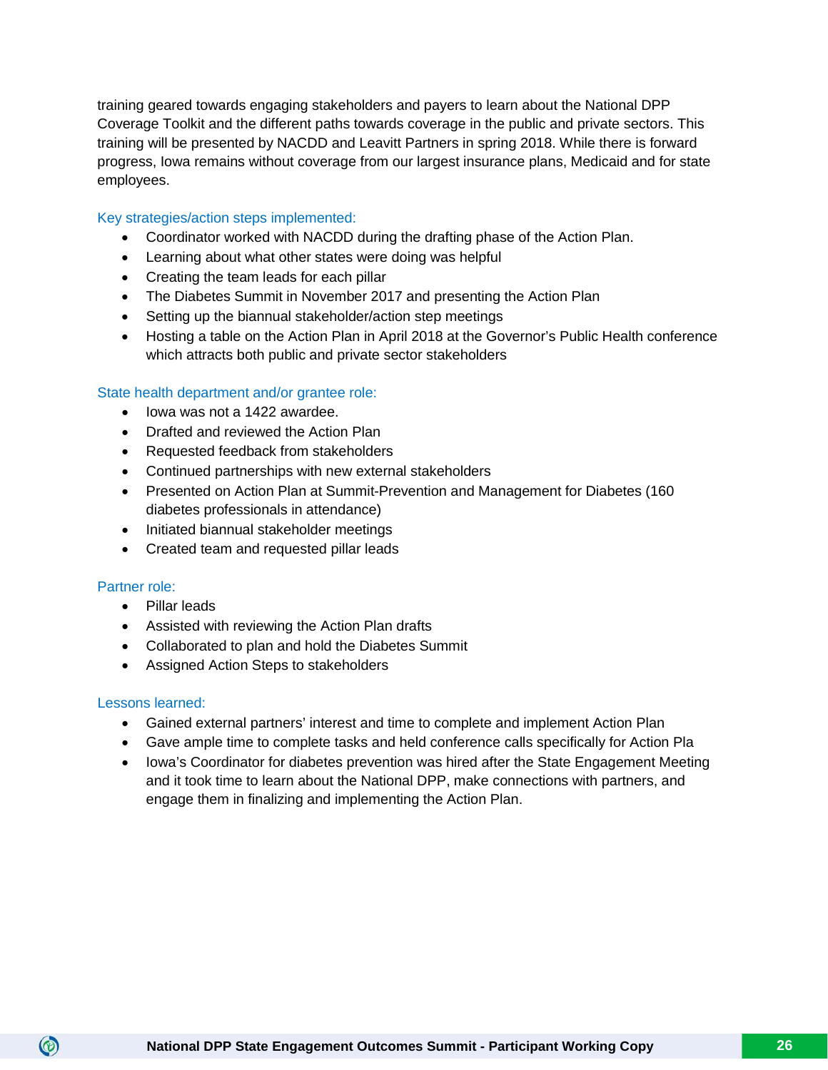training geared towards engaging stakeholders and payers to learn about the National DPP Coverage Toolkit and the different paths towards coverage in the public and private sectors. This training will be presented by NACDD and Leavitt Partners in spring 2018. While there is forward progress, Iowa remains without coverage from our largest insurance plans, Medicaid and for state employees.

### Key strategies/action steps implemented:

- Coordinator worked with NACDD during the drafting phase of the Action Plan.
- Learning about what other states were doing was helpful
- Creating the team leads for each pillar
- The Diabetes Summit in November 2017 and presenting the Action Plan
- Setting up the biannual stakeholder/action step meetings
- Hosting a table on the Action Plan in April 2018 at the Governor's Public Health conference which attracts both public and private sector stakeholders

### State health department and/or grantee role:

- Iowa was not a 1422 awardee.
- Drafted and reviewed the Action Plan
- Requested feedback from stakeholders
- Continued partnerships with new external stakeholders
- Presented on Action Plan at Summit-Prevention and Management for Diabetes (160 diabetes professionals in attendance)
- Initiated biannual stakeholder meetings
- Created team and requested pillar leads

### Partner role:

- Pillar leads
- Assisted with reviewing the Action Plan drafts
- Collaborated to plan and hold the Diabetes Summit
- Assigned Action Steps to stakeholders

### Lessons learned:

- Gained external partners' interest and time to complete and implement Action Plan
- Gave ample time to complete tasks and held conference calls specifically for Action Pla
- Iowa's Coordinator for diabetes prevention was hired after the State Engagement Meeting and it took time to learn about the National DPP, make connections with partners, and engage them in finalizing and implementing the Action Plan.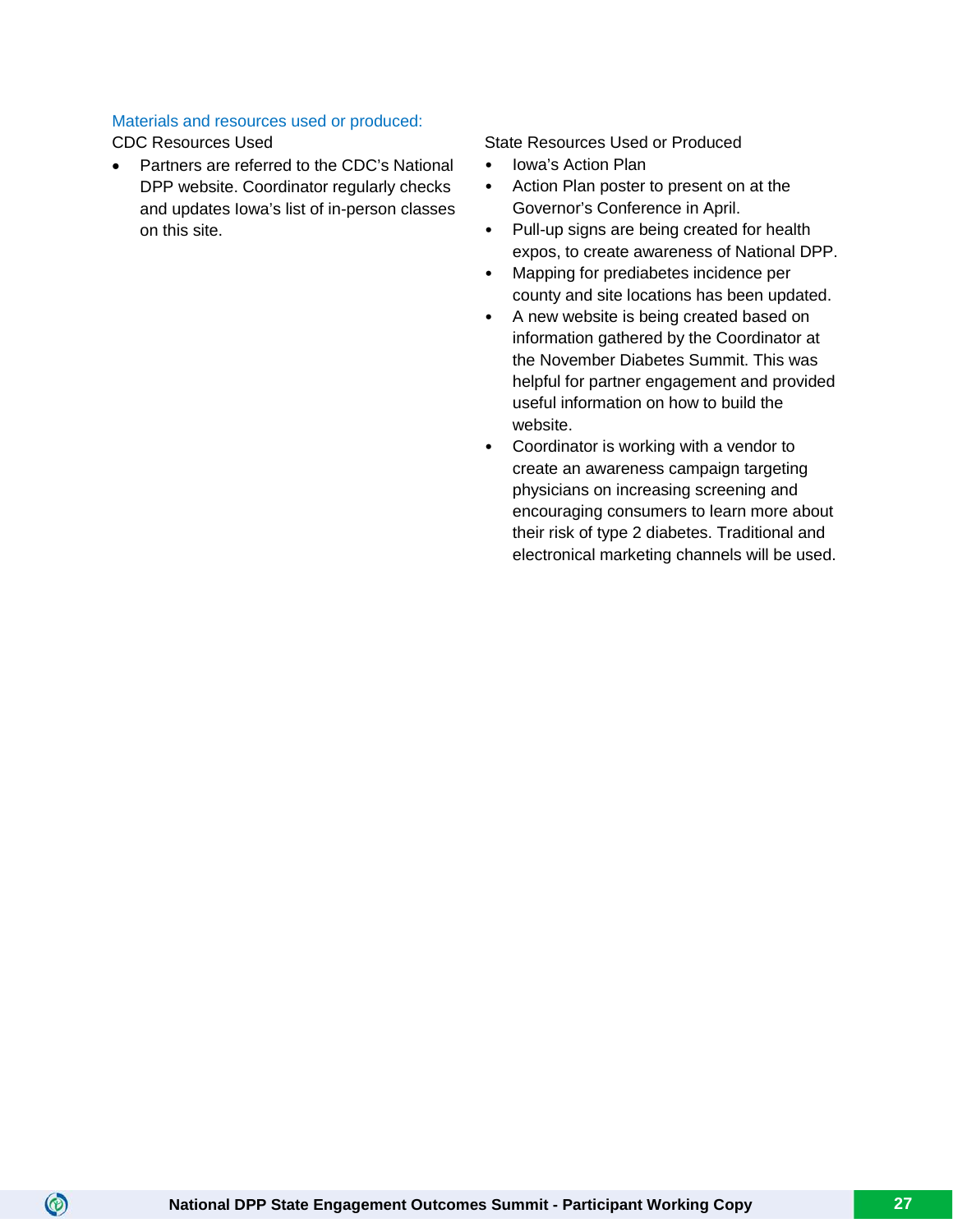### Materials and resources used or produced:

CDC Resources Used

- Partners are referred to the CDC's National DPP website. Coordinator regularly checks and updates Iowa's list of in-person classes on this site.

State Resources Used or Produced

- Iowa's Action Plan
- Action Plan poster to present on at the Governor's Conference in April.
- Pull-up signs are being created for health expos, to create awareness of National DPP.
- Mapping for prediabetes incidence per county and site locations has been updated.
- A new website is being created based on information gathered by the Coordinator at the November Diabetes Summit. This was helpful for partner engagement and provided useful information on how to build the website.
- Coordinator is working with a vendor to create an awareness campaign targeting physicians on increasing screening and encouraging consumers to learn more about their risk of type 2 diabetes. Traditional and electronical marketing channels will be used.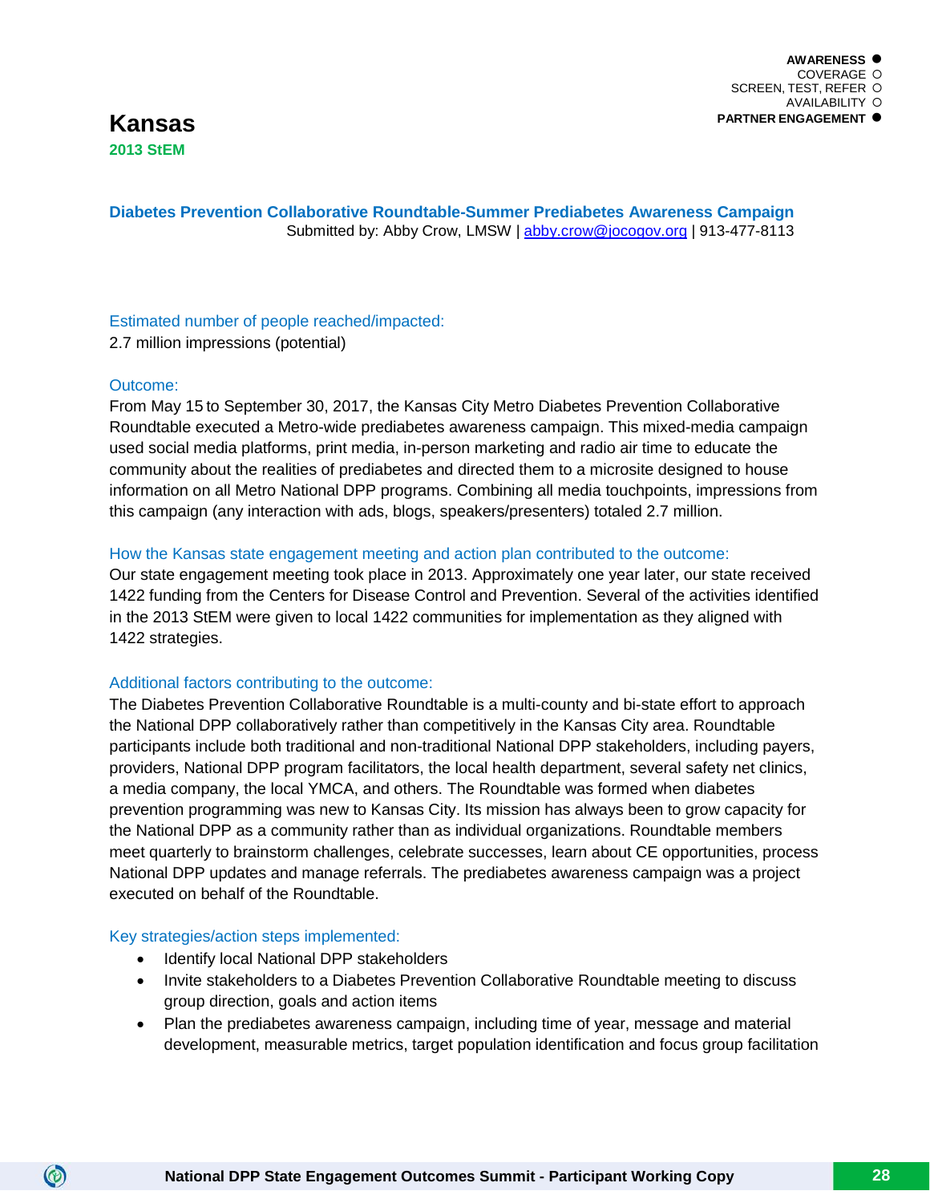**AWARENESS** ●
COVERAGE ○
SCREEN, TEST, REFER ○
AVAILABILITY ○
**PARTNER ENGAGEMENT** ●

# Kansas

**2013 StEM**

## Diabetes Prevention Collaborative Roundtable-Summer Prediabetes Awareness Campaign

Submitted by: Abby Crow, LMSW | abby.crow@jocogov.org | 913-477-8113

### Estimated number of people reached/impacted:

2.7 million impressions (potential)

### Outcome:

From May 15 to September 30, 2017, the Kansas City Metro Diabetes Prevention Collaborative Roundtable executed a Metro-wide prediabetes awareness campaign. This mixed-media campaign used social media platforms, print media, in-person marketing and radio air time to educate the community about the realities of prediabetes and directed them to a microsite designed to house information on all Metro National DPP programs. Combining all media touchpoints, impressions from this campaign (any interaction with ads, blogs, speakers/presenters) totaled 2.7 million.

### How the Kansas state engagement meeting and action plan contributed to the outcome:

Our state engagement meeting took place in 2013. Approximately one year later, our state received 1422 funding from the Centers for Disease Control and Prevention. Several of the activities identified in the 2013 StEM were given to local 1422 communities for implementation as they aligned with 1422 strategies.

### Additional factors contributing to the outcome:

The Diabetes Prevention Collaborative Roundtable is a multi-county and bi-state effort to approach the National DPP collaboratively rather than competitively in the Kansas City area. Roundtable participants include both traditional and non-traditional National DPP stakeholders, including payers, providers, National DPP program facilitators, the local health department, several safety net clinics, a media company, the local YMCA, and others. The Roundtable was formed when diabetes prevention programming was new to Kansas City. Its mission has always been to grow capacity for the National DPP as a community rather than as individual organizations. Roundtable members meet quarterly to brainstorm challenges, celebrate successes, learn about CE opportunities, process National DPP updates and manage referrals. The prediabetes awareness campaign was a project executed on behalf of the Roundtable.

### Key strategies/action steps implemented:

- Identify local National DPP stakeholders
- Invite stakeholders to a Diabetes Prevention Collaborative Roundtable meeting to discuss group direction, goals and action items
- Plan the prediabetes awareness campaign, including time of year, message and material development, measurable metrics, target population identification and focus group facilitation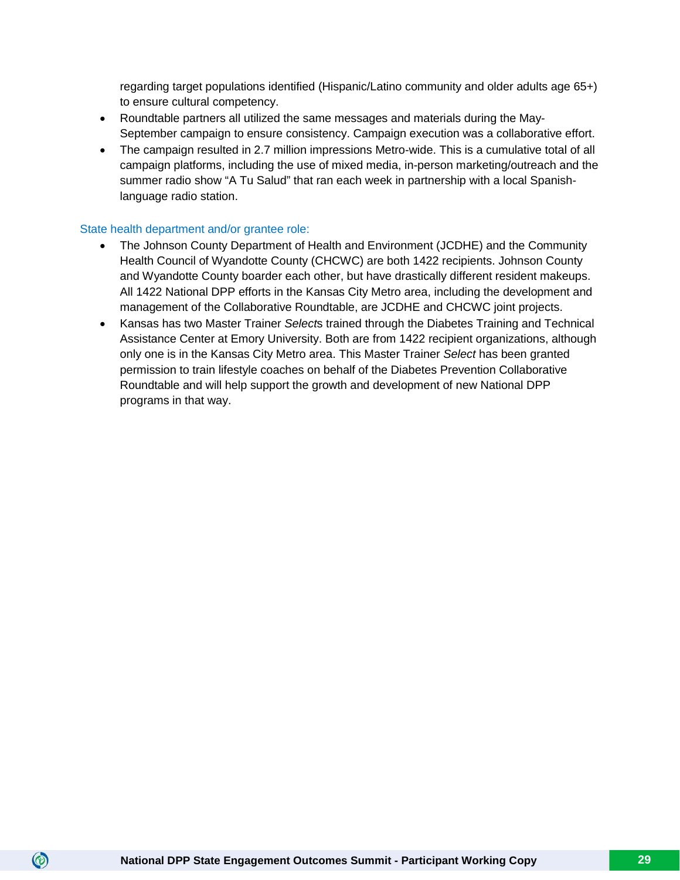regarding target populations identified (Hispanic/Latino community and older adults age 65+) to ensure cultural competency.

- Roundtable partners all utilized the same messages and materials during the May-September campaign to ensure consistency. Campaign execution was a collaborative effort.
- The campaign resulted in 2.7 million impressions Metro-wide. This is a cumulative total of all campaign platforms, including the use of mixed media, in-person marketing/outreach and the summer radio show "A Tu Salud" that ran each week in partnership with a local Spanish-language radio station.

State health department and/or grantee role:

- The Johnson County Department of Health and Environment (JCDHE) and the Community Health Council of Wyandotte County (CHCWC) are both 1422 recipients. Johnson County and Wyandotte County boarder each other, but have drastically different resident makeups. All 1422 National DPP efforts in the Kansas City Metro area, including the development and management of the Collaborative Roundtable, are JCDHE and CHCWC joint projects.
- Kansas has two Master Trainer *Select*s trained through the Diabetes Training and Technical Assistance Center at Emory University. Both are from 1422 recipient organizations, although only one is in the Kansas City Metro area. This Master Trainer *Select* has been granted permission to train lifestyle coaches on behalf of the Diabetes Prevention Collaborative Roundtable and will help support the growth and development of new National DPP programs in that way.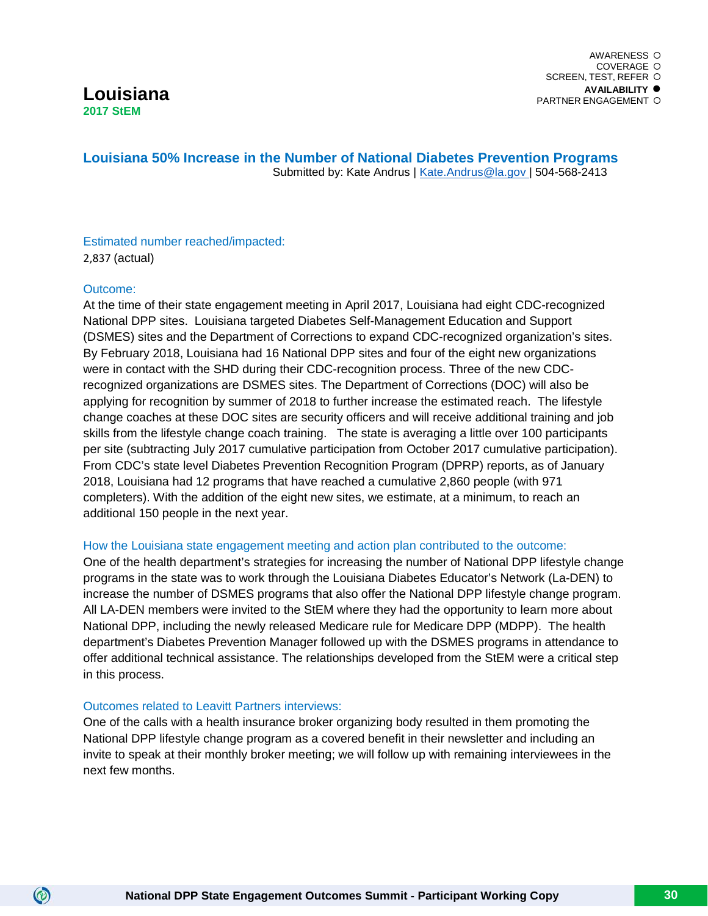AWARENESS ○
COVERAGE ○
SCREEN, TEST, REFER ○
**AVAILABILITY ●**
PARTNER ENGAGEMENT ○

# Louisiana

**2017 StEM**

## Louisiana 50% Increase in the Number of National Diabetes Prevention Programs

Submitted by: Kate Andrus | Kate.Andrus@la.gov | 504-568-2413

### Estimated number reached/impacted:

2,837 (actual)

### Outcome:

At the time of their state engagement meeting in April 2017, Louisiana had eight CDC-recognized National DPP sites. Louisiana targeted Diabetes Self-Management Education and Support (DSMES) sites and the Department of Corrections to expand CDC-recognized organization's sites. By February 2018, Louisiana had 16 National DPP sites and four of the eight new organizations were in contact with the SHD during their CDC-recognition process. Three of the new CDC-recognized organizations are DSMES sites. The Department of Corrections (DOC) will also be applying for recognition by summer of 2018 to further increase the estimated reach. The lifestyle change coaches at these DOC sites are security officers and will receive additional training and job skills from the lifestyle change coach training. The state is averaging a little over 100 participants per site (subtracting July 2017 cumulative participation from October 2017 cumulative participation). From CDC's state level Diabetes Prevention Recognition Program (DPRP) reports, as of January 2018, Louisiana had 12 programs that have reached a cumulative 2,860 people (with 971 completers). With the addition of the eight new sites, we estimate, at a minimum, to reach an additional 150 people in the next year.

### How the Louisiana state engagement meeting and action plan contributed to the outcome:

One of the health department's strategies for increasing the number of National DPP lifestyle change programs in the state was to work through the Louisiana Diabetes Educator's Network (La-DEN) to increase the number of DSMES programs that also offer the National DPP lifestyle change program. All LA-DEN members were invited to the StEM where they had the opportunity to learn more about National DPP, including the newly released Medicare rule for Medicare DPP (MDPP). The health department's Diabetes Prevention Manager followed up with the DSMES programs in attendance to offer additional technical assistance. The relationships developed from the StEM were a critical step in this process.

### Outcomes related to Leavitt Partners interviews:

One of the calls with a health insurance broker organizing body resulted in them promoting the National DPP lifestyle change program as a covered benefit in their newsletter and including an invite to speak at their monthly broker meeting; we will follow up with remaining interviewees in the next few months.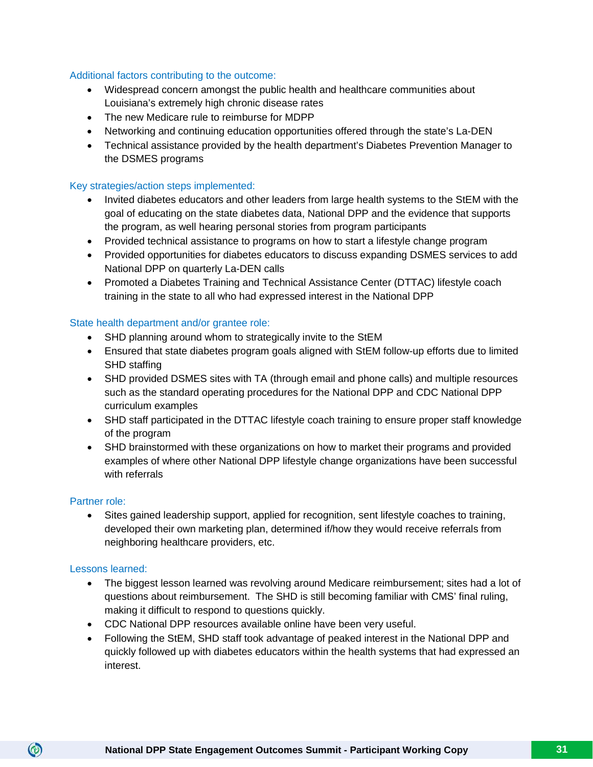### Additional factors contributing to the outcome:

- Widespread concern amongst the public health and healthcare communities about Louisiana's extremely high chronic disease rates
- The new Medicare rule to reimburse for MDPP
- Networking and continuing education opportunities offered through the state's La-DEN
- Technical assistance provided by the health department's Diabetes Prevention Manager to the DSMES programs

### Key strategies/action steps implemented:

- Invited diabetes educators and other leaders from large health systems to the StEM with the goal of educating on the state diabetes data, National DPP and the evidence that supports the program, as well hearing personal stories from program participants
- Provided technical assistance to programs on how to start a lifestyle change program
- Provided opportunities for diabetes educators to discuss expanding DSMES services to add National DPP on quarterly La-DEN calls
- Promoted a Diabetes Training and Technical Assistance Center (DTTAC) lifestyle coach training in the state to all who had expressed interest in the National DPP

### State health department and/or grantee role:

- SHD planning around whom to strategically invite to the StEM
- Ensured that state diabetes program goals aligned with StEM follow-up efforts due to limited SHD staffing
- SHD provided DSMES sites with TA (through email and phone calls) and multiple resources such as the standard operating procedures for the National DPP and CDC National DPP curriculum examples
- SHD staff participated in the DTTAC lifestyle coach training to ensure proper staff knowledge of the program
- SHD brainstormed with these organizations on how to market their programs and provided examples of where other National DPP lifestyle change organizations have been successful with referrals

### Partner role:

- Sites gained leadership support, applied for recognition, sent lifestyle coaches to training, developed their own marketing plan, determined if/how they would receive referrals from neighboring healthcare providers, etc.

### Lessons learned:

- The biggest lesson learned was revolving around Medicare reimbursement; sites had a lot of questions about reimbursement. The SHD is still becoming familiar with CMS' final ruling, making it difficult to respond to questions quickly.
- CDC National DPP resources available online have been very useful.
- Following the StEM, SHD staff took advantage of peaked interest in the National DPP and quickly followed up with diabetes educators within the health systems that had expressed an interest.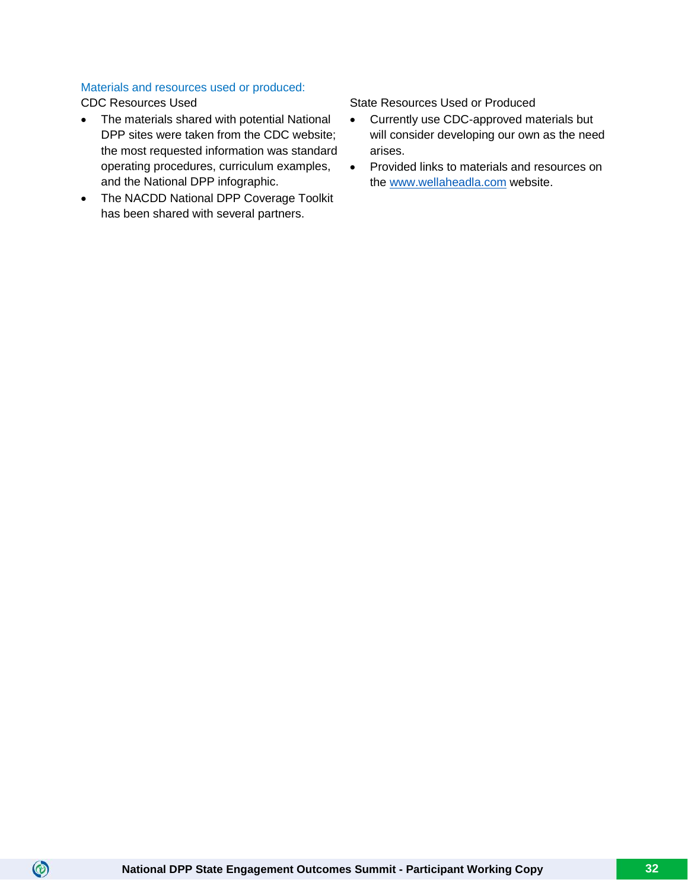### Materials and resources used or produced:

CDC Resources Used

- The materials shared with potential National DPP sites were taken from the CDC website; the most requested information was standard operating procedures, curriculum examples, and the National DPP infographic.
- The NACDD National DPP Coverage Toolkit has been shared with several partners.

State Resources Used or Produced

- Currently use CDC-approved materials but will consider developing our own as the need arises.
- Provided links to materials and resources on the www.wellaheadla.com website.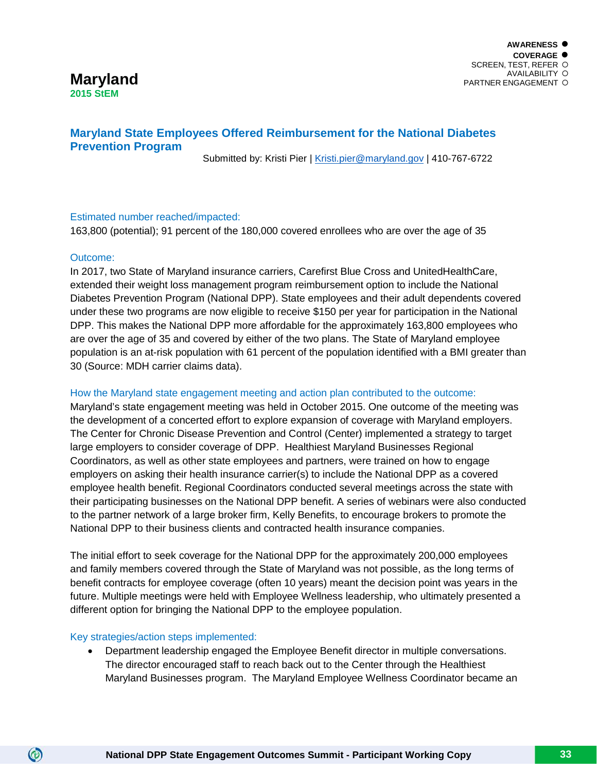AWARENESS ●
COVERAGE ●
SCREEN, TEST, REFER ○
AVAILABILITY ○
PARTNER ENGAGEMENT ○

# Maryland

**2015 StEM**

## Maryland State Employees Offered Reimbursement for the National Diabetes Prevention Program

Submitted by: Kristi Pier | Kristi.pier@maryland.gov | 410-767-6722

### Estimated number reached/impacted:

163,800 (potential); 91 percent of the 180,000 covered enrollees who are over the age of 35

### Outcome:

In 2017, two State of Maryland insurance carriers, Carefirst Blue Cross and UnitedHealthCare, extended their weight loss management program reimbursement option to include the National Diabetes Prevention Program (National DPP). State employees and their adult dependents covered under these two programs are now eligible to receive $150 per year for participation in the National DPP. This makes the National DPP more affordable for the approximately 163,800 employees who are over the age of 35 and covered by either of the two plans. The State of Maryland employee population is an at-risk population with 61 percent of the population identified with a BMI greater than 30 (Source: MDH carrier claims data).

### How the Maryland state engagement meeting and action plan contributed to the outcome:

Maryland's state engagement meeting was held in October 2015. One outcome of the meeting was the development of a concerted effort to explore expansion of coverage with Maryland employers. The Center for Chronic Disease Prevention and Control (Center) implemented a strategy to target large employers to consider coverage of DPP. Healthiest Maryland Businesses Regional Coordinators, as well as other state employees and partners, were trained on how to engage employers on asking their health insurance carrier(s) to include the National DPP as a covered employee health benefit. Regional Coordinators conducted several meetings across the state with their participating businesses on the National DPP benefit. A series of webinars were also conducted to the partner network of a large broker firm, Kelly Benefits, to encourage brokers to promote the National DPP to their business clients and contracted health insurance companies.

The initial effort to seek coverage for the National DPP for the approximately 200,000 employees and family members covered through the State of Maryland was not possible, as the long terms of benefit contracts for employee coverage (often 10 years) meant the decision point was years in the future. Multiple meetings were held with Employee Wellness leadership, who ultimately presented a different option for bringing the National DPP to the employee population.

### Key strategies/action steps implemented:

- Department leadership engaged the Employee Benefit director in multiple conversations. The director encouraged staff to reach back out to the Center through the Healthiest Maryland Businesses program. The Maryland Employee Wellness Coordinator became an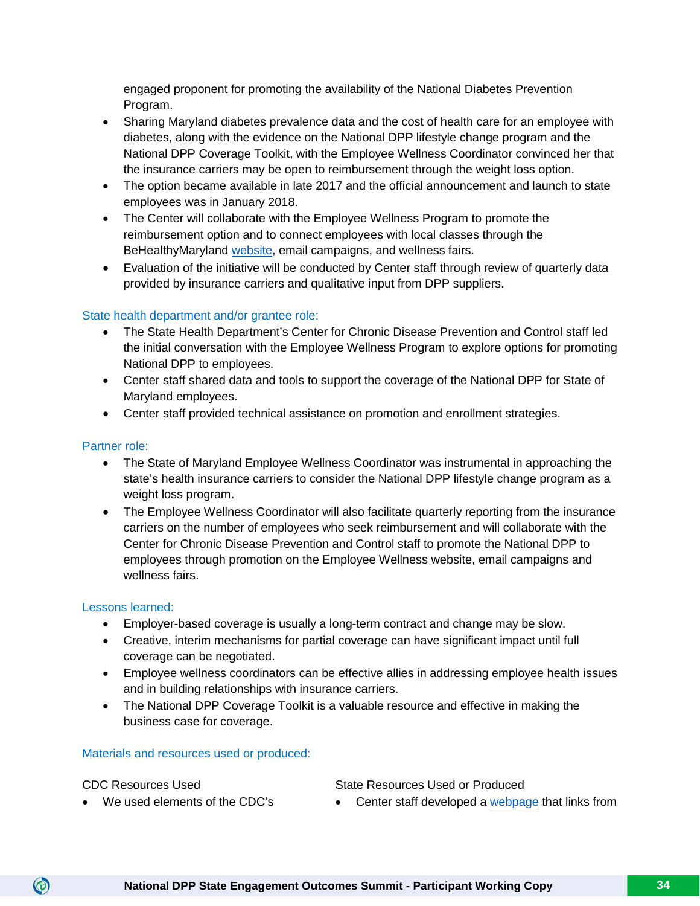engaged proponent for promoting the availability of the National Diabetes Prevention Program.

- Sharing Maryland diabetes prevalence data and the cost of health care for an employee with diabetes, along with the evidence on the National DPP lifestyle change program and the National DPP Coverage Toolkit, with the Employee Wellness Coordinator convinced her that the insurance carriers may be open to reimbursement through the weight loss option.
- The option became available in late 2017 and the official announcement and launch to state employees was in January 2018.
- The Center will collaborate with the Employee Wellness Program to promote the reimbursement option and to connect employees with local classes through the BeHealthyMaryland website, email campaigns, and wellness fairs.
- Evaluation of the initiative will be conducted by Center staff through review of quarterly data provided by insurance carriers and qualitative input from DPP suppliers.

### State health department and/or grantee role:

- The State Health Department's Center for Chronic Disease Prevention and Control staff led the initial conversation with the Employee Wellness Program to explore options for promoting National DPP to employees.
- Center staff shared data and tools to support the coverage of the National DPP for State of Maryland employees.
- Center staff provided technical assistance on promotion and enrollment strategies.

### Partner role:

- The State of Maryland Employee Wellness Coordinator was instrumental in approaching the state's health insurance carriers to consider the National DPP lifestyle change program as a weight loss program.
- The Employee Wellness Coordinator will also facilitate quarterly reporting from the insurance carriers on the number of employees who seek reimbursement and will collaborate with the Center for Chronic Disease Prevention and Control staff to promote the National DPP to employees through promotion on the Employee Wellness website, email campaigns and wellness fairs.

### Lessons learned:

- Employer-based coverage is usually a long-term contract and change may be slow.
- Creative, interim mechanisms for partial coverage can have significant impact until full coverage can be negotiated.
- Employee wellness coordinators can be effective allies in addressing employee health issues and in building relationships with insurance carriers.
- The National DPP Coverage Toolkit is a valuable resource and effective in making the business case for coverage.

### Materials and resources used or produced:

CDC Resources Used

- We used elements of the CDC's

State Resources Used or Produced

- Center staff developed a webpage that links from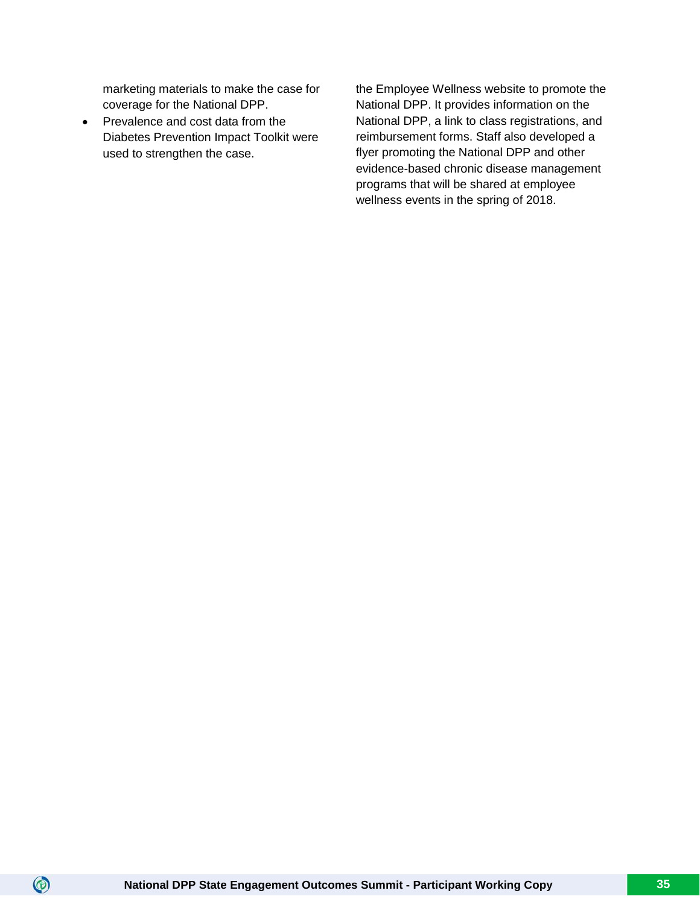marketing materials to make the case for coverage for the National DPP.

- Prevalence and cost data from the Diabetes Prevention Impact Toolkit were used to strengthen the case.

the Employee Wellness website to promote the National DPP. It provides information on the National DPP, a link to class registrations, and reimbursement forms. Staff also developed a flyer promoting the National DPP and other evidence-based chronic disease management programs that will be shared at employee wellness events in the spring of 2018.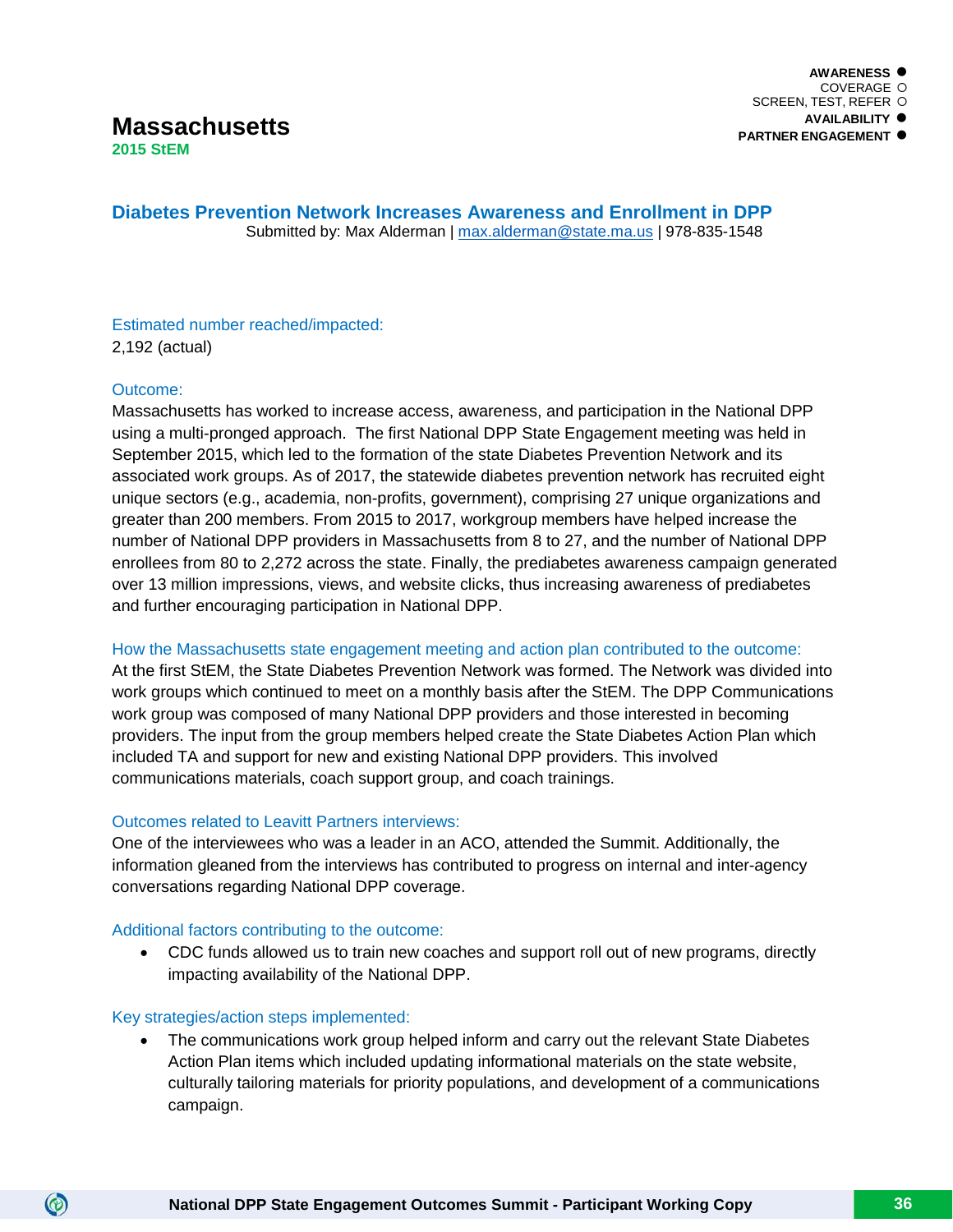AWARENESS ●
COVERAGE ○
SCREEN, TEST, REFER ○
AVAILABILITY ●
PARTNER ENGAGEMENT ●

# Massachusetts

**2015 StEM**

## Diabetes Prevention Network Increases Awareness and Enrollment in DPP

Submitted by: Max Alderman | max.alderman@state.ma.us | 978-835-1548

### Estimated number reached/impacted:

2,192 (actual)

### Outcome:

Massachusetts has worked to increase access, awareness, and participation in the National DPP using a multi-pronged approach. The first National DPP State Engagement meeting was held in September 2015, which led to the formation of the state Diabetes Prevention Network and its associated work groups. As of 2017, the statewide diabetes prevention network has recruited eight unique sectors (e.g., academia, non-profits, government), comprising 27 unique organizations and greater than 200 members. From 2015 to 2017, workgroup members have helped increase the number of National DPP providers in Massachusetts from 8 to 27, and the number of National DPP enrollees from 80 to 2,272 across the state. Finally, the prediabetes awareness campaign generated over 13 million impressions, views, and website clicks, thus increasing awareness of prediabetes and further encouraging participation in National DPP.

### How the Massachusetts state engagement meeting and action plan contributed to the outcome:

At the first StEM, the State Diabetes Prevention Network was formed. The Network was divided into work groups which continued to meet on a monthly basis after the StEM. The DPP Communications work group was composed of many National DPP providers and those interested in becoming providers. The input from the group members helped create the State Diabetes Action Plan which included TA and support for new and existing National DPP providers. This involved communications materials, coach support group, and coach trainings.

### Outcomes related to Leavitt Partners interviews:

One of the interviewees who was a leader in an ACO, attended the Summit. Additionally, the information gleaned from the interviews has contributed to progress on internal and inter-agency conversations regarding National DPP coverage.

### Additional factors contributing to the outcome:

- CDC funds allowed us to train new coaches and support roll out of new programs, directly impacting availability of the National DPP.

### Key strategies/action steps implemented:

- The communications work group helped inform and carry out the relevant State Diabetes Action Plan items which included updating informational materials on the state website, culturally tailoring materials for priority populations, and development of a communications campaign.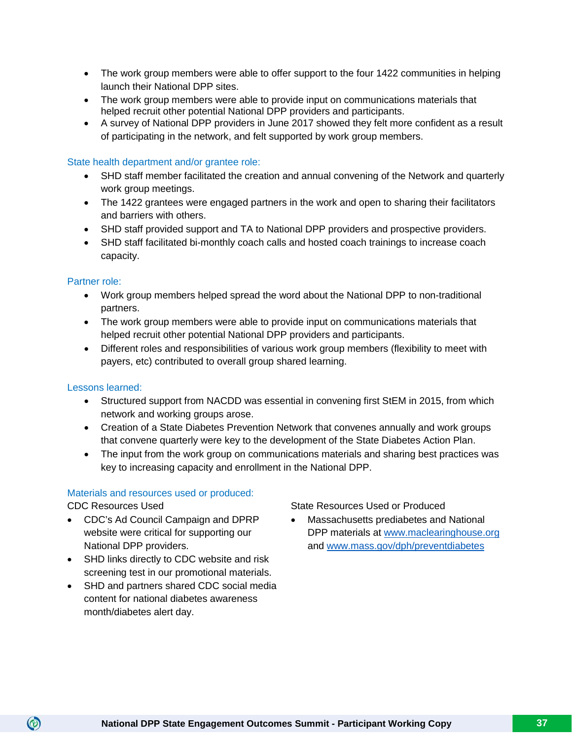- The work group members were able to offer support to the four 1422 communities in helping launch their National DPP sites.
- The work group members were able to provide input on communications materials that helped recruit other potential National DPP providers and participants.
- A survey of National DPP providers in June 2017 showed they felt more confident as a result of participating in the network, and felt supported by work group members.

### State health department and/or grantee role:

- SHD staff member facilitated the creation and annual convening of the Network and quarterly work group meetings.
- The 1422 grantees were engaged partners in the work and open to sharing their facilitators and barriers with others.
- SHD staff provided support and TA to National DPP providers and prospective providers.
- SHD staff facilitated bi-monthly coach calls and hosted coach trainings to increase coach capacity.

### Partner role:

- Work group members helped spread the word about the National DPP to non-traditional partners.
- The work group members were able to provide input on communications materials that helped recruit other potential National DPP providers and participants.
- Different roles and responsibilities of various work group members (flexibility to meet with payers, etc) contributed to overall group shared learning.

### Lessons learned:

- Structured support from NACDD was essential in convening first StEM in 2015, from which network and working groups arose.
- Creation of a State Diabetes Prevention Network that convenes annually and work groups that convene quarterly were key to the development of the State Diabetes Action Plan.
- The input from the work group on communications materials and sharing best practices was key to increasing capacity and enrollment in the National DPP.

### Materials and resources used or produced:

CDC Resources Used

- CDC's Ad Council Campaign and DPRP website were critical for supporting our National DPP providers.
- SHD links directly to CDC website and risk screening test in our promotional materials.
- SHD and partners shared CDC social media content for national diabetes awareness month/diabetes alert day.

State Resources Used or Produced

- Massachusetts prediabetes and National DPP materials at www.maclearinghouse.org and www.mass.gov/dph/preventdiabetes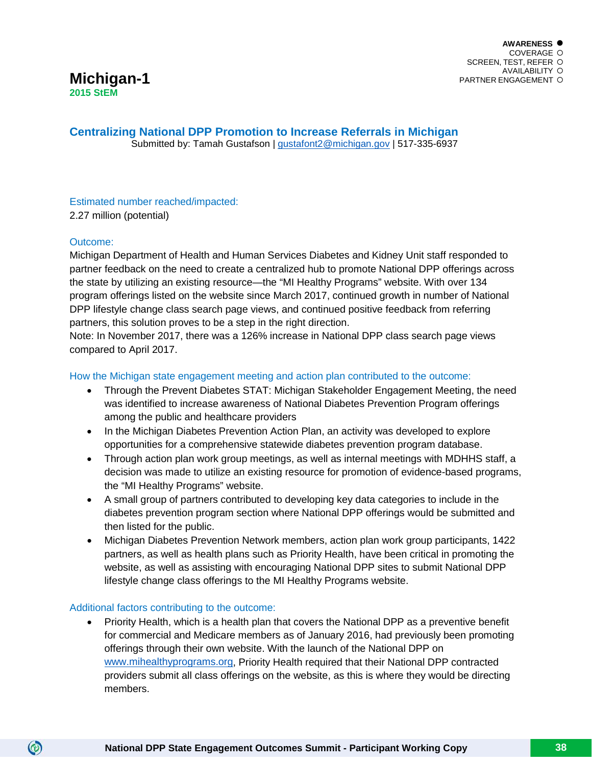AWARENESS ●
COVERAGE ○
SCREEN, TEST, REFER ○
AVAILABILITY ○
PARTNER ENGAGEMENT ○

# Michigan-1

**2015 StEM**

## Centralizing National DPP Promotion to Increase Referrals in Michigan

Submitted by: Tamah Gustafson | gustafont2@michigan.gov | 517-335-6937

### Estimated number reached/impacted:

2.27 million (potential)

### Outcome:

Michigan Department of Health and Human Services Diabetes and Kidney Unit staff responded to partner feedback on the need to create a centralized hub to promote National DPP offerings across the state by utilizing an existing resource—the "MI Healthy Programs" website. With over 134 program offerings listed on the website since March 2017, continued growth in number of National DPP lifestyle change class search page views, and continued positive feedback from referring partners, this solution proves to be a step in the right direction.

Note: In November 2017, there was a 126% increase in National DPP class search page views compared to April 2017.

### How the Michigan state engagement meeting and action plan contributed to the outcome:

- Through the Prevent Diabetes STAT: Michigan Stakeholder Engagement Meeting, the need was identified to increase awareness of National Diabetes Prevention Program offerings among the public and healthcare providers
- In the Michigan Diabetes Prevention Action Plan, an activity was developed to explore opportunities for a comprehensive statewide diabetes prevention program database.
- Through action plan work group meetings, as well as internal meetings with MDHHS staff, a decision was made to utilize an existing resource for promotion of evidence-based programs, the "MI Healthy Programs" website.
- A small group of partners contributed to developing key data categories to include in the diabetes prevention program section where National DPP offerings would be submitted and then listed for the public.
- Michigan Diabetes Prevention Network members, action plan work group participants, 1422 partners, as well as health plans such as Priority Health, have been critical in promoting the website, as well as assisting with encouraging National DPP sites to submit National DPP lifestyle change class offerings to the MI Healthy Programs website.

### Additional factors contributing to the outcome:

- Priority Health, which is a health plan that covers the National DPP as a preventive benefit for commercial and Medicare members as of January 2016, had previously been promoting offerings through their own website. With the launch of the National DPP on www.mihealthyprograms.org, Priority Health required that their National DPP contracted providers submit all class offerings on the website, as this is where they would be directing members.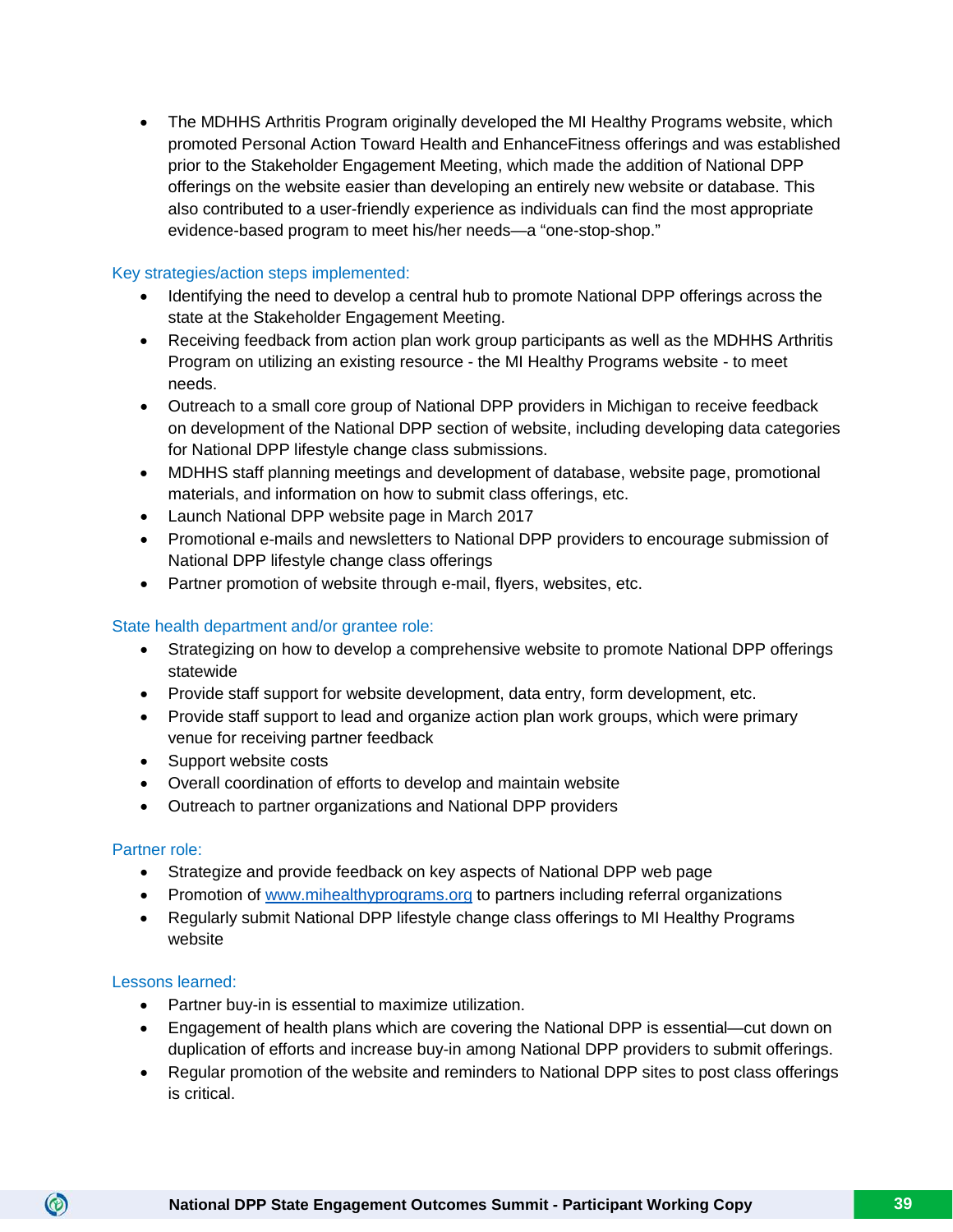- The MDHHS Arthritis Program originally developed the MI Healthy Programs website, which promoted Personal Action Toward Health and EnhanceFitness offerings and was established prior to the Stakeholder Engagement Meeting, which made the addition of National DPP offerings on the website easier than developing an entirely new website or database. This also contributed to a user-friendly experience as individuals can find the most appropriate evidence-based program to meet his/her needs—a "one-stop-shop."

### Key strategies/action steps implemented:

- Identifying the need to develop a central hub to promote National DPP offerings across the state at the Stakeholder Engagement Meeting.
- Receiving feedback from action plan work group participants as well as the MDHHS Arthritis Program on utilizing an existing resource - the MI Healthy Programs website - to meet needs.
- Outreach to a small core group of National DPP providers in Michigan to receive feedback on development of the National DPP section of website, including developing data categories for National DPP lifestyle change class submissions.
- MDHHS staff planning meetings and development of database, website page, promotional materials, and information on how to submit class offerings, etc.
- Launch National DPP website page in March 2017
- Promotional e-mails and newsletters to National DPP providers to encourage submission of National DPP lifestyle change class offerings
- Partner promotion of website through e-mail, flyers, websites, etc.

### State health department and/or grantee role:

- Strategizing on how to develop a comprehensive website to promote National DPP offerings statewide
- Provide staff support for website development, data entry, form development, etc.
- Provide staff support to lead and organize action plan work groups, which were primary venue for receiving partner feedback
- Support website costs
- Overall coordination of efforts to develop and maintain website
- Outreach to partner organizations and National DPP providers

### Partner role:

- Strategize and provide feedback on key aspects of National DPP web page
- Promotion of [www.mihealthyprograms.org](http://www.mihealthyprograms.org) to partners including referral organizations
- Regularly submit National DPP lifestyle change class offerings to MI Healthy Programs website

### Lessons learned:

- Partner buy-in is essential to maximize utilization.
- Engagement of health plans which are covering the National DPP is essential—cut down on duplication of efforts and increase buy-in among National DPP providers to submit offerings.
- Regular promotion of the website and reminders to National DPP sites to post class offerings is critical.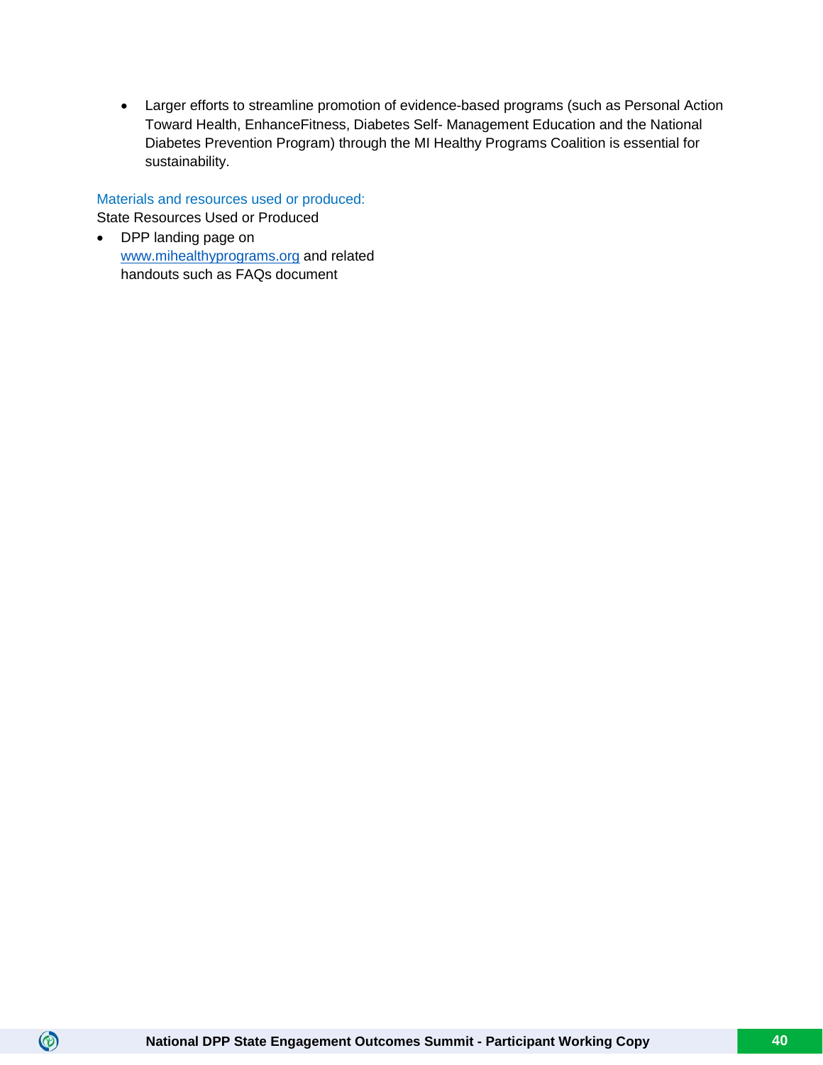- Larger efforts to streamline promotion of evidence-based programs (such as Personal Action Toward Health, EnhanceFitness, Diabetes Self- Management Education and the National Diabetes Prevention Program) through the MI Healthy Programs Coalition is essential for sustainability.

### Materials and resources used or produced:

State Resources Used or Produced

- DPP landing page on www.mihealthyprograms.org and related handouts such as FAQs document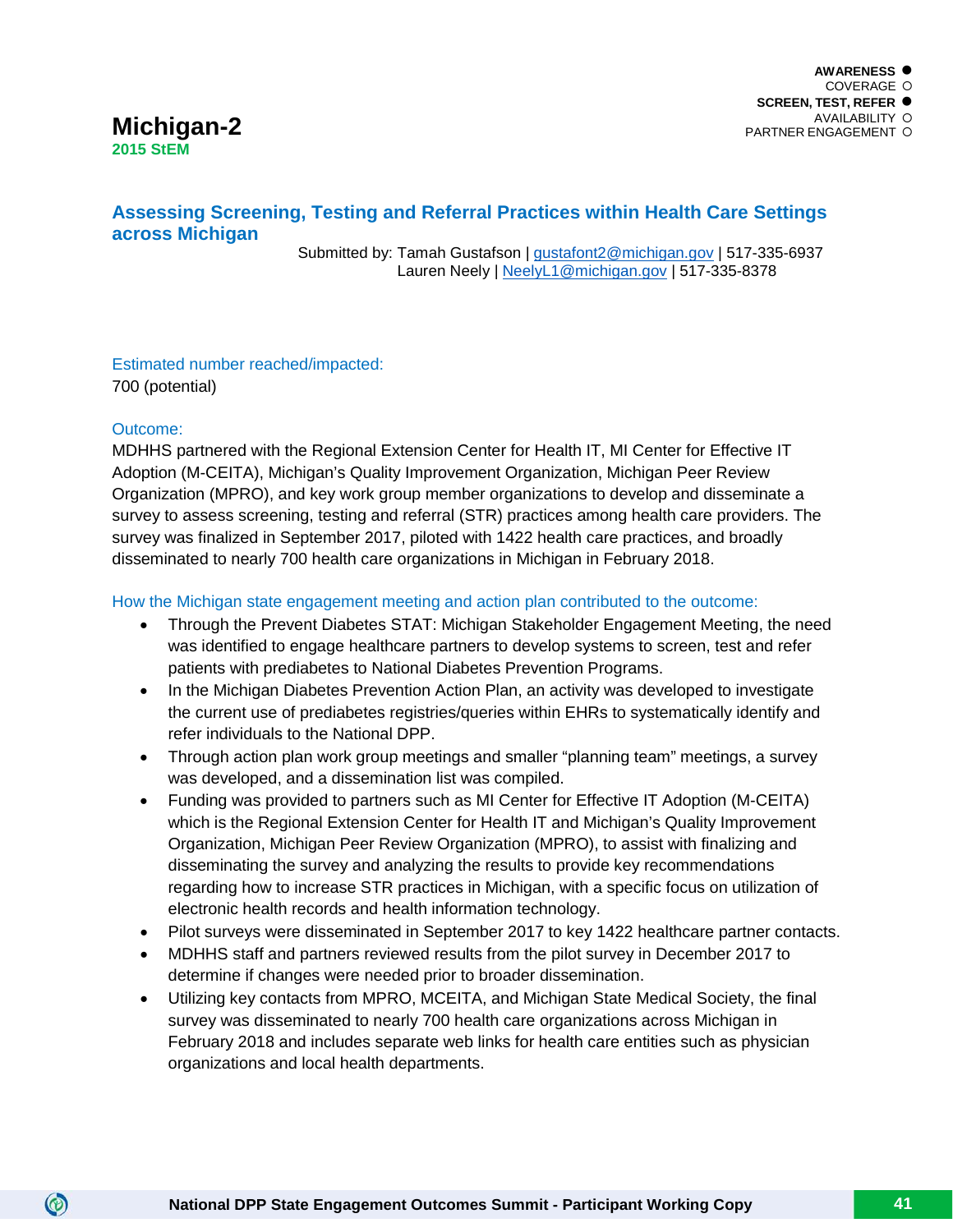AWARENESS ●
COVERAGE ○
SCREEN, TEST, REFER ●
AVAILABILITY ○
PARTNER ENGAGEMENT ○

# Michigan-2

**2015 StEM**

## Assessing Screening, Testing and Referral Practices within Health Care Settings across Michigan

Submitted by: Tamah Gustafson | gustafont2@michigan.gov | 517-335-6937
Lauren Neely | NeelyL1@michigan.gov | 517-335-8378

### Estimated number reached/impacted:

700 (potential)

### Outcome:

MDHHS partnered with the Regional Extension Center for Health IT, MI Center for Effective IT Adoption (M-CEITA), Michigan's Quality Improvement Organization, Michigan Peer Review Organization (MPRO), and key work group member organizations to develop and disseminate a survey to assess screening, testing and referral (STR) practices among health care providers. The survey was finalized in September 2017, piloted with 1422 health care practices, and broadly disseminated to nearly 700 health care organizations in Michigan in February 2018.

### How the Michigan state engagement meeting and action plan contributed to the outcome:

- Through the Prevent Diabetes STAT: Michigan Stakeholder Engagement Meeting, the need was identified to engage healthcare partners to develop systems to screen, test and refer patients with prediabetes to National Diabetes Prevention Programs.
- In the Michigan Diabetes Prevention Action Plan, an activity was developed to investigate the current use of prediabetes registries/queries within EHRs to systematically identify and refer individuals to the National DPP.
- Through action plan work group meetings and smaller "planning team" meetings, a survey was developed, and a dissemination list was compiled.
- Funding was provided to partners such as MI Center for Effective IT Adoption (M-CEITA) which is the Regional Extension Center for Health IT and Michigan's Quality Improvement Organization, Michigan Peer Review Organization (MPRO), to assist with finalizing and disseminating the survey and analyzing the results to provide key recommendations regarding how to increase STR practices in Michigan, with a specific focus on utilization of electronic health records and health information technology.
- Pilot surveys were disseminated in September 2017 to key 1422 healthcare partner contacts.
- MDHHS staff and partners reviewed results from the pilot survey in December 2017 to determine if changes were needed prior to broader dissemination.
- Utilizing key contacts from MPRO, MCEITA, and Michigan State Medical Society, the final survey was disseminated to nearly 700 health care organizations across Michigan in February 2018 and includes separate web links for health care entities such as physician organizations and local health departments.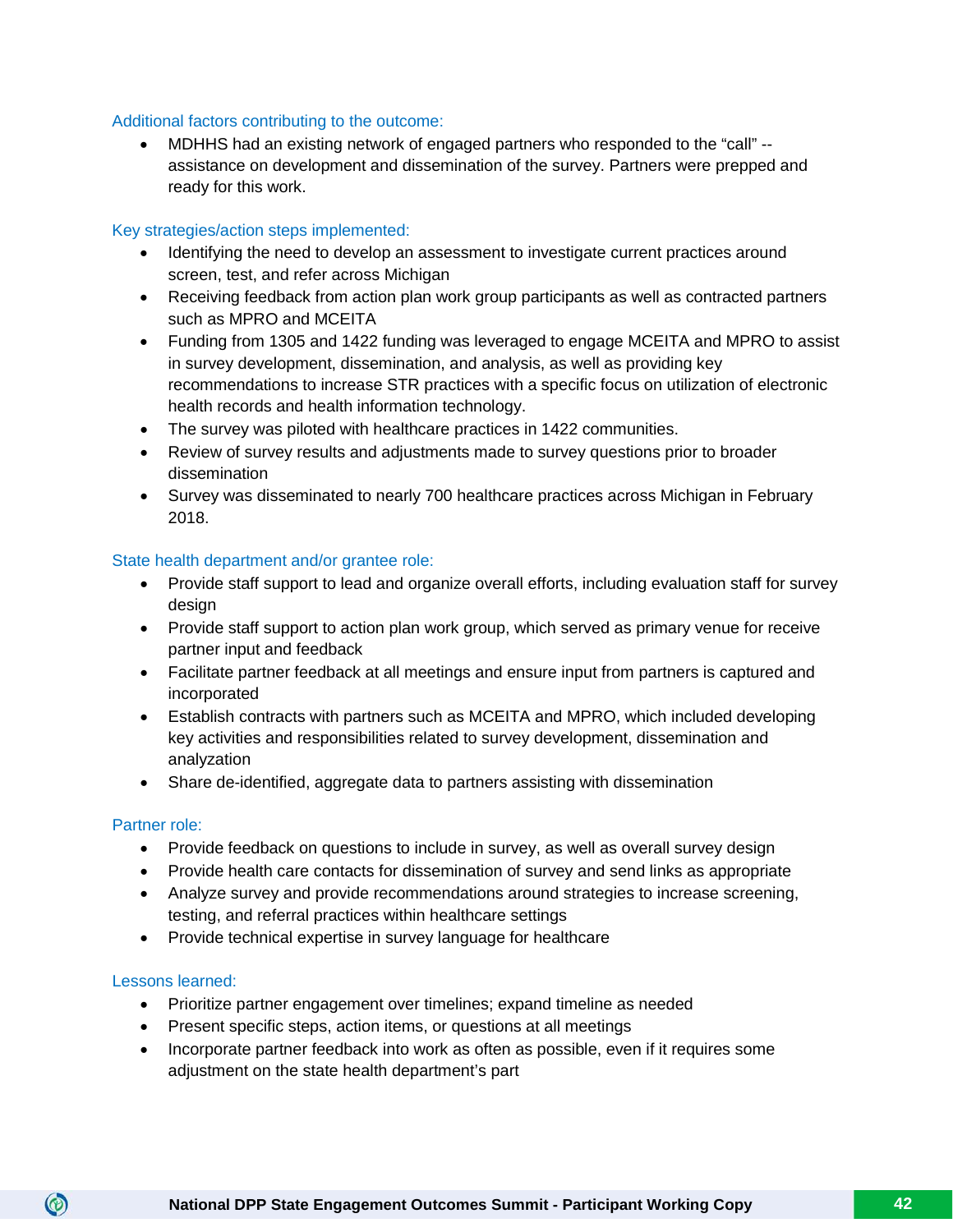### Additional factors contributing to the outcome:

- MDHHS had an existing network of engaged partners who responded to the "call" -- assistance on development and dissemination of the survey. Partners were prepped and ready for this work.

### Key strategies/action steps implemented:

- Identifying the need to develop an assessment to investigate current practices around screen, test, and refer across Michigan
- Receiving feedback from action plan work group participants as well as contracted partners such as MPRO and MCEITA
- Funding from 1305 and 1422 funding was leveraged to engage MCEITA and MPRO to assist in survey development, dissemination, and analysis, as well as providing key recommendations to increase STR practices with a specific focus on utilization of electronic health records and health information technology.
- The survey was piloted with healthcare practices in 1422 communities.
- Review of survey results and adjustments made to survey questions prior to broader dissemination
- Survey was disseminated to nearly 700 healthcare practices across Michigan in February 2018.

### State health department and/or grantee role:

- Provide staff support to lead and organize overall efforts, including evaluation staff for survey design
- Provide staff support to action plan work group, which served as primary venue for receive partner input and feedback
- Facilitate partner feedback at all meetings and ensure input from partners is captured and incorporated
- Establish contracts with partners such as MCEITA and MPRO, which included developing key activities and responsibilities related to survey development, dissemination and analyzation
- Share de-identified, aggregate data to partners assisting with dissemination

### Partner role:

- Provide feedback on questions to include in survey, as well as overall survey design
- Provide health care contacts for dissemination of survey and send links as appropriate
- Analyze survey and provide recommendations around strategies to increase screening, testing, and referral practices within healthcare settings
- Provide technical expertise in survey language for healthcare

### Lessons learned:

- Prioritize partner engagement over timelines; expand timeline as needed
- Present specific steps, action items, or questions at all meetings
- Incorporate partner feedback into work as often as possible, even if it requires some adjustment on the state health department's part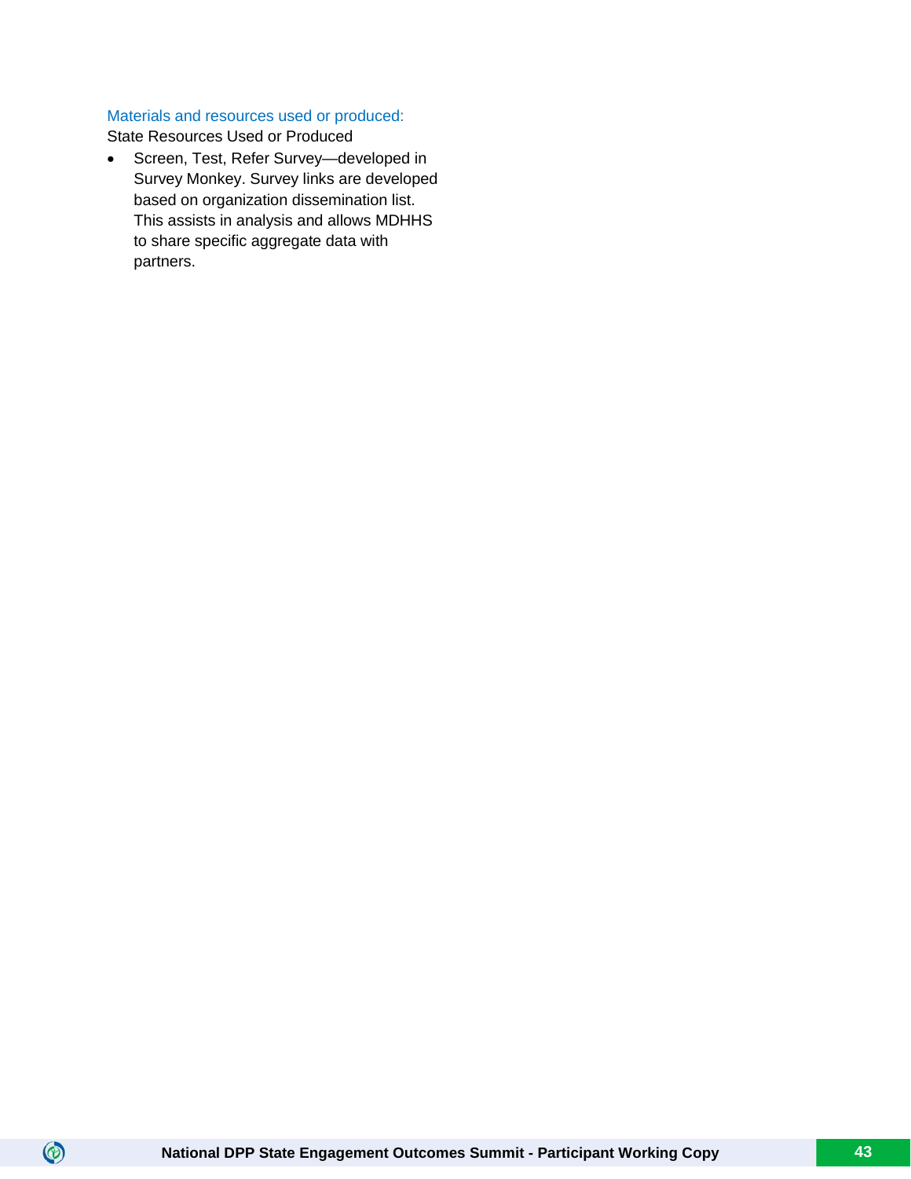Materials and resources used or produced:

State Resources Used or Produced

- Screen, Test, Refer Survey—developed in Survey Monkey. Survey links are developed based on organization dissemination list. This assists in analysis and allows MDHHS to share specific aggregate data with partners.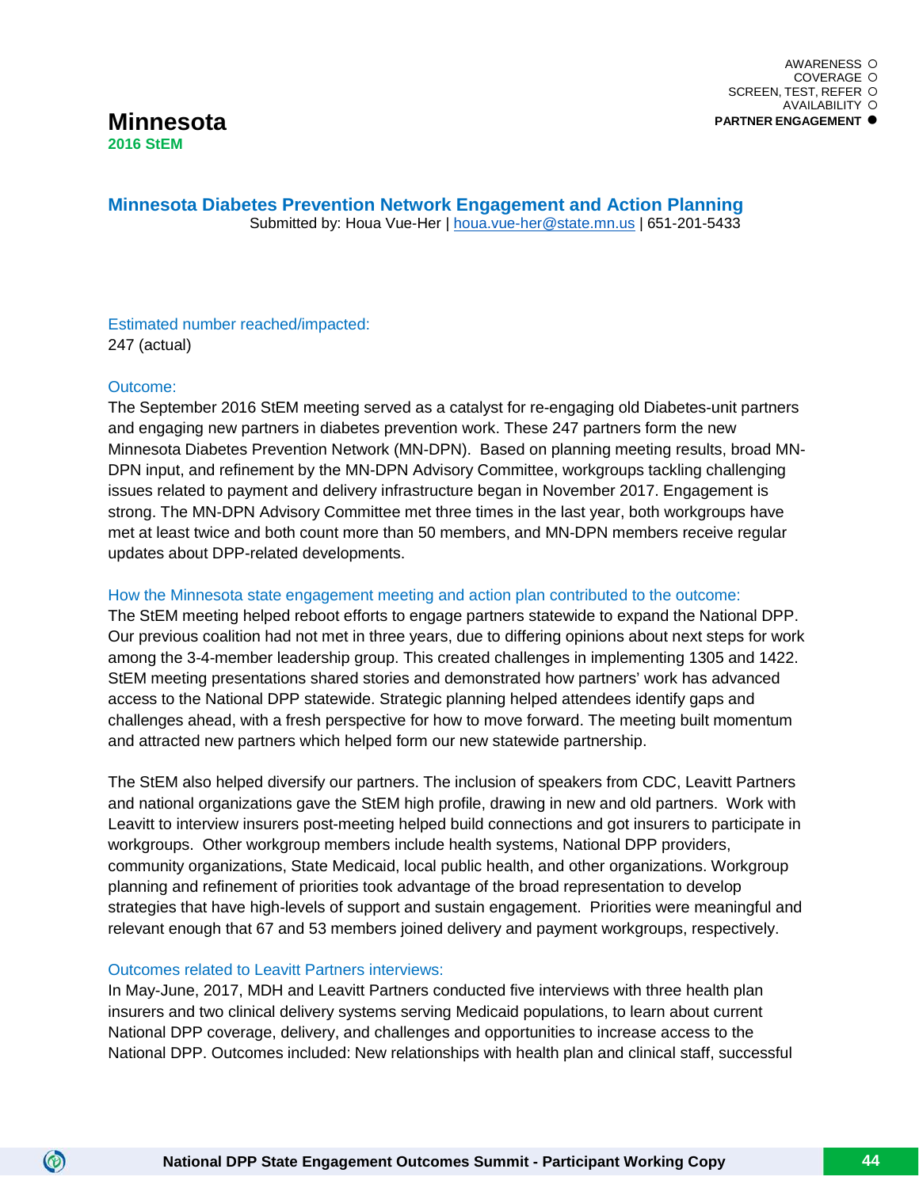AWARENESS ○
COVERAGE ○
SCREEN, TEST, REFER ○
AVAILABILITY ○
**PARTNER ENGAGEMENT ●**

# Minnesota

**2016 StEM**

## Minnesota Diabetes Prevention Network Engagement and Action Planning

Submitted by: Houa Vue-Her | houa.vue-her@state.mn.us | 651-201-5433

### Estimated number reached/impacted:

247 (actual)

### Outcome:

The September 2016 StEM meeting served as a catalyst for re-engaging old Diabetes-unit partners and engaging new partners in diabetes prevention work. These 247 partners form the new Minnesota Diabetes Prevention Network (MN-DPN). Based on planning meeting results, broad MN-DPN input, and refinement by the MN-DPN Advisory Committee, workgroups tackling challenging issues related to payment and delivery infrastructure began in November 2017. Engagement is strong. The MN-DPN Advisory Committee met three times in the last year, both workgroups have met at least twice and both count more than 50 members, and MN-DPN members receive regular updates about DPP-related developments.

### How the Minnesota state engagement meeting and action plan contributed to the outcome:

The StEM meeting helped reboot efforts to engage partners statewide to expand the National DPP. Our previous coalition had not met in three years, due to differing opinions about next steps for work among the 3-4-member leadership group. This created challenges in implementing 1305 and 1422. StEM meeting presentations shared stories and demonstrated how partners' work has advanced access to the National DPP statewide. Strategic planning helped attendees identify gaps and challenges ahead, with a fresh perspective for how to move forward. The meeting built momentum and attracted new partners which helped form our new statewide partnership.

The StEM also helped diversify our partners. The inclusion of speakers from CDC, Leavitt Partners and national organizations gave the StEM high profile, drawing in new and old partners. Work with Leavitt to interview insurers post-meeting helped build connections and got insurers to participate in workgroups. Other workgroup members include health systems, National DPP providers, community organizations, State Medicaid, local public health, and other organizations. Workgroup planning and refinement of priorities took advantage of the broad representation to develop strategies that have high-levels of support and sustain engagement. Priorities were meaningful and relevant enough that 67 and 53 members joined delivery and payment workgroups, respectively.

### Outcomes related to Leavitt Partners interviews:

In May-June, 2017, MDH and Leavitt Partners conducted five interviews with three health plan insurers and two clinical delivery systems serving Medicaid populations, to learn about current National DPP coverage, delivery, and challenges and opportunities to increase access to the National DPP. Outcomes included: New relationships with health plan and clinical staff, successful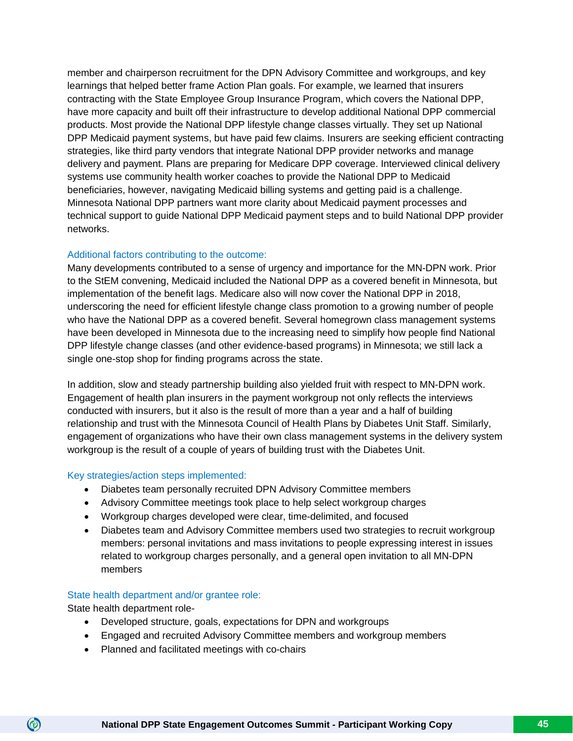member and chairperson recruitment for the DPN Advisory Committee and workgroups, and key learnings that helped better frame Action Plan goals. For example, we learned that insurers contracting with the State Employee Group Insurance Program, which covers the National DPP, have more capacity and built off their infrastructure to develop additional National DPP commercial products. Most provide the National DPP lifestyle change classes virtually. They set up National DPP Medicaid payment systems, but have paid few claims. Insurers are seeking efficient contracting strategies, like third party vendors that integrate National DPP provider networks and manage delivery and payment. Plans are preparing for Medicare DPP coverage. Interviewed clinical delivery systems use community health worker coaches to provide the National DPP to Medicaid beneficiaries, however, navigating Medicaid billing systems and getting paid is a challenge. Minnesota National DPP partners want more clarity about Medicaid payment processes and technical support to guide National DPP Medicaid payment steps and to build National DPP provider networks.

### Additional factors contributing to the outcome:

Many developments contributed to a sense of urgency and importance for the MN-DPN work. Prior to the StEM convening, Medicaid included the National DPP as a covered benefit in Minnesota, but implementation of the benefit lags. Medicare also will now cover the National DPP in 2018, underscoring the need for efficient lifestyle change class promotion to a growing number of people who have the National DPP as a covered benefit. Several homegrown class management systems have been developed in Minnesota due to the increasing need to simplify how people find National DPP lifestyle change classes (and other evidence-based programs) in Minnesota; we still lack a single one-stop shop for finding programs across the state.

In addition, slow and steady partnership building also yielded fruit with respect to MN-DPN work. Engagement of health plan insurers in the payment workgroup not only reflects the interviews conducted with insurers, but it also is the result of more than a year and a half of building relationship and trust with the Minnesota Council of Health Plans by Diabetes Unit Staff. Similarly, engagement of organizations who have their own class management systems in the delivery system workgroup is the result of a couple of years of building trust with the Diabetes Unit.

### Key strategies/action steps implemented:

- Diabetes team personally recruited DPN Advisory Committee members
- Advisory Committee meetings took place to help select workgroup charges
- Workgroup charges developed were clear, time-delimited, and focused
- Diabetes team and Advisory Committee members used two strategies to recruit workgroup members: personal invitations and mass invitations to people expressing interest in issues related to workgroup charges personally, and a general open invitation to all MN-DPN members

### State health department and/or grantee role:

State health department role-

- Developed structure, goals, expectations for DPN and workgroups
- Engaged and recruited Advisory Committee members and workgroup members
- Planned and facilitated meetings with co-chairs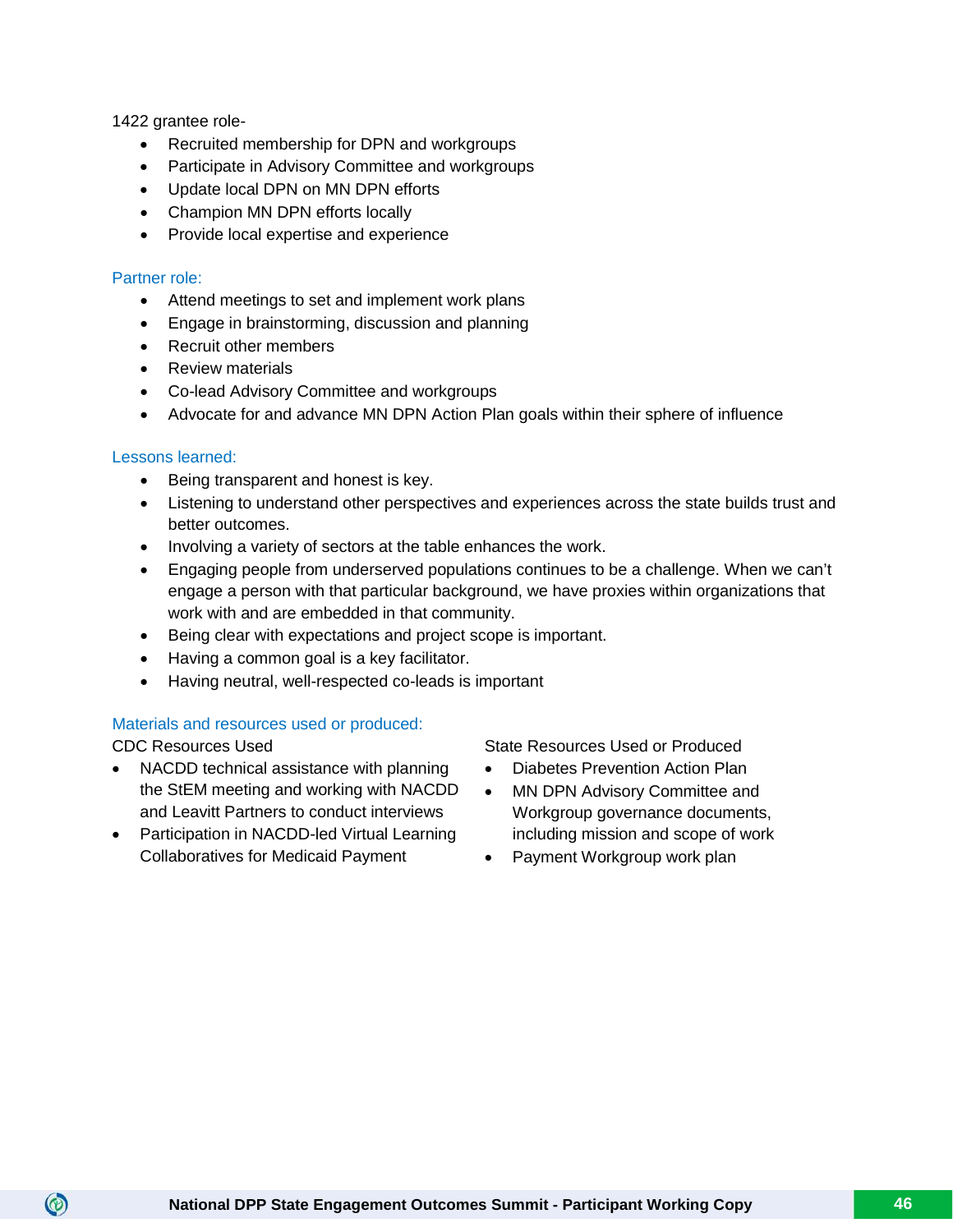1422 grantee role-

- Recruited membership for DPN and workgroups
- Participate in Advisory Committee and workgroups
- Update local DPN on MN DPN efforts
- Champion MN DPN efforts locally
- Provide local expertise and experience

### Partner role:

- Attend meetings to set and implement work plans
- Engage in brainstorming, discussion and planning
- Recruit other members
- Review materials
- Co-lead Advisory Committee and workgroups
- Advocate for and advance MN DPN Action Plan goals within their sphere of influence

### Lessons learned:

- Being transparent and honest is key.
- Listening to understand other perspectives and experiences across the state builds trust and better outcomes.
- Involving a variety of sectors at the table enhances the work.
- Engaging people from underserved populations continues to be a challenge. When we can't engage a person with that particular background, we have proxies within organizations that work with and are embedded in that community.
- Being clear with expectations and project scope is important.
- Having a common goal is a key facilitator.
- Having neutral, well-respected co-leads is important

### Materials and resources used or produced:

CDC Resources Used

- NACDD technical assistance with planning the StEM meeting and working with NACDD and Leavitt Partners to conduct interviews
- Participation in NACDD-led Virtual Learning Collaboratives for Medicaid Payment

State Resources Used or Produced

- Diabetes Prevention Action Plan
- MN DPN Advisory Committee and Workgroup governance documents, including mission and scope of work
- Payment Workgroup work plan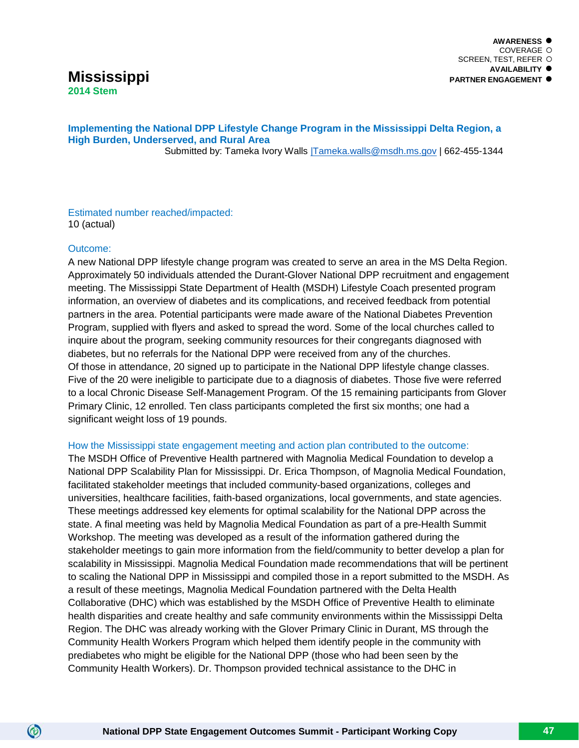AWARENESS ●
COVERAGE ○
SCREEN, TEST, REFER ○
AVAILABILITY ●
PARTNER ENGAGEMENT ●

# Mississippi

**2014 Stem**

## Implementing the National DPP Lifestyle Change Program in the Mississippi Delta Region, a High Burden, Underserved, and Rural Area

Submitted by: Tameka Ivory Walls |Tameka.walls@msdh.ms.gov | 662-455-1344

### Estimated number reached/impacted:

10 (actual)

### Outcome:

A new National DPP lifestyle change program was created to serve an area in the MS Delta Region. Approximately 50 individuals attended the Durant-Glover National DPP recruitment and engagement meeting. The Mississippi State Department of Health (MSDH) Lifestyle Coach presented program information, an overview of diabetes and its complications, and received feedback from potential partners in the area. Potential participants were made aware of the National Diabetes Prevention Program, supplied with flyers and asked to spread the word. Some of the local churches called to inquire about the program, seeking community resources for their congregants diagnosed with diabetes, but no referrals for the National DPP were received from any of the churches.
Of those in attendance, 20 signed up to participate in the National DPP lifestyle change classes. Five of the 20 were ineligible to participate due to a diagnosis of diabetes. Those five were referred to a local Chronic Disease Self-Management Program. Of the 15 remaining participants from Glover Primary Clinic, 12 enrolled. Ten class participants completed the first six months; one had a significant weight loss of 19 pounds.

### How the Mississippi state engagement meeting and action plan contributed to the outcome:

The MSDH Office of Preventive Health partnered with Magnolia Medical Foundation to develop a National DPP Scalability Plan for Mississippi. Dr. Erica Thompson, of Magnolia Medical Foundation, facilitated stakeholder meetings that included community-based organizations, colleges and universities, healthcare facilities, faith-based organizations, local governments, and state agencies. These meetings addressed key elements for optimal scalability for the National DPP across the state. A final meeting was held by Magnolia Medical Foundation as part of a pre-Health Summit Workshop. The meeting was developed as a result of the information gathered during the stakeholder meetings to gain more information from the field/community to better develop a plan for scalability in Mississippi. Magnolia Medical Foundation made recommendations that will be pertinent to scaling the National DPP in Mississippi and compiled those in a report submitted to the MSDH. As a result of these meetings, Magnolia Medical Foundation partnered with the Delta Health Collaborative (DHC) which was established by the MSDH Office of Preventive Health to eliminate health disparities and create healthy and safe community environments within the Mississippi Delta Region. The DHC was already working with the Glover Primary Clinic in Durant, MS through the Community Health Workers Program which helped them identify people in the community with prediabetes who might be eligible for the National DPP (those who had been seen by the Community Health Workers). Dr. Thompson provided technical assistance to the DHC in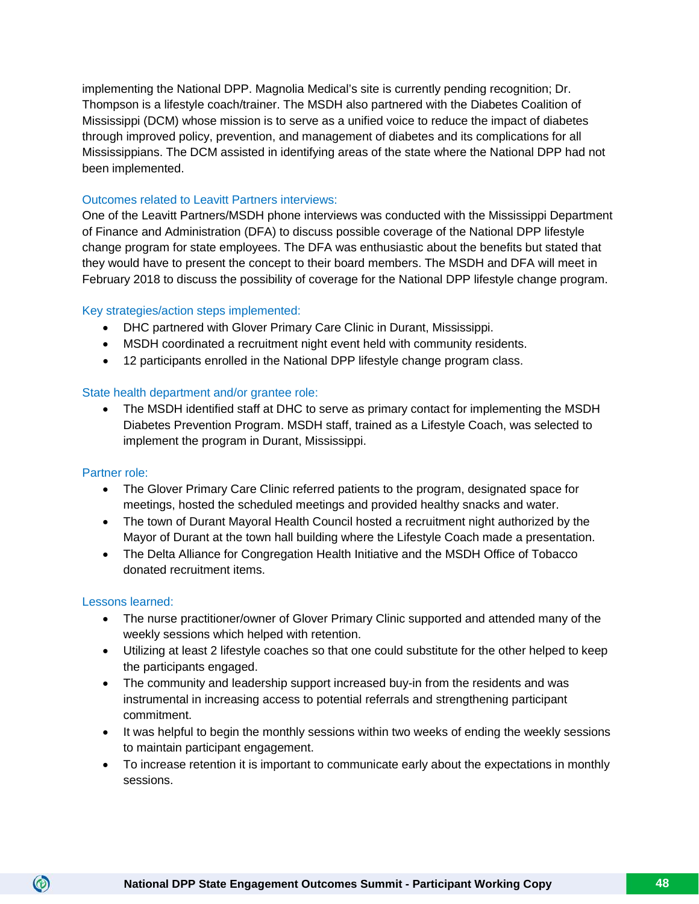implementing the National DPP. Magnolia Medical's site is currently pending recognition; Dr. Thompson is a lifestyle coach/trainer. The MSDH also partnered with the Diabetes Coalition of Mississippi (DCM) whose mission is to serve as a unified voice to reduce the impact of diabetes through improved policy, prevention, and management of diabetes and its complications for all Mississippians. The DCM assisted in identifying areas of the state where the National DPP had not been implemented.

### Outcomes related to Leavitt Partners interviews:

One of the Leavitt Partners/MSDH phone interviews was conducted with the Mississippi Department of Finance and Administration (DFA) to discuss possible coverage of the National DPP lifestyle change program for state employees. The DFA was enthusiastic about the benefits but stated that they would have to present the concept to their board members. The MSDH and DFA will meet in February 2018 to discuss the possibility of coverage for the National DPP lifestyle change program.

### Key strategies/action steps implemented:

- DHC partnered with Glover Primary Care Clinic in Durant, Mississippi.
- MSDH coordinated a recruitment night event held with community residents.
- 12 participants enrolled in the National DPP lifestyle change program class.

### State health department and/or grantee role:

- The MSDH identified staff at DHC to serve as primary contact for implementing the MSDH Diabetes Prevention Program. MSDH staff, trained as a Lifestyle Coach, was selected to implement the program in Durant, Mississippi.

### Partner role:

- The Glover Primary Care Clinic referred patients to the program, designated space for meetings, hosted the scheduled meetings and provided healthy snacks and water.
- The town of Durant Mayoral Health Council hosted a recruitment night authorized by the Mayor of Durant at the town hall building where the Lifestyle Coach made a presentation.
- The Delta Alliance for Congregation Health Initiative and the MSDH Office of Tobacco donated recruitment items.

### Lessons learned:

- The nurse practitioner/owner of Glover Primary Clinic supported and attended many of the weekly sessions which helped with retention.
- Utilizing at least 2 lifestyle coaches so that one could substitute for the other helped to keep the participants engaged.
- The community and leadership support increased buy-in from the residents and was instrumental in increasing access to potential referrals and strengthening participant commitment.
- It was helpful to begin the monthly sessions within two weeks of ending the weekly sessions to maintain participant engagement.
- To increase retention it is important to communicate early about the expectations in monthly sessions.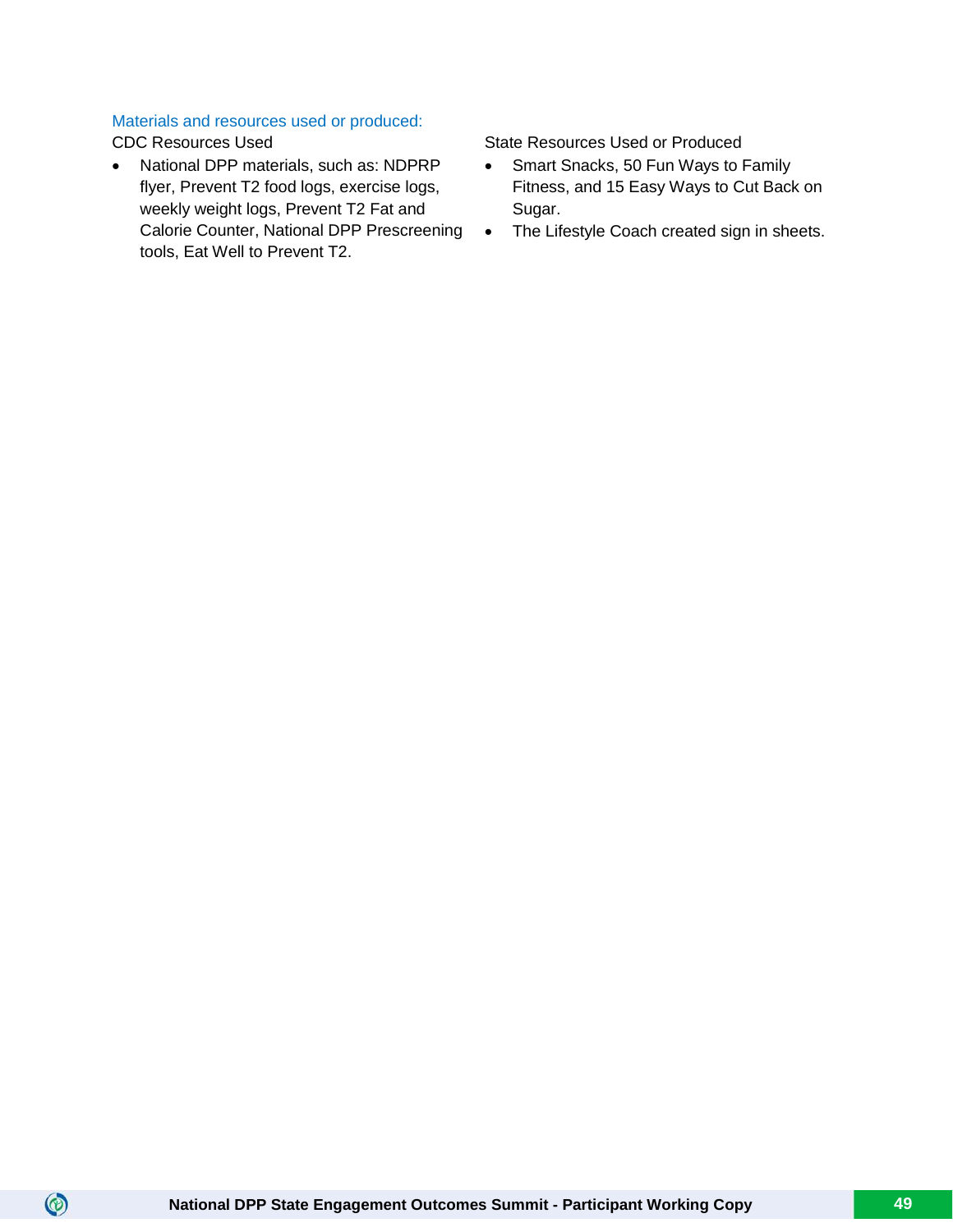### Materials and resources used or produced:

CDC Resources Used

- National DPP materials, such as: NDPRP flyer, Prevent T2 food logs, exercise logs, weekly weight logs, Prevent T2 Fat and Calorie Counter, National DPP Prescreening tools, Eat Well to Prevent T2.

State Resources Used or Produced

- Smart Snacks, 50 Fun Ways to Family Fitness, and 15 Easy Ways to Cut Back on Sugar.
- The Lifestyle Coach created sign in sheets.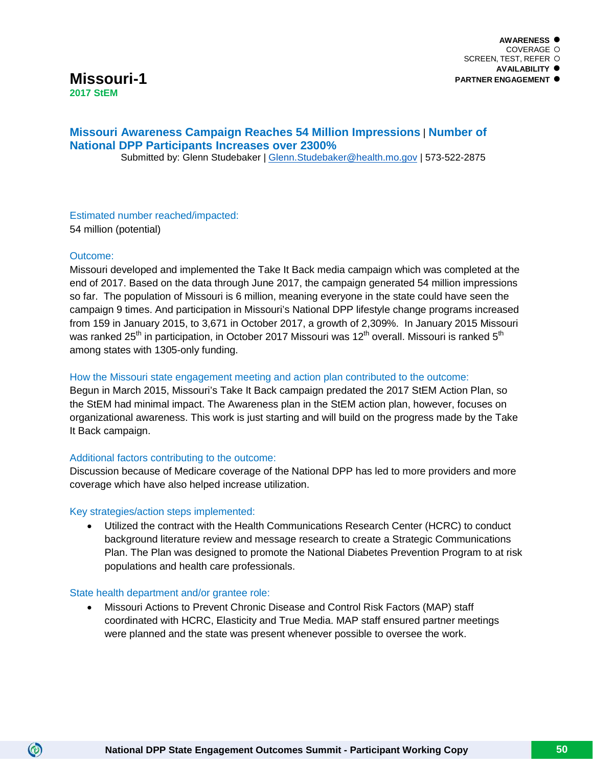AWARENESS ●
COVERAGE ○
SCREEN, TEST, REFER ○
AVAILABILITY ●
PARTNER ENGAGEMENT ●

# Missouri-1

**2017 StEM**

## Missouri Awareness Campaign Reaches 54 Million Impressions | Number of National DPP Participants Increases over 2300%

Submitted by: Glenn Studebaker | Glenn.Studebaker@health.mo.gov | 573-522-2875

### Estimated number reached/impacted:

54 million (potential)

### Outcome:

Missouri developed and implemented the Take It Back media campaign which was completed at the end of 2017. Based on the data through June 2017, the campaign generated 54 million impressions so far. The population of Missouri is 6 million, meaning everyone in the state could have seen the campaign 9 times. And participation in Missouri's National DPP lifestyle change programs increased from 159 in January 2015, to 3,671 in October 2017, a growth of 2,309%. In January 2015 Missouri was ranked 25th in participation, in October 2017 Missouri was 12th overall. Missouri is ranked 5th among states with 1305-only funding.

### How the Missouri state engagement meeting and action plan contributed to the outcome:

Begun in March 2015, Missouri's Take It Back campaign predated the 2017 StEM Action Plan, so the StEM had minimal impact. The Awareness plan in the StEM action plan, however, focuses on organizational awareness. This work is just starting and will build on the progress made by the Take It Back campaign.

### Additional factors contributing to the outcome:

Discussion because of Medicare coverage of the National DPP has led to more providers and more coverage which have also helped increase utilization.

### Key strategies/action steps implemented:

- Utilized the contract with the Health Communications Research Center (HCRC) to conduct background literature review and message research to create a Strategic Communications Plan. The Plan was designed to promote the National Diabetes Prevention Program to at risk populations and health care professionals.

### State health department and/or grantee role:

- Missouri Actions to Prevent Chronic Disease and Control Risk Factors (MAP) staff coordinated with HCRC, Elasticity and True Media. MAP staff ensured partner meetings were planned and the state was present whenever possible to oversee the work.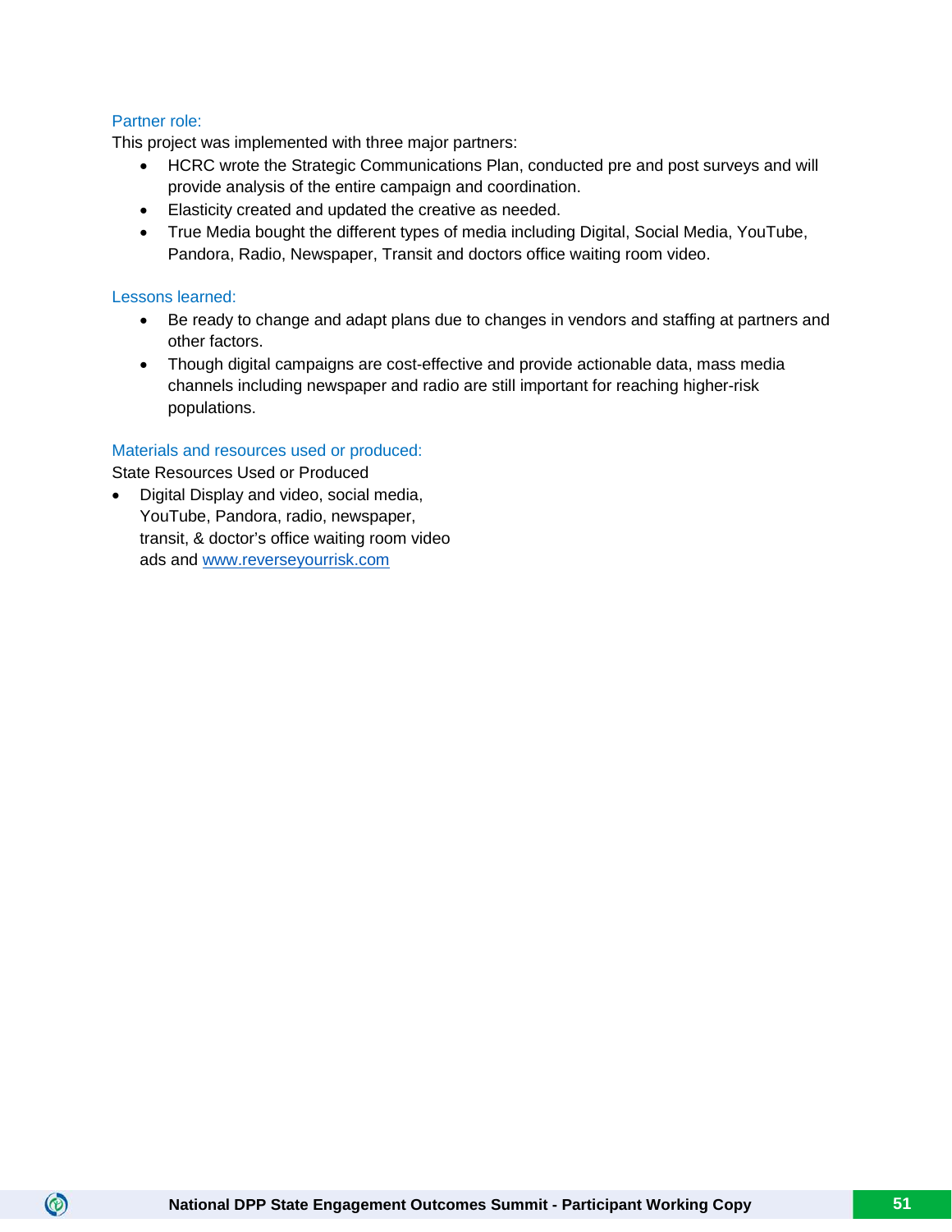### Partner role:

This project was implemented with three major partners:

- HCRC wrote the Strategic Communications Plan, conducted pre and post surveys and will provide analysis of the entire campaign and coordination.
- Elasticity created and updated the creative as needed.
- True Media bought the different types of media including Digital, Social Media, YouTube, Pandora, Radio, Newspaper, Transit and doctors office waiting room video.

### Lessons learned:

- Be ready to change and adapt plans due to changes in vendors and staffing at partners and other factors.
- Though digital campaigns are cost-effective and provide actionable data, mass media channels including newspaper and radio are still important for reaching higher-risk populations.

### Materials and resources used or produced:

State Resources Used or Produced

- Digital Display and video, social media, YouTube, Pandora, radio, newspaper, transit, & doctor's office waiting room video ads and [www.reverseyourrisk.com](http://www.reverseyourrisk.com)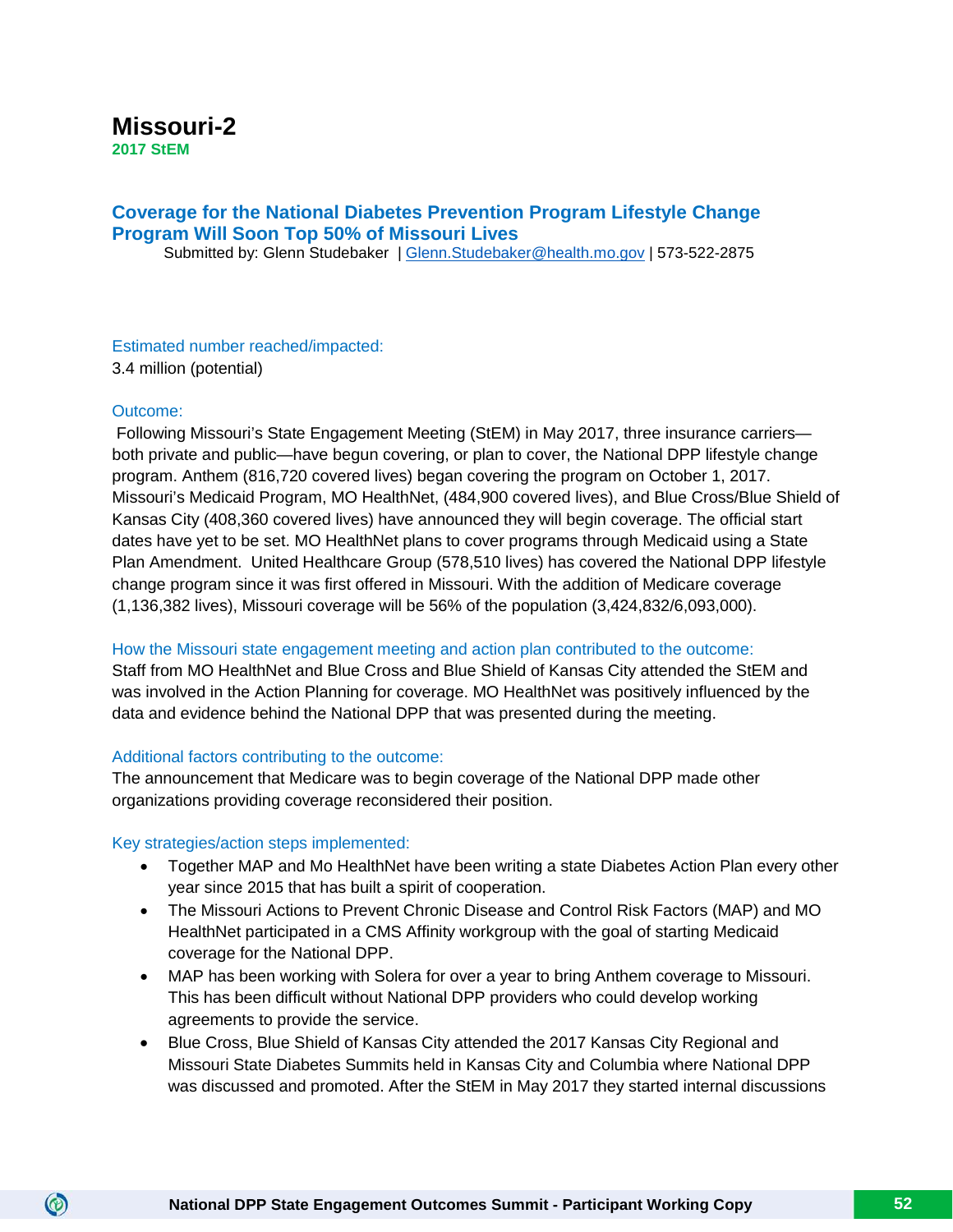# Missouri-2

**2017 StEM**

## Coverage for the National Diabetes Prevention Program Lifestyle Change Program Will Soon Top 50% of Missouri Lives

Submitted by: Glenn Studebaker | Glenn.Studebaker@health.mo.gov | 573-522-2875

### Estimated number reached/impacted:

3.4 million (potential)

### Outcome:

Following Missouri's State Engagement Meeting (StEM) in May 2017, three insurance carriers—both private and public—have begun covering, or plan to cover, the National DPP lifestyle change program. Anthem (816,720 covered lives) began covering the program on October 1, 2017. Missouri's Medicaid Program, MO HealthNet, (484,900 covered lives), and Blue Cross/Blue Shield of Kansas City (408,360 covered lives) have announced they will begin coverage. The official start dates have yet to be set. MO HealthNet plans to cover programs through Medicaid using a State Plan Amendment. United Healthcare Group (578,510 lives) has covered the National DPP lifestyle change program since it was first offered in Missouri. With the addition of Medicare coverage (1,136,382 lives), Missouri coverage will be 56% of the population (3,424,832/6,093,000).

### How the Missouri state engagement meeting and action plan contributed to the outcome:

Staff from MO HealthNet and Blue Cross and Blue Shield of Kansas City attended the StEM and was involved in the Action Planning for coverage. MO HealthNet was positively influenced by the data and evidence behind the National DPP that was presented during the meeting.

### Additional factors contributing to the outcome:

The announcement that Medicare was to begin coverage of the National DPP made other organizations providing coverage reconsidered their position.

### Key strategies/action steps implemented:

- Together MAP and Mo HealthNet have been writing a state Diabetes Action Plan every other year since 2015 that has built a spirit of cooperation.
- The Missouri Actions to Prevent Chronic Disease and Control Risk Factors (MAP) and MO HealthNet participated in a CMS Affinity workgroup with the goal of starting Medicaid coverage for the National DPP.
- MAP has been working with Solera for over a year to bring Anthem coverage to Missouri. This has been difficult without National DPP providers who could develop working agreements to provide the service.
- Blue Cross, Blue Shield of Kansas City attended the 2017 Kansas City Regional and Missouri State Diabetes Summits held in Kansas City and Columbia where National DPP was discussed and promoted. After the StEM in May 2017 they started internal discussions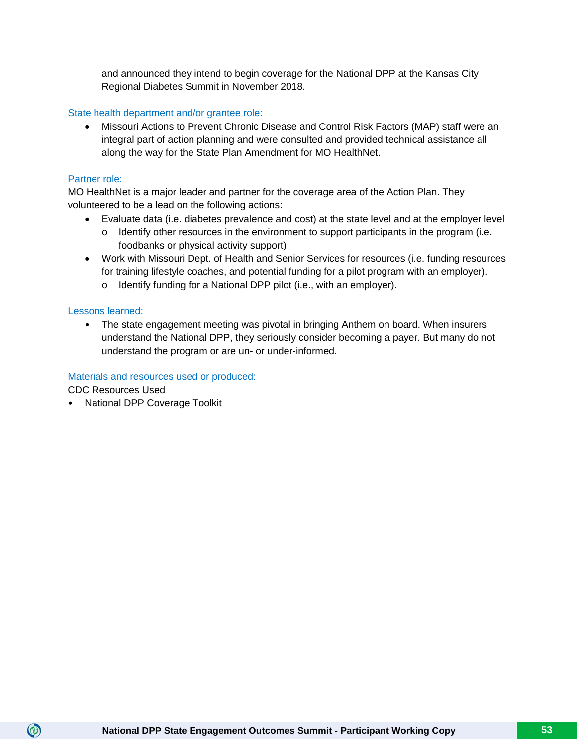and announced they intend to begin coverage for the National DPP at the Kansas City Regional Diabetes Summit in November 2018.

State health department and/or grantee role:

- Missouri Actions to Prevent Chronic Disease and Control Risk Factors (MAP) staff were an integral part of action planning and were consulted and provided technical assistance all along the way for the State Plan Amendment for MO HealthNet.

Partner role:

MO HealthNet is a major leader and partner for the coverage area of the Action Plan. They volunteered to be a lead on the following actions:

- Evaluate data (i.e. diabetes prevalence and cost) at the state level and at the employer level
  - Identify other resources in the environment to support participants in the program (i.e. foodbanks or physical activity support)
- Work with Missouri Dept. of Health and Senior Services for resources (i.e. funding resources for training lifestyle coaches, and potential funding for a pilot program with an employer).
  - Identify funding for a National DPP pilot (i.e., with an employer).

Lessons learned:

- The state engagement meeting was pivotal in bringing Anthem on board. When insurers understand the National DPP, they seriously consider becoming a payer. But many do not understand the program or are un- or under-informed.

Materials and resources used or produced:

CDC Resources Used

- National DPP Coverage Toolkit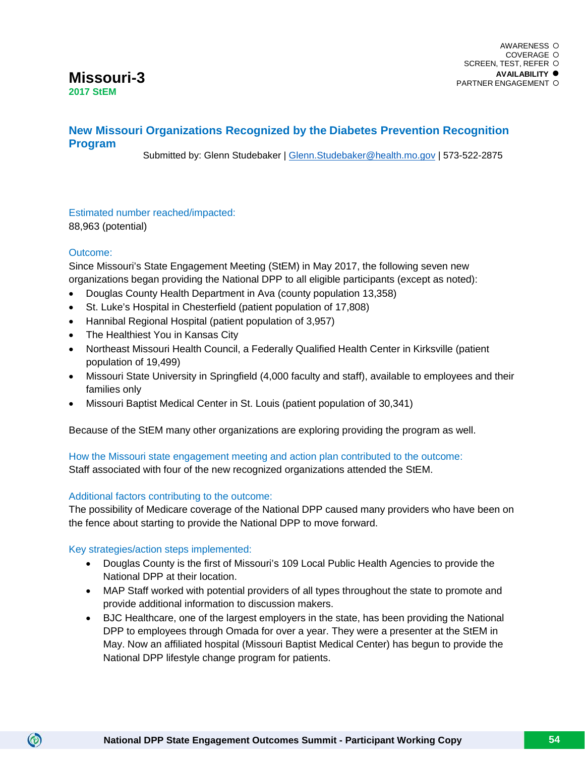# Missouri-3

**2017 StEM**

AWARENESS ○
COVERAGE ○
SCREEN, TEST, REFER ○
**AVAILABILITY ●**
PARTNER ENGAGEMENT ○

## New Missouri Organizations Recognized by the Diabetes Prevention Recognition Program

Submitted by: Glenn Studebaker | Glenn.Studebaker@health.mo.gov | 573-522-2875

### Estimated number reached/impacted:

88,963 (potential)

### Outcome:

Since Missouri's State Engagement Meeting (StEM) in May 2017, the following seven new organizations began providing the National DPP to all eligible participants (except as noted):

- Douglas County Health Department in Ava (county population 13,358)
- St. Luke's Hospital in Chesterfield (patient population of 17,808)
- Hannibal Regional Hospital (patient population of 3,957)
- The Healthiest You in Kansas City
- Northeast Missouri Health Council, a Federally Qualified Health Center in Kirksville (patient population of 19,499)
- Missouri State University in Springfield (4,000 faculty and staff), available to employees and their families only
- Missouri Baptist Medical Center in St. Louis (patient population of 30,341)

Because of the StEM many other organizations are exploring providing the program as well.

### How the Missouri state engagement meeting and action plan contributed to the outcome:

Staff associated with four of the new recognized organizations attended the StEM.

### Additional factors contributing to the outcome:

The possibility of Medicare coverage of the National DPP caused many providers who have been on the fence about starting to provide the National DPP to move forward.

### Key strategies/action steps implemented:

- Douglas County is the first of Missouri's 109 Local Public Health Agencies to provide the National DPP at their location.
- MAP Staff worked with potential providers of all types throughout the state to promote and provide additional information to discussion makers.
- BJC Healthcare, one of the largest employers in the state, has been providing the National DPP to employees through Omada for over a year. They were a presenter at the StEM in May. Now an affiliated hospital (Missouri Baptist Medical Center) has begun to provide the National DPP lifestyle change program for patients.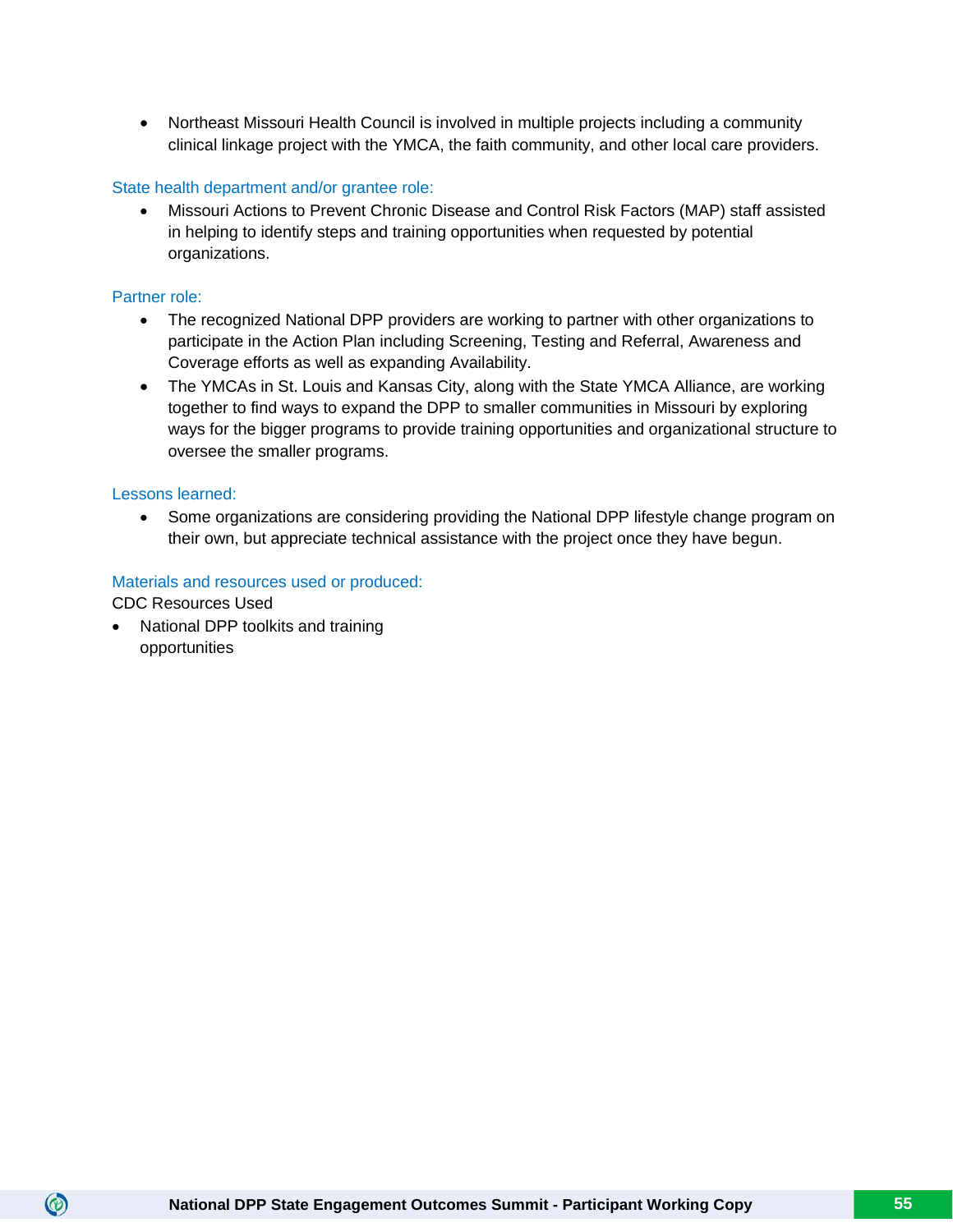- Northeast Missouri Health Council is involved in multiple projects including a community clinical linkage project with the YMCA, the faith community, and other local care providers.

### State health department and/or grantee role:

- Missouri Actions to Prevent Chronic Disease and Control Risk Factors (MAP) staff assisted in helping to identify steps and training opportunities when requested by potential organizations.

### Partner role:

- The recognized National DPP providers are working to partner with other organizations to participate in the Action Plan including Screening, Testing and Referral, Awareness and Coverage efforts as well as expanding Availability.
- The YMCAs in St. Louis and Kansas City, along with the State YMCA Alliance, are working together to find ways to expand the DPP to smaller communities in Missouri by exploring ways for the bigger programs to provide training opportunities and organizational structure to oversee the smaller programs.

### Lessons learned:

- Some organizations are considering providing the National DPP lifestyle change program on their own, but appreciate technical assistance with the project once they have begun.

### Materials and resources used or produced:

CDC Resources Used

- National DPP toolkits and training opportunities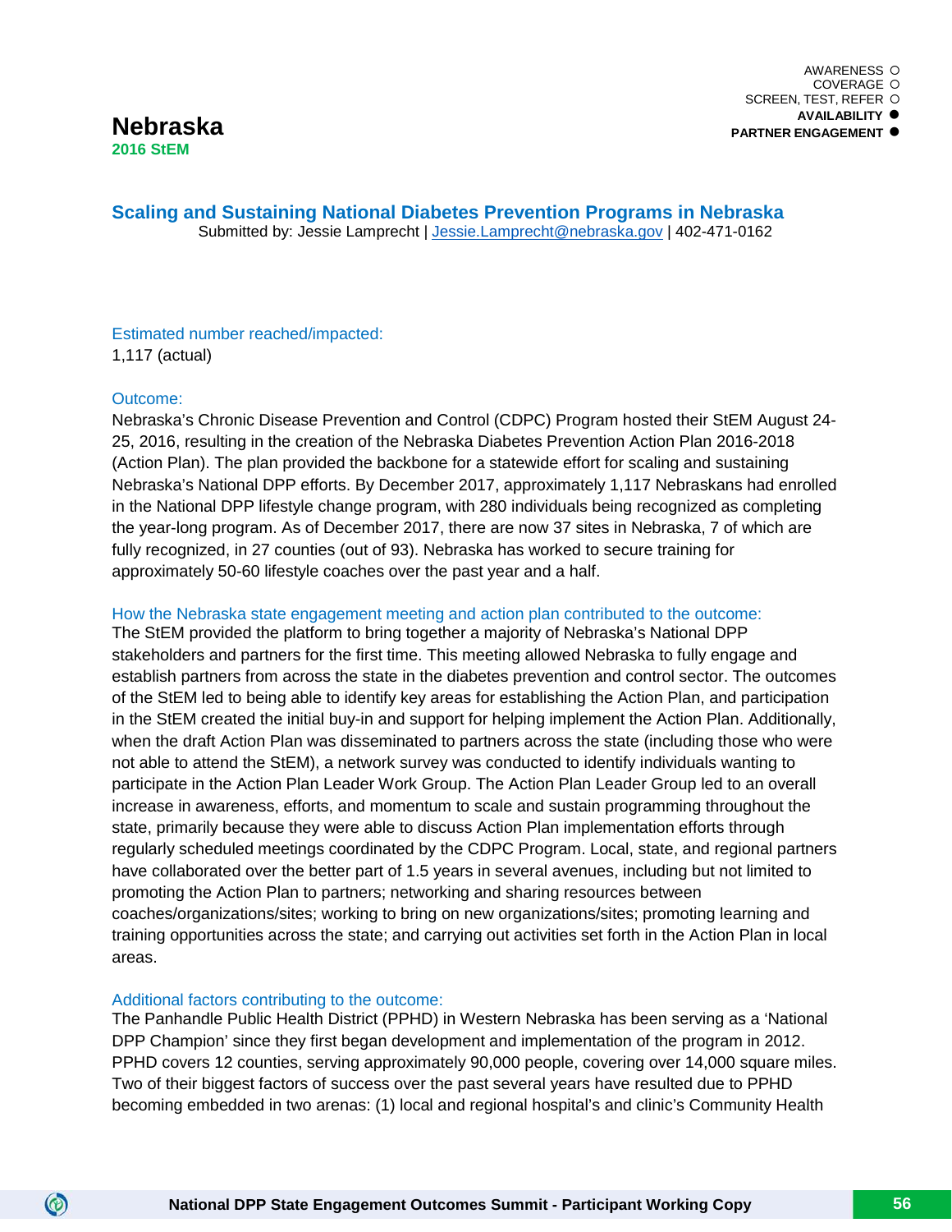AWARENESS ○
COVERAGE ○
SCREEN, TEST, REFER ○
**AVAILABILITY ●**
**PARTNER ENGAGEMENT ●**

# Nebraska

**2016 StEM**

## Scaling and Sustaining National Diabetes Prevention Programs in Nebraska

Submitted by: Jessie Lamprecht | Jessie.Lamprecht@nebraska.gov | 402-471-0162

### Estimated number reached/impacted:

1,117 (actual)

### Outcome:

Nebraska's Chronic Disease Prevention and Control (CDPC) Program hosted their StEM August 24-25, 2016, resulting in the creation of the Nebraska Diabetes Prevention Action Plan 2016-2018 (Action Plan). The plan provided the backbone for a statewide effort for scaling and sustaining Nebraska's National DPP efforts. By December 2017, approximately 1,117 Nebraskans had enrolled in the National DPP lifestyle change program, with 280 individuals being recognized as completing the year-long program. As of December 2017, there are now 37 sites in Nebraska, 7 of which are fully recognized, in 27 counties (out of 93). Nebraska has worked to secure training for approximately 50-60 lifestyle coaches over the past year and a half.

### How the Nebraska state engagement meeting and action plan contributed to the outcome:

The StEM provided the platform to bring together a majority of Nebraska's National DPP stakeholders and partners for the first time. This meeting allowed Nebraska to fully engage and establish partners from across the state in the diabetes prevention and control sector. The outcomes of the StEM led to being able to identify key areas for establishing the Action Plan, and participation in the StEM created the initial buy-in and support for helping implement the Action Plan. Additionally, when the draft Action Plan was disseminated to partners across the state (including those who were not able to attend the StEM), a network survey was conducted to identify individuals wanting to participate in the Action Plan Leader Work Group. The Action Plan Leader Group led to an overall increase in awareness, efforts, and momentum to scale and sustain programming throughout the state, primarily because they were able to discuss Action Plan implementation efforts through regularly scheduled meetings coordinated by the CDPC Program. Local, state, and regional partners have collaborated over the better part of 1.5 years in several avenues, including but not limited to promoting the Action Plan to partners; networking and sharing resources between coaches/organizations/sites; working to bring on new organizations/sites; promoting learning and training opportunities across the state; and carrying out activities set forth in the Action Plan in local areas.

### Additional factors contributing to the outcome:

The Panhandle Public Health District (PPHD) in Western Nebraska has been serving as a 'National DPP Champion' since they first began development and implementation of the program in 2012. PPHD covers 12 counties, serving approximately 90,000 people, covering over 14,000 square miles. Two of their biggest factors of success over the past several years have resulted due to PPHD becoming embedded in two arenas: (1) local and regional hospital's and clinic's Community Health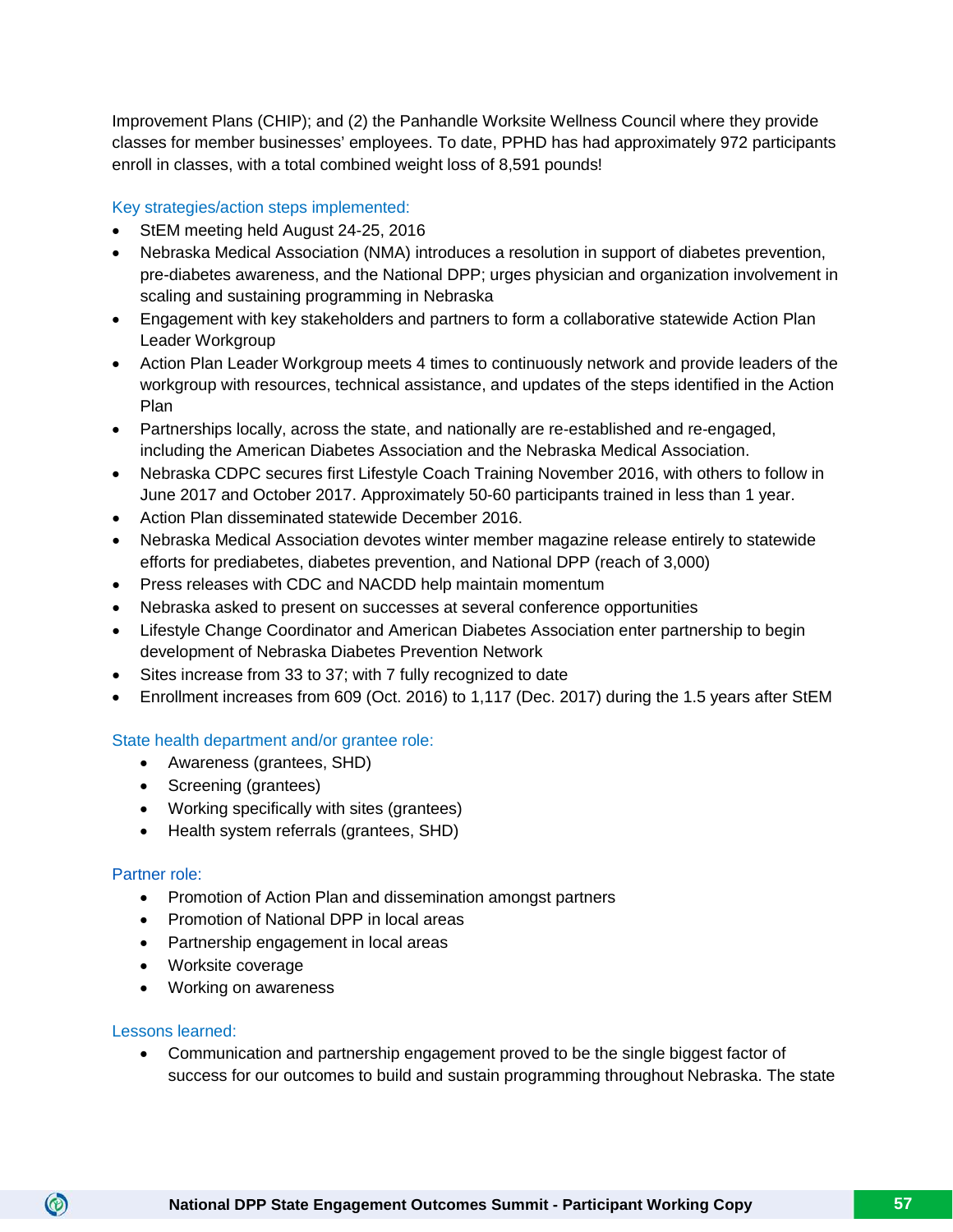Improvement Plans (CHIP); and (2) the Panhandle Worksite Wellness Council where they provide classes for member businesses' employees. To date, PPHD has had approximately 972 participants enroll in classes, with a total combined weight loss of 8,591 pounds!

### Key strategies/action steps implemented:

- StEM meeting held August 24-25, 2016
- Nebraska Medical Association (NMA) introduces a resolution in support of diabetes prevention, pre-diabetes awareness, and the National DPP; urges physician and organization involvement in scaling and sustaining programming in Nebraska
- Engagement with key stakeholders and partners to form a collaborative statewide Action Plan Leader Workgroup
- Action Plan Leader Workgroup meets 4 times to continuously network and provide leaders of the workgroup with resources, technical assistance, and updates of the steps identified in the Action Plan
- Partnerships locally, across the state, and nationally are re-established and re-engaged, including the American Diabetes Association and the Nebraska Medical Association.
- Nebraska CDPC secures first Lifestyle Coach Training November 2016, with others to follow in June 2017 and October 2017. Approximately 50-60 participants trained in less than 1 year.
- Action Plan disseminated statewide December 2016.
- Nebraska Medical Association devotes winter member magazine release entirely to statewide efforts for prediabetes, diabetes prevention, and National DPP (reach of 3,000)
- Press releases with CDC and NACDD help maintain momentum
- Nebraska asked to present on successes at several conference opportunities
- Lifestyle Change Coordinator and American Diabetes Association enter partnership to begin development of Nebraska Diabetes Prevention Network
- Sites increase from 33 to 37; with 7 fully recognized to date
- Enrollment increases from 609 (Oct. 2016) to 1,117 (Dec. 2017) during the 1.5 years after StEM

### State health department and/or grantee role:

- Awareness (grantees, SHD)
- Screening (grantees)
- Working specifically with sites (grantees)
- Health system referrals (grantees, SHD)

### Partner role:

- Promotion of Action Plan and dissemination amongst partners
- Promotion of National DPP in local areas
- Partnership engagement in local areas
- Worksite coverage
- Working on awareness

### Lessons learned:

- Communication and partnership engagement proved to be the single biggest factor of success for our outcomes to build and sustain programming throughout Nebraska. The state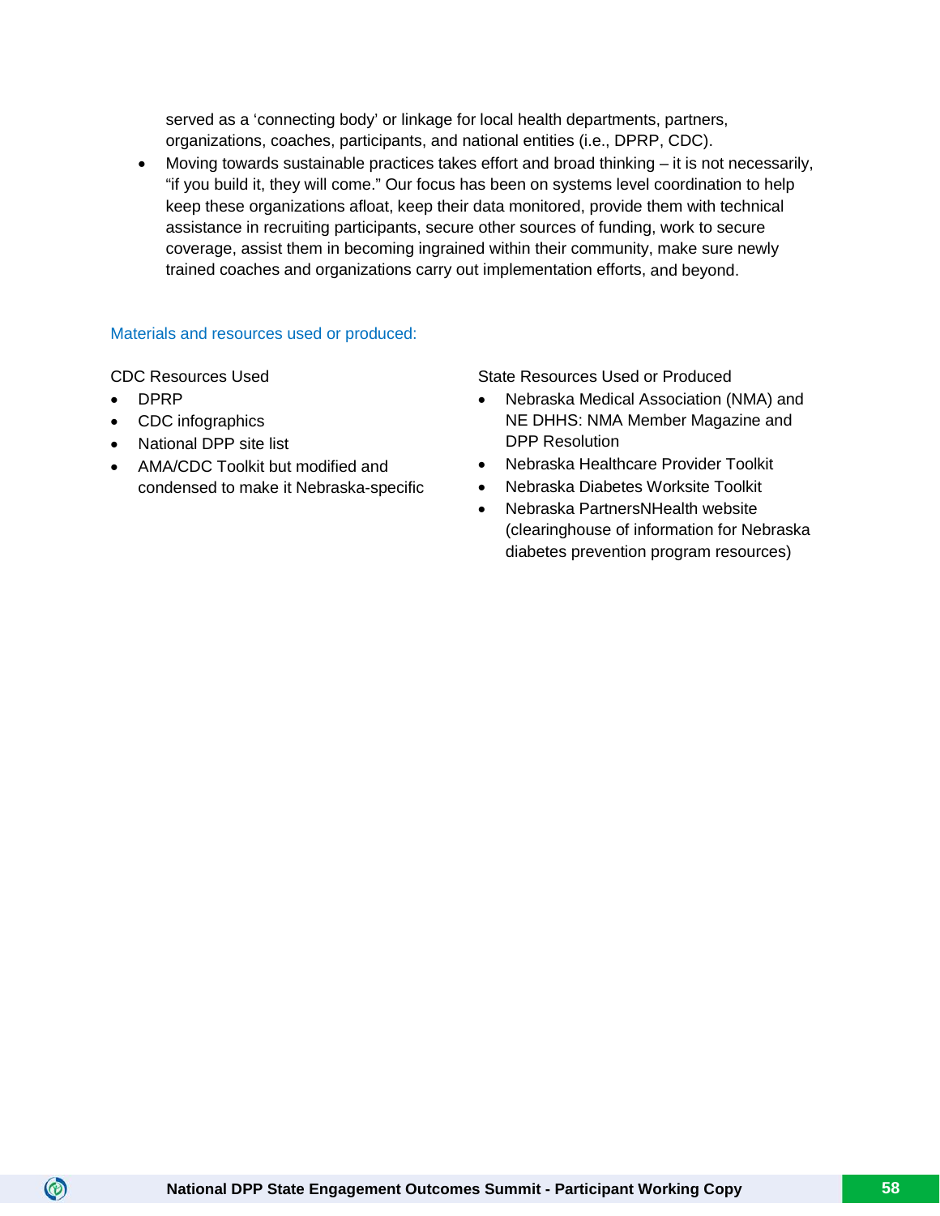served as a 'connecting body' or linkage for local health departments, partners, organizations, coaches, participants, and national entities (i.e., DPRP, CDC).

- Moving towards sustainable practices takes effort and broad thinking – it is not necessarily, "if you build it, they will come." Our focus has been on systems level coordination to help keep these organizations afloat, keep their data monitored, provide them with technical assistance in recruiting participants, secure other sources of funding, work to secure coverage, assist them in becoming ingrained within their community, make sure newly trained coaches and organizations carry out implementation efforts, and beyond.

### Materials and resources used or produced:

CDC Resources Used

- DPRP
- CDC infographics
- National DPP site list
- AMA/CDC Toolkit but modified and condensed to make it Nebraska-specific

State Resources Used or Produced

- Nebraska Medical Association (NMA) and NE DHHS: NMA Member Magazine and DPP Resolution
- Nebraska Healthcare Provider Toolkit
- Nebraska Diabetes Worksite Toolkit
- Nebraska PartnersNHealth website (clearinghouse of information for Nebraska diabetes prevention program resources)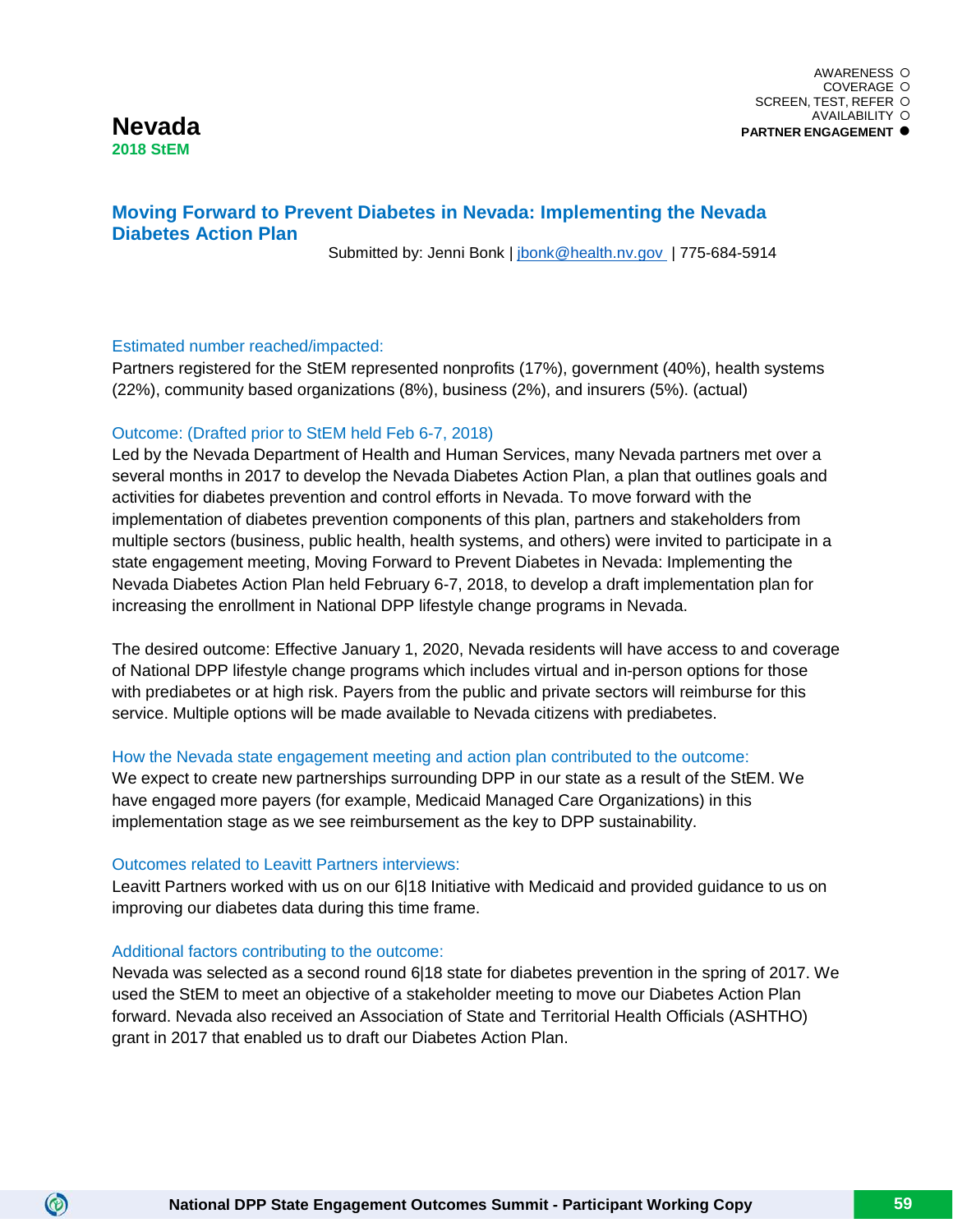AWARENESS ○
COVERAGE ○
SCREEN, TEST, REFER ○
AVAILABILITY ○
**PARTNER ENGAGEMENT ●**

# Nevada

**2018 StEM**

## Moving Forward to Prevent Diabetes in Nevada: Implementing the Nevada Diabetes Action Plan

Submitted by: Jenni Bonk | jbonk@health.nv.gov | 775-684-5914

### Estimated number reached/impacted:

Partners registered for the StEM represented nonprofits (17%), government (40%), health systems (22%), community based organizations (8%), business (2%), and insurers (5%). (actual)

### Outcome: (Drafted prior to StEM held Feb 6-7, 2018)

Led by the Nevada Department of Health and Human Services, many Nevada partners met over a several months in 2017 to develop the Nevada Diabetes Action Plan, a plan that outlines goals and activities for diabetes prevention and control efforts in Nevada. To move forward with the implementation of diabetes prevention components of this plan, partners and stakeholders from multiple sectors (business, public health, health systems, and others) were invited to participate in a state engagement meeting, Moving Forward to Prevent Diabetes in Nevada: Implementing the Nevada Diabetes Action Plan held February 6-7, 2018, to develop a draft implementation plan for increasing the enrollment in National DPP lifestyle change programs in Nevada.

The desired outcome: Effective January 1, 2020, Nevada residents will have access to and coverage of National DPP lifestyle change programs which includes virtual and in-person options for those with prediabetes or at high risk. Payers from the public and private sectors will reimburse for this service. Multiple options will be made available to Nevada citizens with prediabetes.

### How the Nevada state engagement meeting and action plan contributed to the outcome:

We expect to create new partnerships surrounding DPP in our state as a result of the StEM. We have engaged more payers (for example, Medicaid Managed Care Organizations) in this implementation stage as we see reimbursement as the key to DPP sustainability.

### Outcomes related to Leavitt Partners interviews:

Leavitt Partners worked with us on our 6|18 Initiative with Medicaid and provided guidance to us on improving our diabetes data during this time frame.

### Additional factors contributing to the outcome:

Nevada was selected as a second round 6|18 state for diabetes prevention in the spring of 2017. We used the StEM to meet an objective of a stakeholder meeting to move our Diabetes Action Plan forward. Nevada also received an Association of State and Territorial Health Officials (ASHTHO) grant in 2017 that enabled us to draft our Diabetes Action Plan.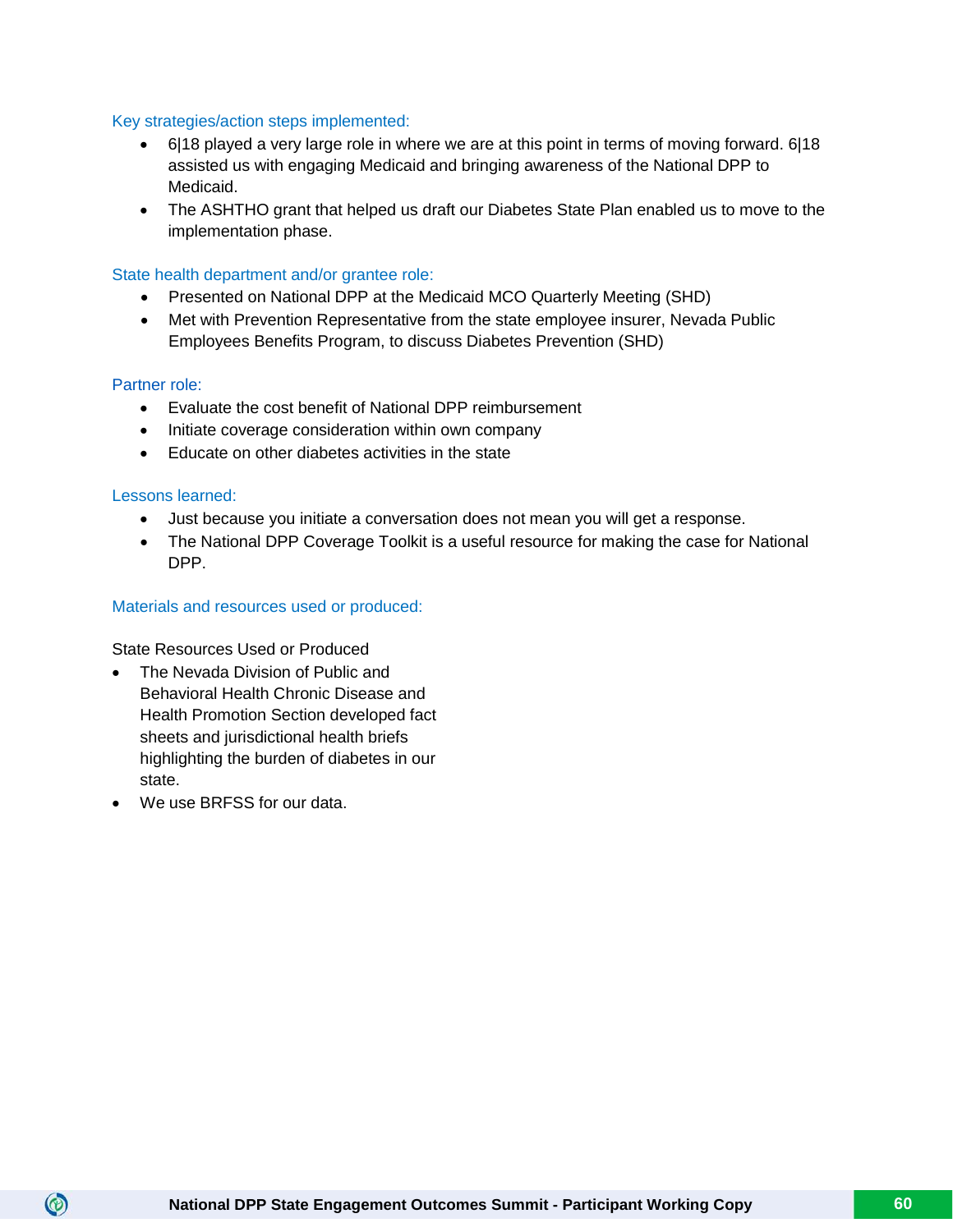### Key strategies/action steps implemented:

- 6|18 played a very large role in where we are at this point in terms of moving forward. 6|18 assisted us with engaging Medicaid and bringing awareness of the National DPP to Medicaid.
- The ASHTHO grant that helped us draft our Diabetes State Plan enabled us to move to the implementation phase.

### State health department and/or grantee role:

- Presented on National DPP at the Medicaid MCO Quarterly Meeting (SHD)
- Met with Prevention Representative from the state employee insurer, Nevada Public Employees Benefits Program, to discuss Diabetes Prevention (SHD)

### Partner role:

- Evaluate the cost benefit of National DPP reimbursement
- Initiate coverage consideration within own company
- Educate on other diabetes activities in the state

### Lessons learned:

- Just because you initiate a conversation does not mean you will get a response.
- The National DPP Coverage Toolkit is a useful resource for making the case for National DPP.

### Materials and resources used or produced:

State Resources Used or Produced

- The Nevada Division of Public and Behavioral Health Chronic Disease and Health Promotion Section developed fact sheets and jurisdictional health briefs highlighting the burden of diabetes in our state.
- We use BRFSS for our data.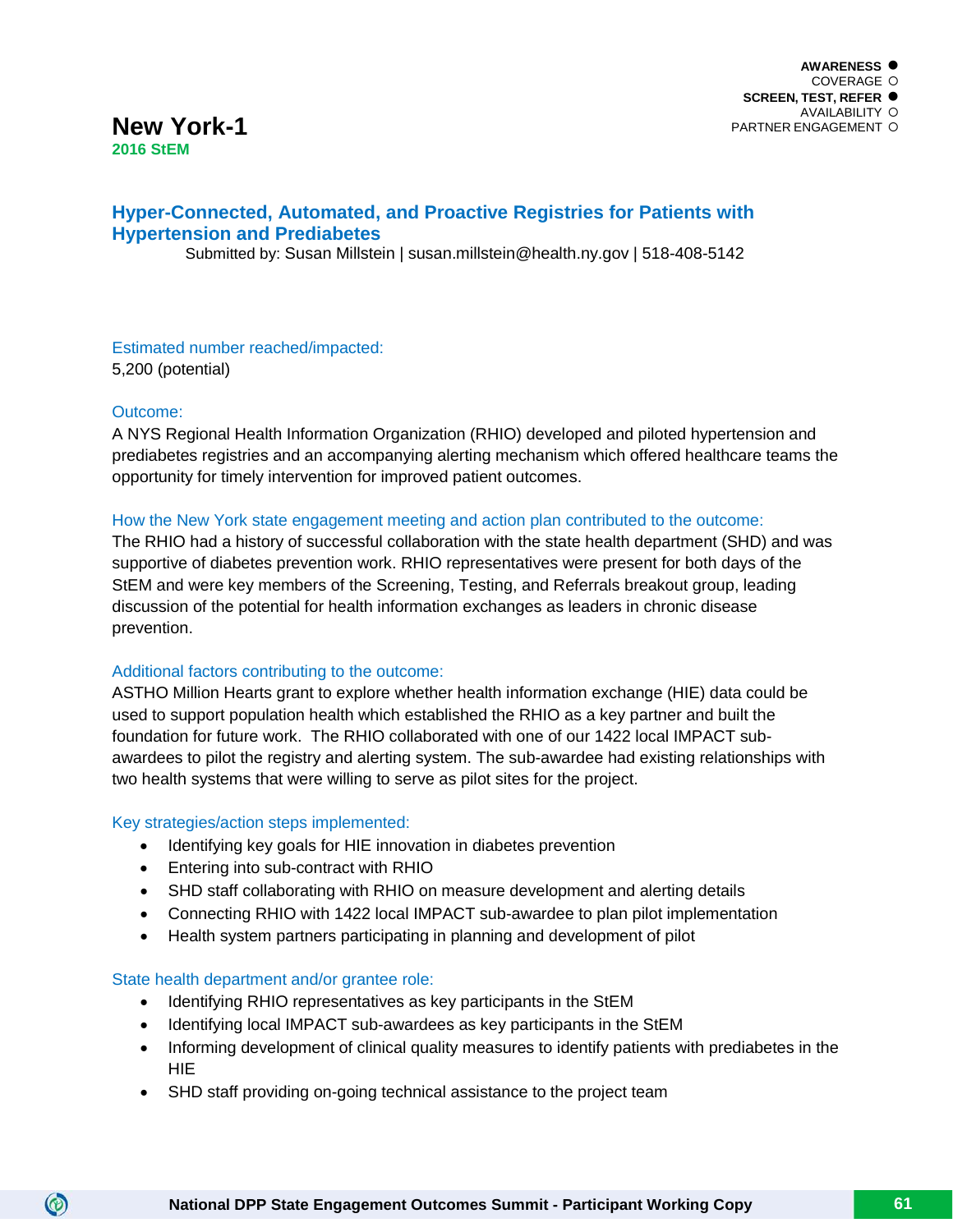AWARENESS ●
COVERAGE ○
SCREEN, TEST, REFER ●
AVAILABILITY ○
PARTNER ENGAGEMENT ○

# New York-1

**2016 StEM**

## Hyper-Connected, Automated, and Proactive Registries for Patients with Hypertension and Prediabetes

Submitted by: Susan Millstein | susan.millstein@health.ny.gov | 518-408-5142

### Estimated number reached/impacted:

5,200 (potential)

### Outcome:

A NYS Regional Health Information Organization (RHIO) developed and piloted hypertension and prediabetes registries and an accompanying alerting mechanism which offered healthcare teams the opportunity for timely intervention for improved patient outcomes.

### How the New York state engagement meeting and action plan contributed to the outcome:

The RHIO had a history of successful collaboration with the state health department (SHD) and was supportive of diabetes prevention work. RHIO representatives were present for both days of the StEM and were key members of the Screening, Testing, and Referrals breakout group, leading discussion of the potential for health information exchanges as leaders in chronic disease prevention.

### Additional factors contributing to the outcome:

ASTHO Million Hearts grant to explore whether health information exchange (HIE) data could be used to support population health which established the RHIO as a key partner and built the foundation for future work. The RHIO collaborated with one of our 1422 local IMPACT sub-awardees to pilot the registry and alerting system. The sub-awardee had existing relationships with two health systems that were willing to serve as pilot sites for the project.

### Key strategies/action steps implemented:

- Identifying key goals for HIE innovation in diabetes prevention
- Entering into sub-contract with RHIO
- SHD staff collaborating with RHIO on measure development and alerting details
- Connecting RHIO with 1422 local IMPACT sub-awardee to plan pilot implementation
- Health system partners participating in planning and development of pilot

### State health department and/or grantee role:

- Identifying RHIO representatives as key participants in the StEM
- Identifying local IMPACT sub-awardees as key participants in the StEM
- Informing development of clinical quality measures to identify patients with prediabetes in the HIE
- SHD staff providing on-going technical assistance to the project team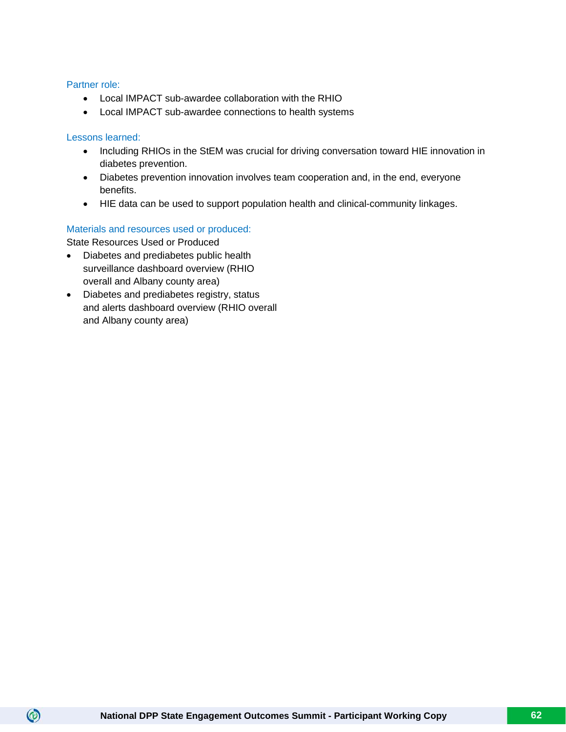### Partner role:

- Local IMPACT sub-awardee collaboration with the RHIO
- Local IMPACT sub-awardee connections to health systems

### Lessons learned:

- Including RHIOs in the StEM was crucial for driving conversation toward HIE innovation in diabetes prevention.
- Diabetes prevention innovation involves team cooperation and, in the end, everyone benefits.
- HIE data can be used to support population health and clinical-community linkages.

### Materials and resources used or produced:

State Resources Used or Produced

- Diabetes and prediabetes public health surveillance dashboard overview (RHIO overall and Albany county area)
- Diabetes and prediabetes registry, status and alerts dashboard overview (RHIO overall and Albany county area)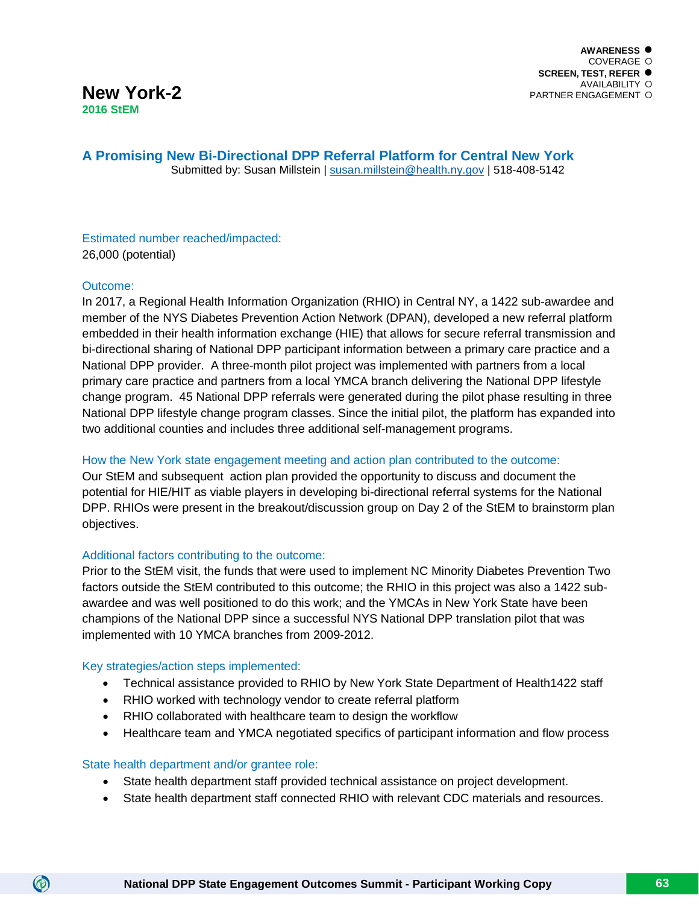AWARENESS ●
COVERAGE ○
SCREEN, TEST, REFER ●
AVAILABILITY ○
PARTNER ENGAGEMENT ○

# New York-2

**2016 StEM**

## A Promising New Bi-Directional DPP Referral Platform for Central New York

Submitted by: Susan Millstein | susan.millstein@health.ny.gov | 518-408-5142

### Estimated number reached/impacted:

26,000 (potential)

### Outcome:

In 2017, a Regional Health Information Organization (RHIO) in Central NY, a 1422 sub-awardee and member of the NYS Diabetes Prevention Action Network (DPAN), developed a new referral platform embedded in their health information exchange (HIE) that allows for secure referral transmission and bi-directional sharing of National DPP participant information between a primary care practice and a National DPP provider. A three-month pilot project was implemented with partners from a local primary care practice and partners from a local YMCA branch delivering the National DPP lifestyle change program. 45 National DPP referrals were generated during the pilot phase resulting in three National DPP lifestyle change program classes. Since the initial pilot, the platform has expanded into two additional counties and includes three additional self-management programs.

### How the New York state engagement meeting and action plan contributed to the outcome:

Our StEM and subsequent action plan provided the opportunity to discuss and document the potential for HIE/HIT as viable players in developing bi-directional referral systems for the National DPP. RHIOs were present in the breakout/discussion group on Day 2 of the StEM to brainstorm plan objectives.

### Additional factors contributing to the outcome:

Prior to the StEM visit, the funds that were used to implement NC Minority Diabetes Prevention Two factors outside the StEM contributed to this outcome; the RHIO in this project was also a 1422 sub-awardee and was well positioned to do this work; and the YMCAs in New York State have been champions of the National DPP since a successful NYS National DPP translation pilot that was implemented with 10 YMCA branches from 2009-2012.

### Key strategies/action steps implemented:

- Technical assistance provided to RHIO by New York State Department of Health1422 staff
- RHIO worked with technology vendor to create referral platform
- RHIO collaborated with healthcare team to design the workflow
- Healthcare team and YMCA negotiated specifics of participant information and flow process

### State health department and/or grantee role:

- State health department staff provided technical assistance on project development.
- State health department staff connected RHIO with relevant CDC materials and resources.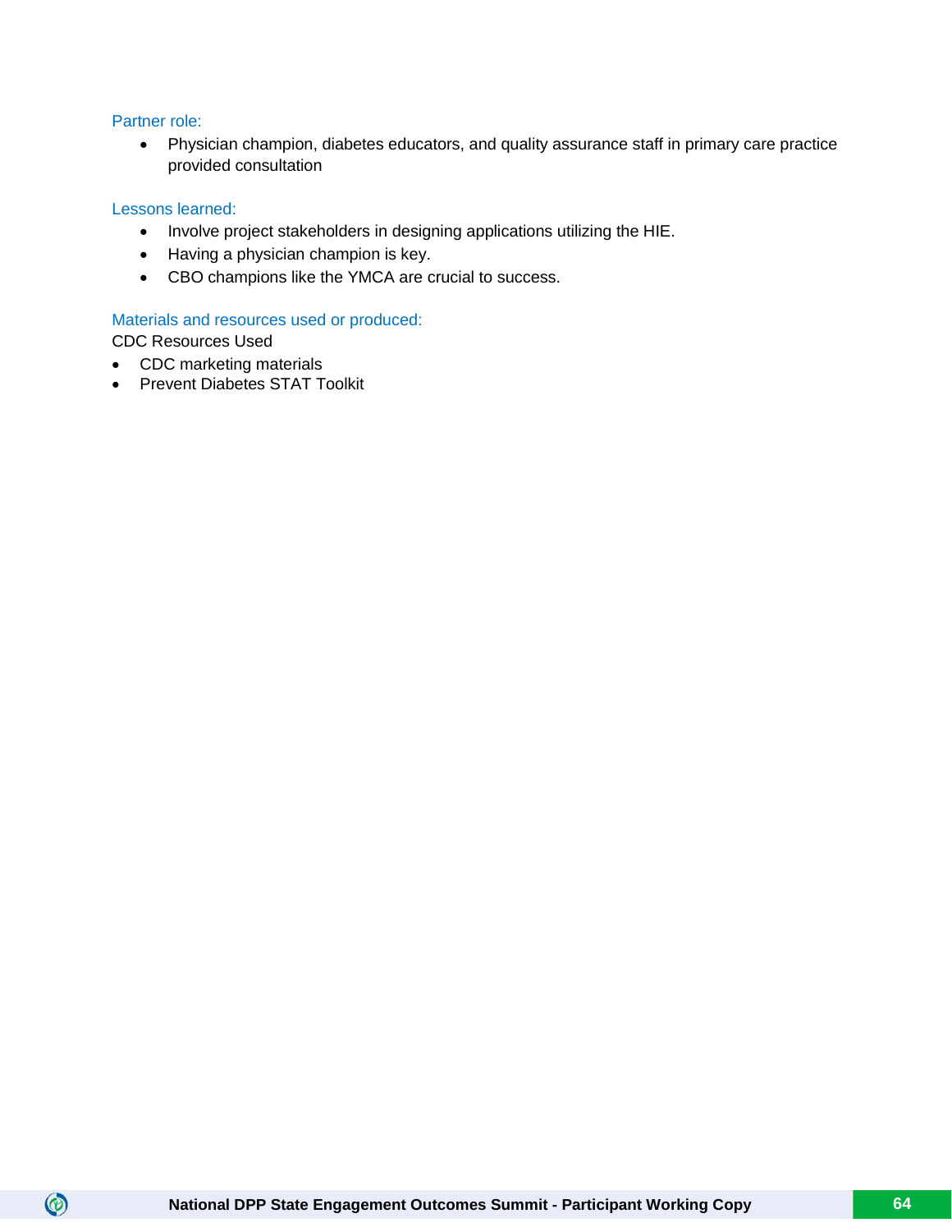### Partner role:

- Physician champion, diabetes educators, and quality assurance staff in primary care practice provided consultation

### Lessons learned:

- Involve project stakeholders in designing applications utilizing the HIE.
- Having a physician champion is key.
- CBO champions like the YMCA are crucial to success.

### Materials and resources used or produced:

CDC Resources Used

- CDC marketing materials
- Prevent Diabetes STAT Toolkit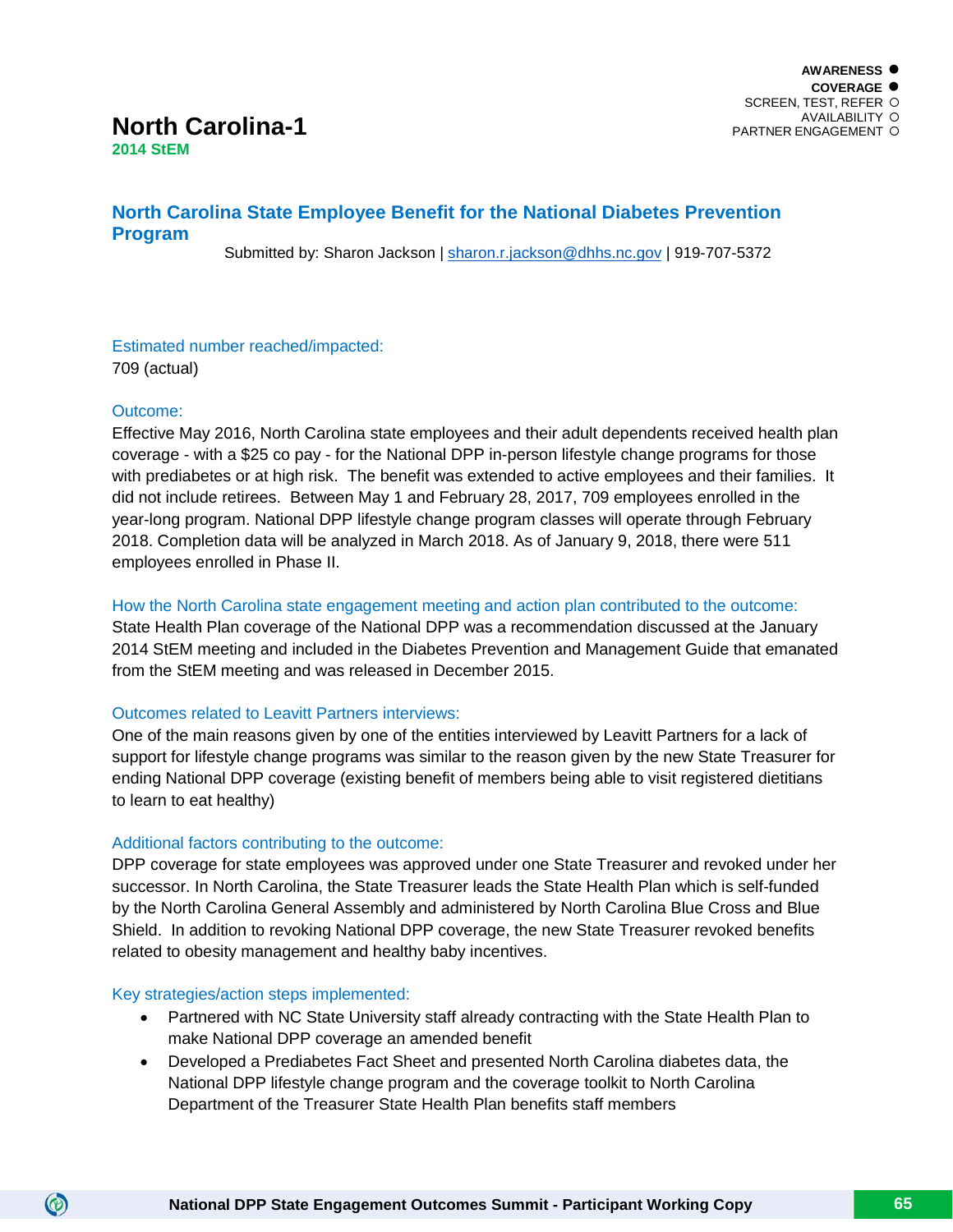AWARENESS ●
COVERAGE ●
SCREEN, TEST, REFER ○
AVAILABILITY ○
PARTNER ENGAGEMENT ○

# North Carolina-1

**2014 StEM**

## North Carolina State Employee Benefit for the National Diabetes Prevention Program

Submitted by: Sharon Jackson | sharon.r.jackson@dhhs.nc.gov | 919-707-5372

### Estimated number reached/impacted:

709 (actual)

### Outcome:

Effective May 2016, North Carolina state employees and their adult dependents received health plan coverage - with a $25 co pay - for the National DPP in-person lifestyle change programs for those with prediabetes or at high risk. The benefit was extended to active employees and their families. It did not include retirees. Between May 1 and February 28, 2017, 709 employees enrolled in the year-long program. National DPP lifestyle change program classes will operate through February 2018. Completion data will be analyzed in March 2018. As of January 9, 2018, there were 511 employees enrolled in Phase II.

### How the North Carolina state engagement meeting and action plan contributed to the outcome:

State Health Plan coverage of the National DPP was a recommendation discussed at the January 2014 StEM meeting and included in the Diabetes Prevention and Management Guide that emanated from the StEM meeting and was released in December 2015.

### Outcomes related to Leavitt Partners interviews:

One of the main reasons given by one of the entities interviewed by Leavitt Partners for a lack of support for lifestyle change programs was similar to the reason given by the new State Treasurer for ending National DPP coverage (existing benefit of members being able to visit registered dietitians to learn to eat healthy)

### Additional factors contributing to the outcome:

DPP coverage for state employees was approved under one State Treasurer and revoked under her successor. In North Carolina, the State Treasurer leads the State Health Plan which is self-funded by the North Carolina General Assembly and administered by North Carolina Blue Cross and Blue Shield. In addition to revoking National DPP coverage, the new State Treasurer revoked benefits related to obesity management and healthy baby incentives.

### Key strategies/action steps implemented:

- Partnered with NC State University staff already contracting with the State Health Plan to make National DPP coverage an amended benefit
- Developed a Prediabetes Fact Sheet and presented North Carolina diabetes data, the National DPP lifestyle change program and the coverage toolkit to North Carolina Department of the Treasurer State Health Plan benefits staff members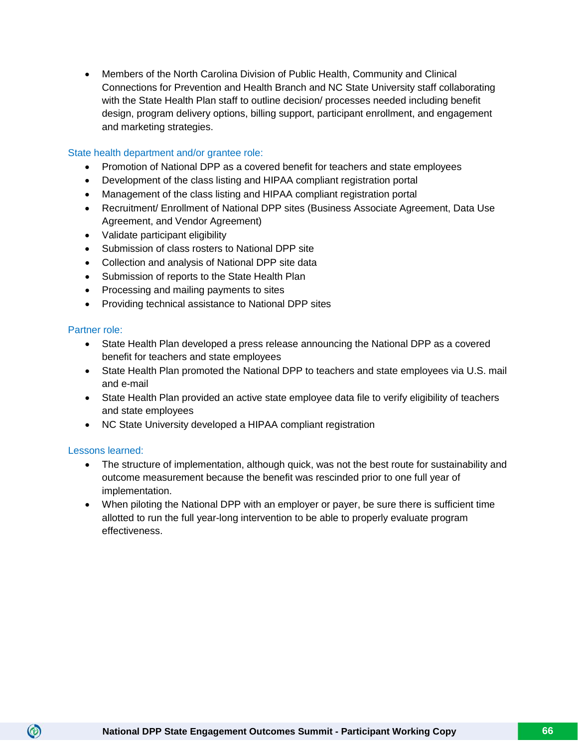- Members of the North Carolina Division of Public Health, Community and Clinical Connections for Prevention and Health Branch and NC State University staff collaborating with the State Health Plan staff to outline decision/ processes needed including benefit design, program delivery options, billing support, participant enrollment, and engagement and marketing strategies.

### State health department and/or grantee role:

- Promotion of National DPP as a covered benefit for teachers and state employees
- Development of the class listing and HIPAA compliant registration portal
- Management of the class listing and HIPAA compliant registration portal
- Recruitment/ Enrollment of National DPP sites (Business Associate Agreement, Data Use Agreement, and Vendor Agreement)
- Validate participant eligibility
- Submission of class rosters to National DPP site
- Collection and analysis of National DPP site data
- Submission of reports to the State Health Plan
- Processing and mailing payments to sites
- Providing technical assistance to National DPP sites

### Partner role:

- State Health Plan developed a press release announcing the National DPP as a covered benefit for teachers and state employees
- State Health Plan promoted the National DPP to teachers and state employees via U.S. mail and e-mail
- State Health Plan provided an active state employee data file to verify eligibility of teachers and state employees
- NC State University developed a HIPAA compliant registration

### Lessons learned:

- The structure of implementation, although quick, was not the best route for sustainability and outcome measurement because the benefit was rescinded prior to one full year of implementation.
- When piloting the National DPP with an employer or payer, be sure there is sufficient time allotted to run the full year-long intervention to be able to properly evaluate program effectiveness.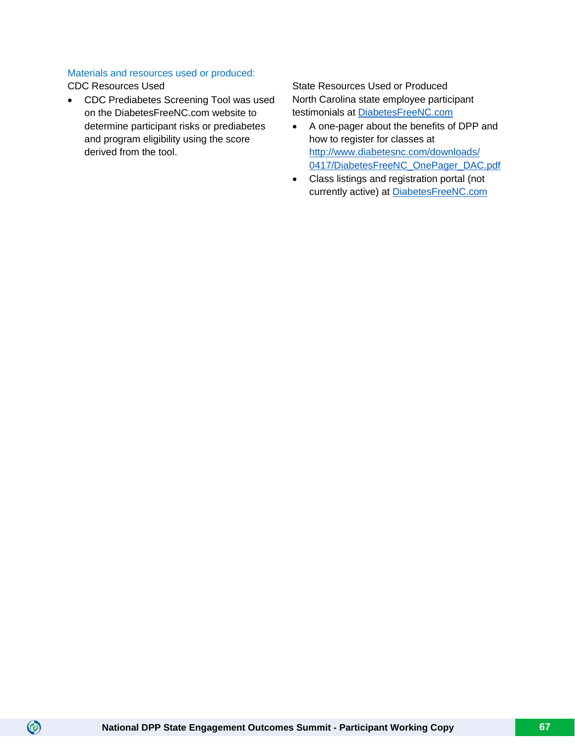### Materials and resources used or produced:

CDC Resources Used

- CDC Prediabetes Screening Tool was used on the DiabetesFreeNC.com website to determine participant risks or prediabetes and program eligibility using the score derived from the tool.

State Resources Used or Produced

North Carolina state employee participant testimonials at [DiabetesFreeNC.com](DiabetesFreeNC.com)

- A one-pager about the benefits of DPP and how to register for classes at [http://www.diabetesnc.com/downloads/0417/DiabetesFreeNC_OnePager_DAC.pdf](http://www.diabetesnc.com/downloads/0417/DiabetesFreeNC_OnePager_DAC.pdf)
- Class listings and registration portal (not currently active) at [DiabetesFreeNC.com](DiabetesFreeNC.com)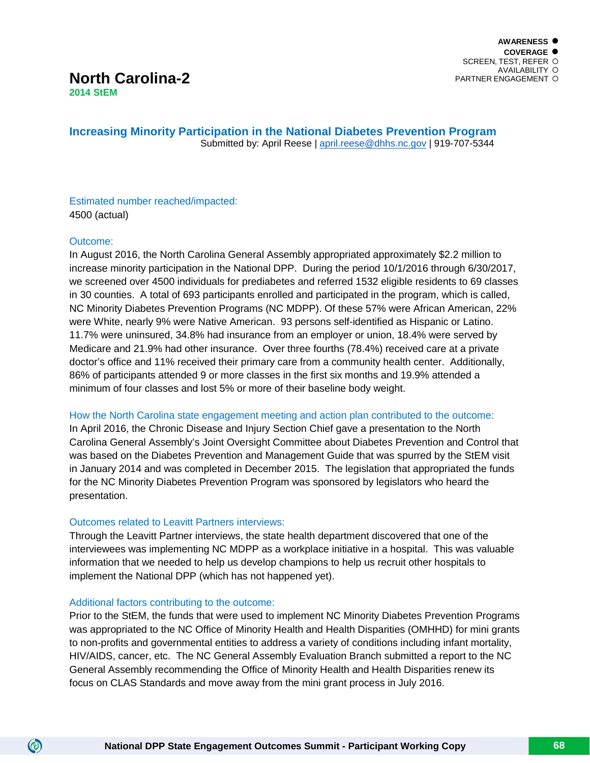AWARENESS ●
COVERAGE ●
SCREEN, TEST, REFER ○
AVAILABILITY ○
PARTNER ENGAGEMENT ○

# North Carolina-2

**2014 StEM**

## Increasing Minority Participation in the National Diabetes Prevention Program

Submitted by: April Reese | april.reese@dhhs.nc.gov | 919-707-5344

### Estimated number reached/impacted:

4500 (actual)

### Outcome:

In August 2016, the North Carolina General Assembly appropriated approximately $2.2 million to increase minority participation in the National DPP. During the period 10/1/2016 through 6/30/2017, we screened over 4500 individuals for prediabetes and referred 1532 eligible residents to 69 classes in 30 counties. A total of 693 participants enrolled and participated in the program, which is called, NC Minority Diabetes Prevention Programs (NC MDPP). Of these 57% were African American, 22% were White, nearly 9% were Native American. 93 persons self-identified as Hispanic or Latino. 11.7% were uninsured, 34.8% had insurance from an employer or union, 18.4% were served by Medicare and 21.9% had other insurance. Over three fourths (78.4%) received care at a private doctor's office and 11% received their primary care from a community health center. Additionally, 86% of participants attended 9 or more classes in the first six months and 19.9% attended a minimum of four classes and lost 5% or more of their baseline body weight.

### How the North Carolina state engagement meeting and action plan contributed to the outcome:

In April 2016, the Chronic Disease and Injury Section Chief gave a presentation to the North Carolina General Assembly's Joint Oversight Committee about Diabetes Prevention and Control that was based on the Diabetes Prevention and Management Guide that was spurred by the StEM visit in January 2014 and was completed in December 2015. The legislation that appropriated the funds for the NC Minority Diabetes Prevention Program was sponsored by legislators who heard the presentation.

### Outcomes related to Leavitt Partners interviews:

Through the Leavitt Partner interviews, the state health department discovered that one of the interviewees was implementing NC MDPP as a workplace initiative in a hospital. This was valuable information that we needed to help us develop champions to help us recruit other hospitals to implement the National DPP (which has not happened yet).

### Additional factors contributing to the outcome:

Prior to the StEM, the funds that were used to implement NC Minority Diabetes Prevention Programs was appropriated to the NC Office of Minority Health and Health Disparities (OMHHD) for mini grants to non-profits and governmental entities to address a variety of conditions including infant mortality, HIV/AIDS, cancer, etc. The NC General Assembly Evaluation Branch submitted a report to the NC General Assembly recommending the Office of Minority Health and Health Disparities renew its focus on CLAS Standards and move away from the mini grant process in July 2016.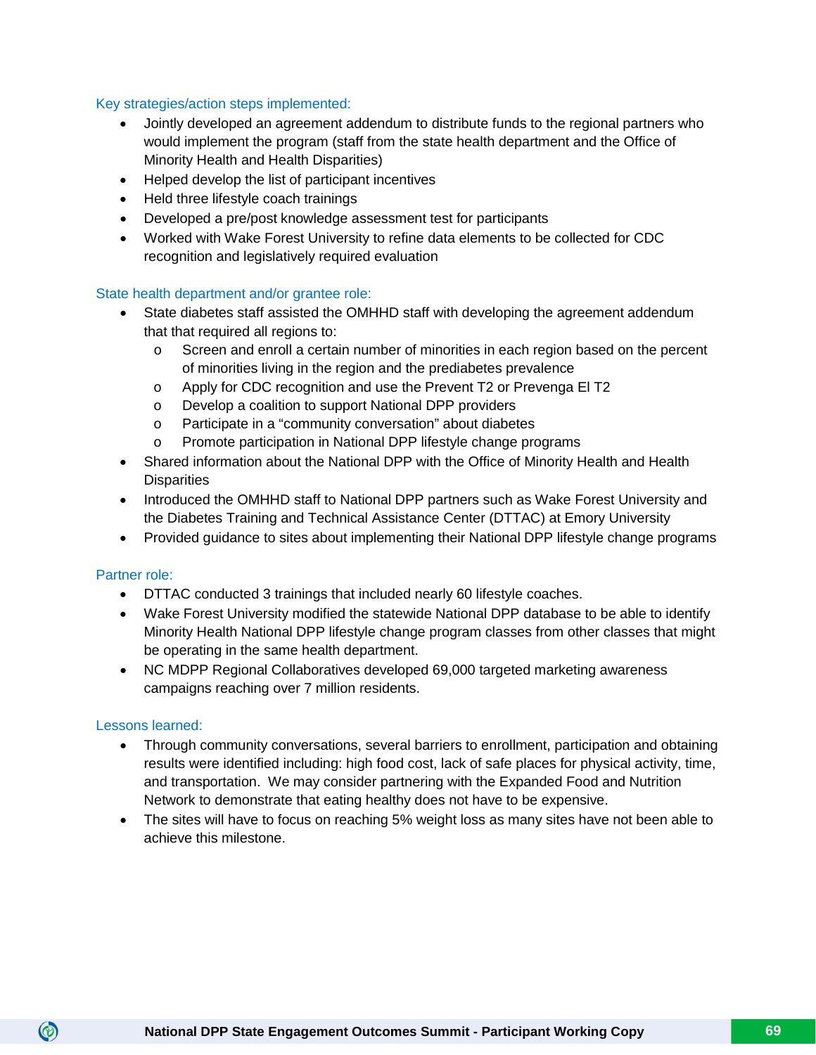### Key strategies/action steps implemented:

- Jointly developed an agreement addendum to distribute funds to the regional partners who would implement the program (staff from the state health department and the Office of Minority Health and Health Disparities)
- Helped develop the list of participant incentives
- Held three lifestyle coach trainings
- Developed a pre/post knowledge assessment test for participants
- Worked with Wake Forest University to refine data elements to be collected for CDC recognition and legislatively required evaluation

### State health department and/or grantee role:

- State diabetes staff assisted the OMHHD staff with developing the agreement addendum that that required all regions to:
  - Screen and enroll a certain number of minorities in each region based on the percent of minorities living in the region and the prediabetes prevalence
  - Apply for CDC recognition and use the Prevent T2 or Prevenga El T2
  - Develop a coalition to support National DPP providers
  - Participate in a "community conversation" about diabetes
  - Promote participation in National DPP lifestyle change programs
- Shared information about the National DPP with the Office of Minority Health and Health Disparities
- Introduced the OMHHD staff to National DPP partners such as Wake Forest University and the Diabetes Training and Technical Assistance Center (DTTAC) at Emory University
- Provided guidance to sites about implementing their National DPP lifestyle change programs

### Partner role:

- DTTAC conducted 3 trainings that included nearly 60 lifestyle coaches.
- Wake Forest University modified the statewide National DPP database to be able to identify Minority Health National DPP lifestyle change program classes from other classes that might be operating in the same health department.
- NC MDPP Regional Collaboratives developed 69,000 targeted marketing awareness campaigns reaching over 7 million residents.

### Lessons learned:

- Through community conversations, several barriers to enrollment, participation and obtaining results were identified including: high food cost, lack of safe places for physical activity, time, and transportation. We may consider partnering with the Expanded Food and Nutrition Network to demonstrate that eating healthy does not have to be expensive.
- The sites will have to focus on reaching 5% weight loss as many sites have not been able to achieve this milestone.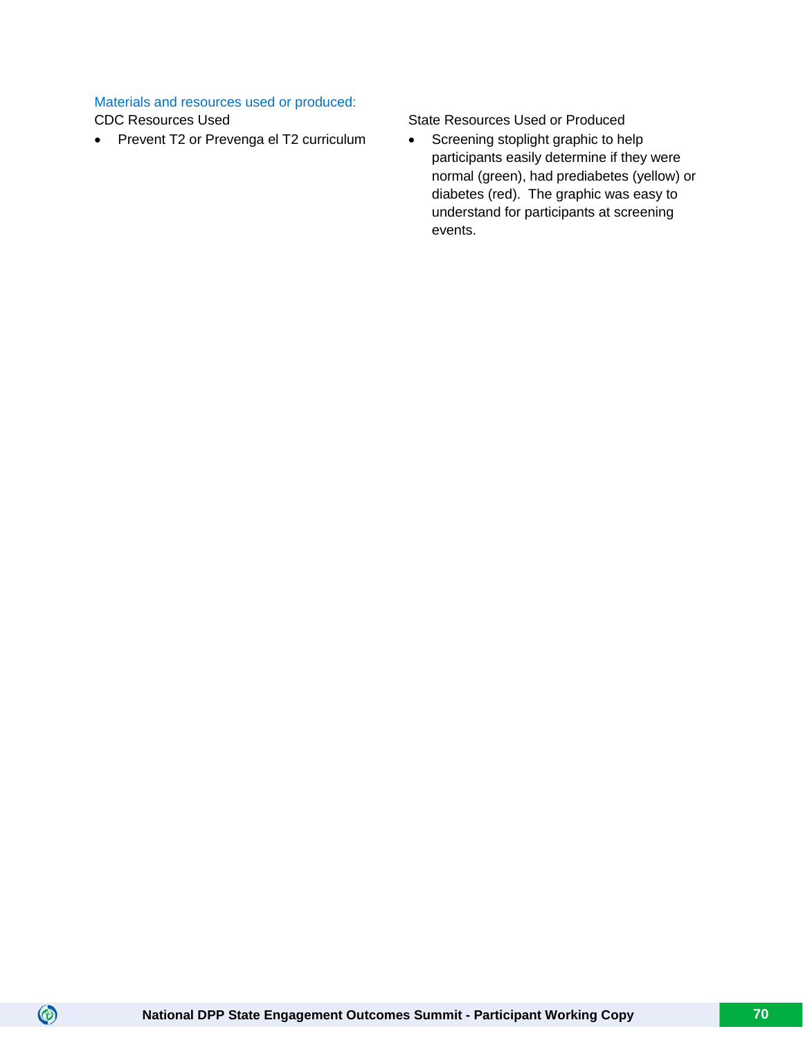### Materials and resources used or produced:

CDC Resources Used

- Prevent T2 or Prevenga el T2 curriculum

State Resources Used or Produced

- Screening stoplight graphic to help participants easily determine if they were normal (green), had prediabetes (yellow) or diabetes (red). The graphic was easy to understand for participants at screening events.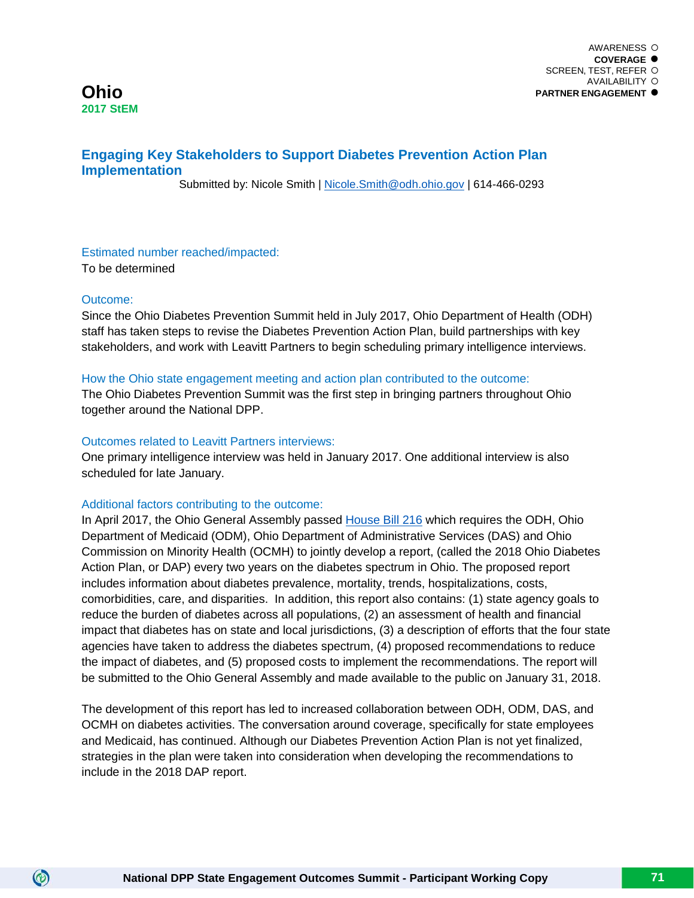AWARENESS ○
**COVERAGE ●**
SCREEN, TEST, REFER ○
AVAILABILITY ○
**PARTNER ENGAGEMENT ●**

# Ohio

**2017 StEM**

## Engaging Key Stakeholders to Support Diabetes Prevention Action Plan Implementation

Submitted by: Nicole Smith | Nicole.Smith@odh.ohio.gov | 614-466-0293

### Estimated number reached/impacted:

To be determined

### Outcome:

Since the Ohio Diabetes Prevention Summit held in July 2017, Ohio Department of Health (ODH) staff has taken steps to revise the Diabetes Prevention Action Plan, build partnerships with key stakeholders, and work with Leavitt Partners to begin scheduling primary intelligence interviews.

### How the Ohio state engagement meeting and action plan contributed to the outcome:

The Ohio Diabetes Prevention Summit was the first step in bringing partners throughout Ohio together around the National DPP.

### Outcomes related to Leavitt Partners interviews:

One primary intelligence interview was held in January 2017. One additional interview is also scheduled for late January.

### Additional factors contributing to the outcome:

In April 2017, the Ohio General Assembly passed House Bill 216 which requires the ODH, Ohio Department of Medicaid (ODM), Ohio Department of Administrative Services (DAS) and Ohio Commission on Minority Health (OCMH) to jointly develop a report, (called the 2018 Ohio Diabetes Action Plan, or DAP) every two years on the diabetes spectrum in Ohio. The proposed report includes information about diabetes prevalence, mortality, trends, hospitalizations, costs, comorbidities, care, and disparities. In addition, this report also contains: (1) state agency goals to reduce the burden of diabetes across all populations, (2) an assessment of health and financial impact that diabetes has on state and local jurisdictions, (3) a description of efforts that the four state agencies have taken to address the diabetes spectrum, (4) proposed recommendations to reduce the impact of diabetes, and (5) proposed costs to implement the recommendations. The report will be submitted to the Ohio General Assembly and made available to the public on January 31, 2018.

The development of this report has led to increased collaboration between ODH, ODM, DAS, and OCMH on diabetes activities. The conversation around coverage, specifically for state employees and Medicaid, has continued. Although our Diabetes Prevention Action Plan is not yet finalized, strategies in the plan were taken into consideration when developing the recommendations to include in the 2018 DAP report.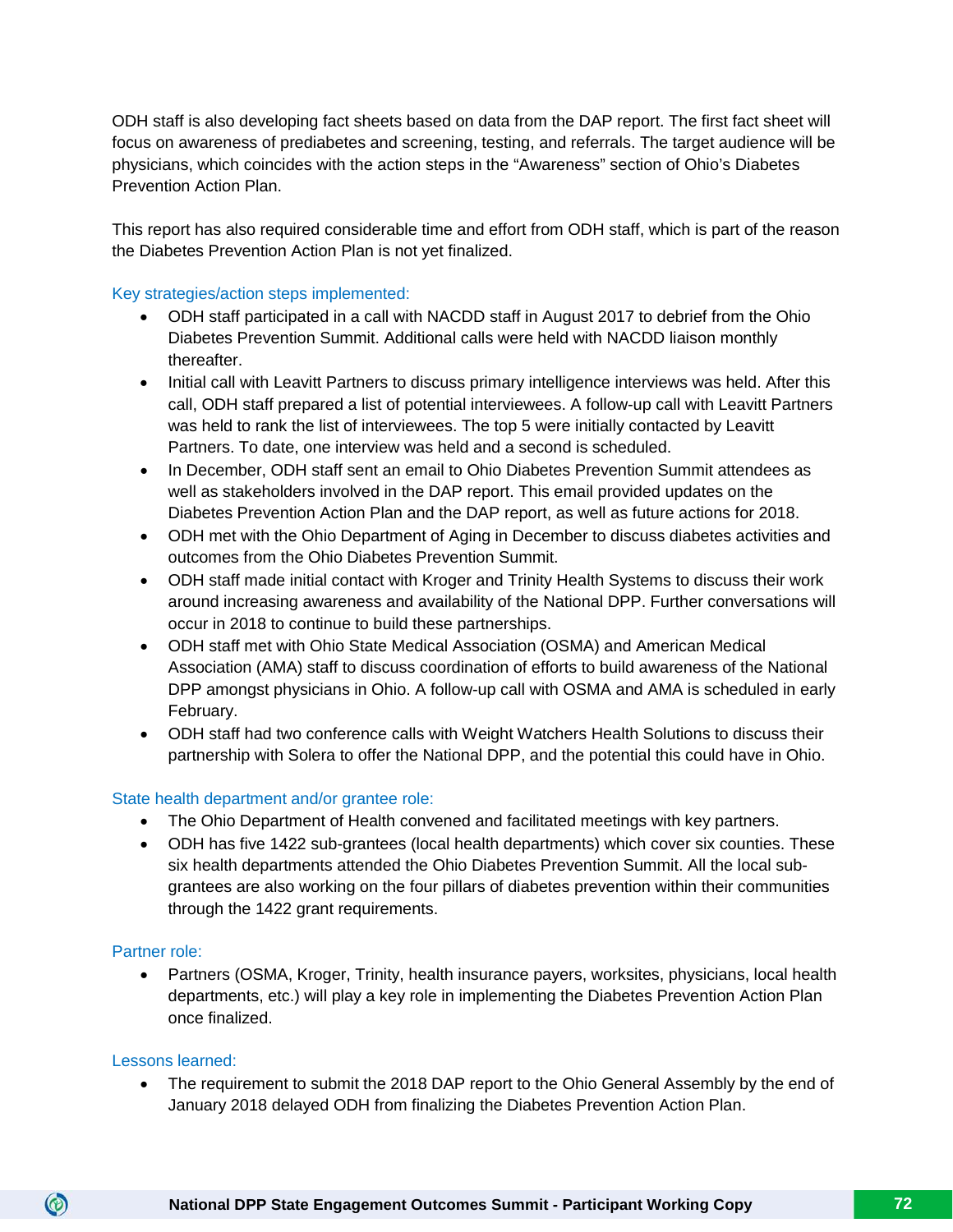ODH staff is also developing fact sheets based on data from the DAP report. The first fact sheet will focus on awareness of prediabetes and screening, testing, and referrals. The target audience will be physicians, which coincides with the action steps in the "Awareness" section of Ohio's Diabetes Prevention Action Plan.

This report has also required considerable time and effort from ODH staff, which is part of the reason the Diabetes Prevention Action Plan is not yet finalized.

### Key strategies/action steps implemented:

- ODH staff participated in a call with NACDD staff in August 2017 to debrief from the Ohio Diabetes Prevention Summit. Additional calls were held with NACDD liaison monthly thereafter.
- Initial call with Leavitt Partners to discuss primary intelligence interviews was held. After this call, ODH staff prepared a list of potential interviewees. A follow-up call with Leavitt Partners was held to rank the list of interviewees. The top 5 were initially contacted by Leavitt Partners. To date, one interview was held and a second is scheduled.
- In December, ODH staff sent an email to Ohio Diabetes Prevention Summit attendees as well as stakeholders involved in the DAP report. This email provided updates on the Diabetes Prevention Action Plan and the DAP report, as well as future actions for 2018.
- ODH met with the Ohio Department of Aging in December to discuss diabetes activities and outcomes from the Ohio Diabetes Prevention Summit.
- ODH staff made initial contact with Kroger and Trinity Health Systems to discuss their work around increasing awareness and availability of the National DPP. Further conversations will occur in 2018 to continue to build these partnerships.
- ODH staff met with Ohio State Medical Association (OSMA) and American Medical Association (AMA) staff to discuss coordination of efforts to build awareness of the National DPP amongst physicians in Ohio. A follow-up call with OSMA and AMA is scheduled in early February.
- ODH staff had two conference calls with Weight Watchers Health Solutions to discuss their partnership with Solera to offer the National DPP, and the potential this could have in Ohio.

### State health department and/or grantee role:

- The Ohio Department of Health convened and facilitated meetings with key partners.
- ODH has five 1422 sub-grantees (local health departments) which cover six counties. These six health departments attended the Ohio Diabetes Prevention Summit. All the local sub-grantees are also working on the four pillars of diabetes prevention within their communities through the 1422 grant requirements.

### Partner role:

- Partners (OSMA, Kroger, Trinity, health insurance payers, worksites, physicians, local health departments, etc.) will play a key role in implementing the Diabetes Prevention Action Plan once finalized.

### Lessons learned:

- The requirement to submit the 2018 DAP report to the Ohio General Assembly by the end of January 2018 delayed ODH from finalizing the Diabetes Prevention Action Plan.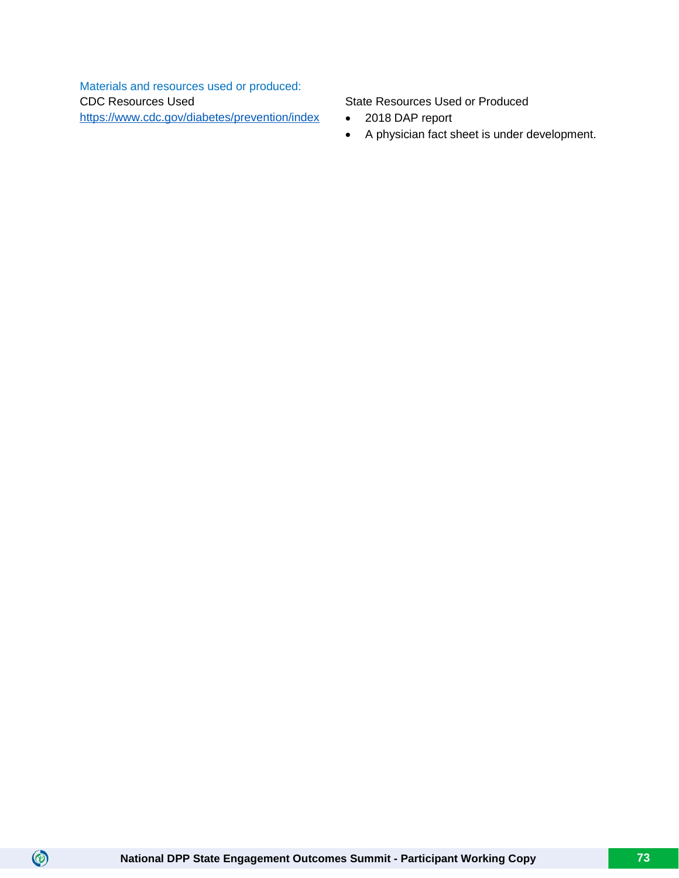Materials and resources used or produced:

CDC Resources Used

https://www.cdc.gov/diabetes/prevention/index

State Resources Used or Produced

- 2018 DAP report
- A physician fact sheet is under development.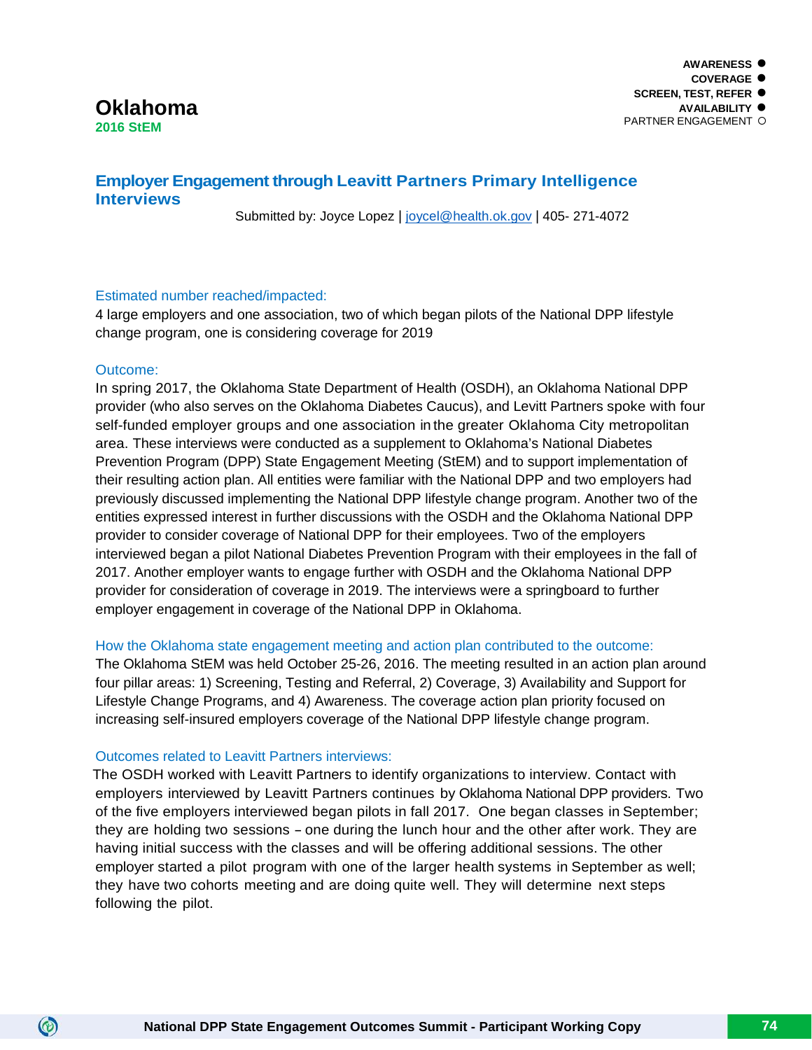AWARENESS ●
COVERAGE ●
SCREEN, TEST, REFER ●
AVAILABILITY ●
PARTNER ENGAGEMENT ○

# Oklahoma

**2016 StEM**

## Employer Engagement through Leavitt Partners Primary Intelligence Interviews

Submitted by: Joyce Lopez | joycel@health.ok.gov | 405- 271-4072

### Estimated number reached/impacted:

4 large employers and one association, two of which began pilots of the National DPP lifestyle change program, one is considering coverage for 2019

### Outcome:

In spring 2017, the Oklahoma State Department of Health (OSDH), an Oklahoma National DPP provider (who also serves on the Oklahoma Diabetes Caucus), and Levitt Partners spoke with four self-funded employer groups and one association in the greater Oklahoma City metropolitan area. These interviews were conducted as a supplement to Oklahoma's National Diabetes Prevention Program (DPP) State Engagement Meeting (StEM) and to support implementation of their resulting action plan. All entities were familiar with the National DPP and two employers had previously discussed implementing the National DPP lifestyle change program. Another two of the entities expressed interest in further discussions with the OSDH and the Oklahoma National DPP provider to consider coverage of National DPP for their employees. Two of the employers interviewed began a pilot National Diabetes Prevention Program with their employees in the fall of 2017. Another employer wants to engage further with OSDH and the Oklahoma National DPP provider for consideration of coverage in 2019. The interviews were a springboard to further employer engagement in coverage of the National DPP in Oklahoma.

### How the Oklahoma state engagement meeting and action plan contributed to the outcome:

The Oklahoma StEM was held October 25-26, 2016. The meeting resulted in an action plan around four pillar areas: 1) Screening, Testing and Referral, 2) Coverage, 3) Availability and Support for Lifestyle Change Programs, and 4) Awareness. The coverage action plan priority focused on increasing self-insured employers coverage of the National DPP lifestyle change program.

### Outcomes related to Leavitt Partners interviews:

The OSDH worked with Leavitt Partners to identify organizations to interview. Contact with employers interviewed by Leavitt Partners continues by Oklahoma National DPP providers. Two of the five employers interviewed began pilots in fall 2017. One began classes in September; they are holding two sessions – one during the lunch hour and the other after work. They are having initial success with the classes and will be offering additional sessions. The other employer started a pilot program with one of the larger health systems in September as well; they have two cohorts meeting and are doing quite well. They will determine next steps following the pilot.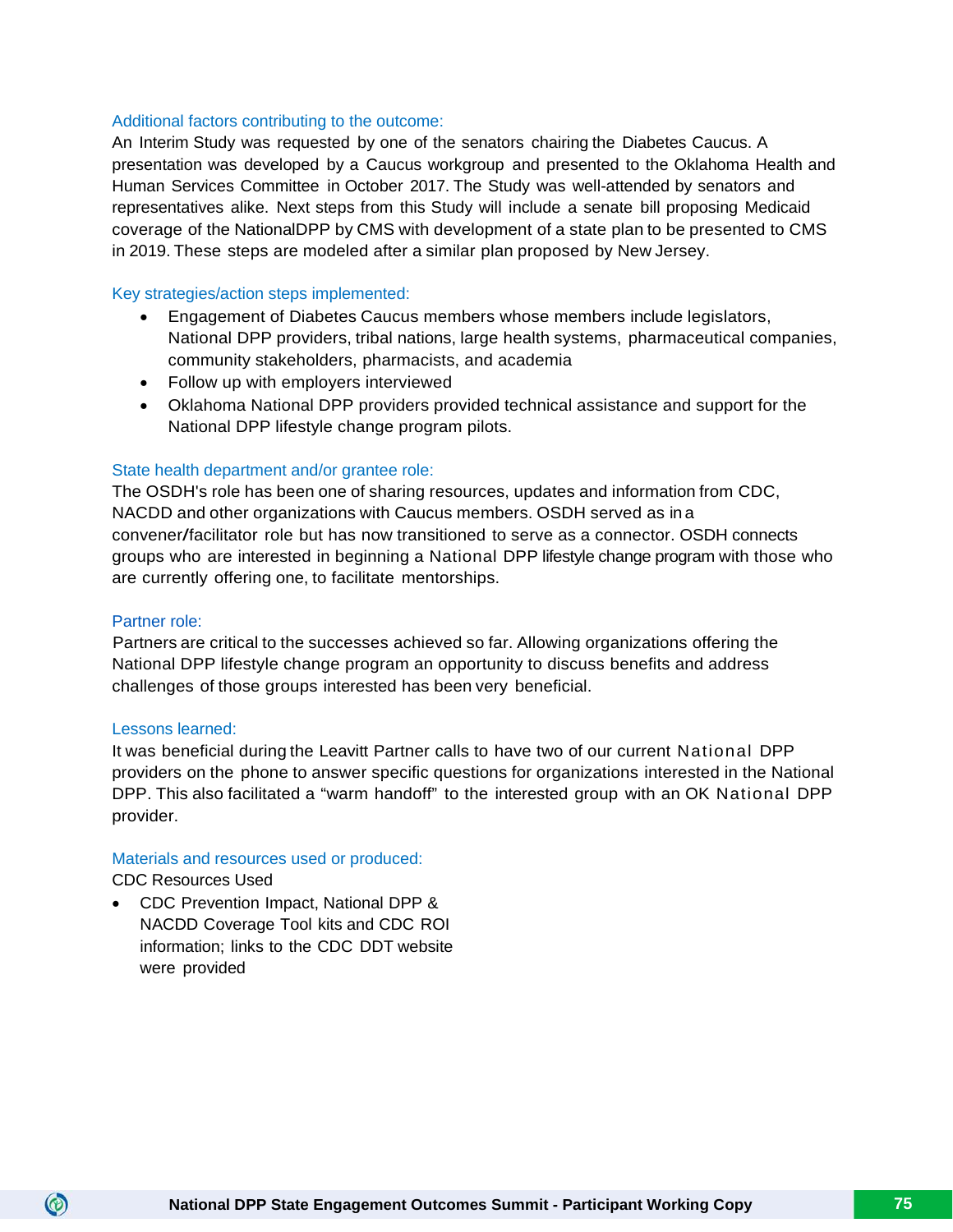### Additional factors contributing to the outcome:

An Interim Study was requested by one of the senators chairing the Diabetes Caucus. A presentation was developed by a Caucus workgroup and presented to the Oklahoma Health and Human Services Committee in October 2017. The Study was well-attended by senators and representatives alike. Next steps from this Study will include a senate bill proposing Medicaid coverage of the NationalDPP by CMS with development of a state plan to be presented to CMS in 2019. These steps are modeled after a similar plan proposed by New Jersey.

### Key strategies/action steps implemented:

- Engagement of Diabetes Caucus members whose members include legislators, National DPP providers, tribal nations, large health systems, pharmaceutical companies, community stakeholders, pharmacists, and academia
- Follow up with employers interviewed
- Oklahoma National DPP providers provided technical assistance and support for the National DPP lifestyle change program pilots.

### State health department and/or grantee role:

The OSDH's role has been one of sharing resources, updates and information from CDC, NACDD and other organizations with Caucus members. OSDH served as in a convener/facilitator role but has now transitioned to serve as a connector. OSDH connects groups who are interested in beginning a National DPP lifestyle change program with those who are currently offering one, to facilitate mentorships.

### Partner role:

Partners are critical to the successes achieved so far. Allowing organizations offering the National DPP lifestyle change program an opportunity to discuss benefits and address challenges of those groups interested has been very beneficial.

### Lessons learned:

It was beneficial during the Leavitt Partner calls to have two of our current National DPP providers on the phone to answer specific questions for organizations interested in the National DPP. This also facilitated a “warm handoff” to the interested group with an OK National DPP provider.

### Materials and resources used or produced:

CDC Resources Used

- CDC Prevention Impact, National DPP & NACDD Coverage Tool kits and CDC ROI information; links to the CDC DDT website were provided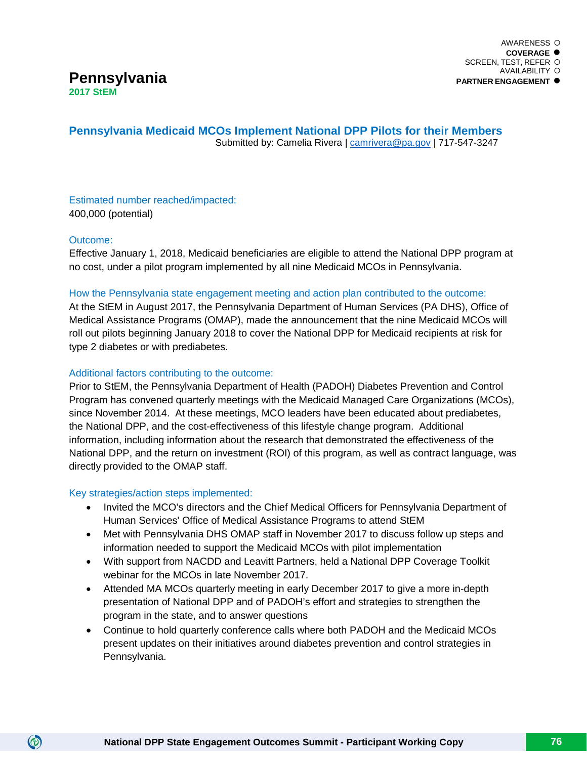AWARENESS ○
**COVERAGE ●**
SCREEN, TEST, REFER ○
AVAILABILITY ○
**PARTNER ENGAGEMENT ●**

# Pennsylvania

**2017 StEM**

## Pennsylvania Medicaid MCOs Implement National DPP Pilots for their Members

Submitted by: Camelia Rivera | camrivera@pa.gov | 717-547-3247

### Estimated number reached/impacted:

400,000 (potential)

### Outcome:

Effective January 1, 2018, Medicaid beneficiaries are eligible to attend the National DPP program at no cost, under a pilot program implemented by all nine Medicaid MCOs in Pennsylvania.

### How the Pennsylvania state engagement meeting and action plan contributed to the outcome:

At the StEM in August 2017, the Pennsylvania Department of Human Services (PA DHS), Office of Medical Assistance Programs (OMAP), made the announcement that the nine Medicaid MCOs will roll out pilots beginning January 2018 to cover the National DPP for Medicaid recipients at risk for type 2 diabetes or with prediabetes.

### Additional factors contributing to the outcome:

Prior to StEM, the Pennsylvania Department of Health (PADOH) Diabetes Prevention and Control Program has convened quarterly meetings with the Medicaid Managed Care Organizations (MCOs), since November 2014. At these meetings, MCO leaders have been educated about prediabetes, the National DPP, and the cost-effectiveness of this lifestyle change program. Additional information, including information about the research that demonstrated the effectiveness of the National DPP, and the return on investment (ROI) of this program, as well as contract language, was directly provided to the OMAP staff.

### Key strategies/action steps implemented:

- Invited the MCO's directors and the Chief Medical Officers for Pennsylvania Department of Human Services' Office of Medical Assistance Programs to attend StEM
- Met with Pennsylvania DHS OMAP staff in November 2017 to discuss follow up steps and information needed to support the Medicaid MCOs with pilot implementation
- With support from NACDD and Leavitt Partners, held a National DPP Coverage Toolkit webinar for the MCOs in late November 2017.
- Attended MA MCOs quarterly meeting in early December 2017 to give a more in-depth presentation of National DPP and of PADOH's effort and strategies to strengthen the program in the state, and to answer questions
- Continue to hold quarterly conference calls where both PADOH and the Medicaid MCOs present updates on their initiatives around diabetes prevention and control strategies in Pennsylvania.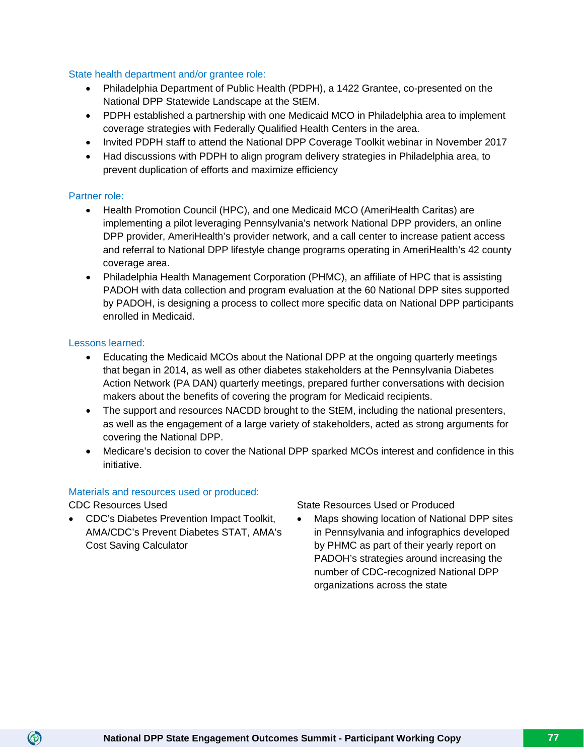### State health department and/or grantee role:

- Philadelphia Department of Public Health (PDPH), a 1422 Grantee, co-presented on the National DPP Statewide Landscape at the StEM.
- PDPH established a partnership with one Medicaid MCO in Philadelphia area to implement coverage strategies with Federally Qualified Health Centers in the area.
- Invited PDPH staff to attend the National DPP Coverage Toolkit webinar in November 2017
- Had discussions with PDPH to align program delivery strategies in Philadelphia area, to prevent duplication of efforts and maximize efficiency

### Partner role:

- Health Promotion Council (HPC), and one Medicaid MCO (AmeriHealth Caritas) are implementing a pilot leveraging Pennsylvania's network National DPP providers, an online DPP provider, AmeriHealth's provider network, and a call center to increase patient access and referral to National DPP lifestyle change programs operating in AmeriHealth's 42 county coverage area.
- Philadelphia Health Management Corporation (PHMC), an affiliate of HPC that is assisting PADOH with data collection and program evaluation at the 60 National DPP sites supported by PADOH, is designing a process to collect more specific data on National DPP participants enrolled in Medicaid.

### Lessons learned:

- Educating the Medicaid MCOs about the National DPP at the ongoing quarterly meetings that began in 2014, as well as other diabetes stakeholders at the Pennsylvania Diabetes Action Network (PA DAN) quarterly meetings, prepared further conversations with decision makers about the benefits of covering the program for Medicaid recipients.
- The support and resources NACDD brought to the StEM, including the national presenters, as well as the engagement of a large variety of stakeholders, acted as strong arguments for covering the National DPP.
- Medicare's decision to cover the National DPP sparked MCOs interest and confidence in this initiative.

### Materials and resources used or produced:

CDC Resources Used

- CDC's Diabetes Prevention Impact Toolkit, AMA/CDC's Prevent Diabetes STAT, AMA's Cost Saving Calculator

State Resources Used or Produced

- Maps showing location of National DPP sites in Pennsylvania and infographics developed by PHMC as part of their yearly report on PADOH's strategies around increasing the number of CDC-recognized National DPP organizations across the state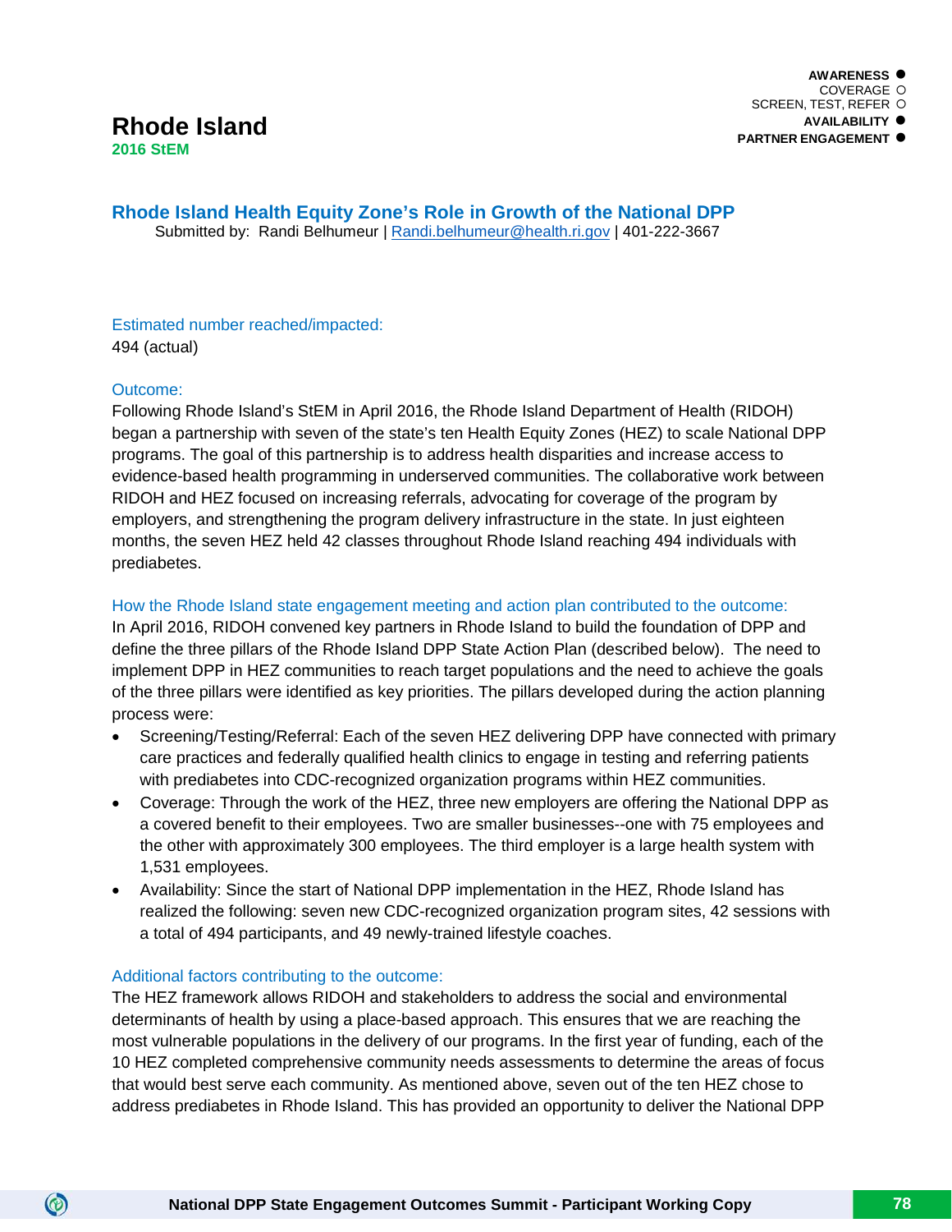AWARENESS ●
COVERAGE ○
SCREEN, TEST, REFER ○
AVAILABILITY ●
PARTNER ENGAGEMENT ●

# Rhode Island

**2016 StEM**

## Rhode Island Health Equity Zone's Role in Growth of the National DPP

Submitted by: Randi Belhumeur | Randi.belhumeur@health.ri.gov | 401-222-3667

### Estimated number reached/impacted:

494 (actual)

### Outcome:

Following Rhode Island's StEM in April 2016, the Rhode Island Department of Health (RIDOH) began a partnership with seven of the state's ten Health Equity Zones (HEZ) to scale National DPP programs. The goal of this partnership is to address health disparities and increase access to evidence-based health programming in underserved communities. The collaborative work between RIDOH and HEZ focused on increasing referrals, advocating for coverage of the program by employers, and strengthening the program delivery infrastructure in the state. In just eighteen months, the seven HEZ held 42 classes throughout Rhode Island reaching 494 individuals with prediabetes.

### How the Rhode Island state engagement meeting and action plan contributed to the outcome:

In April 2016, RIDOH convened key partners in Rhode Island to build the foundation of DPP and define the three pillars of the Rhode Island DPP State Action Plan (described below). The need to implement DPP in HEZ communities to reach target populations and the need to achieve the goals of the three pillars were identified as key priorities. The pillars developed during the action planning process were:

- Screening/Testing/Referral: Each of the seven HEZ delivering DPP have connected with primary care practices and federally qualified health clinics to engage in testing and referring patients with prediabetes into CDC-recognized organization programs within HEZ communities.
- Coverage: Through the work of the HEZ, three new employers are offering the National DPP as a covered benefit to their employees. Two are smaller businesses--one with 75 employees and the other with approximately 300 employees. The third employer is a large health system with 1,531 employees.
- Availability: Since the start of National DPP implementation in the HEZ, Rhode Island has realized the following: seven new CDC-recognized organization program sites, 42 sessions with a total of 494 participants, and 49 newly-trained lifestyle coaches.

### Additional factors contributing to the outcome:

The HEZ framework allows RIDOH and stakeholders to address the social and environmental determinants of health by using a place-based approach. This ensures that we are reaching the most vulnerable populations in the delivery of our programs. In the first year of funding, each of the 10 HEZ completed comprehensive community needs assessments to determine the areas of focus that would best serve each community. As mentioned above, seven out of the ten HEZ chose to address prediabetes in Rhode Island. This has provided an opportunity to deliver the National DPP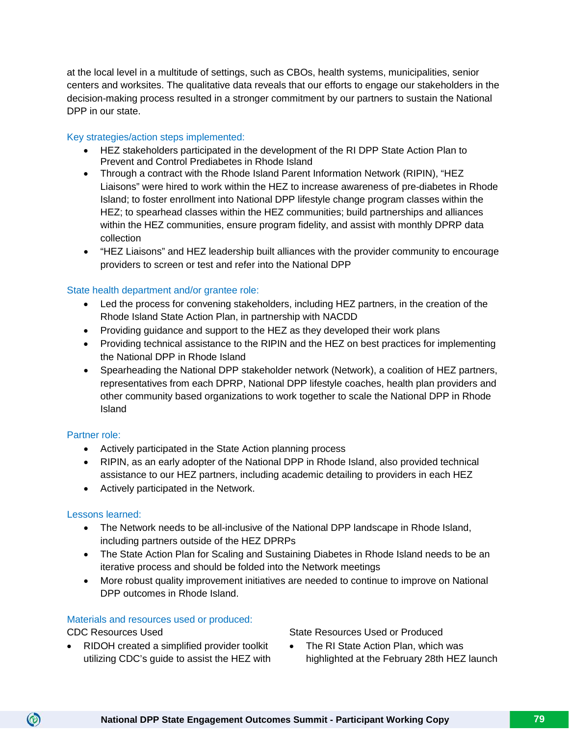at the local level in a multitude of settings, such as CBOs, health systems, municipalities, senior centers and worksites. The qualitative data reveals that our efforts to engage our stakeholders in the decision-making process resulted in a stronger commitment by our partners to sustain the National DPP in our state.

### Key strategies/action steps implemented:

- HEZ stakeholders participated in the development of the RI DPP State Action Plan to Prevent and Control Prediabetes in Rhode Island
- Through a contract with the Rhode Island Parent Information Network (RIPIN), "HEZ Liaisons" were hired to work within the HEZ to increase awareness of pre-diabetes in Rhode Island; to foster enrollment into National DPP lifestyle change program classes within the HEZ; to spearhead classes within the HEZ communities; build partnerships and alliances within the HEZ communities, ensure program fidelity, and assist with monthly DPRP data collection
- "HEZ Liaisons" and HEZ leadership built alliances with the provider community to encourage providers to screen or test and refer into the National DPP

### State health department and/or grantee role:

- Led the process for convening stakeholders, including HEZ partners, in the creation of the Rhode Island State Action Plan, in partnership with NACDD
- Providing guidance and support to the HEZ as they developed their work plans
- Providing technical assistance to the RIPIN and the HEZ on best practices for implementing the National DPP in Rhode Island
- Spearheading the National DPP stakeholder network (Network), a coalition of HEZ partners, representatives from each DPRP, National DPP lifestyle coaches, health plan providers and other community based organizations to work together to scale the National DPP in Rhode Island

### Partner role:

- Actively participated in the State Action planning process
- RIPIN, as an early adopter of the National DPP in Rhode Island, also provided technical assistance to our HEZ partners, including academic detailing to providers in each HEZ
- Actively participated in the Network.

### Lessons learned:

- The Network needs to be all-inclusive of the National DPP landscape in Rhode Island, including partners outside of the HEZ DPRPs
- The State Action Plan for Scaling and Sustaining Diabetes in Rhode Island needs to be an iterative process and should be folded into the Network meetings
- More robust quality improvement initiatives are needed to continue to improve on National DPP outcomes in Rhode Island.

### Materials and resources used or produced:

CDC Resources Used

- RIDOH created a simplified provider toolkit utilizing CDC's guide to assist the HEZ with

State Resources Used or Produced

- The RI State Action Plan, which was highlighted at the February 28th HEZ launch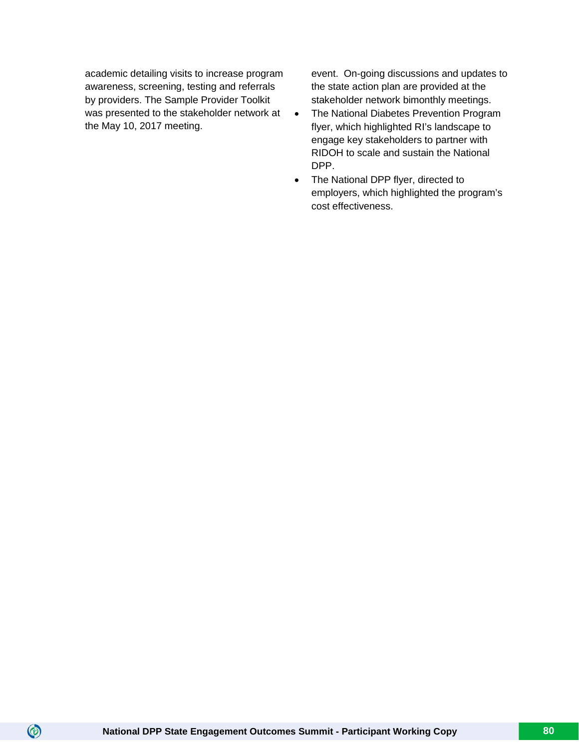academic detailing visits to increase program awareness, screening, testing and referrals by providers. The Sample Provider Toolkit was presented to the stakeholder network at the May 10, 2017 meeting.

event. On-going discussions and updates to the state action plan are provided at the stakeholder network bimonthly meetings.

- The National Diabetes Prevention Program flyer, which highlighted RI's landscape to engage key stakeholders to partner with RIDOH to scale and sustain the National DPP.
- The National DPP flyer, directed to employers, which highlighted the program's cost effectiveness.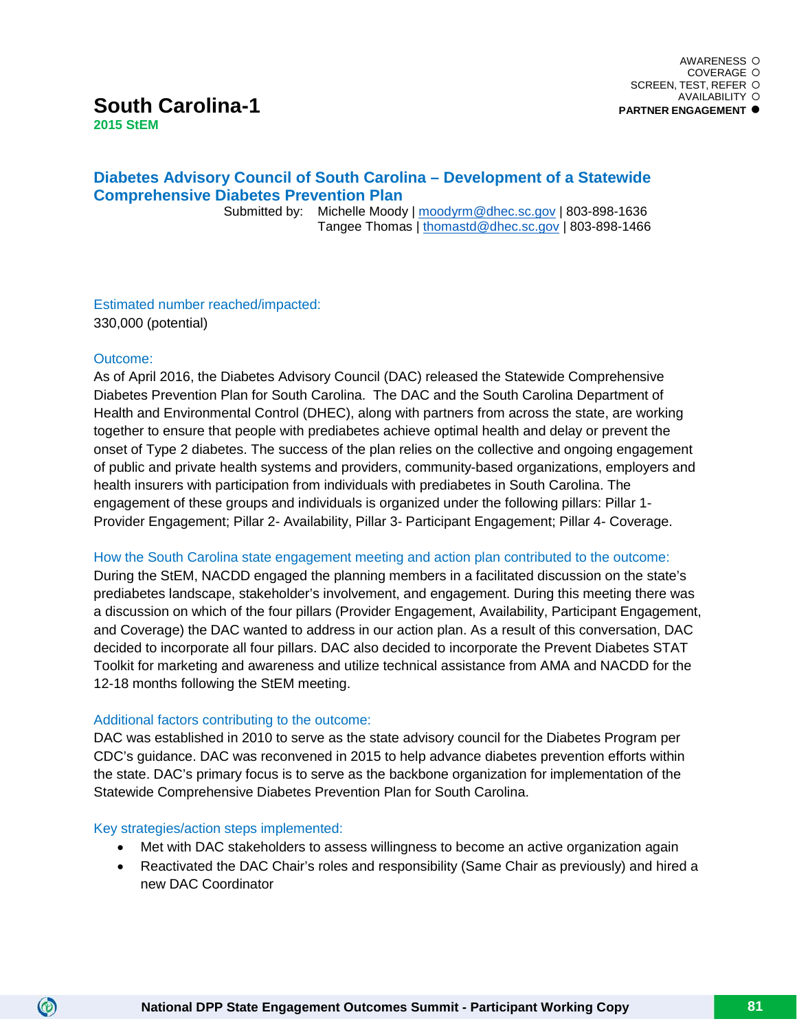AWARENESS ○
COVERAGE ○
SCREEN, TEST, REFER ○
AVAILABILITY ○
**PARTNER ENGAGEMENT ●**

# South Carolina-1

**2015 StEM**

## Diabetes Advisory Council of South Carolina – Development of a Statewide Comprehensive Diabetes Prevention Plan

Submitted by: Michelle Moody | moodyrm@dhec.sc.gov | 803-898-1636
Tangee Thomas | thomastd@dhec.sc.gov | 803-898-1466

### Estimated number reached/impacted:

330,000 (potential)

### Outcome:

As of April 2016, the Diabetes Advisory Council (DAC) released the Statewide Comprehensive Diabetes Prevention Plan for South Carolina. The DAC and the South Carolina Department of Health and Environmental Control (DHEC), along with partners from across the state, are working together to ensure that people with prediabetes achieve optimal health and delay or prevent the onset of Type 2 diabetes. The success of the plan relies on the collective and ongoing engagement of public and private health systems and providers, community-based organizations, employers and health insurers with participation from individuals with prediabetes in South Carolina. The engagement of these groups and individuals is organized under the following pillars: Pillar 1-Provider Engagement; Pillar 2- Availability, Pillar 3- Participant Engagement; Pillar 4- Coverage.

### How the South Carolina state engagement meeting and action plan contributed to the outcome:

During the StEM, NACDD engaged the planning members in a facilitated discussion on the state's prediabetes landscape, stakeholder's involvement, and engagement. During this meeting there was a discussion on which of the four pillars (Provider Engagement, Availability, Participant Engagement, and Coverage) the DAC wanted to address in our action plan. As a result of this conversation, DAC decided to incorporate all four pillars. DAC also decided to incorporate the Prevent Diabetes STAT Toolkit for marketing and awareness and utilize technical assistance from AMA and NACDD for the 12-18 months following the StEM meeting.

### Additional factors contributing to the outcome:

DAC was established in 2010 to serve as the state advisory council for the Diabetes Program per CDC's guidance. DAC was reconvened in 2015 to help advance diabetes prevention efforts within the state. DAC's primary focus is to serve as the backbone organization for implementation of the Statewide Comprehensive Diabetes Prevention Plan for South Carolina.

### Key strategies/action steps implemented:

- Met with DAC stakeholders to assess willingness to become an active organization again
- Reactivated the DAC Chair's roles and responsibility (Same Chair as previously) and hired a new DAC Coordinator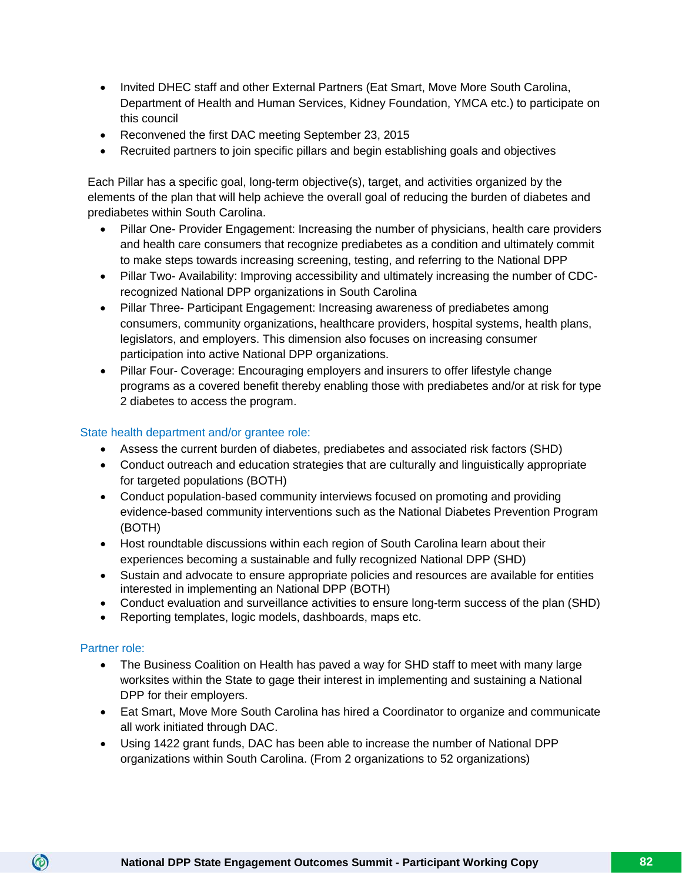- Invited DHEC staff and other External Partners (Eat Smart, Move More South Carolina, Department of Health and Human Services, Kidney Foundation, YMCA etc.) to participate on this council
- Reconvened the first DAC meeting September 23, 2015
- Recruited partners to join specific pillars and begin establishing goals and objectives

Each Pillar has a specific goal, long-term objective(s), target, and activities organized by the elements of the plan that will help achieve the overall goal of reducing the burden of diabetes and prediabetes within South Carolina.

- Pillar One- Provider Engagement: Increasing the number of physicians, health care providers and health care consumers that recognize prediabetes as a condition and ultimately commit to make steps towards increasing screening, testing, and referring to the National DPP
- Pillar Two- Availability: Improving accessibility and ultimately increasing the number of CDC-recognized National DPP organizations in South Carolina
- Pillar Three- Participant Engagement: Increasing awareness of prediabetes among consumers, community organizations, healthcare providers, hospital systems, health plans, legislators, and employers. This dimension also focuses on increasing consumer participation into active National DPP organizations.
- Pillar Four- Coverage: Encouraging employers and insurers to offer lifestyle change programs as a covered benefit thereby enabling those with prediabetes and/or at risk for type 2 diabetes to access the program.

### State health department and/or grantee role:

- Assess the current burden of diabetes, prediabetes and associated risk factors (SHD)
- Conduct outreach and education strategies that are culturally and linguistically appropriate for targeted populations (BOTH)
- Conduct population-based community interviews focused on promoting and providing evidence-based community interventions such as the National Diabetes Prevention Program (BOTH)
- Host roundtable discussions within each region of South Carolina learn about their experiences becoming a sustainable and fully recognized National DPP (SHD)
- Sustain and advocate to ensure appropriate policies and resources are available for entities interested in implementing an National DPP (BOTH)
- Conduct evaluation and surveillance activities to ensure long-term success of the plan (SHD)
- Reporting templates, logic models, dashboards, maps etc.

### Partner role:

- The Business Coalition on Health has paved a way for SHD staff to meet with many large worksites within the State to gage their interest in implementing and sustaining a National DPP for their employers.
- Eat Smart, Move More South Carolina has hired a Coordinator to organize and communicate all work initiated through DAC.
- Using 1422 grant funds, DAC has been able to increase the number of National DPP organizations within South Carolina. (From 2 organizations to 52 organizations)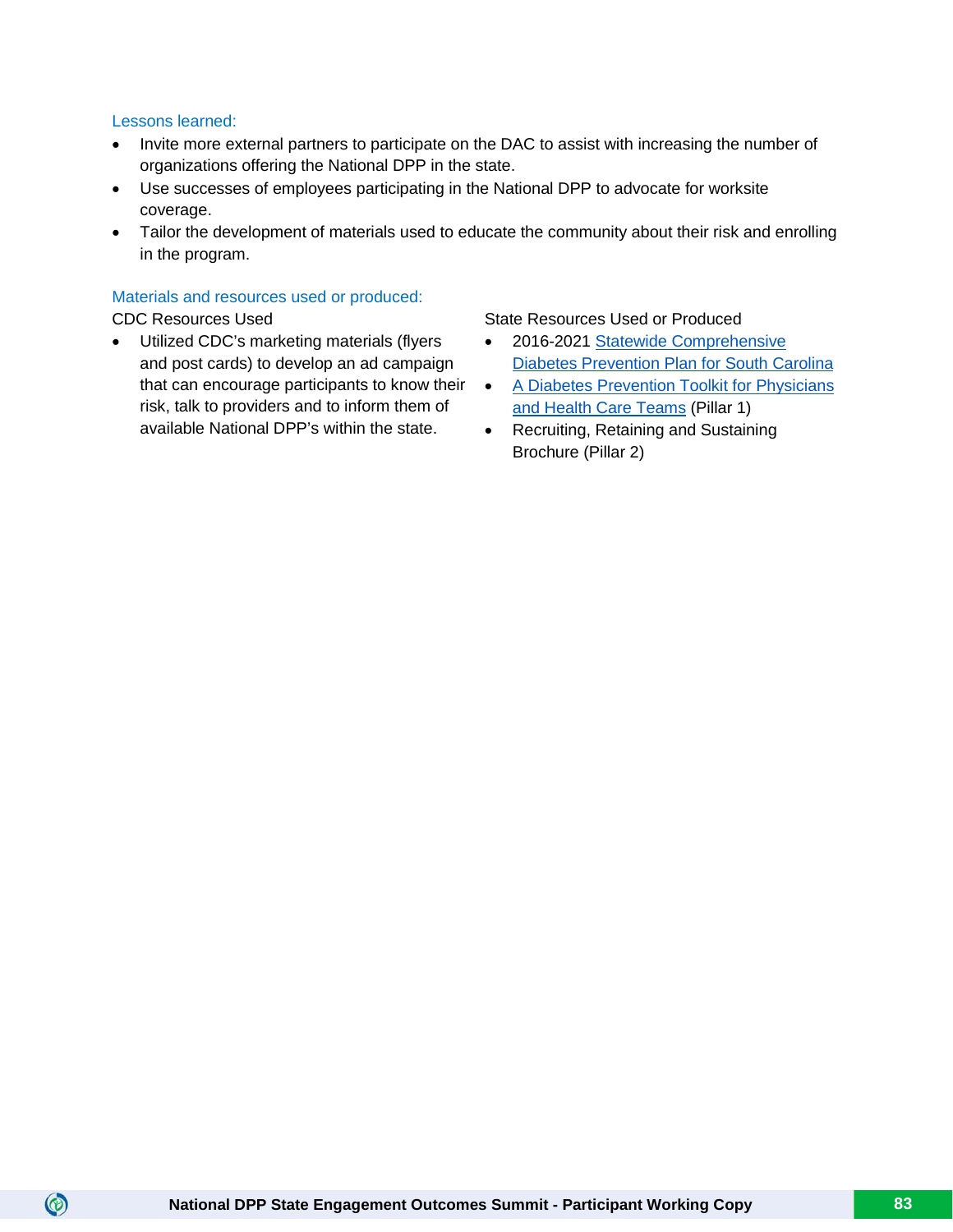### Lessons learned:

- Invite more external partners to participate on the DAC to assist with increasing the number of organizations offering the National DPP in the state.
- Use successes of employees participating in the National DPP to advocate for worksite coverage.
- Tailor the development of materials used to educate the community about their risk and enrolling in the program.

### Materials and resources used or produced:

CDC Resources Used

- Utilized CDC's marketing materials (flyers and post cards) to develop an ad campaign that can encourage participants to know their risk, talk to providers and to inform them of available National DPP's within the state.

State Resources Used or Produced

- 2016-2021 Statewide Comprehensive Diabetes Prevention Plan for South Carolina
- A Diabetes Prevention Toolkit for Physicians and Health Care Teams (Pillar 1)
- Recruiting, Retaining and Sustaining Brochure (Pillar 2)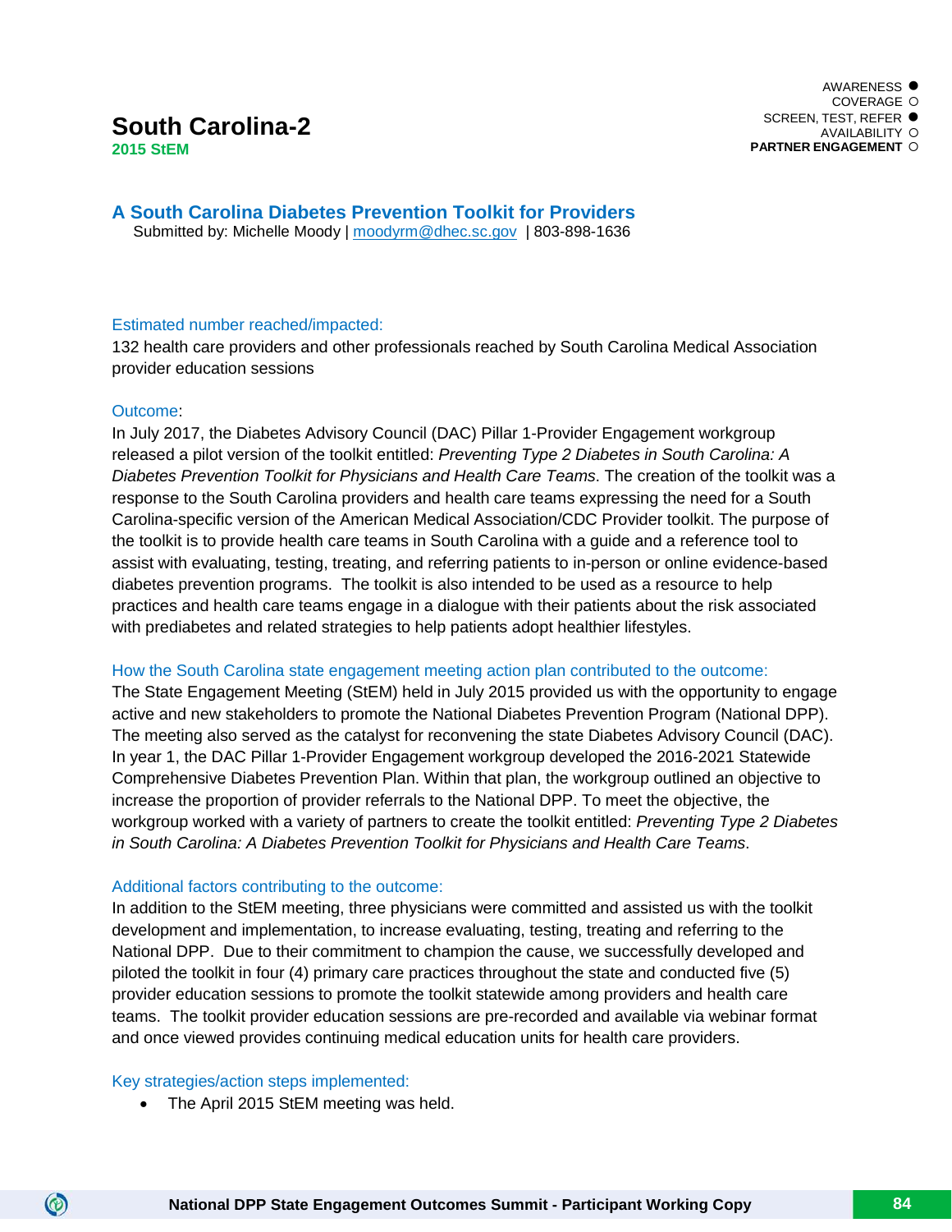AWARENESS ●
COVERAGE ○
SCREEN, TEST, REFER ●
AVAILABILITY ○
**PARTNER ENGAGEMENT** ○

# South Carolina-2

**2015 StEM**

## A South Carolina Diabetes Prevention Toolkit for Providers

Submitted by: Michelle Moody | moodyrm@dhec.sc.gov | 803-898-1636

### Estimated number reached/impacted:

132 health care providers and other professionals reached by South Carolina Medical Association provider education sessions

### Outcome:

In July 2017, the Diabetes Advisory Council (DAC) Pillar 1-Provider Engagement workgroup released a pilot version of the toolkit entitled: *Preventing Type 2 Diabetes in South Carolina: A Diabetes Prevention Toolkit for Physicians and Health Care Teams*. The creation of the toolkit was a response to the South Carolina providers and health care teams expressing the need for a South Carolina-specific version of the American Medical Association/CDC Provider toolkit. The purpose of the toolkit is to provide health care teams in South Carolina with a guide and a reference tool to assist with evaluating, testing, treating, and referring patients to in-person or online evidence-based diabetes prevention programs. The toolkit is also intended to be used as a resource to help practices and health care teams engage in a dialogue with their patients about the risk associated with prediabetes and related strategies to help patients adopt healthier lifestyles.

### How the South Carolina state engagement meeting action plan contributed to the outcome:

The State Engagement Meeting (StEM) held in July 2015 provided us with the opportunity to engage active and new stakeholders to promote the National Diabetes Prevention Program (National DPP). The meeting also served as the catalyst for reconvening the state Diabetes Advisory Council (DAC). In year 1, the DAC Pillar 1-Provider Engagement workgroup developed the 2016-2021 Statewide Comprehensive Diabetes Prevention Plan. Within that plan, the workgroup outlined an objective to increase the proportion of provider referrals to the National DPP. To meet the objective, the workgroup worked with a variety of partners to create the toolkit entitled: *Preventing Type 2 Diabetes in South Carolina: A Diabetes Prevention Toolkit for Physicians and Health Care Teams*.

### Additional factors contributing to the outcome:

In addition to the StEM meeting, three physicians were committed and assisted us with the toolkit development and implementation, to increase evaluating, testing, treating and referring to the National DPP. Due to their commitment to champion the cause, we successfully developed and piloted the toolkit in four (4) primary care practices throughout the state and conducted five (5) provider education sessions to promote the toolkit statewide among providers and health care teams. The toolkit provider education sessions are pre-recorded and available via webinar format and once viewed provides continuing medical education units for health care providers.

### Key strategies/action steps implemented:

- The April 2015 StEM meeting was held.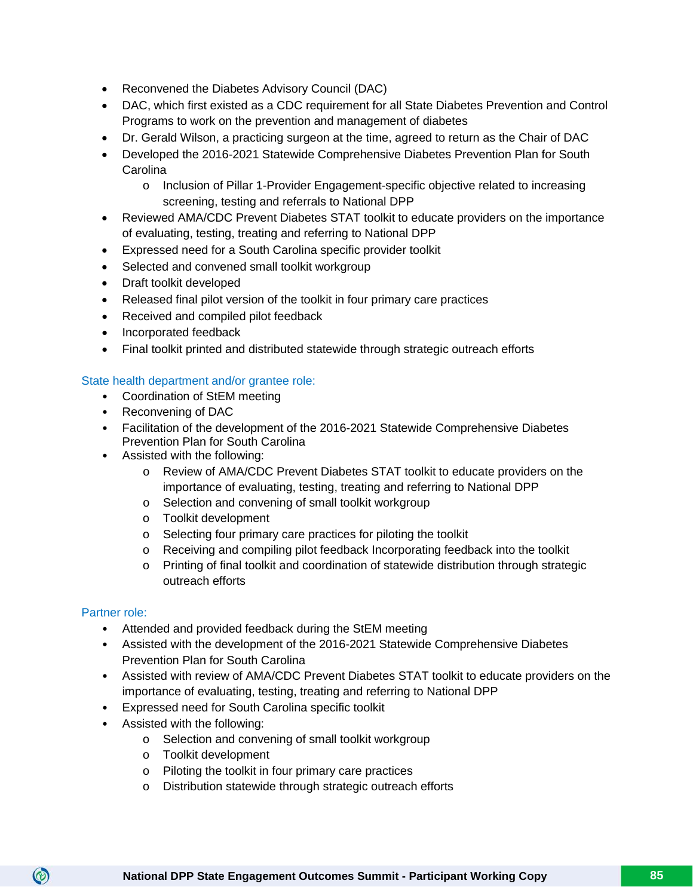- Reconvened the Diabetes Advisory Council (DAC)
- DAC, which first existed as a CDC requirement for all State Diabetes Prevention and Control Programs to work on the prevention and management of diabetes
- Dr. Gerald Wilson, a practicing surgeon at the time, agreed to return as the Chair of DAC
- Developed the 2016-2021 Statewide Comprehensive Diabetes Prevention Plan for South Carolina
  - Inclusion of Pillar 1-Provider Engagement-specific objective related to increasing screening, testing and referrals to National DPP
- Reviewed AMA/CDC Prevent Diabetes STAT toolkit to educate providers on the importance of evaluating, testing, treating and referring to National DPP
- Expressed need for a South Carolina specific provider toolkit
- Selected and convened small toolkit workgroup
- Draft toolkit developed
- Released final pilot version of the toolkit in four primary care practices
- Received and compiled pilot feedback
- Incorporated feedback
- Final toolkit printed and distributed statewide through strategic outreach efforts

State health department and/or grantee role:

- Coordination of StEM meeting
- Reconvening of DAC
- Facilitation of the development of the 2016-2021 Statewide Comprehensive Diabetes Prevention Plan for South Carolina
- Assisted with the following:
  - Review of AMA/CDC Prevent Diabetes STAT toolkit to educate providers on the importance of evaluating, testing, treating and referring to National DPP
  - Selection and convening of small toolkit workgroup
  - Toolkit development
  - Selecting four primary care practices for piloting the toolkit
  - Receiving and compiling pilot feedback Incorporating feedback into the toolkit
  - Printing of final toolkit and coordination of statewide distribution through strategic outreach efforts

Partner role:

- Attended and provided feedback during the StEM meeting
- Assisted with the development of the 2016-2021 Statewide Comprehensive Diabetes Prevention Plan for South Carolina
- Assisted with review of AMA/CDC Prevent Diabetes STAT toolkit to educate providers on the importance of evaluating, testing, treating and referring to National DPP
- Expressed need for South Carolina specific toolkit
- Assisted with the following:
  - Selection and convening of small toolkit workgroup
  - Toolkit development
  - Piloting the toolkit in four primary care practices
  - Distribution statewide through strategic outreach efforts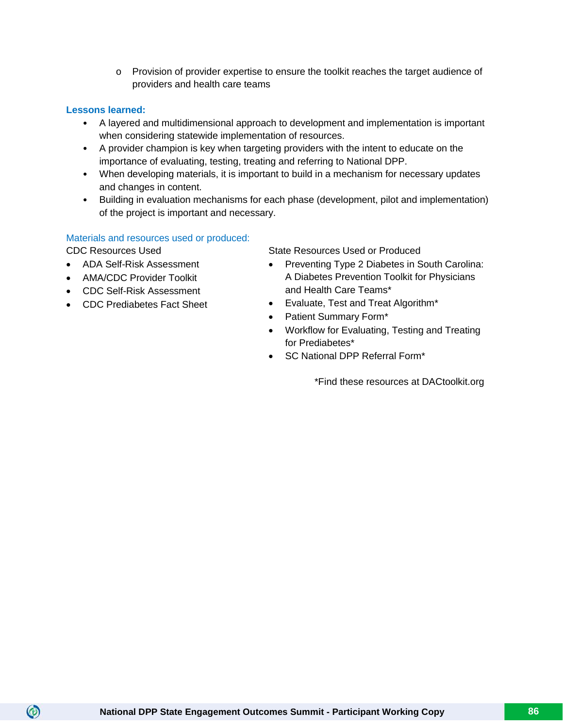- Provision of provider expertise to ensure the toolkit reaches the target audience of providers and health care teams

**Lessons learned:**

- A layered and multidimensional approach to development and implementation is important when considering statewide implementation of resources.
- A provider champion is key when targeting providers with the intent to educate on the importance of evaluating, testing, treating and referring to National DPP.
- When developing materials, it is important to build in a mechanism for necessary updates and changes in content.
- Building in evaluation mechanisms for each phase (development, pilot and implementation) of the project is important and necessary.

Materials and resources used or produced:

CDC Resources Used

- ADA Self-Risk Assessment
- AMA/CDC Provider Toolkit
- CDC Self-Risk Assessment
- CDC Prediabetes Fact Sheet

State Resources Used or Produced

- Preventing Type 2 Diabetes in South Carolina: A Diabetes Prevention Toolkit for Physicians and Health Care Teams*
- Evaluate, Test and Treat Algorithm*
- Patient Summary Form*
- Workflow for Evaluating, Testing and Treating for Prediabetes*
- SC National DPP Referral Form*

*Find these resources at DACtoolkit.org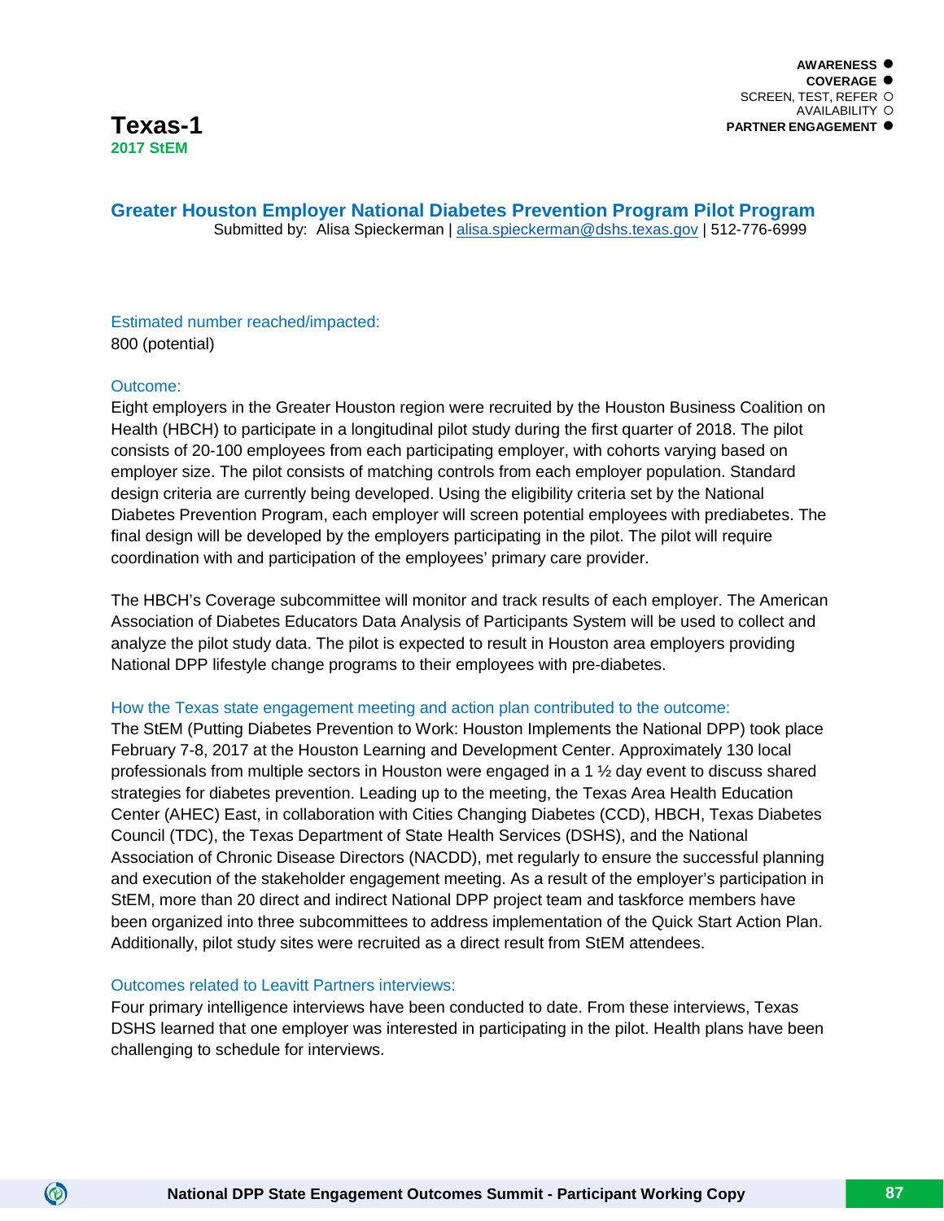- **AWARENESS** ●
- **COVERAGE** ●
- SCREEN, TEST, REFER ○
- AVAILABILITY ○
- **PARTNER ENGAGEMENT** ●

# Texas-1

**2017 StEM**

## Greater Houston Employer National Diabetes Prevention Program Pilot Program

Submitted by: Alisa Spieckerman | alisa.spieckerman@dshs.texas.gov | 512-776-6999

### Estimated number reached/impacted:

800 (potential)

### Outcome:

Eight employers in the Greater Houston region were recruited by the Houston Business Coalition on Health (HBCH) to participate in a longitudinal pilot study during the first quarter of 2018. The pilot consists of 20-100 employees from each participating employer, with cohorts varying based on employer size. The pilot consists of matching controls from each employer population. Standard design criteria are currently being developed. Using the eligibility criteria set by the National Diabetes Prevention Program, each employer will screen potential employees with prediabetes. The final design will be developed by the employers participating in the pilot. The pilot will require coordination with and participation of the employees' primary care provider.

The HBCH's Coverage subcommittee will monitor and track results of each employer. The American Association of Diabetes Educators Data Analysis of Participants System will be used to collect and analyze the pilot study data. The pilot is expected to result in Houston area employers providing National DPP lifestyle change programs to their employees with pre-diabetes.

### How the Texas state engagement meeting and action plan contributed to the outcome:

The StEM (Putting Diabetes Prevention to Work: Houston Implements the National DPP) took place February 7-8, 2017 at the Houston Learning and Development Center. Approximately 130 local professionals from multiple sectors in Houston were engaged in a 1 ½ day event to discuss shared strategies for diabetes prevention. Leading up to the meeting, the Texas Area Health Education Center (AHEC) East, in collaboration with Cities Changing Diabetes (CCD), HBCH, Texas Diabetes Council (TDC), the Texas Department of State Health Services (DSHS), and the National Association of Chronic Disease Directors (NACDD), met regularly to ensure the successful planning and execution of the stakeholder engagement meeting. As a result of the employer's participation in StEM, more than 20 direct and indirect National DPP project team and taskforce members have been organized into three subcommittees to address implementation of the Quick Start Action Plan. Additionally, pilot study sites were recruited as a direct result from StEM attendees.

### Outcomes related to Leavitt Partners interviews:

Four primary intelligence interviews have been conducted to date. From these interviews, Texas DSHS learned that one employer was interested in participating in the pilot. Health plans have been challenging to schedule for interviews.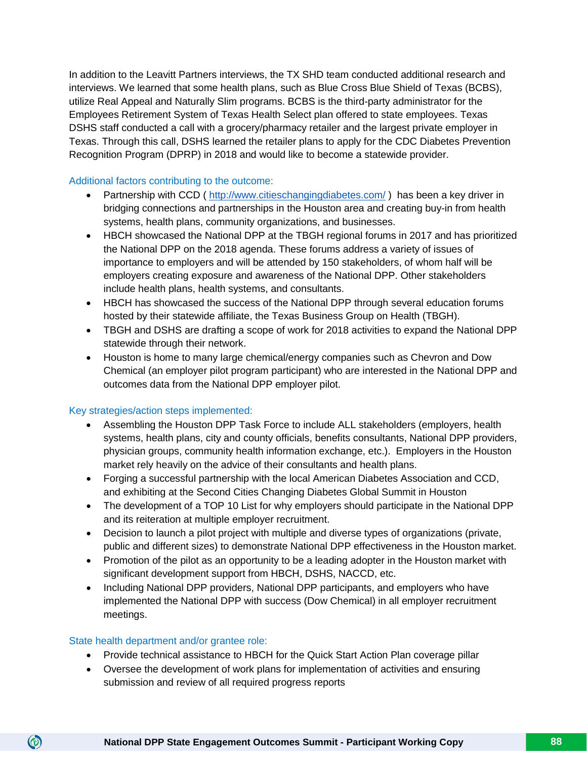In addition to the Leavitt Partners interviews, the TX SHD team conducted additional research and interviews. We learned that some health plans, such as Blue Cross Blue Shield of Texas (BCBS), utilize Real Appeal and Naturally Slim programs. BCBS is the third-party administrator for the Employees Retirement System of Texas Health Select plan offered to state employees. Texas DSHS staff conducted a call with a grocery/pharmacy retailer and the largest private employer in Texas. Through this call, DSHS learned the retailer plans to apply for the CDC Diabetes Prevention Recognition Program (DPRP) in 2018 and would like to become a statewide provider.

### Additional factors contributing to the outcome:

- Partnership with CCD ( http://www.citieschangingdiabetes.com/ ) has been a key driver in bridging connections and partnerships in the Houston area and creating buy-in from health systems, health plans, community organizations, and businesses.
- HBCH showcased the National DPP at the TBGH regional forums in 2017 and has prioritized the National DPP on the 2018 agenda. These forums address a variety of issues of importance to employers and will be attended by 150 stakeholders, of whom half will be employers creating exposure and awareness of the National DPP. Other stakeholders include health plans, health systems, and consultants.
- HBCH has showcased the success of the National DPP through several education forums hosted by their statewide affiliate, the Texas Business Group on Health (TBGH).
- TBGH and DSHS are drafting a scope of work for 2018 activities to expand the National DPP statewide through their network.
- Houston is home to many large chemical/energy companies such as Chevron and Dow Chemical (an employer pilot program participant) who are interested in the National DPP and outcomes data from the National DPP employer pilot.

### Key strategies/action steps implemented:

- Assembling the Houston DPP Task Force to include ALL stakeholders (employers, health systems, health plans, city and county officials, benefits consultants, National DPP providers, physician groups, community health information exchange, etc.). Employers in the Houston market rely heavily on the advice of their consultants and health plans.
- Forging a successful partnership with the local American Diabetes Association and CCD, and exhibiting at the Second Cities Changing Diabetes Global Summit in Houston
- The development of a TOP 10 List for why employers should participate in the National DPP and its reiteration at multiple employer recruitment.
- Decision to launch a pilot project with multiple and diverse types of organizations (private, public and different sizes) to demonstrate National DPP effectiveness in the Houston market.
- Promotion of the pilot as an opportunity to be a leading adopter in the Houston market with significant development support from HBCH, DSHS, NACCD, etc.
- Including National DPP providers, National DPP participants, and employers who have implemented the National DPP with success (Dow Chemical) in all employer recruitment meetings.

### State health department and/or grantee role:

- Provide technical assistance to HBCH for the Quick Start Action Plan coverage pillar
- Oversee the development of work plans for implementation of activities and ensuring submission and review of all required progress reports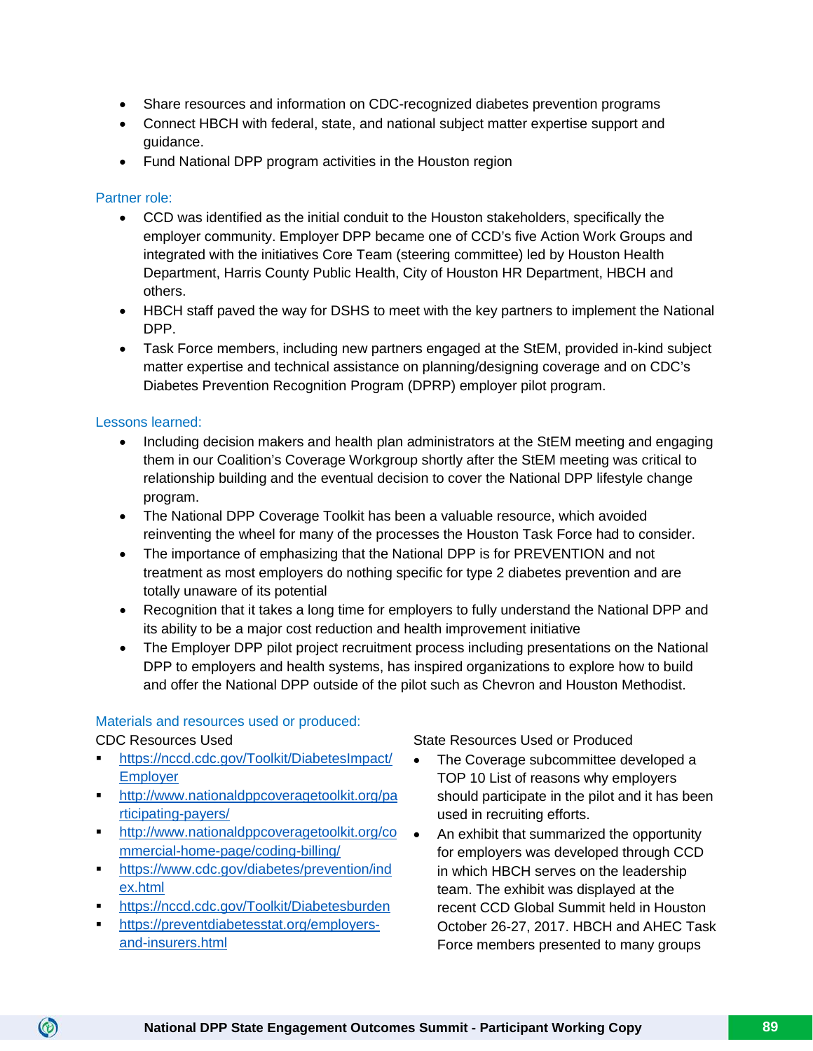- Share resources and information on CDC-recognized diabetes prevention programs
- Connect HBCH with federal, state, and national subject matter expertise support and guidance.
- Fund National DPP program activities in the Houston region

### Partner role:

- CCD was identified as the initial conduit to the Houston stakeholders, specifically the employer community. Employer DPP became one of CCD's five Action Work Groups and integrated with the initiatives Core Team (steering committee) led by Houston Health Department, Harris County Public Health, City of Houston HR Department, HBCH and others.
- HBCH staff paved the way for DSHS to meet with the key partners to implement the National DPP.
- Task Force members, including new partners engaged at the StEM, provided in-kind subject matter expertise and technical assistance on planning/designing coverage and on CDC's Diabetes Prevention Recognition Program (DPRP) employer pilot program.

### Lessons learned:

- Including decision makers and health plan administrators at the StEM meeting and engaging them in our Coalition's Coverage Workgroup shortly after the StEM meeting was critical to relationship building and the eventual decision to cover the National DPP lifestyle change program.
- The National DPP Coverage Toolkit has been a valuable resource, which avoided reinventing the wheel for many of the processes the Houston Task Force had to consider.
- The importance of emphasizing that the National DPP is for PREVENTION and not treatment as most employers do nothing specific for type 2 diabetes prevention and are totally unaware of its potential
- Recognition that it takes a long time for employers to fully understand the National DPP and its ability to be a major cost reduction and health improvement initiative
- The Employer DPP pilot project recruitment process including presentations on the National DPP to employers and health systems, has inspired organizations to explore how to build and offer the National DPP outside of the pilot such as Chevron and Houston Methodist.

### Materials and resources used or produced:

CDC Resources Used

- https://nccd.cdc.gov/Toolkit/DiabetesImpact/Employer
- http://www.nationaldppcoveragetoolkit.org/participating-payers/
- http://www.nationaldppcoveragetoolkit.org/commercial-home-page/coding-billing/
- https://www.cdc.gov/diabetes/prevention/index.html
- https://nccd.cdc.gov/Toolkit/Diabetesburden
- https://preventdiabetesstat.org/employers-and-insurers.html

State Resources Used or Produced

- The Coverage subcommittee developed a TOP 10 List of reasons why employers should participate in the pilot and it has been used in recruiting efforts.
- An exhibit that summarized the opportunity for employers was developed through CCD in which HBCH serves on the leadership team. The exhibit was displayed at the recent CCD Global Summit held in Houston October 26-27, 2017. HBCH and AHEC Task Force members presented to many groups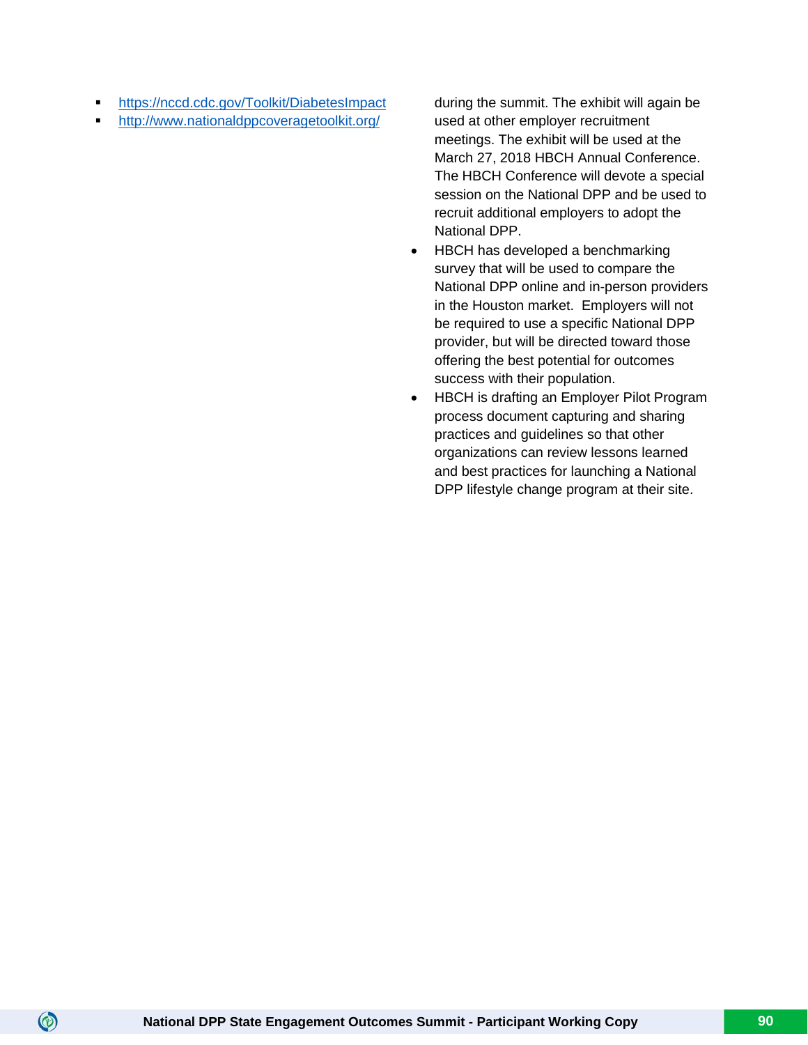- https://nccd.cdc.gov/Toolkit/DiabetesImpact
- http://www.nationaldppcoveragetoolkit.org/

during the summit. The exhibit will again be used at other employer recruitment meetings. The exhibit will be used at the March 27, 2018 HBCH Annual Conference. The HBCH Conference will devote a special session on the National DPP and be used to recruit additional employers to adopt the National DPP.

- HBCH has developed a benchmarking survey that will be used to compare the National DPP online and in-person providers in the Houston market. Employers will not be required to use a specific National DPP provider, but will be directed toward those offering the best potential for outcomes success with their population.
- HBCH is drafting an Employer Pilot Program process document capturing and sharing practices and guidelines so that other organizations can review lessons learned and best practices for launching a National DPP lifestyle change program at their site.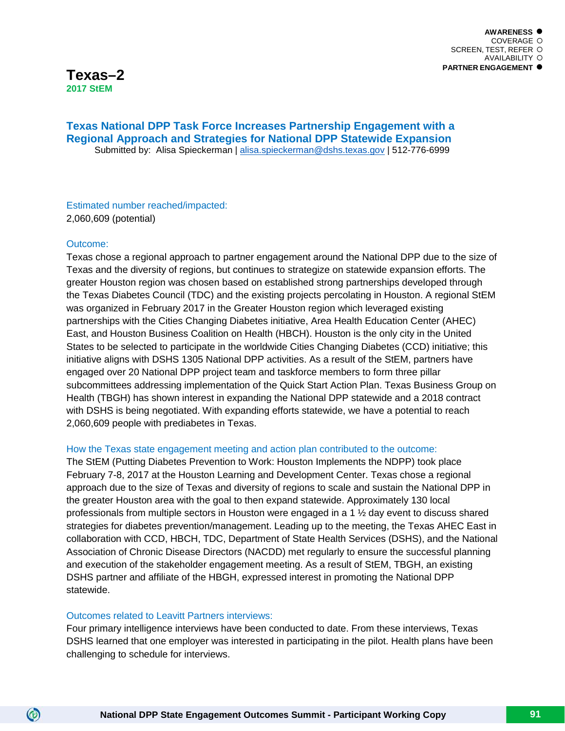AWARENESS ●
COVERAGE ○
SCREEN, TEST, REFER ○
AVAILABILITY ○
PARTNER ENGAGEMENT ●

# Texas–2

**2017 StEM**

## Texas National DPP Task Force Increases Partnership Engagement with a Regional Approach and Strategies for National DPP Statewide Expansion

Submitted by: Alisa Spieckerman | alisa.spieckerman@dshs.texas.gov | 512-776-6999

### Estimated number reached/impacted:

2,060,609 (potential)

### Outcome:

Texas chose a regional approach to partner engagement around the National DPP due to the size of Texas and the diversity of regions, but continues to strategize on statewide expansion efforts. The greater Houston region was chosen based on established strong partnerships developed through the Texas Diabetes Council (TDC) and the existing projects percolating in Houston. A regional StEM was organized in February 2017 in the Greater Houston region which leveraged existing partnerships with the Cities Changing Diabetes initiative, Area Health Education Center (AHEC) East, and Houston Business Coalition on Health (HBCH). Houston is the only city in the United States to be selected to participate in the worldwide Cities Changing Diabetes (CCD) initiative; this initiative aligns with DSHS 1305 National DPP activities. As a result of the StEM, partners have engaged over 20 National DPP project team and taskforce members to form three pillar subcommittees addressing implementation of the Quick Start Action Plan. Texas Business Group on Health (TBGH) has shown interest in expanding the National DPP statewide and a 2018 contract with DSHS is being negotiated. With expanding efforts statewide, we have a potential to reach 2,060,609 people with prediabetes in Texas.

### How the Texas state engagement meeting and action plan contributed to the outcome:

The StEM (Putting Diabetes Prevention to Work: Houston Implements the NDPP) took place February 7-8, 2017 at the Houston Learning and Development Center. Texas chose a regional approach due to the size of Texas and diversity of regions to scale and sustain the National DPP in the greater Houston area with the goal to then expand statewide. Approximately 130 local professionals from multiple sectors in Houston were engaged in a 1 ½ day event to discuss shared strategies for diabetes prevention/management. Leading up to the meeting, the Texas AHEC East in collaboration with CCD, HBCH, TDC, Department of State Health Services (DSHS), and the National Association of Chronic Disease Directors (NACDD) met regularly to ensure the successful planning and execution of the stakeholder engagement meeting. As a result of StEM, TBGH, an existing DSHS partner and affiliate of the HBGH, expressed interest in promoting the National DPP statewide.

### Outcomes related to Leavitt Partners interviews:

Four primary intelligence interviews have been conducted to date. From these interviews, Texas DSHS learned that one employer was interested in participating in the pilot. Health plans have been challenging to schedule for interviews.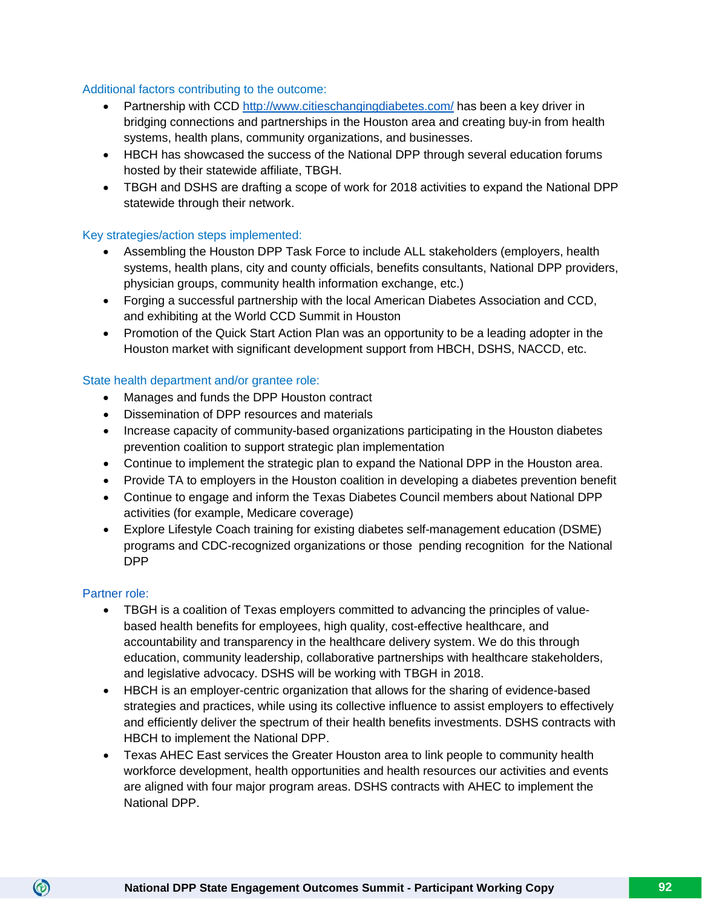### Additional factors contributing to the outcome:

- Partnership with CCD http://www.citieschangingdiabetes.com/ has been a key driver in bridging connections and partnerships in the Houston area and creating buy-in from health systems, health plans, community organizations, and businesses.
- HBCH has showcased the success of the National DPP through several education forums hosted by their statewide affiliate, TBGH.
- TBGH and DSHS are drafting a scope of work for 2018 activities to expand the National DPP statewide through their network.

### Key strategies/action steps implemented:

- Assembling the Houston DPP Task Force to include ALL stakeholders (employers, health systems, health plans, city and county officials, benefits consultants, National DPP providers, physician groups, community health information exchange, etc.)
- Forging a successful partnership with the local American Diabetes Association and CCD, and exhibiting at the World CCD Summit in Houston
- Promotion of the Quick Start Action Plan was an opportunity to be a leading adopter in the Houston market with significant development support from HBCH, DSHS, NACCD, etc.

### State health department and/or grantee role:

- Manages and funds the DPP Houston contract
- Dissemination of DPP resources and materials
- Increase capacity of community-based organizations participating in the Houston diabetes prevention coalition to support strategic plan implementation
- Continue to implement the strategic plan to expand the National DPP in the Houston area.
- Provide TA to employers in the Houston coalition in developing a diabetes prevention benefit
- Continue to engage and inform the Texas Diabetes Council members about National DPP activities (for example, Medicare coverage)
- Explore Lifestyle Coach training for existing diabetes self-management education (DSME) programs and CDC-recognized organizations or those pending recognition for the National DPP

### Partner role:

- TBGH is a coalition of Texas employers committed to advancing the principles of value-based health benefits for employees, high quality, cost-effective healthcare, and accountability and transparency in the healthcare delivery system. We do this through education, community leadership, collaborative partnerships with healthcare stakeholders, and legislative advocacy. DSHS will be working with TBGH in 2018.
- HBCH is an employer-centric organization that allows for the sharing of evidence-based strategies and practices, while using its collective influence to assist employers to effectively and efficiently deliver the spectrum of their health benefits investments. DSHS contracts with HBCH to implement the National DPP.
- Texas AHEC East services the Greater Houston area to link people to community health workforce development, health opportunities and health resources our activities and events are aligned with four major program areas. DSHS contracts with AHEC to implement the National DPP.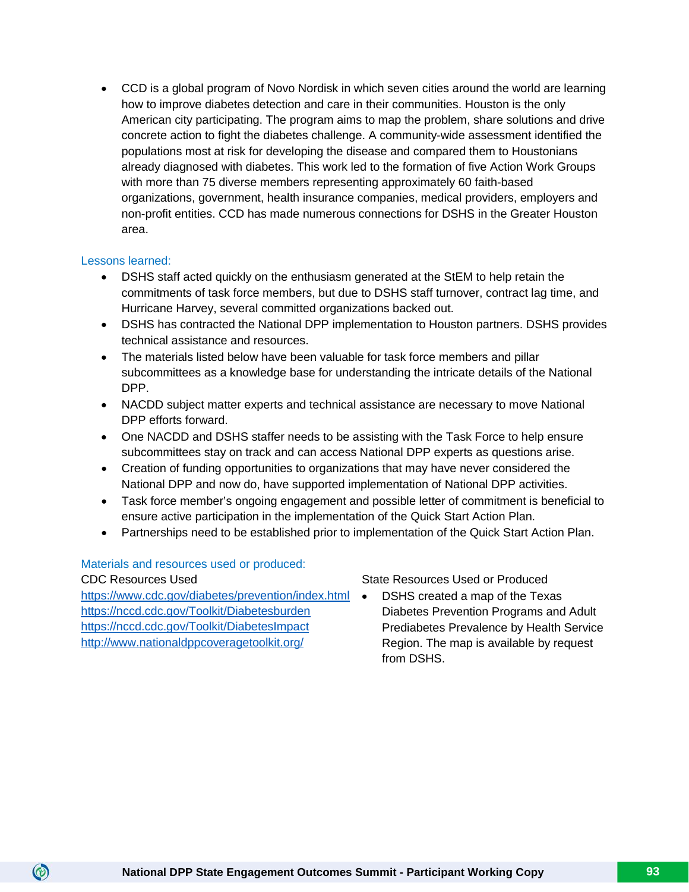- CCD is a global program of Novo Nordisk in which seven cities around the world are learning how to improve diabetes detection and care in their communities. Houston is the only American city participating. The program aims to map the problem, share solutions and drive concrete action to fight the diabetes challenge. A community-wide assessment identified the populations most at risk for developing the disease and compared them to Houstonians already diagnosed with diabetes. This work led to the formation of five Action Work Groups with more than 75 diverse members representing approximately 60 faith-based organizations, government, health insurance companies, medical providers, employers and non-profit entities. CCD has made numerous connections for DSHS in the Greater Houston area.

### Lessons learned:

- DSHS staff acted quickly on the enthusiasm generated at the StEM to help retain the commitments of task force members, but due to DSHS staff turnover, contract lag time, and Hurricane Harvey, several committed organizations backed out.
- DSHS has contracted the National DPP implementation to Houston partners. DSHS provides technical assistance and resources.
- The materials listed below have been valuable for task force members and pillar subcommittees as a knowledge base for understanding the intricate details of the National DPP.
- NACDD subject matter experts and technical assistance are necessary to move National DPP efforts forward.
- One NACDD and DSHS staffer needs to be assisting with the Task Force to help ensure subcommittees stay on track and can access National DPP experts as questions arise.
- Creation of funding opportunities to organizations that may have never considered the National DPP and now do, have supported implementation of National DPP activities.
- Task force member's ongoing engagement and possible letter of commitment is beneficial to ensure active participation in the implementation of the Quick Start Action Plan.
- Partnerships need to be established prior to implementation of the Quick Start Action Plan.

### Materials and resources used or produced:

CDC Resources Used

https://www.cdc.gov/diabetes/prevention/index.html
https://nccd.cdc.gov/Toolkit/Diabetesburden
https://nccd.cdc.gov/Toolkit/DiabetesImpact
http://www.nationaldppcoveragetoolkit.org/

State Resources Used or Produced

- DSHS created a map of the Texas Diabetes Prevention Programs and Adult Prediabetes Prevalence by Health Service Region. The map is available by request from DSHS.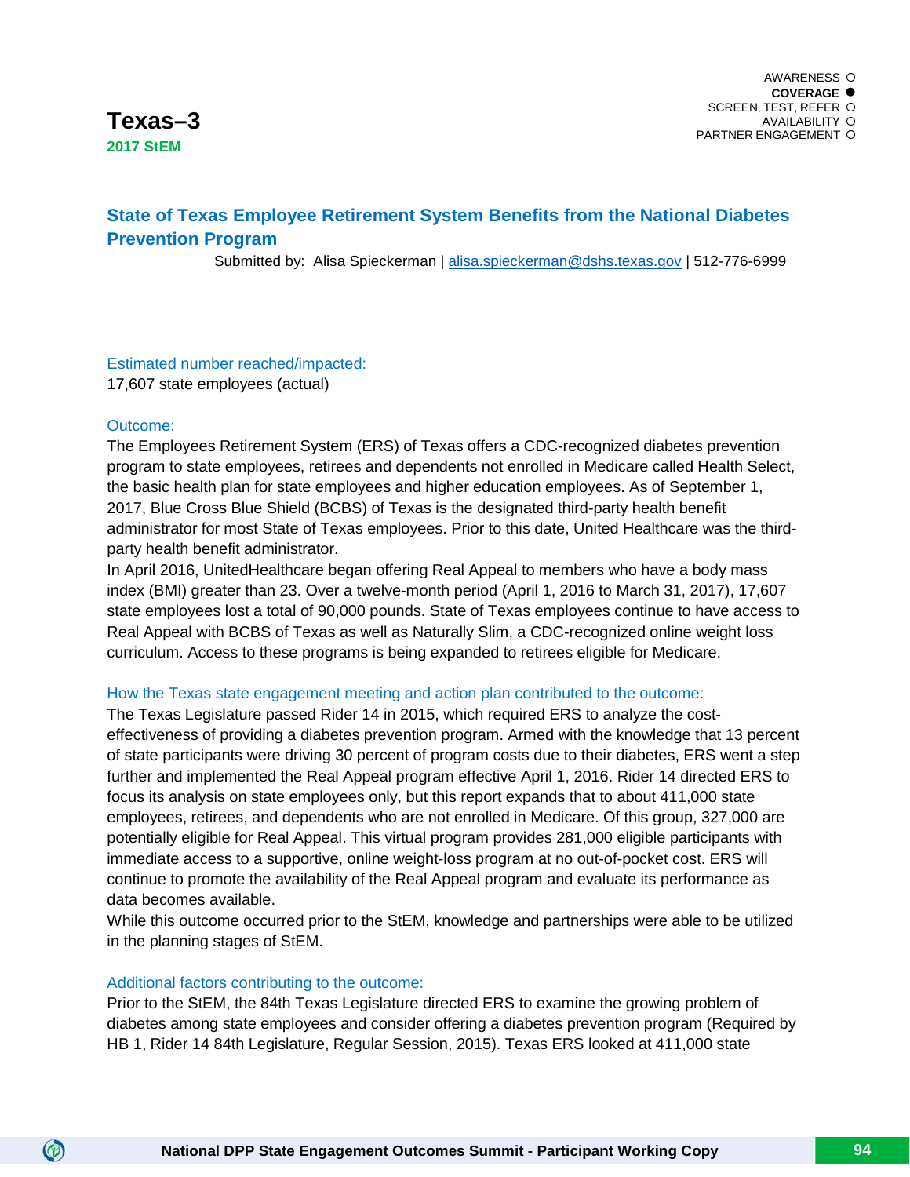AWARENESS ○
**COVERAGE ●**
SCREEN, TEST, REFER ○
AVAILABILITY ○
PARTNER ENGAGEMENT ○

# Texas–3

**2017 StEM**

## State of Texas Employee Retirement System Benefits from the National Diabetes Prevention Program

Submitted by: Alisa Spieckerman | alisa.spieckerman@dshs.texas.gov | 512-776-6999

### Estimated number reached/impacted:

17,607 state employees (actual)

### Outcome:

The Employees Retirement System (ERS) of Texas offers a CDC-recognized diabetes prevention program to state employees, retirees and dependents not enrolled in Medicare called Health Select, the basic health plan for state employees and higher education employees. As of September 1, 2017, Blue Cross Blue Shield (BCBS) of Texas is the designated third-party health benefit administrator for most State of Texas employees. Prior to this date, United Healthcare was the third-party health benefit administrator.

In April 2016, UnitedHealthcare began offering Real Appeal to members who have a body mass index (BMI) greater than 23. Over a twelve-month period (April 1, 2016 to March 31, 2017), 17,607 state employees lost a total of 90,000 pounds. State of Texas employees continue to have access to Real Appeal with BCBS of Texas as well as Naturally Slim, a CDC-recognized online weight loss curriculum. Access to these programs is being expanded to retirees eligible for Medicare.

### How the Texas state engagement meeting and action plan contributed to the outcome:

The Texas Legislature passed Rider 14 in 2015, which required ERS to analyze the cost-effectiveness of providing a diabetes prevention program. Armed with the knowledge that 13 percent of state participants were driving 30 percent of program costs due to their diabetes, ERS went a step further and implemented the Real Appeal program effective April 1, 2016. Rider 14 directed ERS to focus its analysis on state employees only, but this report expands that to about 411,000 state employees, retirees, and dependents who are not enrolled in Medicare. Of this group, 327,000 are potentially eligible for Real Appeal. This virtual program provides 281,000 eligible participants with immediate access to a supportive, online weight-loss program at no out-of-pocket cost. ERS will continue to promote the availability of the Real Appeal program and evaluate its performance as data becomes available.

While this outcome occurred prior to the StEM, knowledge and partnerships were able to be utilized in the planning stages of StEM.

### Additional factors contributing to the outcome:

Prior to the StEM, the 84th Texas Legislature directed ERS to examine the growing problem of diabetes among state employees and consider offering a diabetes prevention program (Required by HB 1, Rider 14 84th Legislature, Regular Session, 2015). Texas ERS looked at 411,000 state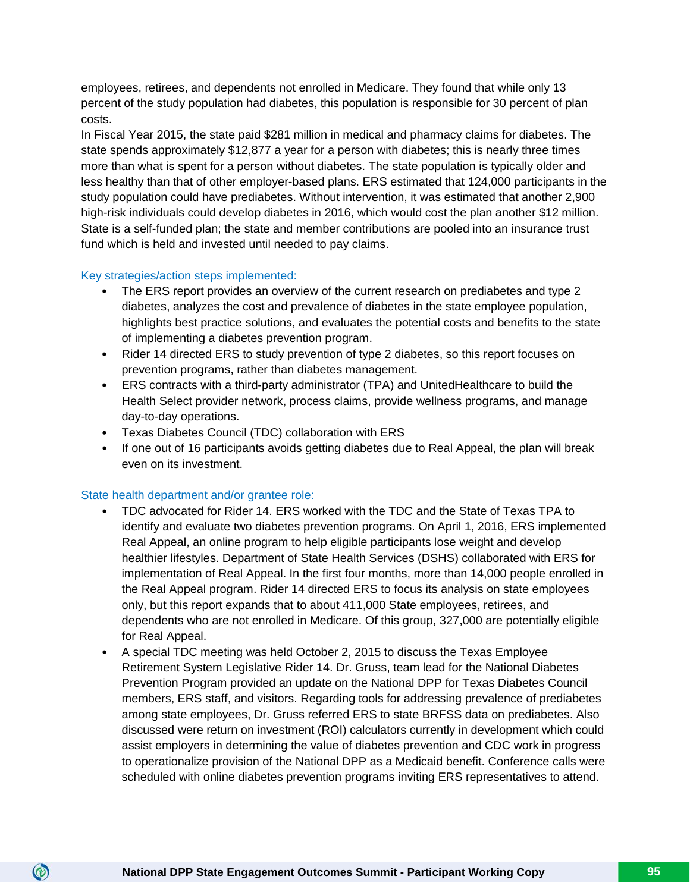employees, retirees, and dependents not enrolled in Medicare. They found that while only 13 percent of the study population had diabetes, this population is responsible for 30 percent of plan costs.

In Fiscal Year 2015, the state paid $281 million in medical and pharmacy claims for diabetes. The state spends approximately $12,877 a year for a person with diabetes; this is nearly three times more than what is spent for a person without diabetes. The state population is typically older and less healthy than that of other employer-based plans. ERS estimated that 124,000 participants in the study population could have prediabetes. Without intervention, it was estimated that another 2,900 high-risk individuals could develop diabetes in 2016, which would cost the plan another $12 million. State is a self-funded plan; the state and member contributions are pooled into an insurance trust fund which is held and invested until needed to pay claims.

### Key strategies/action steps implemented:

- The ERS report provides an overview of the current research on prediabetes and type 2 diabetes, analyzes the cost and prevalence of diabetes in the state employee population, highlights best practice solutions, and evaluates the potential costs and benefits to the state of implementing a diabetes prevention program.
- Rider 14 directed ERS to study prevention of type 2 diabetes, so this report focuses on prevention programs, rather than diabetes management.
- ERS contracts with a third-party administrator (TPA) and UnitedHealthcare to build the Health Select provider network, process claims, provide wellness programs, and manage day-to-day operations.
- Texas Diabetes Council (TDC) collaboration with ERS
- If one out of 16 participants avoids getting diabetes due to Real Appeal, the plan will break even on its investment.

### State health department and/or grantee role:

- TDC advocated for Rider 14. ERS worked with the TDC and the State of Texas TPA to identify and evaluate two diabetes prevention programs. On April 1, 2016, ERS implemented Real Appeal, an online program to help eligible participants lose weight and develop healthier lifestyles. Department of State Health Services (DSHS) collaborated with ERS for implementation of Real Appeal. In the first four months, more than 14,000 people enrolled in the Real Appeal program. Rider 14 directed ERS to focus its analysis on state employees only, but this report expands that to about 411,000 State employees, retirees, and dependents who are not enrolled in Medicare. Of this group, 327,000 are potentially eligible for Real Appeal.
- A special TDC meeting was held October 2, 2015 to discuss the Texas Employee Retirement System Legislative Rider 14. Dr. Gruss, team lead for the National Diabetes Prevention Program provided an update on the National DPP for Texas Diabetes Council members, ERS staff, and visitors. Regarding tools for addressing prevalence of prediabetes among state employees, Dr. Gruss referred ERS to state BRFSS data on prediabetes. Also discussed were return on investment (ROI) calculators currently in development which could assist employers in determining the value of diabetes prevention and CDC work in progress to operationalize provision of the National DPP as a Medicaid benefit. Conference calls were scheduled with online diabetes prevention programs inviting ERS representatives to attend.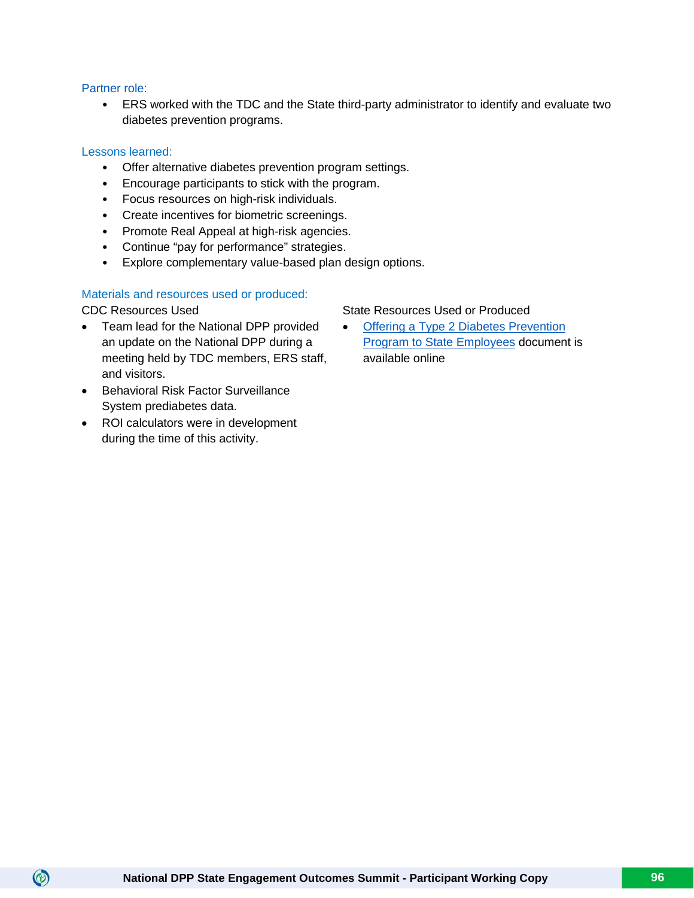### Partner role:

- ERS worked with the TDC and the State third-party administrator to identify and evaluate two diabetes prevention programs.

### Lessons learned:

- Offer alternative diabetes prevention program settings.
- Encourage participants to stick with the program.
- Focus resources on high-risk individuals.
- Create incentives for biometric screenings.
- Promote Real Appeal at high-risk agencies.
- Continue "pay for performance" strategies.
- Explore complementary value-based plan design options.

### Materials and resources used or produced:

CDC Resources Used

- Team lead for the National DPP provided an update on the National DPP during a meeting held by TDC members, ERS staff, and visitors.
- Behavioral Risk Factor Surveillance System prediabetes data.
- ROI calculators were in development during the time of this activity.

State Resources Used or Produced

- Offering a Type 2 Diabetes Prevention Program to State Employees document is available online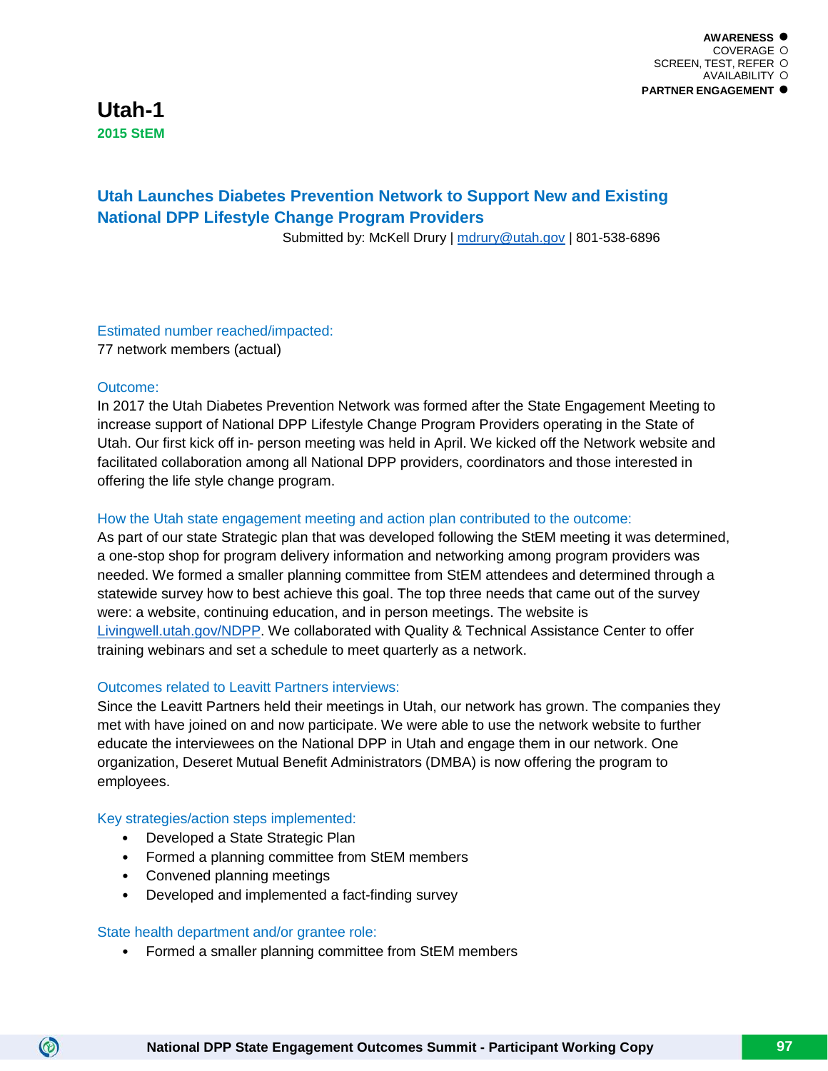AWARENESS ●
COVERAGE ○
SCREEN, TEST, REFER ○
AVAILABILITY ○
PARTNER ENGAGEMENT ●

# Utah-1

**2015 StEM**

## Utah Launches Diabetes Prevention Network to Support New and Existing National DPP Lifestyle Change Program Providers

Submitted by: McKell Drury | mdrury@utah.gov | 801-538-6896

### Estimated number reached/impacted:

77 network members (actual)

### Outcome:

In 2017 the Utah Diabetes Prevention Network was formed after the State Engagement Meeting to increase support of National DPP Lifestyle Change Program Providers operating in the State of Utah. Our first kick off in- person meeting was held in April. We kicked off the Network website and facilitated collaboration among all National DPP providers, coordinators and those interested in offering the life style change program.

### How the Utah state engagement meeting and action plan contributed to the outcome:

As part of our state Strategic plan that was developed following the StEM meeting it was determined, a one-stop shop for program delivery information and networking among program providers was needed. We formed a smaller planning committee from StEM attendees and determined through a statewide survey how to best achieve this goal. The top three needs that came out of the survey were: a website, continuing education, and in person meetings. The website is Livingwell.utah.gov/NDPP. We collaborated with Quality & Technical Assistance Center to offer training webinars and set a schedule to meet quarterly as a network.

### Outcomes related to Leavitt Partners interviews:

Since the Leavitt Partners held their meetings in Utah, our network has grown. The companies they met with have joined on and now participate. We were able to use the network website to further educate the interviewees on the National DPP in Utah and engage them in our network. One organization, Deseret Mutual Benefit Administrators (DMBA) is now offering the program to employees.

### Key strategies/action steps implemented:

- Developed a State Strategic Plan
- Formed a planning committee from StEM members
- Convened planning meetings
- Developed and implemented a fact-finding survey

### State health department and/or grantee role:

- Formed a smaller planning committee from StEM members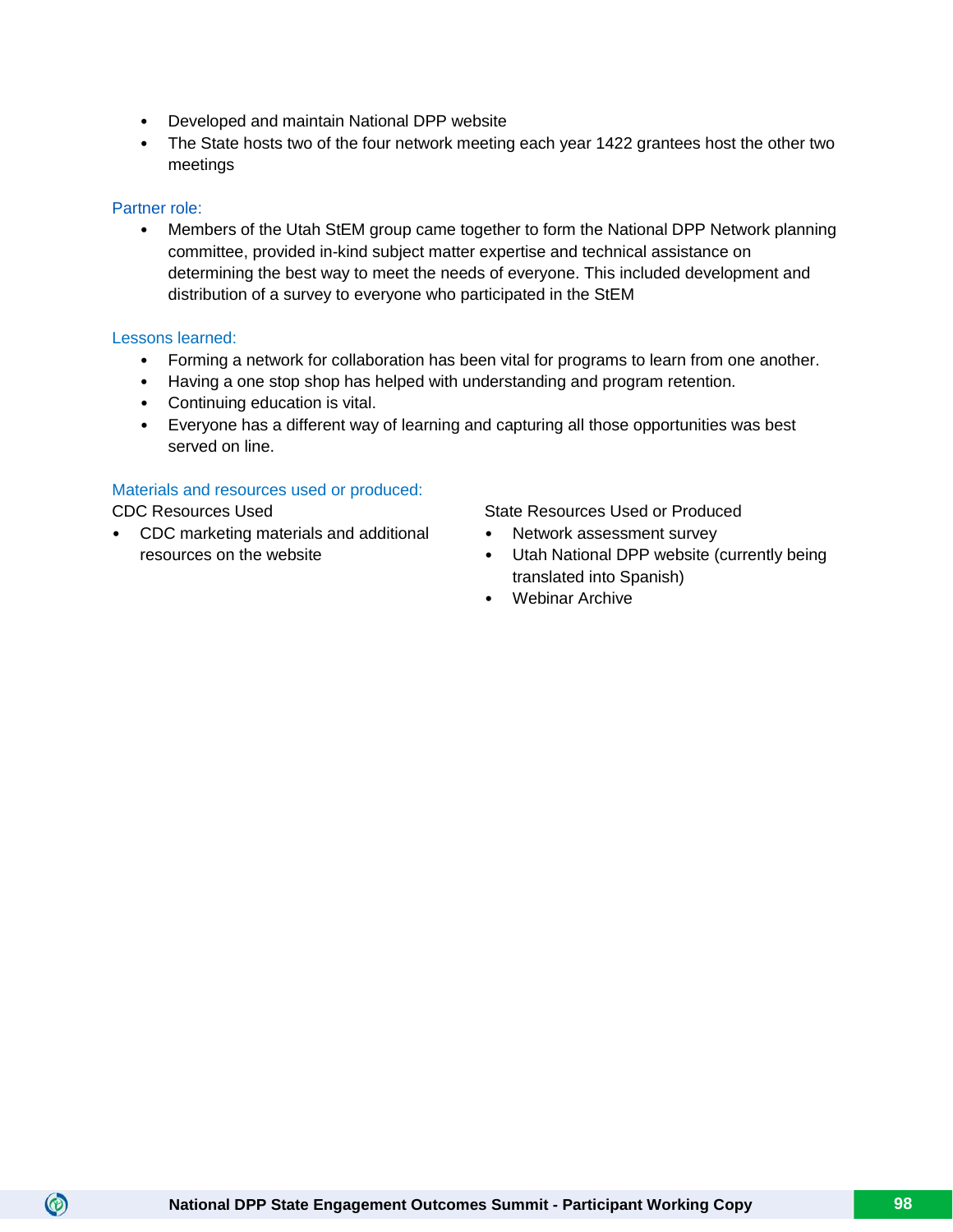- Developed and maintain National DPP website
- The State hosts two of the four network meeting each year 1422 grantees host the other two meetings

### Partner role:

- Members of the Utah StEM group came together to form the National DPP Network planning committee, provided in-kind subject matter expertise and technical assistance on determining the best way to meet the needs of everyone. This included development and distribution of a survey to everyone who participated in the StEM

### Lessons learned:

- Forming a network for collaboration has been vital for programs to learn from one another.
- Having a one stop shop has helped with understanding and program retention.
- Continuing education is vital.
- Everyone has a different way of learning and capturing all those opportunities was best served on line.

### Materials and resources used or produced:

CDC Resources Used

- CDC marketing materials and additional resources on the website

State Resources Used or Produced

- Network assessment survey
- Utah National DPP website (currently being translated into Spanish)
- Webinar Archive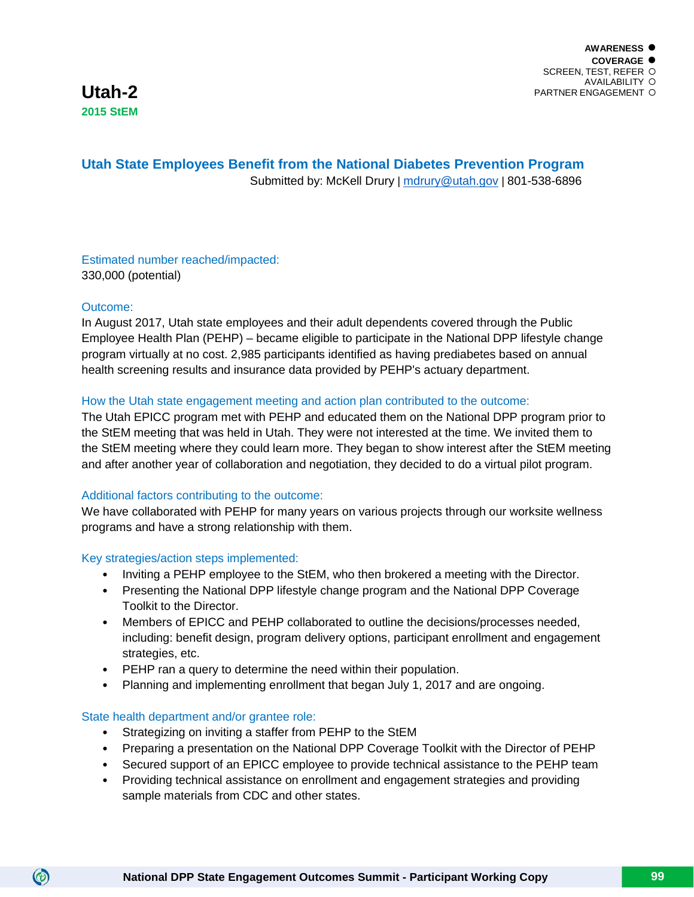AWARENESS ●
COVERAGE ●
SCREEN, TEST, REFER ○
AVAILABILITY ○
PARTNER ENGAGEMENT ○

# Utah-2

**2015 StEM**

## Utah State Employees Benefit from the National Diabetes Prevention Program

Submitted by: McKell Drury | mdrury@utah.gov | 801-538-6896

### Estimated number reached/impacted:

330,000 (potential)

### Outcome:

In August 2017, Utah state employees and their adult dependents covered through the Public Employee Health Plan (PEHP) – became eligible to participate in the National DPP lifestyle change program virtually at no cost. 2,985 participants identified as having prediabetes based on annual health screening results and insurance data provided by PEHP's actuary department.

### How the Utah state engagement meeting and action plan contributed to the outcome:

The Utah EPICC program met with PEHP and educated them on the National DPP program prior to the StEM meeting that was held in Utah. They were not interested at the time. We invited them to the StEM meeting where they could learn more. They began to show interest after the StEM meeting and after another year of collaboration and negotiation, they decided to do a virtual pilot program.

### Additional factors contributing to the outcome:

We have collaborated with PEHP for many years on various projects through our worksite wellness programs and have a strong relationship with them.

### Key strategies/action steps implemented:

- Inviting a PEHP employee to the StEM, who then brokered a meeting with the Director.
- Presenting the National DPP lifestyle change program and the National DPP Coverage Toolkit to the Director.
- Members of EPICC and PEHP collaborated to outline the decisions/processes needed, including: benefit design, program delivery options, participant enrollment and engagement strategies, etc.
- PEHP ran a query to determine the need within their population.
- Planning and implementing enrollment that began July 1, 2017 and are ongoing.

### State health department and/or grantee role:

- Strategizing on inviting a staffer from PEHP to the StEM
- Preparing a presentation on the National DPP Coverage Toolkit with the Director of PEHP
- Secured support of an EPICC employee to provide technical assistance to the PEHP team
- Providing technical assistance on enrollment and engagement strategies and providing sample materials from CDC and other states.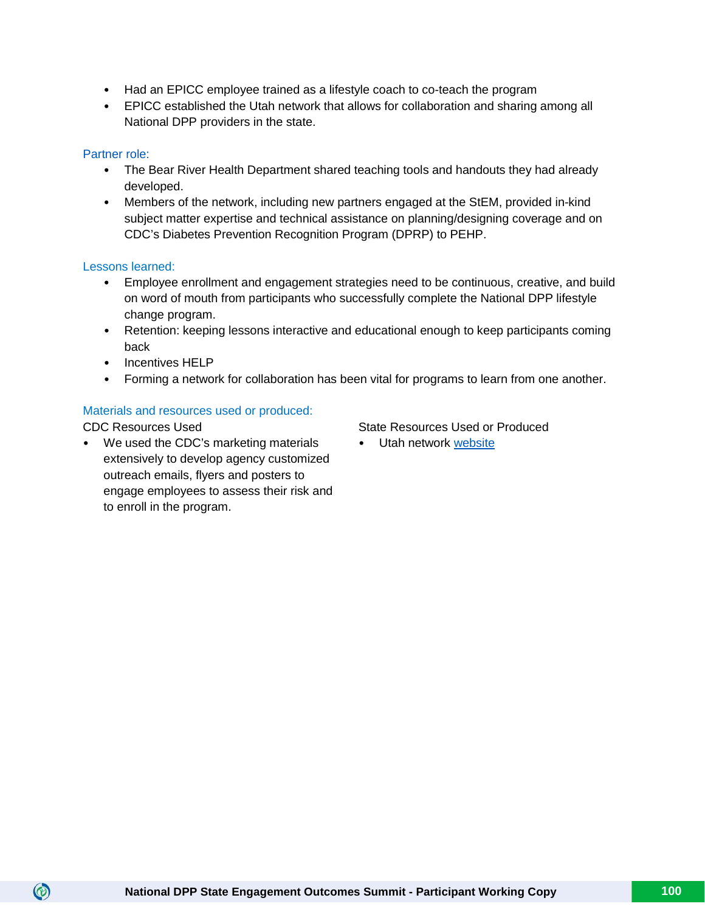- Had an EPICC employee trained as a lifestyle coach to co-teach the program
- EPICC established the Utah network that allows for collaboration and sharing among all National DPP providers in the state.

### Partner role:

- The Bear River Health Department shared teaching tools and handouts they had already developed.
- Members of the network, including new partners engaged at the StEM, provided in-kind subject matter expertise and technical assistance on planning/designing coverage and on CDC's Diabetes Prevention Recognition Program (DPRP) to PEHP.

### Lessons learned:

- Employee enrollment and engagement strategies need to be continuous, creative, and build on word of mouth from participants who successfully complete the National DPP lifestyle change program.
- Retention: keeping lessons interactive and educational enough to keep participants coming back
- Incentives HELP
- Forming a network for collaboration has been vital for programs to learn from one another.

### Materials and resources used or produced:

CDC Resources Used

- We used the CDC's marketing materials extensively to develop agency customized outreach emails, flyers and posters to engage employees to assess their risk and to enroll in the program.

State Resources Used or Produced

- Utah network website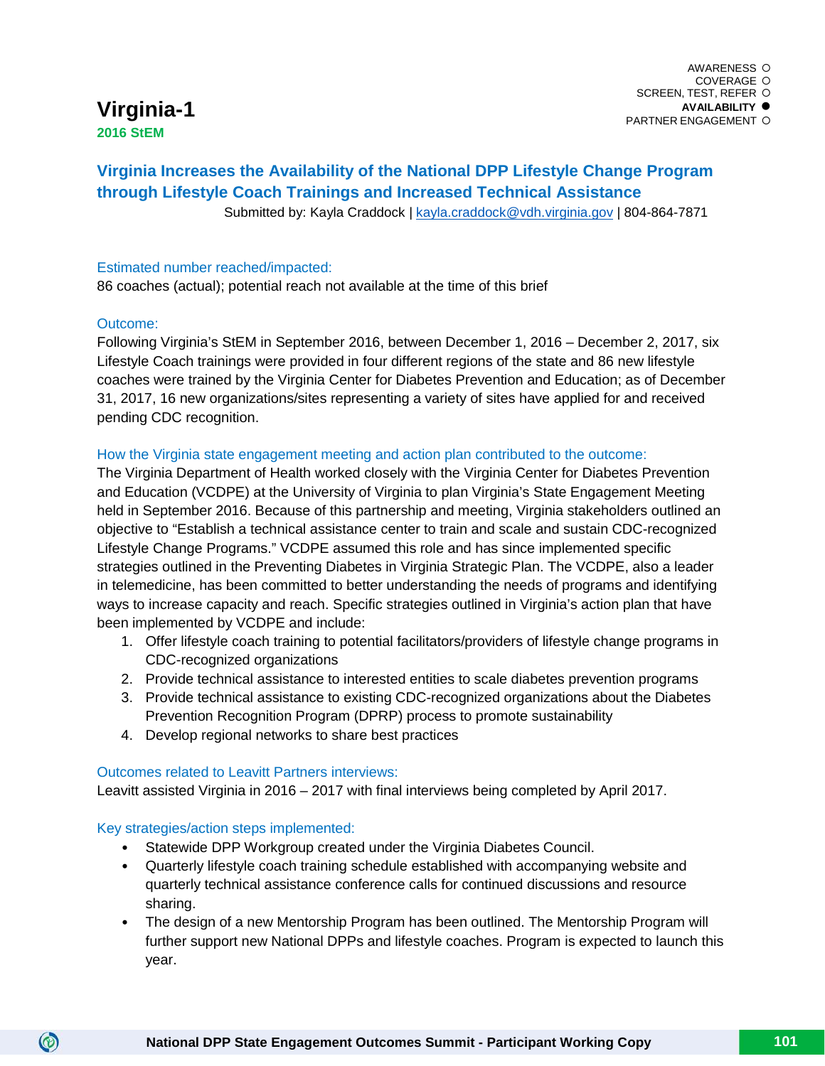AWARENESS ○
COVERAGE ○
SCREEN, TEST, REFER ○
**AVAILABILITY ●**
PARTNER ENGAGEMENT ○

# Virginia-1

**2016 StEM**

## Virginia Increases the Availability of the National DPP Lifestyle Change Program through Lifestyle Coach Trainings and Increased Technical Assistance

Submitted by: Kayla Craddock | kayla.craddock@vdh.virginia.gov | 804-864-7871

### Estimated number reached/impacted:

86 coaches (actual); potential reach not available at the time of this brief

### Outcome:

Following Virginia's StEM in September 2016, between December 1, 2016 – December 2, 2017, six Lifestyle Coach trainings were provided in four different regions of the state and 86 new lifestyle coaches were trained by the Virginia Center for Diabetes Prevention and Education; as of December 31, 2017, 16 new organizations/sites representing a variety of sites have applied for and received pending CDC recognition.

### How the Virginia state engagement meeting and action plan contributed to the outcome:

The Virginia Department of Health worked closely with the Virginia Center for Diabetes Prevention and Education (VCDPE) at the University of Virginia to plan Virginia's State Engagement Meeting held in September 2016. Because of this partnership and meeting, Virginia stakeholders outlined an objective to "Establish a technical assistance center to train and scale and sustain CDC-recognized Lifestyle Change Programs." VCDPE assumed this role and has since implemented specific strategies outlined in the Preventing Diabetes in Virginia Strategic Plan. The VCDPE, also a leader in telemedicine, has been committed to better understanding the needs of programs and identifying ways to increase capacity and reach. Specific strategies outlined in Virginia's action plan that have been implemented by VCDPE and include:

1. Offer lifestyle coach training to potential facilitators/providers of lifestyle change programs in CDC-recognized organizations
2. Provide technical assistance to interested entities to scale diabetes prevention programs
3. Provide technical assistance to existing CDC-recognized organizations about the Diabetes Prevention Recognition Program (DPRP) process to promote sustainability
4. Develop regional networks to share best practices

### Outcomes related to Leavitt Partners interviews:

Leavitt assisted Virginia in 2016 – 2017 with final interviews being completed by April 2017.

### Key strategies/action steps implemented:

- Statewide DPP Workgroup created under the Virginia Diabetes Council.
- Quarterly lifestyle coach training schedule established with accompanying website and quarterly technical assistance conference calls for continued discussions and resource sharing.
- The design of a new Mentorship Program has been outlined. The Mentorship Program will further support new National DPPs and lifestyle coaches. Program is expected to launch this year.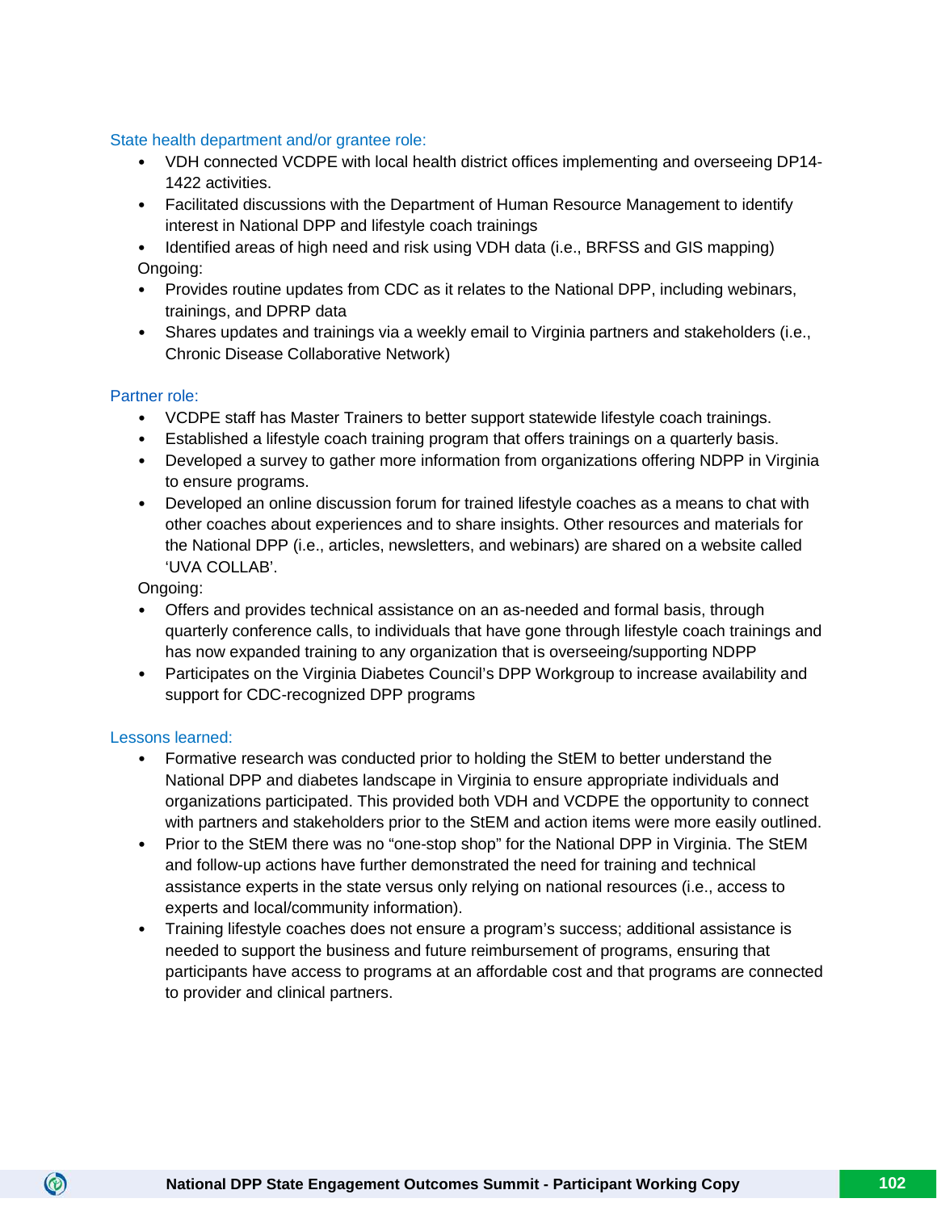### State health department and/or grantee role:

- VDH connected VCDPE with local health district offices implementing and overseeing DP14-1422 activities.
- Facilitated discussions with the Department of Human Resource Management to identify interest in National DPP and lifestyle coach trainings
- Identified areas of high need and risk using VDH data (i.e., BRFSS and GIS mapping)

Ongoing:

- Provides routine updates from CDC as it relates to the National DPP, including webinars, trainings, and DPRP data
- Shares updates and trainings via a weekly email to Virginia partners and stakeholders (i.e., Chronic Disease Collaborative Network)

### Partner role:

- VCDPE staff has Master Trainers to better support statewide lifestyle coach trainings.
- Established a lifestyle coach training program that offers trainings on a quarterly basis.
- Developed a survey to gather more information from organizations offering NDPP in Virginia to ensure programs.
- Developed an online discussion forum for trained lifestyle coaches as a means to chat with other coaches about experiences and to share insights. Other resources and materials for the National DPP (i.e., articles, newsletters, and webinars) are shared on a website called 'UVA COLLAB'.

Ongoing:

- Offers and provides technical assistance on an as-needed and formal basis, through quarterly conference calls, to individuals that have gone through lifestyle coach trainings and has now expanded training to any organization that is overseeing/supporting NDPP
- Participates on the Virginia Diabetes Council's DPP Workgroup to increase availability and support for CDC-recognized DPP programs

### Lessons learned:

- Formative research was conducted prior to holding the StEM to better understand the National DPP and diabetes landscape in Virginia to ensure appropriate individuals and organizations participated. This provided both VDH and VCDPE the opportunity to connect with partners and stakeholders prior to the StEM and action items were more easily outlined.
- Prior to the StEM there was no "one-stop shop" for the National DPP in Virginia. The StEM and follow-up actions have further demonstrated the need for training and technical assistance experts in the state versus only relying on national resources (i.e., access to experts and local/community information).
- Training lifestyle coaches does not ensure a program's success; additional assistance is needed to support the business and future reimbursement of programs, ensuring that participants have access to programs at an affordable cost and that programs are connected to provider and clinical partners.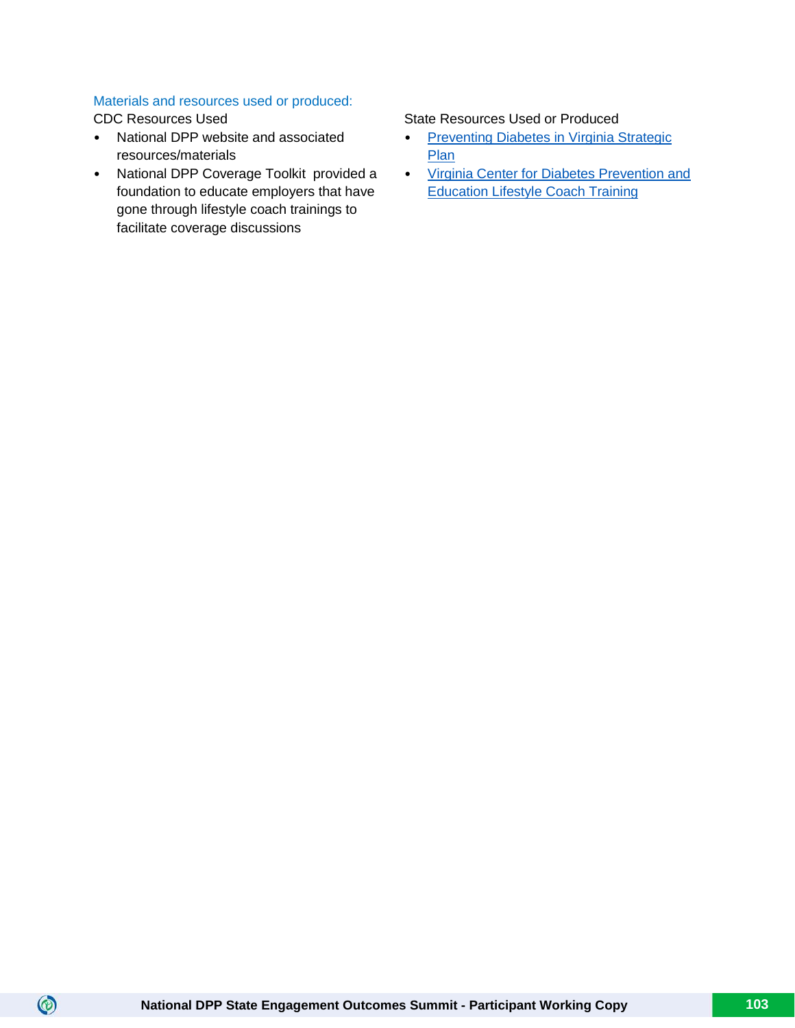Materials and resources used or produced:

CDC Resources Used

- National DPP website and associated resources/materials
- National DPP Coverage Toolkit provided a foundation to educate employers that have gone through lifestyle coach trainings to facilitate coverage discussions

State Resources Used or Produced

- Preventing Diabetes in Virginia Strategic Plan
- Virginia Center for Diabetes Prevention and Education Lifestyle Coach Training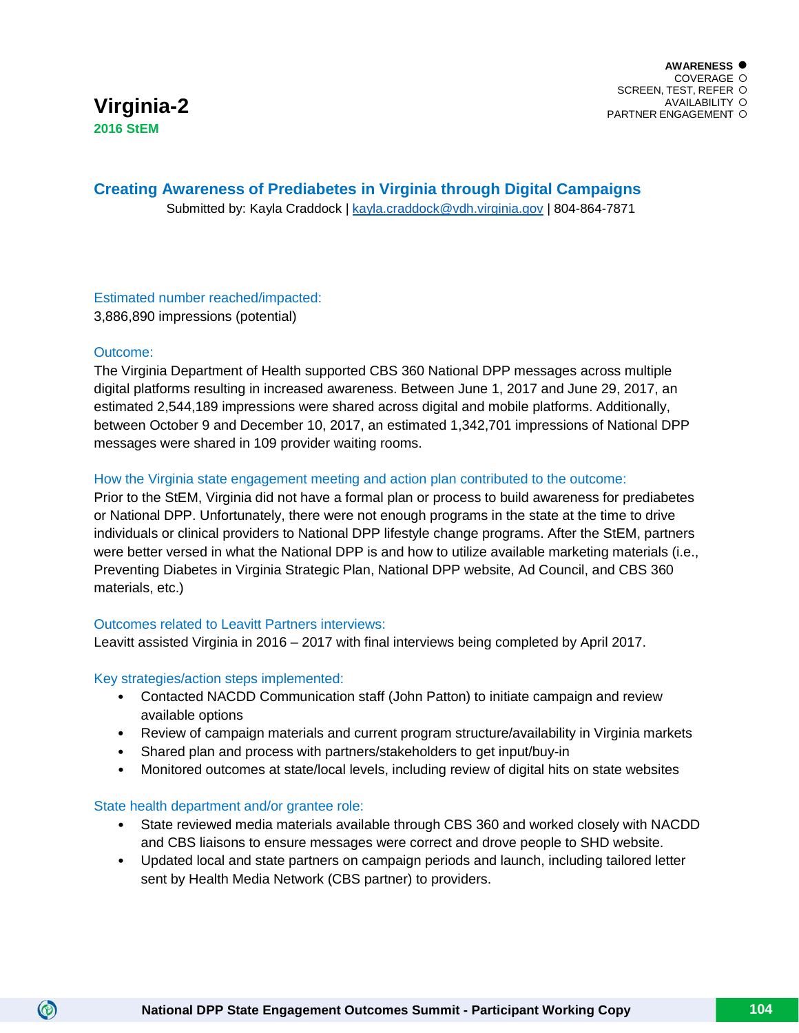AWARENESS ●
COVERAGE ○
SCREEN, TEST, REFER ○
AVAILABILITY ○
PARTNER ENGAGEMENT ○

# Virginia-2

**2016 StEM**

## Creating Awareness of Prediabetes in Virginia through Digital Campaigns

Submitted by: Kayla Craddock | kayla.craddock@vdh.virginia.gov | 804-864-7871

### Estimated number reached/impacted:

3,886,890 impressions (potential)

### Outcome:

The Virginia Department of Health supported CBS 360 National DPP messages across multiple digital platforms resulting in increased awareness. Between June 1, 2017 and June 29, 2017, an estimated 2,544,189 impressions were shared across digital and mobile platforms. Additionally, between October 9 and December 10, 2017, an estimated 1,342,701 impressions of National DPP messages were shared in 109 provider waiting rooms.

### How the Virginia state engagement meeting and action plan contributed to the outcome:

Prior to the StEM, Virginia did not have a formal plan or process to build awareness for prediabetes or National DPP. Unfortunately, there were not enough programs in the state at the time to drive individuals or clinical providers to National DPP lifestyle change programs. After the StEM, partners were better versed in what the National DPP is and how to utilize available marketing materials (i.e., Preventing Diabetes in Virginia Strategic Plan, National DPP website, Ad Council, and CBS 360 materials, etc.)

### Outcomes related to Leavitt Partners interviews:

Leavitt assisted Virginia in 2016 – 2017 with final interviews being completed by April 2017.

### Key strategies/action steps implemented:

- Contacted NACDD Communication staff (John Patton) to initiate campaign and review available options
- Review of campaign materials and current program structure/availability in Virginia markets
- Shared plan and process with partners/stakeholders to get input/buy-in
- Monitored outcomes at state/local levels, including review of digital hits on state websites

### State health department and/or grantee role:

- State reviewed media materials available through CBS 360 and worked closely with NACDD and CBS liaisons to ensure messages were correct and drove people to SHD website.
- Updated local and state partners on campaign periods and launch, including tailored letter sent by Health Media Network (CBS partner) to providers.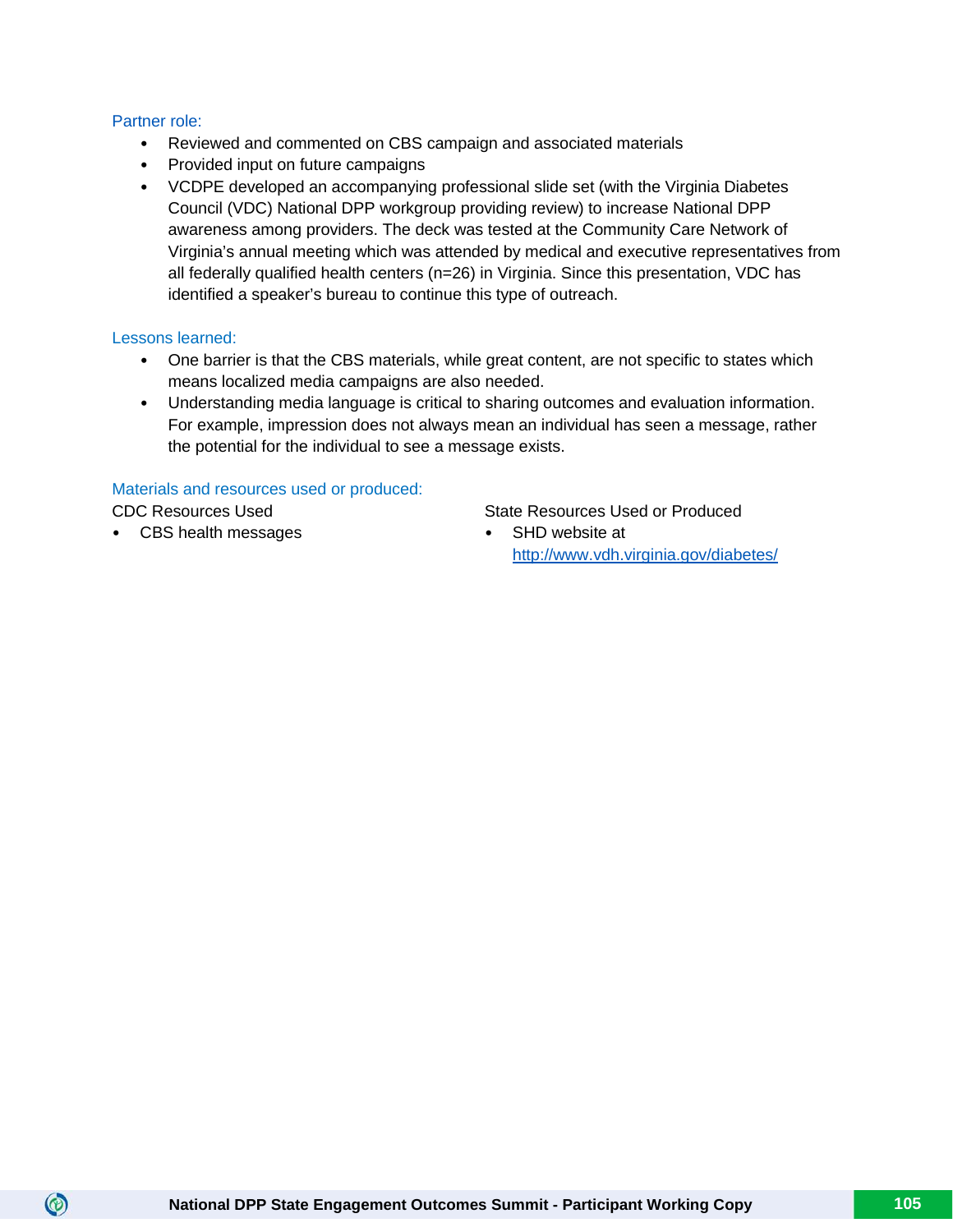### Partner role:

- Reviewed and commented on CBS campaign and associated materials
- Provided input on future campaigns
- VCDPE developed an accompanying professional slide set (with the Virginia Diabetes Council (VDC) National DPP workgroup providing review) to increase National DPP awareness among providers. The deck was tested at the Community Care Network of Virginia's annual meeting which was attended by medical and executive representatives from all federally qualified health centers (n=26) in Virginia. Since this presentation, VDC has identified a speaker's bureau to continue this type of outreach.

### Lessons learned:

- One barrier is that the CBS materials, while great content, are not specific to states which means localized media campaigns are also needed.
- Understanding media language is critical to sharing outcomes and evaluation information. For example, impression does not always mean an individual has seen a message, rather the potential for the individual to see a message exists.

### Materials and resources used or produced:

CDC Resources Used

- CBS health messages

State Resources Used or Produced

- SHD website at http://www.vdh.virginia.gov/diabetes/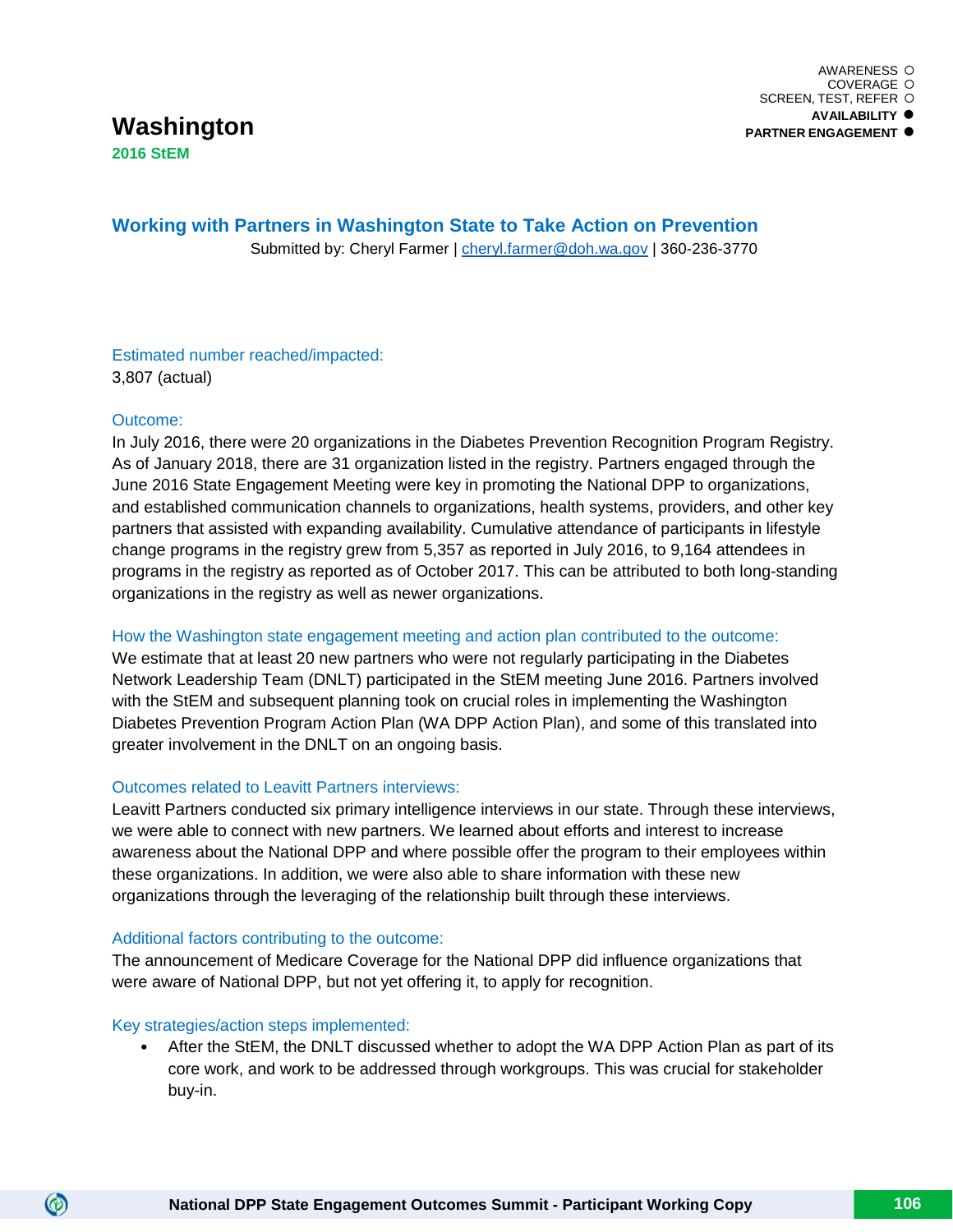AWARENESS ○
COVERAGE ○
SCREEN, TEST, REFER ○
**AVAILABILITY ●**
**PARTNER ENGAGEMENT ●**

# Washington

**2016 StEM**

## Working with Partners in Washington State to Take Action on Prevention

Submitted by: Cheryl Farmer | cheryl.farmer@doh.wa.gov | 360-236-3770

### Estimated number reached/impacted:

3,807 (actual)

### Outcome:

In July 2016, there were 20 organizations in the Diabetes Prevention Recognition Program Registry. As of January 2018, there are 31 organization listed in the registry. Partners engaged through the June 2016 State Engagement Meeting were key in promoting the National DPP to organizations, and established communication channels to organizations, health systems, providers, and other key partners that assisted with expanding availability. Cumulative attendance of participants in lifestyle change programs in the registry grew from 5,357 as reported in July 2016, to 9,164 attendees in programs in the registry as reported as of October 2017. This can be attributed to both long-standing organizations in the registry as well as newer organizations.

### How the Washington state engagement meeting and action plan contributed to the outcome:

We estimate that at least 20 new partners who were not regularly participating in the Diabetes Network Leadership Team (DNLT) participated in the StEM meeting June 2016. Partners involved with the StEM and subsequent planning took on crucial roles in implementing the Washington Diabetes Prevention Program Action Plan (WA DPP Action Plan), and some of this translated into greater involvement in the DNLT on an ongoing basis.

### Outcomes related to Leavitt Partners interviews:

Leavitt Partners conducted six primary intelligence interviews in our state. Through these interviews, we were able to connect with new partners. We learned about efforts and interest to increase awareness about the National DPP and where possible offer the program to their employees within these organizations. In addition, we were also able to share information with these new organizations through the leveraging of the relationship built through these interviews.

### Additional factors contributing to the outcome:

The announcement of Medicare Coverage for the National DPP did influence organizations that were aware of National DPP, but not yet offering it, to apply for recognition.

### Key strategies/action steps implemented:

- After the StEM, the DNLT discussed whether to adopt the WA DPP Action Plan as part of its core work, and work to be addressed through workgroups. This was crucial for stakeholder buy-in.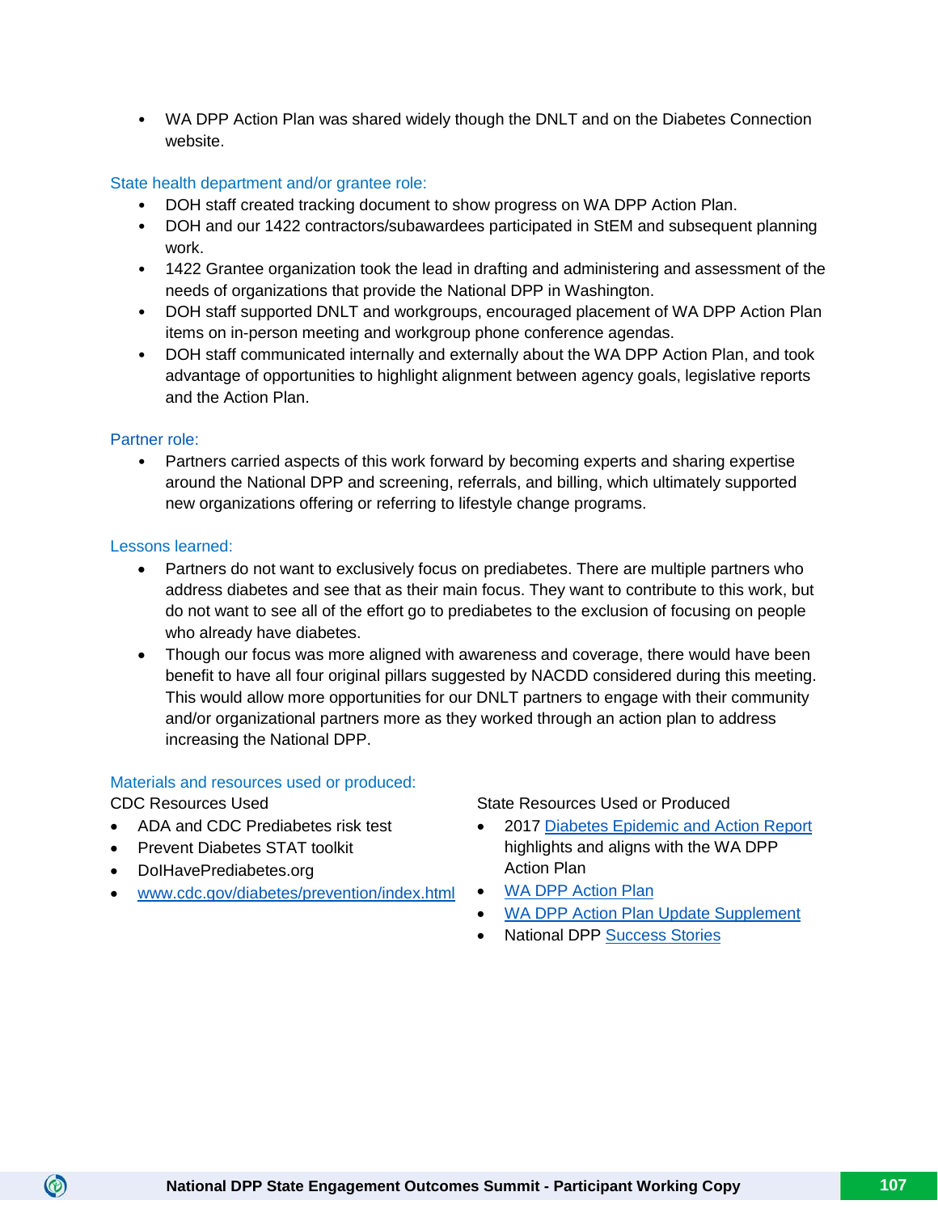- WA DPP Action Plan was shared widely though the DNLT and on the Diabetes Connection website.

### State health department and/or grantee role:

- DOH staff created tracking document to show progress on WA DPP Action Plan.
- DOH and our 1422 contractors/subawardees participated in StEM and subsequent planning work.
- 1422 Grantee organization took the lead in drafting and administering and assessment of the needs of organizations that provide the National DPP in Washington.
- DOH staff supported DNLT and workgroups, encouraged placement of WA DPP Action Plan items on in-person meeting and workgroup phone conference agendas.
- DOH staff communicated internally and externally about the WA DPP Action Plan, and took advantage of opportunities to highlight alignment between agency goals, legislative reports and the Action Plan.

### Partner role:

- Partners carried aspects of this work forward by becoming experts and sharing expertise around the National DPP and screening, referrals, and billing, which ultimately supported new organizations offering or referring to lifestyle change programs.

### Lessons learned:

- Partners do not want to exclusively focus on prediabetes. There are multiple partners who address diabetes and see that as their main focus. They want to contribute to this work, but do not want to see all of the effort go to prediabetes to the exclusion of focusing on people who already have diabetes.
- Though our focus was more aligned with awareness and coverage, there would have been benefit to have all four original pillars suggested by NACDD considered during this meeting. This would allow more opportunities for our DNLT partners to engage with their community and/or organizational partners more as they worked through an action plan to address increasing the National DPP.

### Materials and resources used or produced:

CDC Resources Used

- ADA and CDC Prediabetes risk test
- Prevent Diabetes STAT toolkit
- DoIHavePrediabetes.org
- www.cdc.gov/diabetes/prevention/index.html

State Resources Used or Produced

- 2017 Diabetes Epidemic and Action Report highlights and aligns with the WA DPP Action Plan
- WA DPP Action Plan
- WA DPP Action Plan Update Supplement
- National DPP Success Stories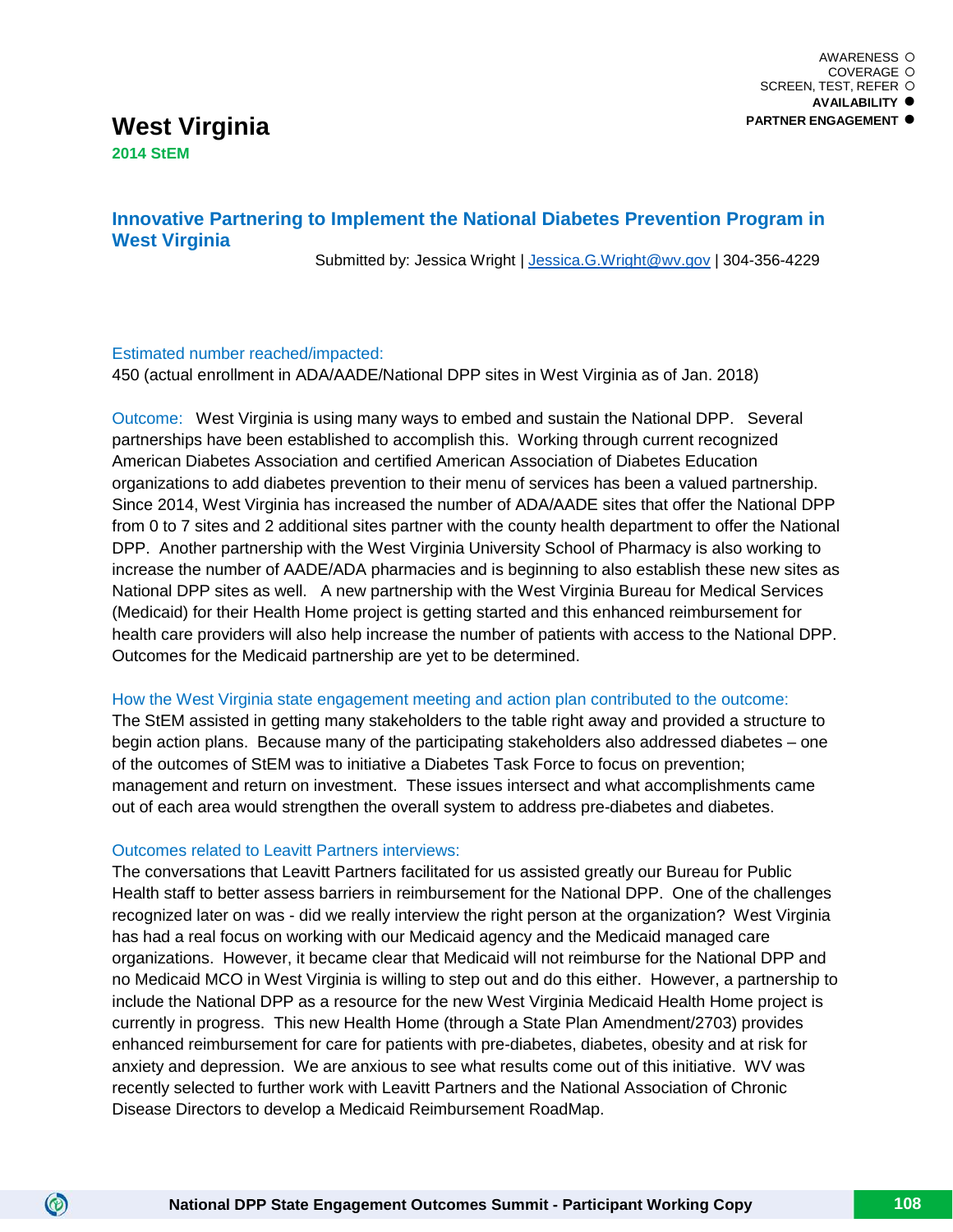AWARENESS ○
COVERAGE ○
SCREEN, TEST, REFER ○
**AVAILABILITY ●**
**PARTNER ENGAGEMENT ●**

# West Virginia

**2014 StEM**

## Innovative Partnering to Implement the National Diabetes Prevention Program in West Virginia

Submitted by: Jessica Wright | Jessica.G.Wright@wv.gov | 304-356-4229

**Estimated number reached/impacted:**
450 (actual enrollment in ADA/AADE/National DPP sites in West Virginia as of Jan. 2018)

**Outcome:** West Virginia is using many ways to embed and sustain the National DPP. Several partnerships have been established to accomplish this. Working through current recognized American Diabetes Association and certified American Association of Diabetes Education organizations to add diabetes prevention to their menu of services has been a valued partnership. Since 2014, West Virginia has increased the number of ADA/AADE sites that offer the National DPP from 0 to 7 sites and 2 additional sites partner with the county health department to offer the National DPP. Another partnership with the West Virginia University School of Pharmacy is also working to increase the number of AADE/ADA pharmacies and is beginning to also establish these new sites as National DPP sites as well. A new partnership with the West Virginia Bureau for Medical Services (Medicaid) for their Health Home project is getting started and this enhanced reimbursement for health care providers will also help increase the number of patients with access to the National DPP. Outcomes for the Medicaid partnership are yet to be determined.

**How the West Virginia state engagement meeting and action plan contributed to the outcome:**
The StEM assisted in getting many stakeholders to the table right away and provided a structure to begin action plans. Because many of the participating stakeholders also addressed diabetes – one of the outcomes of StEM was to initiative a Diabetes Task Force to focus on prevention; management and return on investment. These issues intersect and what accomplishments came out of each area would strengthen the overall system to address pre-diabetes and diabetes.

**Outcomes related to Leavitt Partners interviews:**
The conversations that Leavitt Partners facilitated for us assisted greatly our Bureau for Public Health staff to better assess barriers in reimbursement for the National DPP. One of the challenges recognized later on was - did we really interview the right person at the organization? West Virginia has had a real focus on working with our Medicaid agency and the Medicaid managed care organizations. However, it became clear that Medicaid will not reimburse for the National DPP and no Medicaid MCO in West Virginia is willing to step out and do this either. However, a partnership to include the National DPP as a resource for the new West Virginia Medicaid Health Home project is currently in progress. This new Health Home (through a State Plan Amendment/2703) provides enhanced reimbursement for care for patients with pre-diabetes, diabetes, obesity and at risk for anxiety and depression. We are anxious to see what results come out of this initiative. WV was recently selected to further work with Leavitt Partners and the National Association of Chronic Disease Directors to develop a Medicaid Reimbursement RoadMap.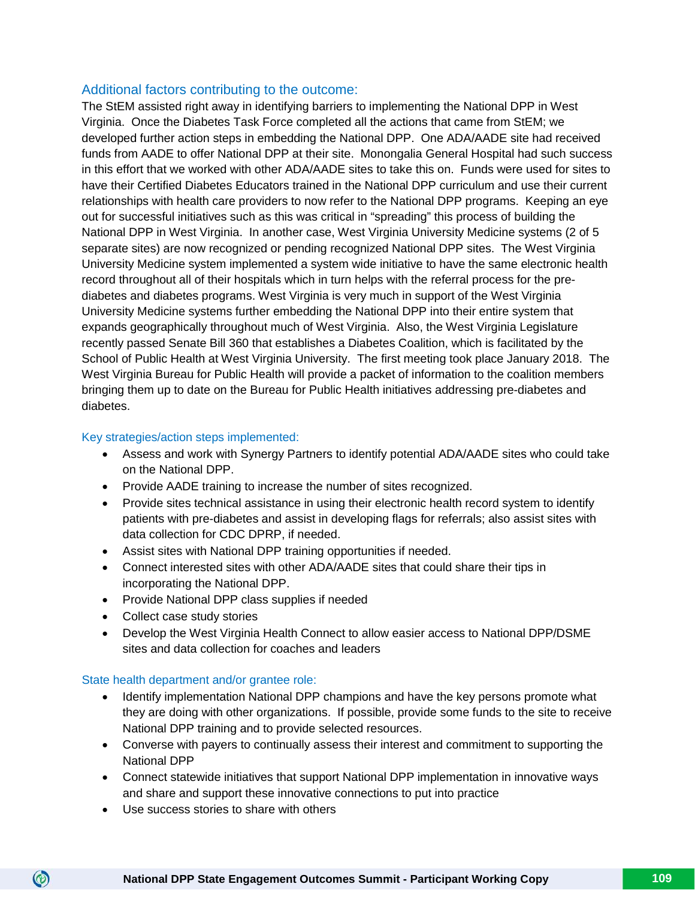### Additional factors contributing to the outcome:

The StEM assisted right away in identifying barriers to implementing the National DPP in West Virginia. Once the Diabetes Task Force completed all the actions that came from StEM; we developed further action steps in embedding the National DPP. One ADA/AADE site had received funds from AADE to offer National DPP at their site. Monongalia General Hospital had such success in this effort that we worked with other ADA/AADE sites to take this on. Funds were used for sites to have their Certified Diabetes Educators trained in the National DPP curriculum and use their current relationships with health care providers to now refer to the National DPP programs. Keeping an eye out for successful initiatives such as this was critical in "spreading" this process of building the National DPP in West Virginia. In another case, West Virginia University Medicine systems (2 of 5 separate sites) are now recognized or pending recognized National DPP sites. The West Virginia University Medicine system implemented a system wide initiative to have the same electronic health record throughout all of their hospitals which in turn helps with the referral process for the pre-diabetes and diabetes programs. West Virginia is very much in support of the West Virginia University Medicine systems further embedding the National DPP into their entire system that expands geographically throughout much of West Virginia. Also, the West Virginia Legislature recently passed Senate Bill 360 that establishes a Diabetes Coalition, which is facilitated by the School of Public Health at West Virginia University. The first meeting took place January 2018. The West Virginia Bureau for Public Health will provide a packet of information to the coalition members bringing them up to date on the Bureau for Public Health initiatives addressing pre-diabetes and diabetes.

#### Key strategies/action steps implemented:

- Assess and work with Synergy Partners to identify potential ADA/AADE sites who could take on the National DPP.
- Provide AADE training to increase the number of sites recognized.
- Provide sites technical assistance in using their electronic health record system to identify patients with pre-diabetes and assist in developing flags for referrals; also assist sites with data collection for CDC DPRP, if needed.
- Assist sites with National DPP training opportunities if needed.
- Connect interested sites with other ADA/AADE sites that could share their tips in incorporating the National DPP.
- Provide National DPP class supplies if needed
- Collect case study stories
- Develop the West Virginia Health Connect to allow easier access to National DPP/DSME sites and data collection for coaches and leaders

#### State health department and/or grantee role:

- Identify implementation National DPP champions and have the key persons promote what they are doing with other organizations. If possible, provide some funds to the site to receive National DPP training and to provide selected resources.
- Converse with payers to continually assess their interest and commitment to supporting the National DPP
- Connect statewide initiatives that support National DPP implementation in innovative ways and share and support these innovative connections to put into practice
- Use success stories to share with others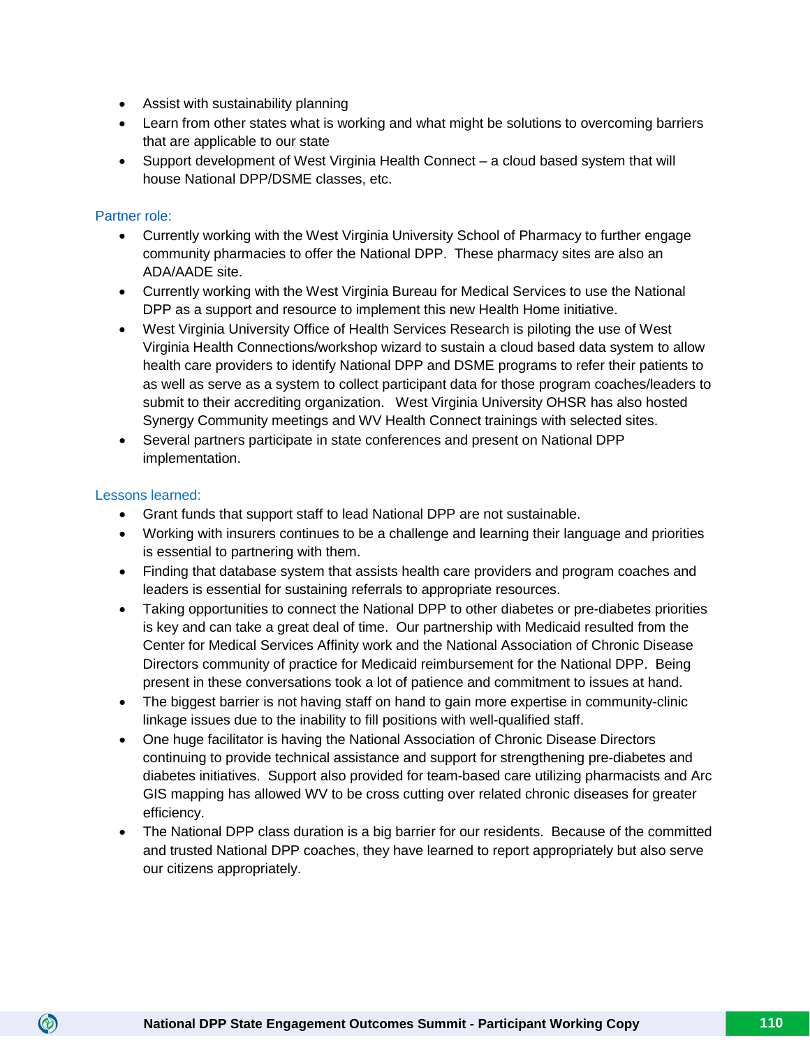- Assist with sustainability planning
- Learn from other states what is working and what might be solutions to overcoming barriers that are applicable to our state
- Support development of West Virginia Health Connect – a cloud based system that will house National DPP/DSME classes, etc.

### Partner role:

- Currently working with the West Virginia University School of Pharmacy to further engage community pharmacies to offer the National DPP. These pharmacy sites are also an ADA/AADE site.
- Currently working with the West Virginia Bureau for Medical Services to use the National DPP as a support and resource to implement this new Health Home initiative.
- West Virginia University Office of Health Services Research is piloting the use of West Virginia Health Connections/workshop wizard to sustain a cloud based data system to allow health care providers to identify National DPP and DSME programs to refer their patients to as well as serve as a system to collect participant data for those program coaches/leaders to submit to their accrediting organization. West Virginia University OHSR has also hosted Synergy Community meetings and WV Health Connect trainings with selected sites.
- Several partners participate in state conferences and present on National DPP implementation.

### Lessons learned:

- Grant funds that support staff to lead National DPP are not sustainable.
- Working with insurers continues to be a challenge and learning their language and priorities is essential to partnering with them.
- Finding that database system that assists health care providers and program coaches and leaders is essential for sustaining referrals to appropriate resources.
- Taking opportunities to connect the National DPP to other diabetes or pre-diabetes priorities is key and can take a great deal of time. Our partnership with Medicaid resulted from the Center for Medical Services Affinity work and the National Association of Chronic Disease Directors community of practice for Medicaid reimbursement for the National DPP. Being present in these conversations took a lot of patience and commitment to issues at hand.
- The biggest barrier is not having staff on hand to gain more expertise in community-clinic linkage issues due to the inability to fill positions with well-qualified staff.
- One huge facilitator is having the National Association of Chronic Disease Directors continuing to provide technical assistance and support for strengthening pre-diabetes and diabetes initiatives. Support also provided for team-based care utilizing pharmacists and Arc GIS mapping has allowed WV to be cross cutting over related chronic diseases for greater efficiency.
- The National DPP class duration is a big barrier for our residents. Because of the committed and trusted National DPP coaches, they have learned to report appropriately but also serve our citizens appropriately.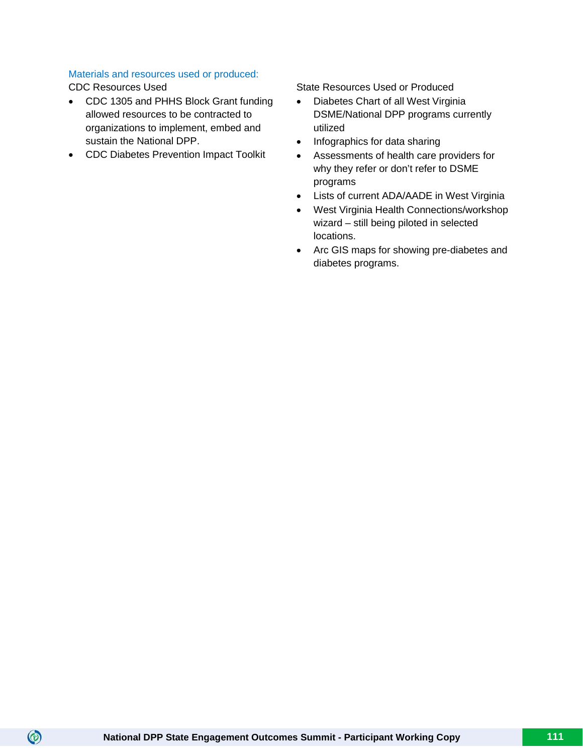Materials and resources used or produced:

CDC Resources Used

- CDC 1305 and PHHS Block Grant funding allowed resources to be contracted to organizations to implement, embed and sustain the National DPP.
- CDC Diabetes Prevention Impact Toolkit

State Resources Used or Produced

- Diabetes Chart of all West Virginia DSME/National DPP programs currently utilized
- Infographics for data sharing
- Assessments of health care providers for why they refer or don't refer to DSME programs
- Lists of current ADA/AADE in West Virginia
- West Virginia Health Connections/workshop wizard – still being piloted in selected locations.
- Arc GIS maps for showing pre-diabetes and diabetes programs.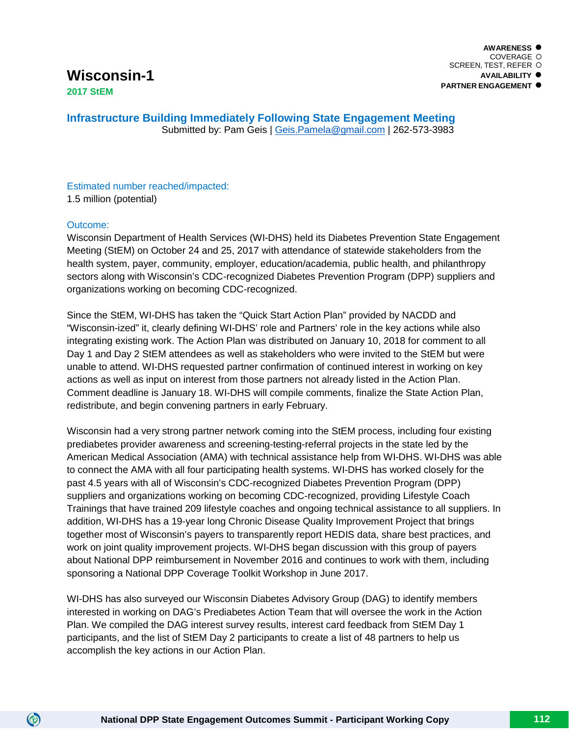# Wisconsin-1

**2017 StEM**

**AWARENESS ●**
COVERAGE ○
SCREEN, TEST, REFER ○
**AVAILABILITY ●**
**PARTNER ENGAGEMENT ●**

## Infrastructure Building Immediately Following State Engagement Meeting

Submitted by: Pam Geis | Geis.Pamela@gmail.com | 262-573-3983

Estimated number reached/impacted:

1.5 million (potential)

Outcome:

Wisconsin Department of Health Services (WI-DHS) held its Diabetes Prevention State Engagement Meeting (StEM) on October 24 and 25, 2017 with attendance of statewide stakeholders from the health system, payer, community, employer, education/academia, public health, and philanthropy sectors along with Wisconsin's CDC-recognized Diabetes Prevention Program (DPP) suppliers and organizations working on becoming CDC-recognized.

Since the StEM, WI-DHS has taken the "Quick Start Action Plan" provided by NACDD and "Wisconsin-ized" it, clearly defining WI-DHS' role and Partners' role in the key actions while also integrating existing work. The Action Plan was distributed on January 10, 2018 for comment to all Day 1 and Day 2 StEM attendees as well as stakeholders who were invited to the StEM but were unable to attend. WI-DHS requested partner confirmation of continued interest in working on key actions as well as input on interest from those partners not already listed in the Action Plan. Comment deadline is January 18. WI-DHS will compile comments, finalize the State Action Plan, redistribute, and begin convening partners in early February.

Wisconsin had a very strong partner network coming into the StEM process, including four existing prediabetes provider awareness and screening-testing-referral projects in the state led by the American Medical Association (AMA) with technical assistance help from WI-DHS. WI-DHS was able to connect the AMA with all four participating health systems. WI-DHS has worked closely for the past 4.5 years with all of Wisconsin's CDC-recognized Diabetes Prevention Program (DPP) suppliers and organizations working on becoming CDC-recognized, providing Lifestyle Coach Trainings that have trained 209 lifestyle coaches and ongoing technical assistance to all suppliers. In addition, WI-DHS has a 19-year long Chronic Disease Quality Improvement Project that brings together most of Wisconsin's payers to transparently report HEDIS data, share best practices, and work on joint quality improvement projects. WI-DHS began discussion with this group of payers about National DPP reimbursement in November 2016 and continues to work with them, including sponsoring a National DPP Coverage Toolkit Workshop in June 2017.

WI-DHS has also surveyed our Wisconsin Diabetes Advisory Group (DAG) to identify members interested in working on DAG's Prediabetes Action Team that will oversee the work in the Action Plan. We compiled the DAG interest survey results, interest card feedback from StEM Day 1 participants, and the list of StEM Day 2 participants to create a list of 48 partners to help us accomplish the key actions in our Action Plan.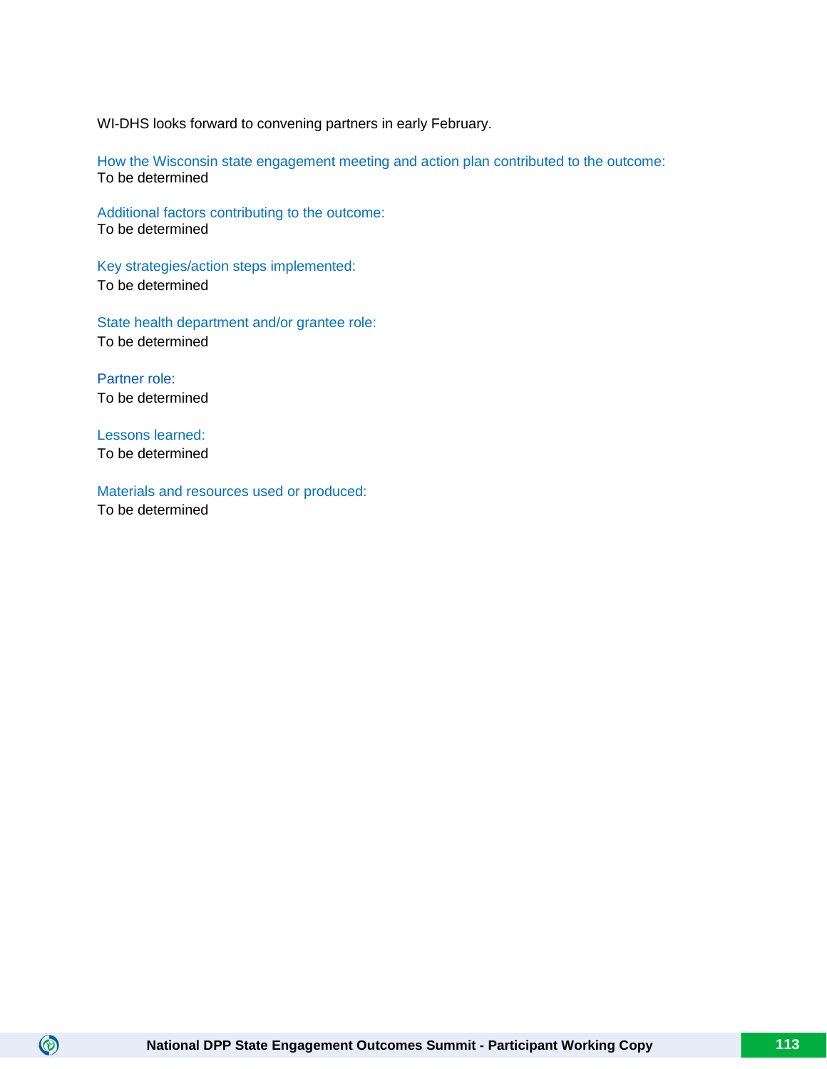WI-DHS looks forward to convening partners in early February.

How the Wisconsin state engagement meeting and action plan contributed to the outcome:
To be determined

Additional factors contributing to the outcome:
To be determined

Key strategies/action steps implemented:
To be determined

State health department and/or grantee role:
To be determined

Partner role:
To be determined

Lessons learned:
To be determined

Materials and resources used or produced:
To be determined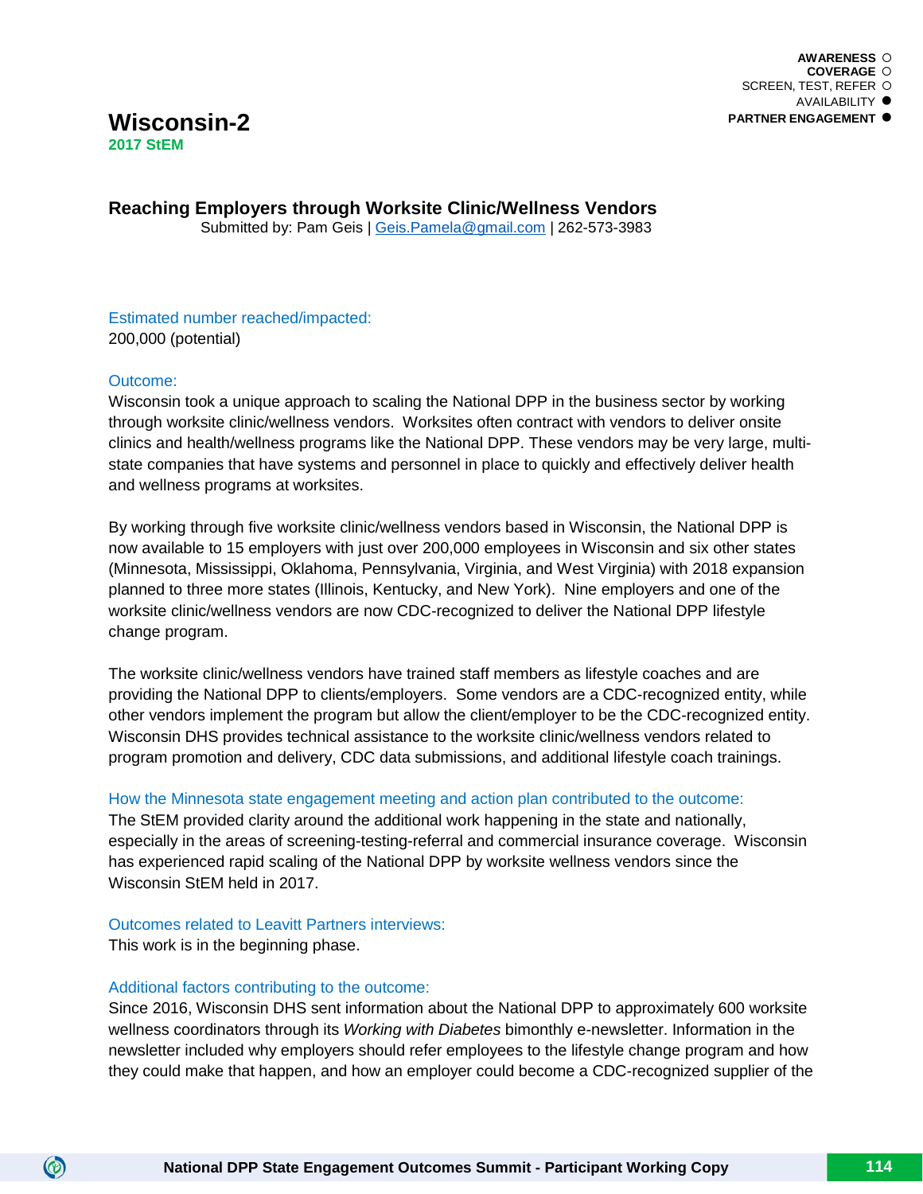AWARENESS ○
COVERAGE ○
SCREEN, TEST, REFER ○
AVAILABILITY ●
PARTNER ENGAGEMENT ●

# Wisconsin-2

**2017 StEM**

## Reaching Employers through Worksite Clinic/Wellness Vendors

Submitted by: Pam Geis | Geis.Pamela@gmail.com | 262-573-3983

### Estimated number reached/impacted:

200,000 (potential)

### Outcome:

Wisconsin took a unique approach to scaling the National DPP in the business sector by working through worksite clinic/wellness vendors. Worksites often contract with vendors to deliver onsite clinics and health/wellness programs like the National DPP. These vendors may be very large, multi-state companies that have systems and personnel in place to quickly and effectively deliver health and wellness programs at worksites.

By working through five worksite clinic/wellness vendors based in Wisconsin, the National DPP is now available to 15 employers with just over 200,000 employees in Wisconsin and six other states (Minnesota, Mississippi, Oklahoma, Pennsylvania, Virginia, and West Virginia) with 2018 expansion planned to three more states (Illinois, Kentucky, and New York). Nine employers and one of the worksite clinic/wellness vendors are now CDC-recognized to deliver the National DPP lifestyle change program.

The worksite clinic/wellness vendors have trained staff members as lifestyle coaches and are providing the National DPP to clients/employers. Some vendors are a CDC-recognized entity, while other vendors implement the program but allow the client/employer to be the CDC-recognized entity. Wisconsin DHS provides technical assistance to the worksite clinic/wellness vendors related to program promotion and delivery, CDC data submissions, and additional lifestyle coach trainings.

### How the Minnesota state engagement meeting and action plan contributed to the outcome:

The StEM provided clarity around the additional work happening in the state and nationally, especially in the areas of screening-testing-referral and commercial insurance coverage. Wisconsin has experienced rapid scaling of the National DPP by worksite wellness vendors since the Wisconsin StEM held in 2017.

### Outcomes related to Leavitt Partners interviews:

This work is in the beginning phase.

### Additional factors contributing to the outcome:

Since 2016, Wisconsin DHS sent information about the National DPP to approximately 600 worksite wellness coordinators through its *Working with Diabetes* bimonthly e-newsletter. Information in the newsletter included why employers should refer employees to the lifestyle change program and how they could make that happen, and how an employer could become a CDC-recognized supplier of the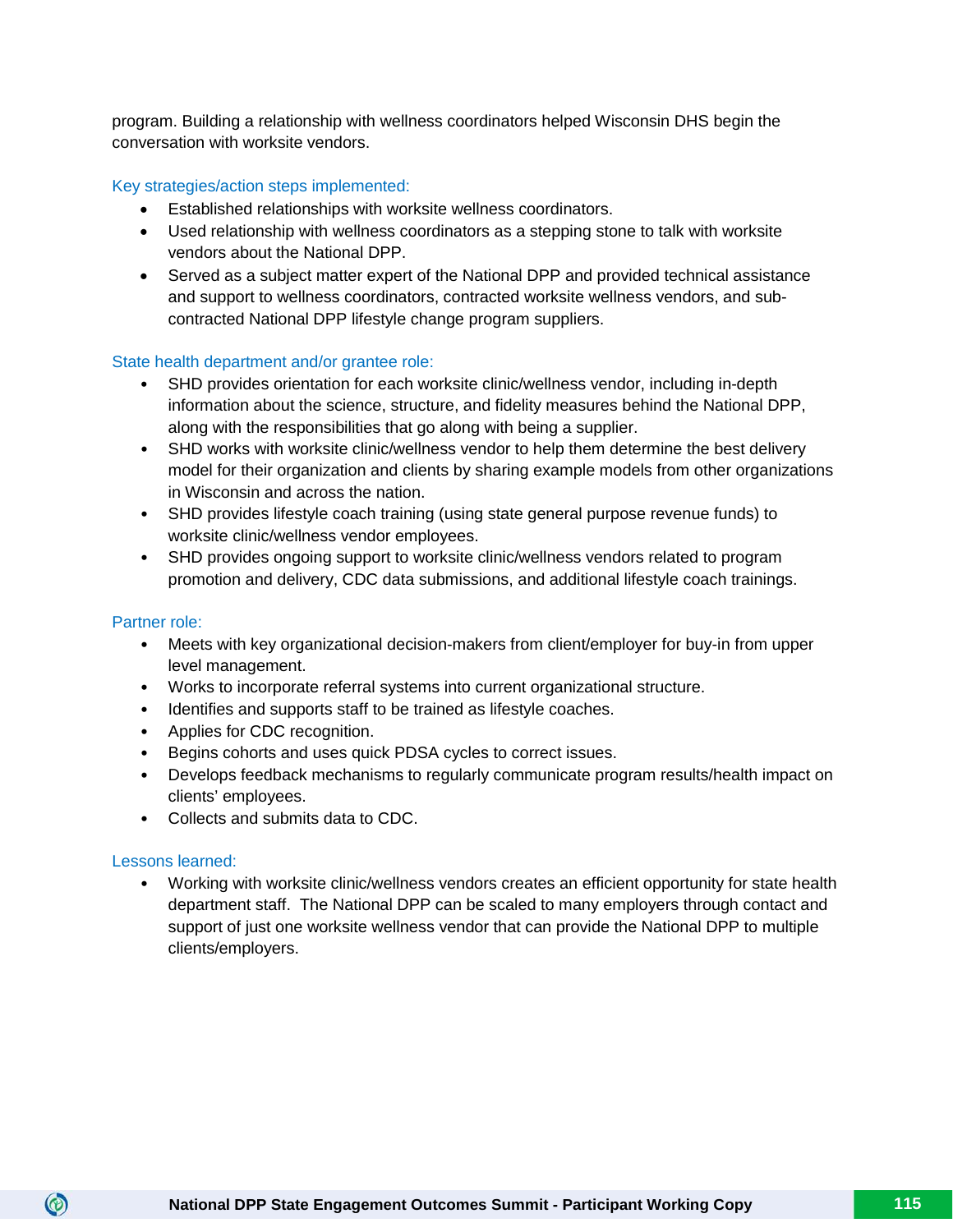program. Building a relationship with wellness coordinators helped Wisconsin DHS begin the conversation with worksite vendors.

### Key strategies/action steps implemented:

- Established relationships with worksite wellness coordinators.
- Used relationship with wellness coordinators as a stepping stone to talk with worksite vendors about the National DPP.
- Served as a subject matter expert of the National DPP and provided technical assistance and support to wellness coordinators, contracted worksite wellness vendors, and sub-contracted National DPP lifestyle change program suppliers.

### State health department and/or grantee role:

- SHD provides orientation for each worksite clinic/wellness vendor, including in-depth information about the science, structure, and fidelity measures behind the National DPP, along with the responsibilities that go along with being a supplier.
- SHD works with worksite clinic/wellness vendor to help them determine the best delivery model for their organization and clients by sharing example models from other organizations in Wisconsin and across the nation.
- SHD provides lifestyle coach training (using state general purpose revenue funds) to worksite clinic/wellness vendor employees.
- SHD provides ongoing support to worksite clinic/wellness vendors related to program promotion and delivery, CDC data submissions, and additional lifestyle coach trainings.

### Partner role:

- Meets with key organizational decision-makers from client/employer for buy-in from upper level management.
- Works to incorporate referral systems into current organizational structure.
- Identifies and supports staff to be trained as lifestyle coaches.
- Applies for CDC recognition.
- Begins cohorts and uses quick PDSA cycles to correct issues.
- Develops feedback mechanisms to regularly communicate program results/health impact on clients' employees.
- Collects and submits data to CDC.

### Lessons learned:

- Working with worksite clinic/wellness vendors creates an efficient opportunity for state health department staff. The National DPP can be scaled to many employers through contact and support of just one worksite wellness vendor that can provide the National DPP to multiple clients/employers.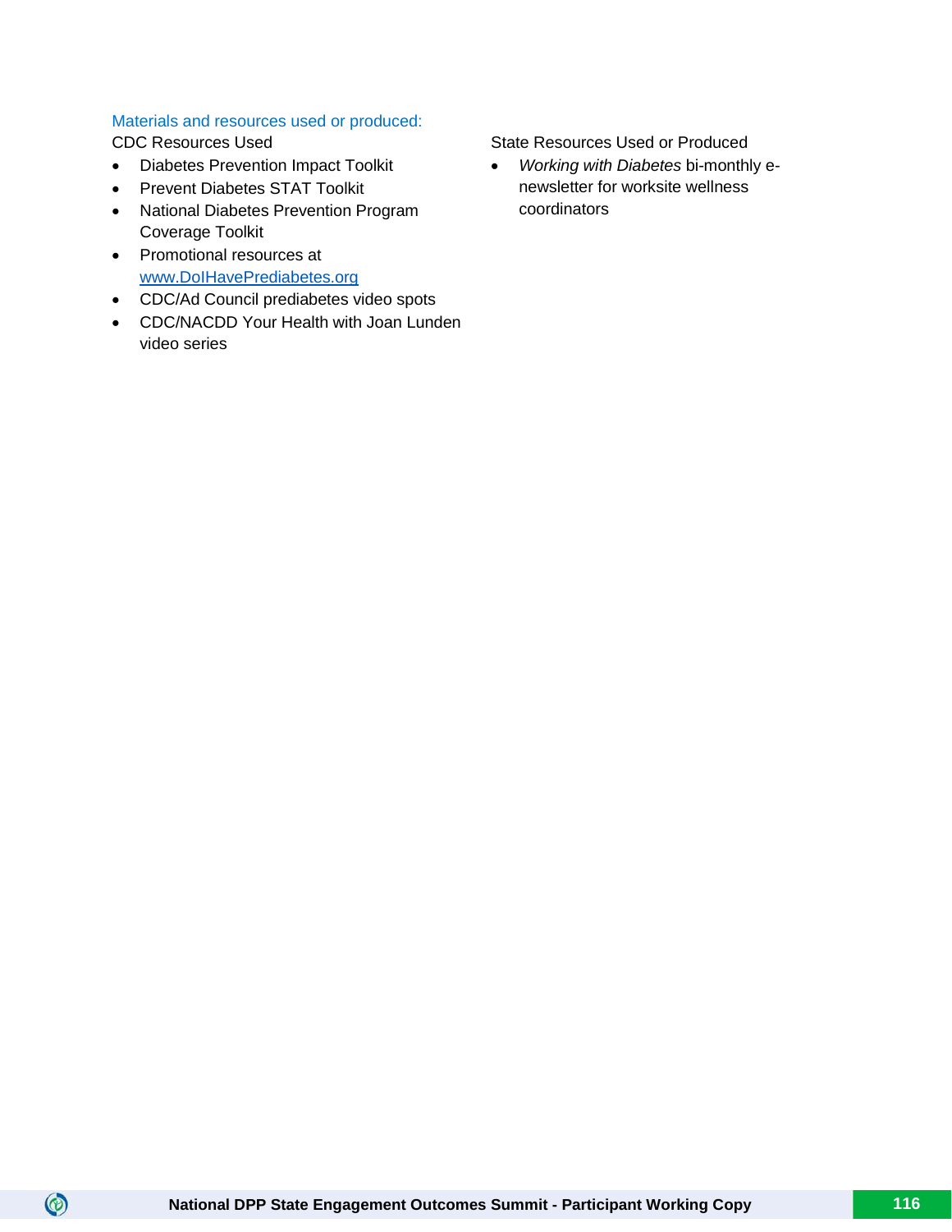Materials and resources used or produced:

CDC Resources Used

- Diabetes Prevention Impact Toolkit
- Prevent Diabetes STAT Toolkit
- National Diabetes Prevention Program Coverage Toolkit
- Promotional resources at www.DoIHavePrediabetes.org
- CDC/Ad Council prediabetes video spots
- CDC/NACDD Your Health with Joan Lunden video series

State Resources Used or Produced

- *Working with Diabetes* bi-monthly e-newsletter for worksite wellness coordinators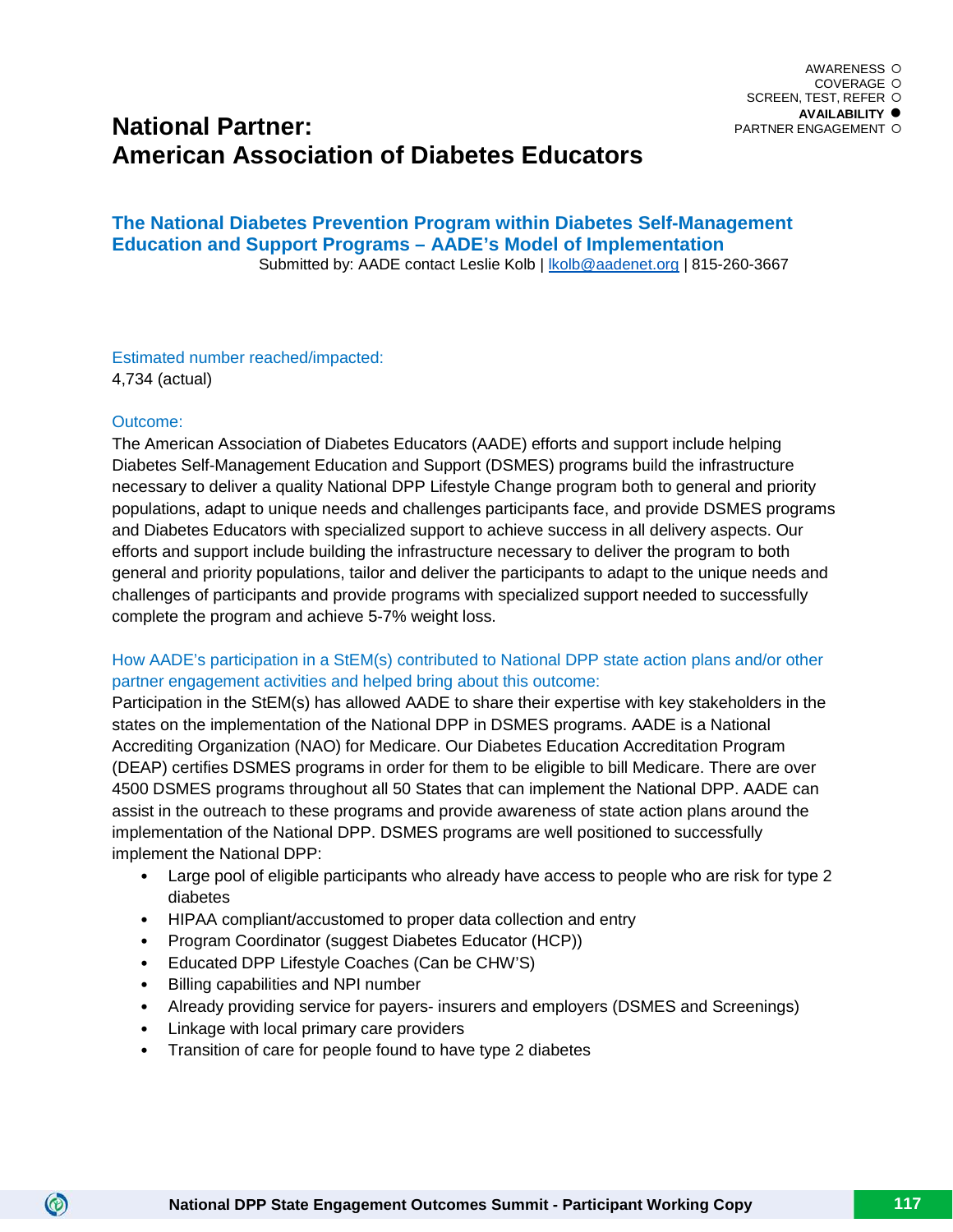AWARENESS ○
COVERAGE ○
SCREEN, TEST, REFER ○
**AVAILABILITY ●**
PARTNER ENGAGEMENT ○

# National Partner: American Association of Diabetes Educators

## The National Diabetes Prevention Program within Diabetes Self-Management Education and Support Programs – AADE's Model of Implementation

Submitted by: AADE contact Leslie Kolb | lkolb@aadenet.org | 815-260-3667

### Estimated number reached/impacted:

4,734 (actual)

### Outcome:

The American Association of Diabetes Educators (AADE) efforts and support include helping Diabetes Self-Management Education and Support (DSMES) programs build the infrastructure necessary to deliver a quality National DPP Lifestyle Change program both to general and priority populations, adapt to unique needs and challenges participants face, and provide DSMES programs and Diabetes Educators with specialized support to achieve success in all delivery aspects. Our efforts and support include building the infrastructure necessary to deliver the program to both general and priority populations, tailor and deliver the participants to adapt to the unique needs and challenges of participants and provide programs with specialized support needed to successfully complete the program and achieve 5-7% weight loss.

### How AADE's participation in a StEM(s) contributed to National DPP state action plans and/or other partner engagement activities and helped bring about this outcome:

Participation in the StEM(s) has allowed AADE to share their expertise with key stakeholders in the states on the implementation of the National DPP in DSMES programs. AADE is a National Accrediting Organization (NAO) for Medicare. Our Diabetes Education Accreditation Program (DEAP) certifies DSMES programs in order for them to be eligible to bill Medicare. There are over 4500 DSMES programs throughout all 50 States that can implement the National DPP. AADE can assist in the outreach to these programs and provide awareness of state action plans around the implementation of the National DPP. DSMES programs are well positioned to successfully implement the National DPP:

- Large pool of eligible participants who already have access to people who are risk for type 2 diabetes
- HIPAA compliant/accustomed to proper data collection and entry
- Program Coordinator (suggest Diabetes Educator (HCP))
- Educated DPP Lifestyle Coaches (Can be CHW'S)
- Billing capabilities and NPI number
- Already providing service for payers- insurers and employers (DSMES and Screenings)
- Linkage with local primary care providers
- Transition of care for people found to have type 2 diabetes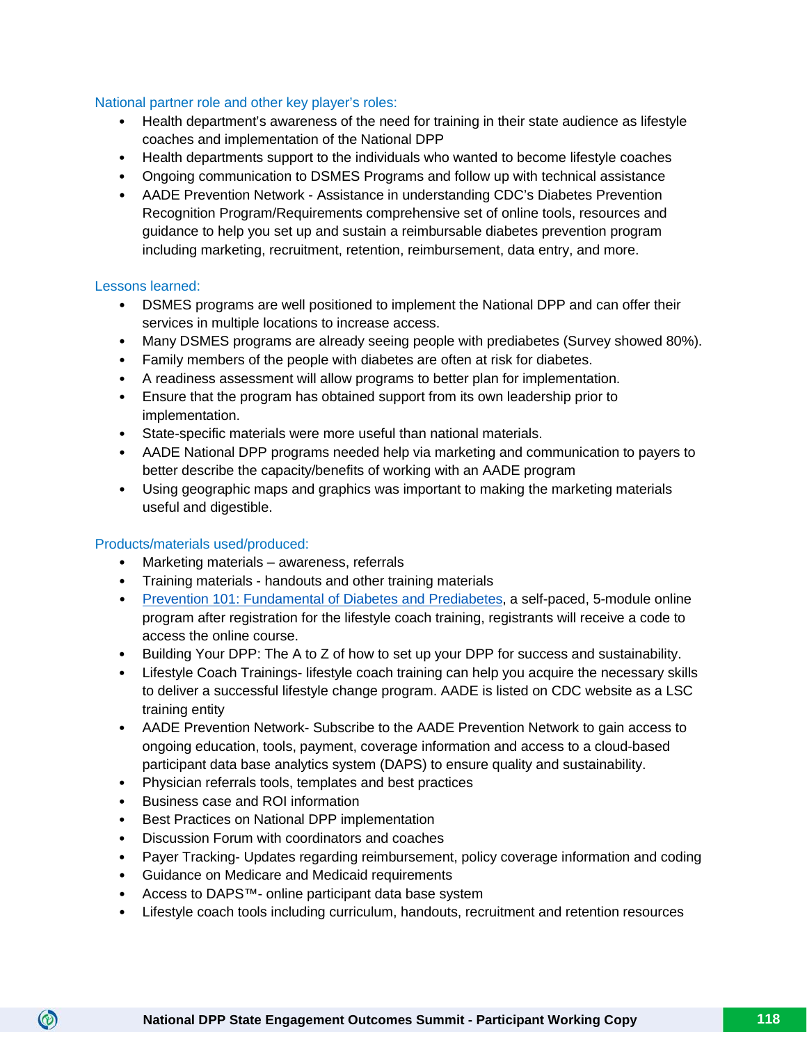### National partner role and other key player's roles:

- Health department's awareness of the need for training in their state audience as lifestyle coaches and implementation of the National DPP
- Health departments support to the individuals who wanted to become lifestyle coaches
- Ongoing communication to DSMES Programs and follow up with technical assistance
- AADE Prevention Network - Assistance in understanding CDC's Diabetes Prevention Recognition Program/Requirements comprehensive set of online tools, resources and guidance to help you set up and sustain a reimbursable diabetes prevention program including marketing, recruitment, retention, reimbursement, data entry, and more.

### Lessons learned:

- DSMES programs are well positioned to implement the National DPP and can offer their services in multiple locations to increase access.
- Many DSMES programs are already seeing people with prediabetes (Survey showed 80%).
- Family members of the people with diabetes are often at risk for diabetes.
- A readiness assessment will allow programs to better plan for implementation.
- Ensure that the program has obtained support from its own leadership prior to implementation.
- State-specific materials were more useful than national materials.
- AADE National DPP programs needed help via marketing and communication to payers to better describe the capacity/benefits of working with an AADE program
- Using geographic maps and graphics was important to making the marketing materials useful and digestible.

### Products/materials used/produced:

- Marketing materials – awareness, referrals
- Training materials - handouts and other training materials
- Prevention 101: Fundamental of Diabetes and Prediabetes, a self-paced, 5-module online program after registration for the lifestyle coach training, registrants will receive a code to access the online course.
- Building Your DPP: The A to Z of how to set up your DPP for success and sustainability.
- Lifestyle Coach Trainings- lifestyle coach training can help you acquire the necessary skills to deliver a successful lifestyle change program. AADE is listed on CDC website as a LSC training entity
- AADE Prevention Network- Subscribe to the AADE Prevention Network to gain access to ongoing education, tools, payment, coverage information and access to a cloud-based participant data base analytics system (DAPS) to ensure quality and sustainability.
- Physician referrals tools, templates and best practices
- Business case and ROI information
- Best Practices on National DPP implementation
- Discussion Forum with coordinators and coaches
- Payer Tracking- Updates regarding reimbursement, policy coverage information and coding
- Guidance on Medicare and Medicaid requirements
- Access to DAPS™- online participant data base system
- Lifestyle coach tools including curriculum, handouts, recruitment and retention resources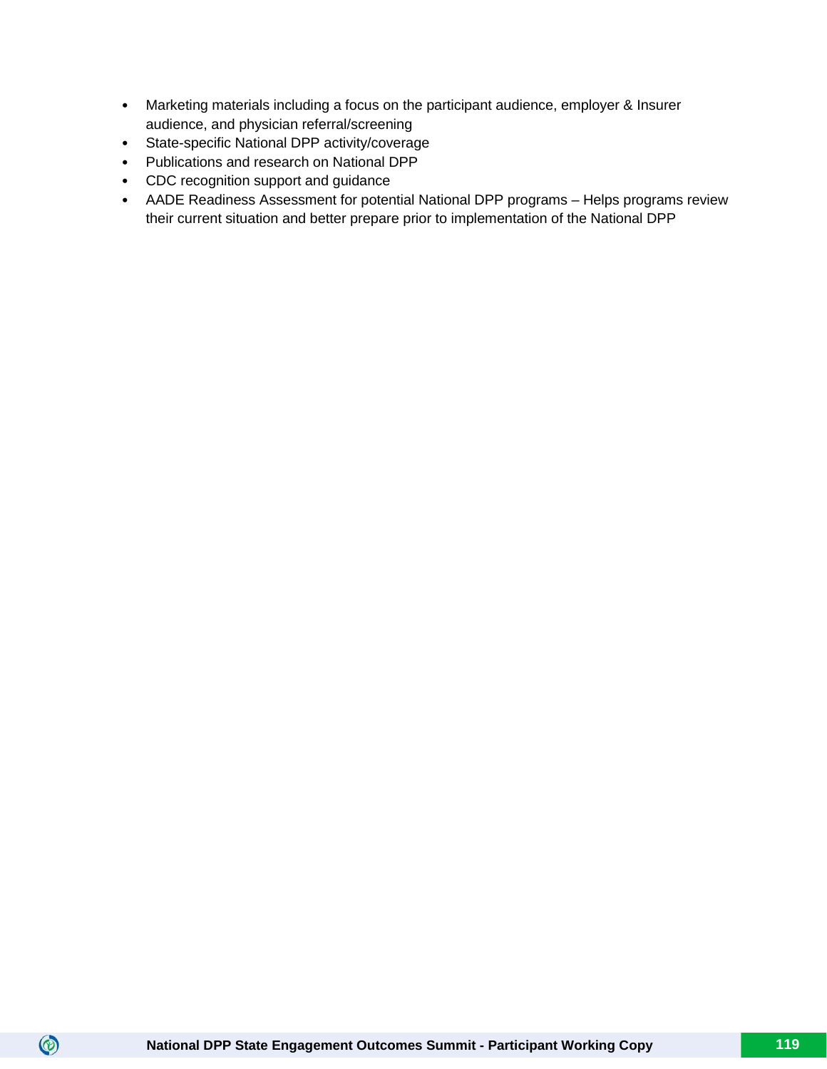- Marketing materials including a focus on the participant audience, employer & Insurer audience, and physician referral/screening
- State-specific National DPP activity/coverage
- Publications and research on National DPP
- CDC recognition support and guidance
- AADE Readiness Assessment for potential National DPP programs – Helps programs review their current situation and better prepare prior to implementation of the National DPP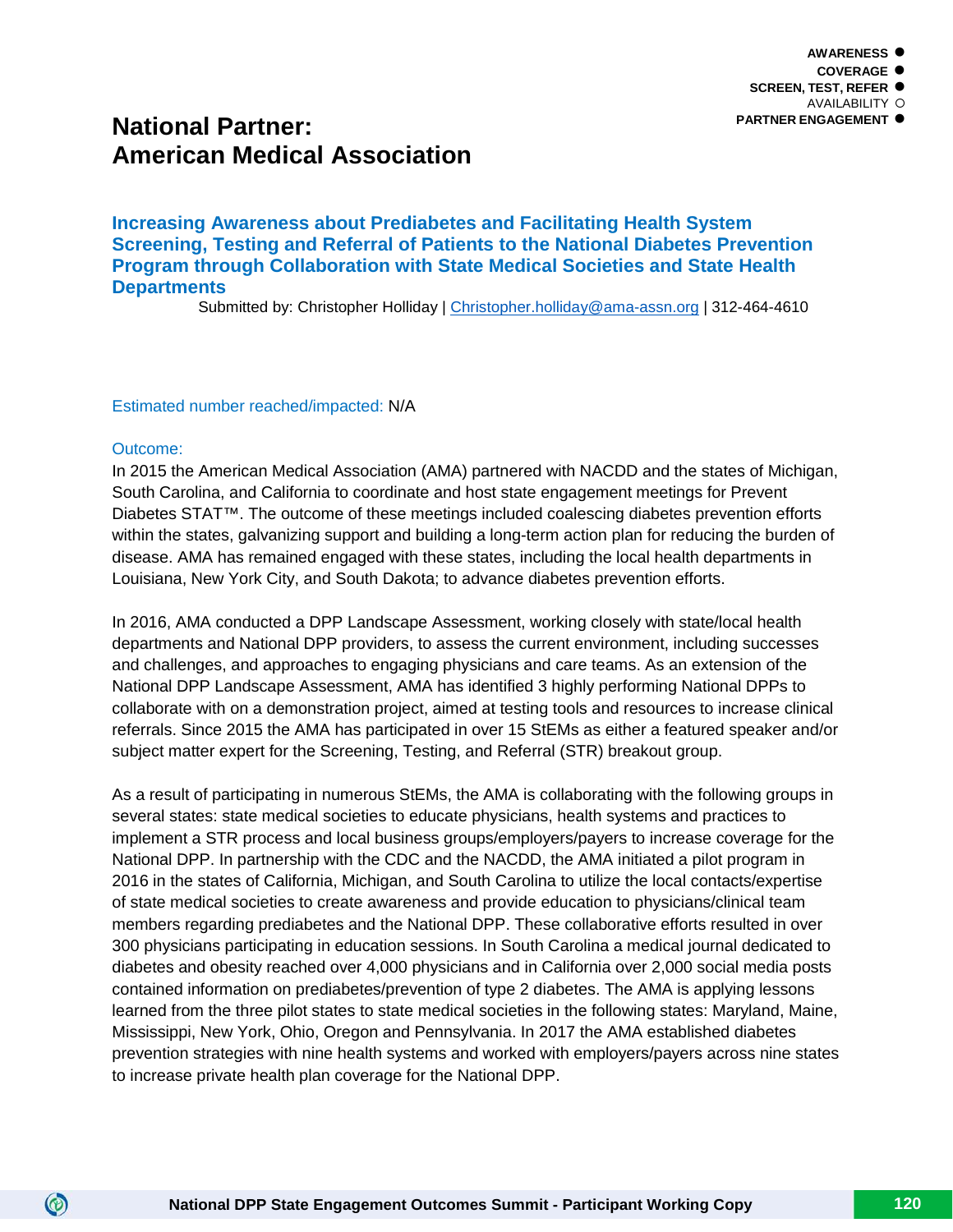AWARENESS ●
COVERAGE ●
SCREEN, TEST, REFER ●
AVAILABILITY ○
PARTNER ENGAGEMENT ●

# National Partner: American Medical Association

## Increasing Awareness about Prediabetes and Facilitating Health System Screening, Testing and Referral of Patients to the National Diabetes Prevention Program through Collaboration with State Medical Societies and State Health Departments

Submitted by: Christopher Holliday | Christopher.holliday@ama-assn.org | 312-464-4610

Estimated number reached/impacted: N/A

Outcome:

In 2015 the American Medical Association (AMA) partnered with NACDD and the states of Michigan, South Carolina, and California to coordinate and host state engagement meetings for Prevent Diabetes STAT™. The outcome of these meetings included coalescing diabetes prevention efforts within the states, galvanizing support and building a long-term action plan for reducing the burden of disease. AMA has remained engaged with these states, including the local health departments in Louisiana, New York City, and South Dakota; to advance diabetes prevention efforts.

In 2016, AMA conducted a DPP Landscape Assessment, working closely with state/local health departments and National DPP providers, to assess the current environment, including successes and challenges, and approaches to engaging physicians and care teams. As an extension of the National DPP Landscape Assessment, AMA has identified 3 highly performing National DPPs to collaborate with on a demonstration project, aimed at testing tools and resources to increase clinical referrals. Since 2015 the AMA has participated in over 15 StEMs as either a featured speaker and/or subject matter expert for the Screening, Testing, and Referral (STR) breakout group.

As a result of participating in numerous StEMs, the AMA is collaborating with the following groups in several states: state medical societies to educate physicians, health systems and practices to implement a STR process and local business groups/employers/payers to increase coverage for the National DPP. In partnership with the CDC and the NACDD, the AMA initiated a pilot program in 2016 in the states of California, Michigan, and South Carolina to utilize the local contacts/expertise of state medical societies to create awareness and provide education to physicians/clinical team members regarding prediabetes and the National DPP. These collaborative efforts resulted in over 300 physicians participating in education sessions. In South Carolina a medical journal dedicated to diabetes and obesity reached over 4,000 physicians and in California over 2,000 social media posts contained information on prediabetes/prevention of type 2 diabetes. The AMA is applying lessons learned from the three pilot states to state medical societies in the following states: Maryland, Maine, Mississippi, New York, Ohio, Oregon and Pennsylvania. In 2017 the AMA established diabetes prevention strategies with nine health systems and worked with employers/payers across nine states to increase private health plan coverage for the National DPP.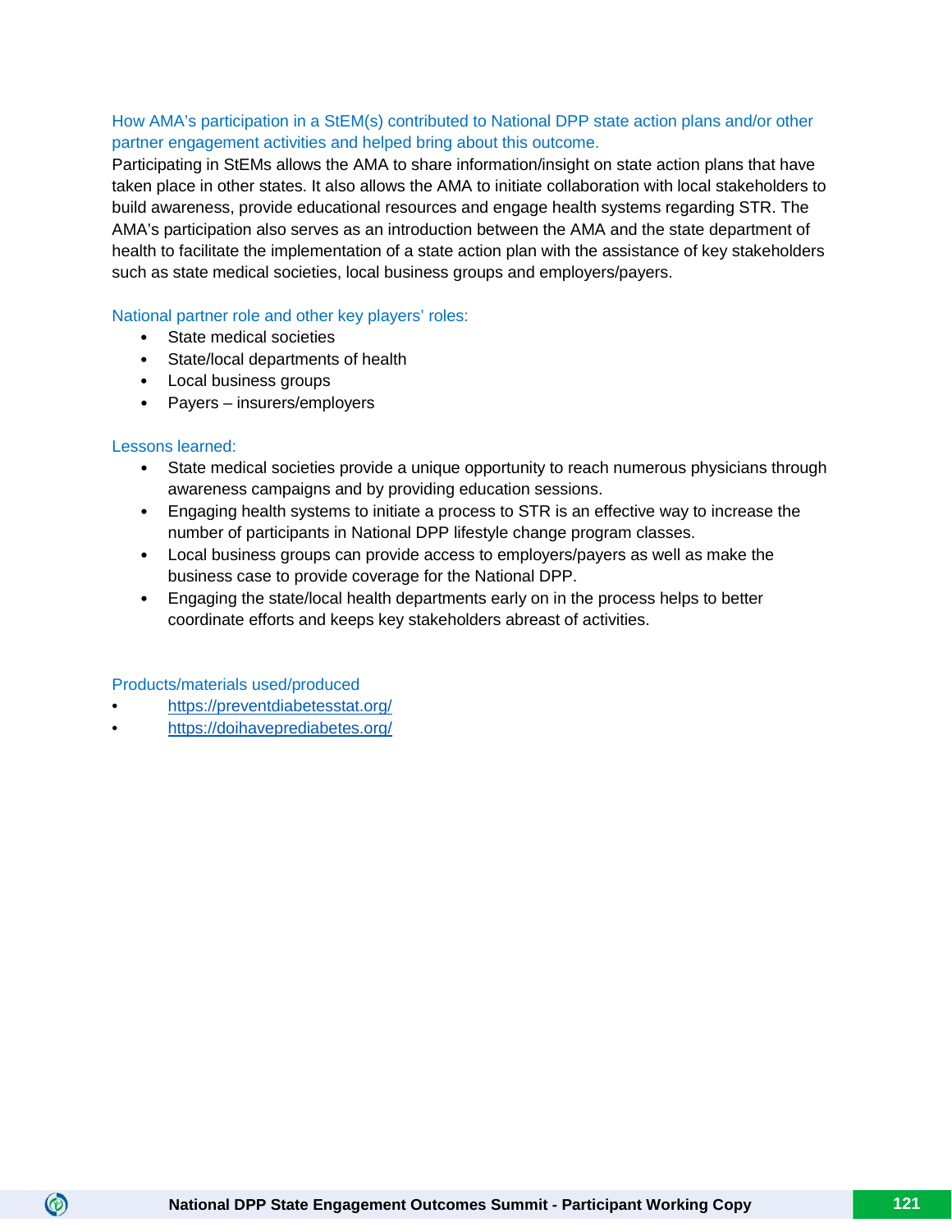### How AMA's participation in a StEM(s) contributed to National DPP state action plans and/or other partner engagement activities and helped bring about this outcome.

Participating in StEMs allows the AMA to share information/insight on state action plans that have taken place in other states. It also allows the AMA to initiate collaboration with local stakeholders to build awareness, provide educational resources and engage health systems regarding STR. The AMA's participation also serves as an introduction between the AMA and the state department of health to facilitate the implementation of a state action plan with the assistance of key stakeholders such as state medical societies, local business groups and employers/payers.

### National partner role and other key players' roles:

- State medical societies
- State/local departments of health
- Local business groups
- Payers – insurers/employers

### Lessons learned:

- State medical societies provide a unique opportunity to reach numerous physicians through awareness campaigns and by providing education sessions.
- Engaging health systems to initiate a process to STR is an effective way to increase the number of participants in National DPP lifestyle change program classes.
- Local business groups can provide access to employers/payers as well as make the business case to provide coverage for the National DPP.
- Engaging the state/local health departments early on in the process helps to better coordinate efforts and keeps key stakeholders abreast of activities.

### Products/materials used/produced

- https://preventdiabetesstat.org/
- https://doihaveprediabetes.org/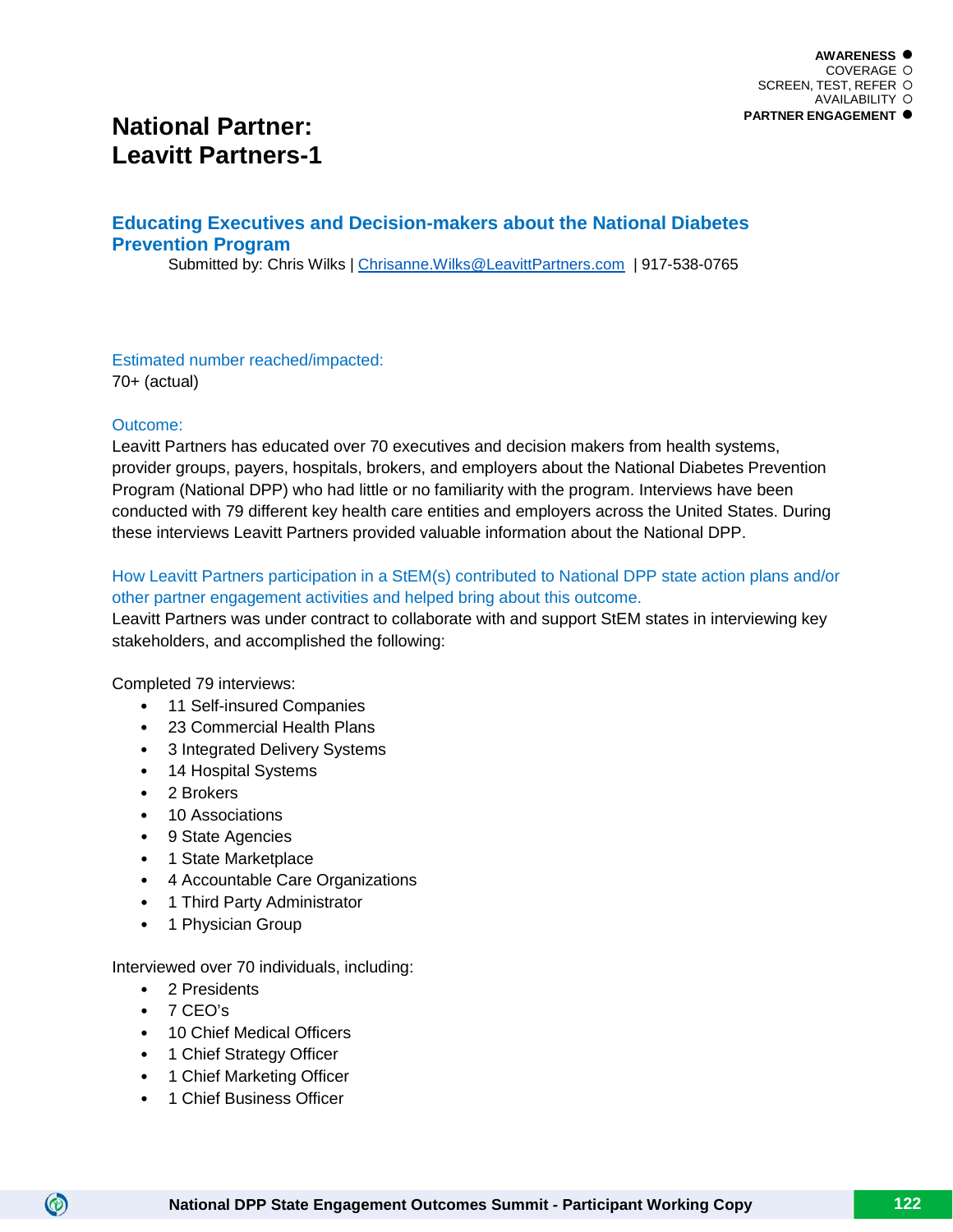AWARENESS ●
COVERAGE ○
SCREEN, TEST, REFER ○
AVAILABILITY ○
PARTNER ENGAGEMENT ●

# National Partner: Leavitt Partners-1

## Educating Executives and Decision-makers about the National Diabetes Prevention Program

Submitted by: Chris Wilks | Chrisanne.Wilks@LeavittPartners.com | 917-538-0765

### Estimated number reached/impacted:

70+ (actual)

### Outcome:

Leavitt Partners has educated over 70 executives and decision makers from health systems, provider groups, payers, hospitals, brokers, and employers about the National Diabetes Prevention Program (National DPP) who had little or no familiarity with the program. Interviews have been conducted with 79 different key health care entities and employers across the United States. During these interviews Leavitt Partners provided valuable information about the National DPP.

### How Leavitt Partners participation in a StEM(s) contributed to National DPP state action plans and/or other partner engagement activities and helped bring about this outcome.

Leavitt Partners was under contract to collaborate with and support StEM states in interviewing key stakeholders, and accomplished the following:

Completed 79 interviews:

- 11 Self-insured Companies
- 23 Commercial Health Plans
- 3 Integrated Delivery Systems
- 14 Hospital Systems
- 2 Brokers
- 10 Associations
- 9 State Agencies
- 1 State Marketplace
- 4 Accountable Care Organizations
- 1 Third Party Administrator
- 1 Physician Group

Interviewed over 70 individuals, including:

- 2 Presidents
- 7 CEO's
- 10 Chief Medical Officers
- 1 Chief Strategy Officer
- 1 Chief Marketing Officer
- 1 Chief Business Officer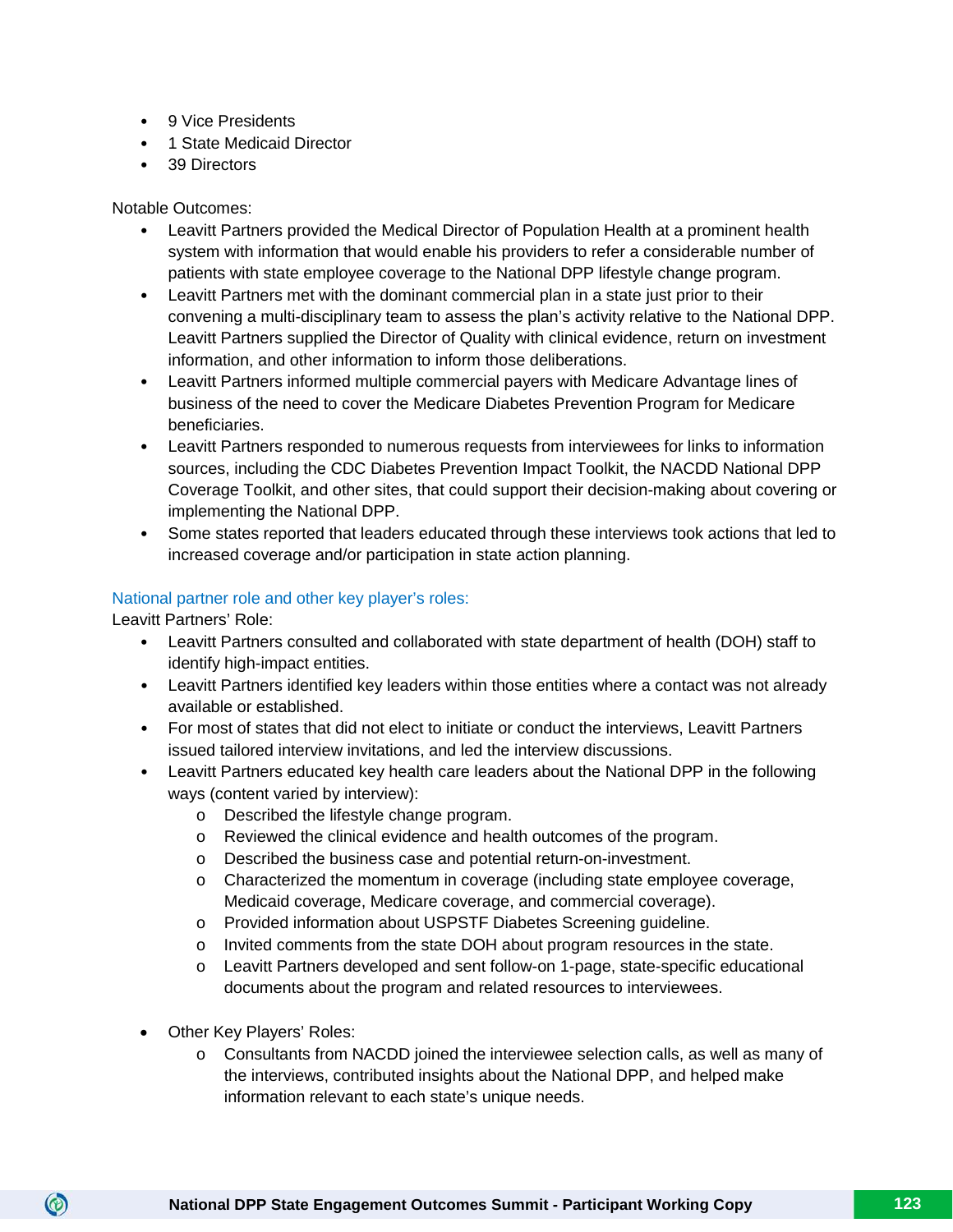- 9 Vice Presidents
- 1 State Medicaid Director
- 39 Directors

Notable Outcomes:

- Leavitt Partners provided the Medical Director of Population Health at a prominent health system with information that would enable his providers to refer a considerable number of patients with state employee coverage to the National DPP lifestyle change program.
- Leavitt Partners met with the dominant commercial plan in a state just prior to their convening a multi-disciplinary team to assess the plan's activity relative to the National DPP. Leavitt Partners supplied the Director of Quality with clinical evidence, return on investment information, and other information to inform those deliberations.
- Leavitt Partners informed multiple commercial payers with Medicare Advantage lines of business of the need to cover the Medicare Diabetes Prevention Program for Medicare beneficiaries.
- Leavitt Partners responded to numerous requests from interviewees for links to information sources, including the CDC Diabetes Prevention Impact Toolkit, the NACDD National DPP Coverage Toolkit, and other sites, that could support their decision-making about covering or implementing the National DPP.
- Some states reported that leaders educated through these interviews took actions that led to increased coverage and/or participation in state action planning.

### National partner role and other key player's roles:

Leavitt Partners' Role:

- Leavitt Partners consulted and collaborated with state department of health (DOH) staff to identify high-impact entities.
- Leavitt Partners identified key leaders within those entities where a contact was not already available or established.
- For most of states that did not elect to initiate or conduct the interviews, Leavitt Partners issued tailored interview invitations, and led the interview discussions.
- Leavitt Partners educated key health care leaders about the National DPP in the following ways (content varied by interview):
  - Described the lifestyle change program.
  - Reviewed the clinical evidence and health outcomes of the program.
  - Described the business case and potential return-on-investment.
  - Characterized the momentum in coverage (including state employee coverage, Medicaid coverage, Medicare coverage, and commercial coverage).
  - Provided information about USPSTF Diabetes Screening guideline.
  - Invited comments from the state DOH about program resources in the state.
  - Leavitt Partners developed and sent follow-on 1-page, state-specific educational documents about the program and related resources to interviewees.

- Other Key Players' Roles:
  - Consultants from NACDD joined the interviewee selection calls, as well as many of the interviews, contributed insights about the National DPP, and helped make information relevant to each state's unique needs.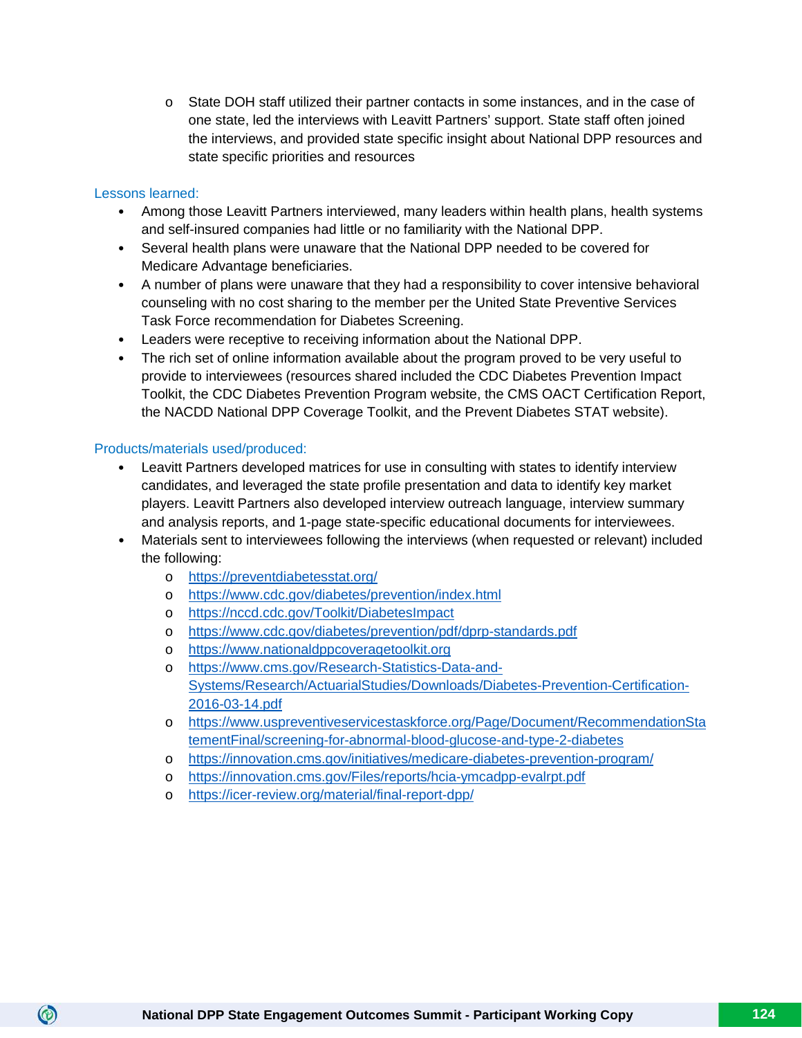- State DOH staff utilized their partner contacts in some instances, and in the case of one state, led the interviews with Leavitt Partners' support. State staff often joined the interviews, and provided state specific insight about National DPP resources and state specific priorities and resources

Lessons learned:

- Among those Leavitt Partners interviewed, many leaders within health plans, health systems and self-insured companies had little or no familiarity with the National DPP.
- Several health plans were unaware that the National DPP needed to be covered for Medicare Advantage beneficiaries.
- A number of plans were unaware that they had a responsibility to cover intensive behavioral counseling with no cost sharing to the member per the United State Preventive Services Task Force recommendation for Diabetes Screening.
- Leaders were receptive to receiving information about the National DPP.
- The rich set of online information available about the program proved to be very useful to provide to interviewees (resources shared included the CDC Diabetes Prevention Impact Toolkit, the CDC Diabetes Prevention Program website, the CMS OACT Certification Report, the NACDD National DPP Coverage Toolkit, and the Prevent Diabetes STAT website).

Products/materials used/produced:

- Leavitt Partners developed matrices for use in consulting with states to identify interview candidates, and leveraged the state profile presentation and data to identify key market players. Leavitt Partners also developed interview outreach language, interview summary and analysis reports, and 1-page state-specific educational documents for interviewees.
- Materials sent to interviewees following the interviews (when requested or relevant) included the following:
  - https://preventdiabetesstat.org/
  - https://www.cdc.gov/diabetes/prevention/index.html
  - https://nccd.cdc.gov/Toolkit/DiabetesImpact
  - https://www.cdc.gov/diabetes/prevention/pdf/dprp-standards.pdf
  - https://www.nationaldppcoveragetoolkit.org
  - https://www.cms.gov/Research-Statistics-Data-and-Systems/Research/ActuarialStudies/Downloads/Diabetes-Prevention-Certification-2016-03-14.pdf
  - https://www.uspreventiveservicestaskforce.org/Page/Document/RecommendationStatementFinal/screening-for-abnormal-blood-glucose-and-type-2-diabetes
  - https://innovation.cms.gov/initiatives/medicare-diabetes-prevention-program/
  - https://innovation.cms.gov/Files/reports/hcia-ymcadpp-evalrpt.pdf
  - https://icer-review.org/material/final-report-dpp/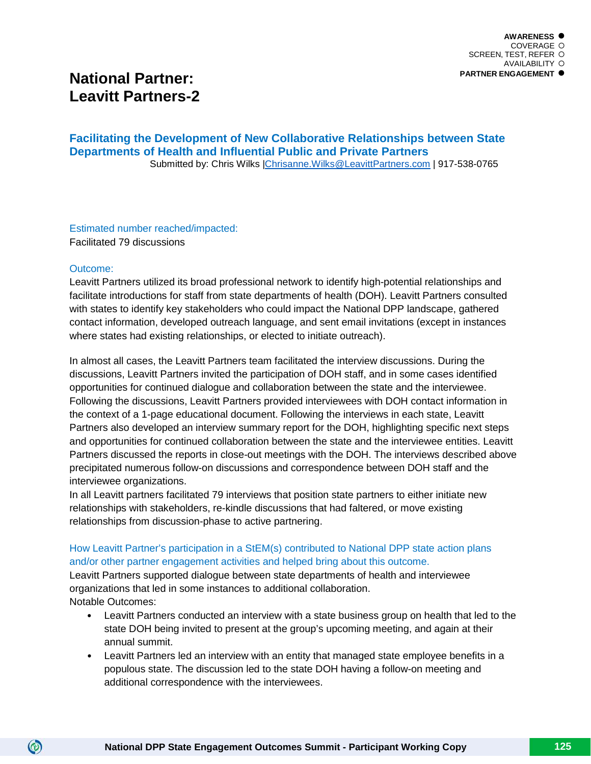AWARENESS ●
COVERAGE ○
SCREEN, TEST, REFER ○
AVAILABILITY ○
PARTNER ENGAGEMENT ●

# National Partner: Leavitt Partners-2

## Facilitating the Development of New Collaborative Relationships between State Departments of Health and Influential Public and Private Partners

Submitted by: Chris Wilks |Chrisanne.Wilks@LeavittPartners.com | 917-538-0765

### Estimated number reached/impacted:

Facilitated 79 discussions

### Outcome:

Leavitt Partners utilized its broad professional network to identify high-potential relationships and facilitate introductions for staff from state departments of health (DOH). Leavitt Partners consulted with states to identify key stakeholders who could impact the National DPP landscape, gathered contact information, developed outreach language, and sent email invitations (except in instances where states had existing relationships, or elected to initiate outreach).

In almost all cases, the Leavitt Partners team facilitated the interview discussions. During the discussions, Leavitt Partners invited the participation of DOH staff, and in some cases identified opportunities for continued dialogue and collaboration between the state and the interviewee. Following the discussions, Leavitt Partners provided interviewees with DOH contact information in the context of a 1-page educational document. Following the interviews in each state, Leavitt Partners also developed an interview summary report for the DOH, highlighting specific next steps and opportunities for continued collaboration between the state and the interviewee entities. Leavitt Partners discussed the reports in close-out meetings with the DOH. The interviews described above precipitated numerous follow-on discussions and correspondence between DOH staff and the interviewee organizations.

In all Leavitt partners facilitated 79 interviews that position state partners to either initiate new relationships with stakeholders, re-kindle discussions that had faltered, or move existing relationships from discussion-phase to active partnering.

### How Leavitt Partner's participation in a StEM(s) contributed to National DPP state action plans and/or other partner engagement activities and helped bring about this outcome.

Leavitt Partners supported dialogue between state departments of health and interviewee organizations that led in some instances to additional collaboration.

Notable Outcomes:

- Leavitt Partners conducted an interview with a state business group on health that led to the state DOH being invited to present at the group's upcoming meeting, and again at their annual summit.
- Leavitt Partners led an interview with an entity that managed state employee benefits in a populous state. The discussion led to the state DOH having a follow-on meeting and additional correspondence with the interviewees.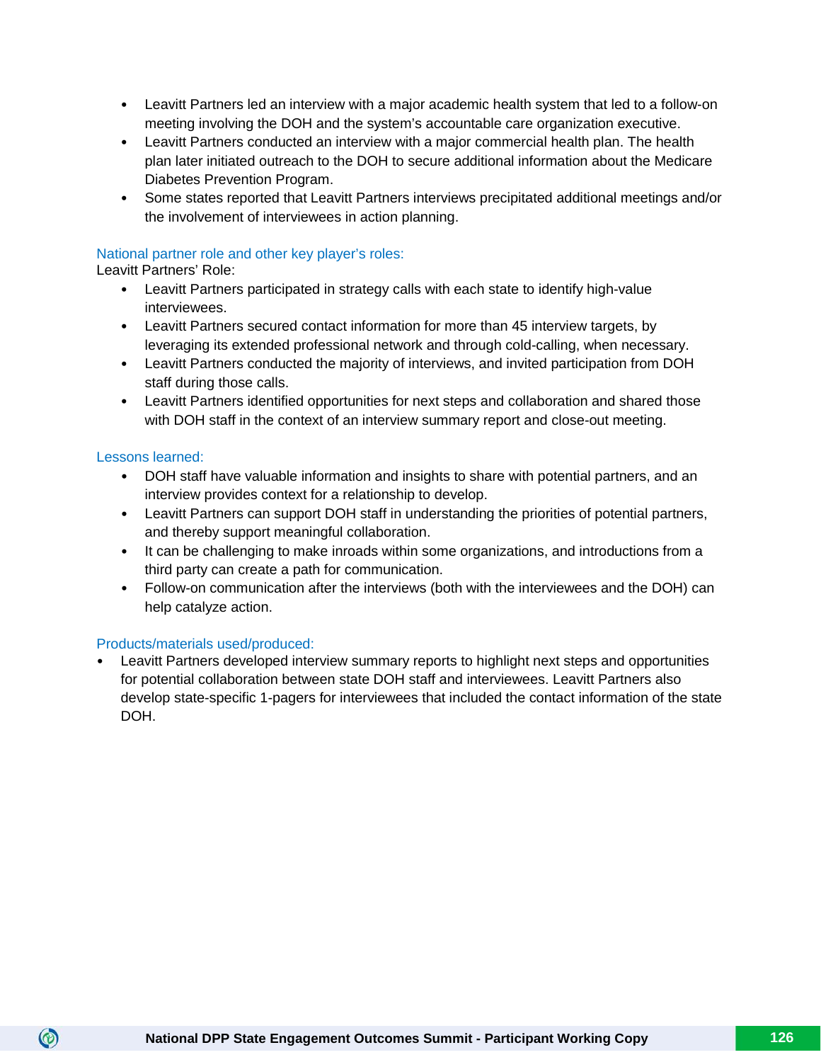- Leavitt Partners led an interview with a major academic health system that led to a follow-on meeting involving the DOH and the system's accountable care organization executive.
- Leavitt Partners conducted an interview with a major commercial health plan. The health plan later initiated outreach to the DOH to secure additional information about the Medicare Diabetes Prevention Program.
- Some states reported that Leavitt Partners interviews precipitated additional meetings and/or the involvement of interviewees in action planning.

### National partner role and other key player's roles:

Leavitt Partners' Role:

- Leavitt Partners participated in strategy calls with each state to identify high-value interviewees.
- Leavitt Partners secured contact information for more than 45 interview targets, by leveraging its extended professional network and through cold-calling, when necessary.
- Leavitt Partners conducted the majority of interviews, and invited participation from DOH staff during those calls.
- Leavitt Partners identified opportunities for next steps and collaboration and shared those with DOH staff in the context of an interview summary report and close-out meeting.

### Lessons learned:

- DOH staff have valuable information and insights to share with potential partners, and an interview provides context for a relationship to develop.
- Leavitt Partners can support DOH staff in understanding the priorities of potential partners, and thereby support meaningful collaboration.
- It can be challenging to make inroads within some organizations, and introductions from a third party can create a path for communication.
- Follow-on communication after the interviews (both with the interviewees and the DOH) can help catalyze action.

### Products/materials used/produced:

- Leavitt Partners developed interview summary reports to highlight next steps and opportunities for potential collaboration between state DOH staff and interviewees. Leavitt Partners also develop state-specific 1-pagers for interviewees that included the contact information of the state DOH.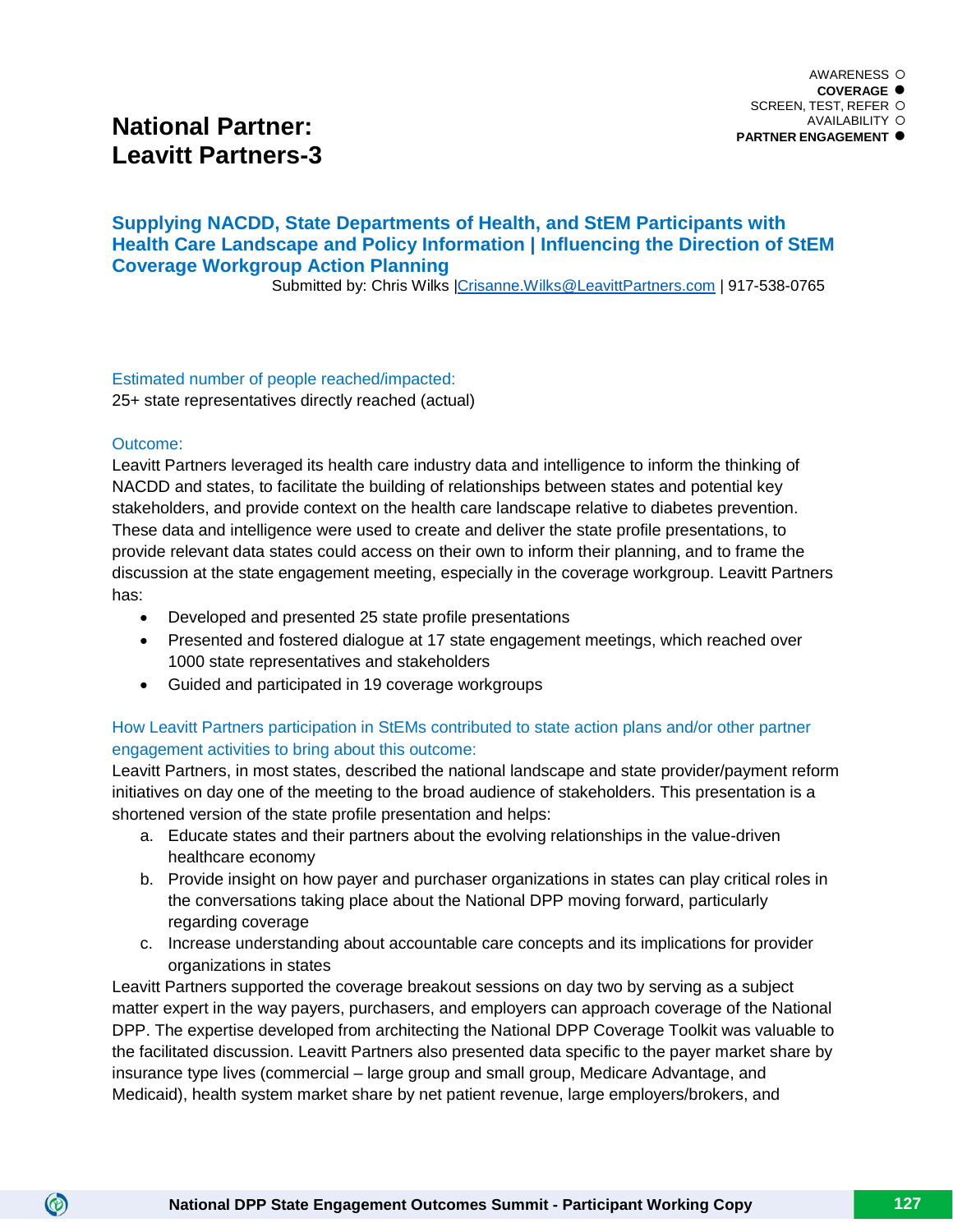AWARENESS ○
**COVERAGE ●**
SCREEN, TEST, REFER ○
AVAILABILITY ○
**PARTNER ENGAGEMENT ●**

# National Partner: Leavitt Partners-3

## Supplying NACDD, State Departments of Health, and StEM Participants with Health Care Landscape and Policy Information | Influencing the Direction of StEM Coverage Workgroup Action Planning

Submitted by: Chris Wilks |Crisanne.Wilks@LeavittPartners.com | 917-538-0765

### Estimated number of people reached/impacted:

25+ state representatives directly reached (actual)

### Outcome:

Leavitt Partners leveraged its health care industry data and intelligence to inform the thinking of NACDD and states, to facilitate the building of relationships between states and potential key stakeholders, and provide context on the health care landscape relative to diabetes prevention. These data and intelligence were used to create and deliver the state profile presentations, to provide relevant data states could access on their own to inform their planning, and to frame the discussion at the state engagement meeting, especially in the coverage workgroup. Leavitt Partners has:

- Developed and presented 25 state profile presentations
- Presented and fostered dialogue at 17 state engagement meetings, which reached over 1000 state representatives and stakeholders
- Guided and participated in 19 coverage workgroups

### How Leavitt Partners participation in StEMs contributed to state action plans and/or other partner engagement activities to bring about this outcome:

Leavitt Partners, in most states, described the national landscape and state provider/payment reform initiatives on day one of the meeting to the broad audience of stakeholders. This presentation is a shortened version of the state profile presentation and helps:

a. Educate states and their partners about the evolving relationships in the value-driven healthcare economy
b. Provide insight on how payer and purchaser organizations in states can play critical roles in the conversations taking place about the National DPP moving forward, particularly regarding coverage
c. Increase understanding about accountable care concepts and its implications for provider organizations in states

Leavitt Partners supported the coverage breakout sessions on day two by serving as a subject matter expert in the way payers, purchasers, and employers can approach coverage of the National DPP. The expertise developed from architecting the National DPP Coverage Toolkit was valuable to the facilitated discussion. Leavitt Partners also presented data specific to the payer market share by insurance type lives (commercial – large group and small group, Medicare Advantage, and Medicaid), health system market share by net patient revenue, large employers/brokers, and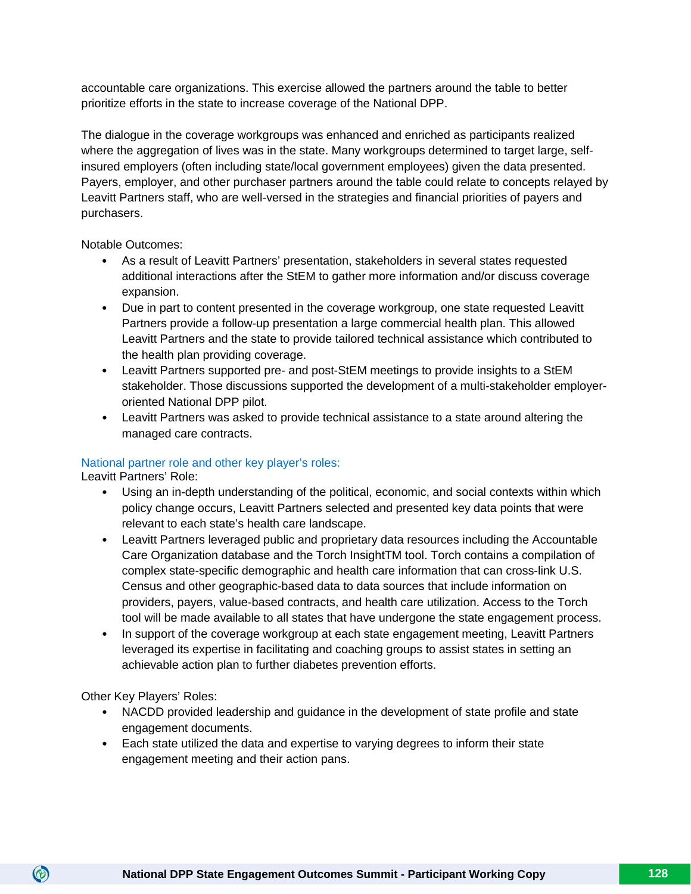accountable care organizations. This exercise allowed the partners around the table to better prioritize efforts in the state to increase coverage of the National DPP.

The dialogue in the coverage workgroups was enhanced and enriched as participants realized where the aggregation of lives was in the state. Many workgroups determined to target large, self-insured employers (often including state/local government employees) given the data presented. Payers, employer, and other purchaser partners around the table could relate to concepts relayed by Leavitt Partners staff, who are well-versed in the strategies and financial priorities of payers and purchasers.

Notable Outcomes:

- As a result of Leavitt Partners' presentation, stakeholders in several states requested additional interactions after the StEM to gather more information and/or discuss coverage expansion.
- Due in part to content presented in the coverage workgroup, one state requested Leavitt Partners provide a follow-up presentation a large commercial health plan. This allowed Leavitt Partners and the state to provide tailored technical assistance which contributed to the health plan providing coverage.
- Leavitt Partners supported pre- and post-StEM meetings to provide insights to a StEM stakeholder. Those discussions supported the development of a multi-stakeholder employer-oriented National DPP pilot.
- Leavitt Partners was asked to provide technical assistance to a state around altering the managed care contracts.

### National partner role and other key player's roles:

Leavitt Partners' Role:

- Using an in-depth understanding of the political, economic, and social contexts within which policy change occurs, Leavitt Partners selected and presented key data points that were relevant to each state's health care landscape.
- Leavitt Partners leveraged public and proprietary data resources including the Accountable Care Organization database and the Torch InsightTM tool. Torch contains a compilation of complex state-specific demographic and health care information that can cross-link U.S. Census and other geographic-based data to data sources that include information on providers, payers, value-based contracts, and health care utilization. Access to the Torch tool will be made available to all states that have undergone the state engagement process.
- In support of the coverage workgroup at each state engagement meeting, Leavitt Partners leveraged its expertise in facilitating and coaching groups to assist states in setting an achievable action plan to further diabetes prevention efforts.

Other Key Players' Roles:

- NACDD provided leadership and guidance in the development of state profile and state engagement documents.
- Each state utilized the data and expertise to varying degrees to inform their state engagement meeting and their action pans.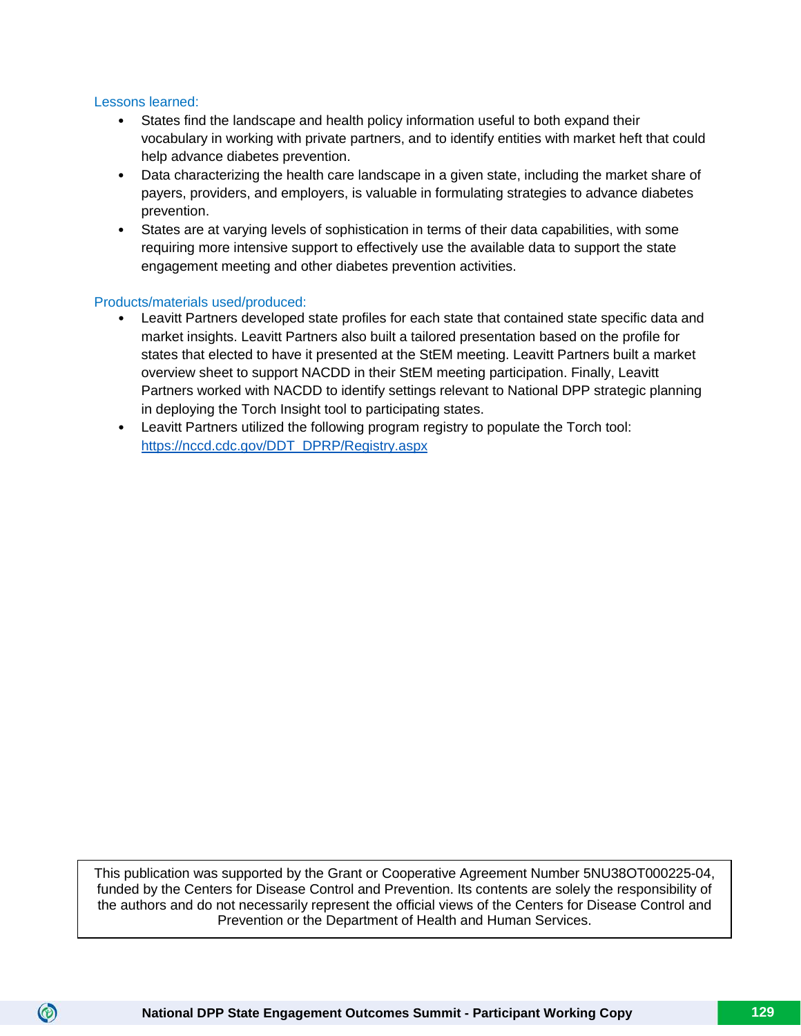### Lessons learned:

- States find the landscape and health policy information useful to both expand their vocabulary in working with private partners, and to identify entities with market heft that could help advance diabetes prevention.
- Data characterizing the health care landscape in a given state, including the market share of payers, providers, and employers, is valuable in formulating strategies to advance diabetes prevention.
- States are at varying levels of sophistication in terms of their data capabilities, with some requiring more intensive support to effectively use the available data to support the state engagement meeting and other diabetes prevention activities.

### Products/materials used/produced:

- Leavitt Partners developed state profiles for each state that contained state specific data and market insights. Leavitt Partners also built a tailored presentation based on the profile for states that elected to have it presented at the StEM meeting. Leavitt Partners built a market overview sheet to support NACDD in their StEM meeting participation. Finally, Leavitt Partners worked with NACDD to identify settings relevant to National DPP strategic planning in deploying the Torch Insight tool to participating states.
- Leavitt Partners utilized the following program registry to populate the Torch tool: https://nccd.cdc.gov/DDT_DPRP/Registry.aspx

This publication was supported by the Grant or Cooperative Agreement Number 5NU38OT000225-04, funded by the Centers for Disease Control and Prevention. Its contents are solely the responsibility of the authors and do not necessarily represent the official views of the Centers for Disease Control and Prevention or the Department of Health and Human Services.